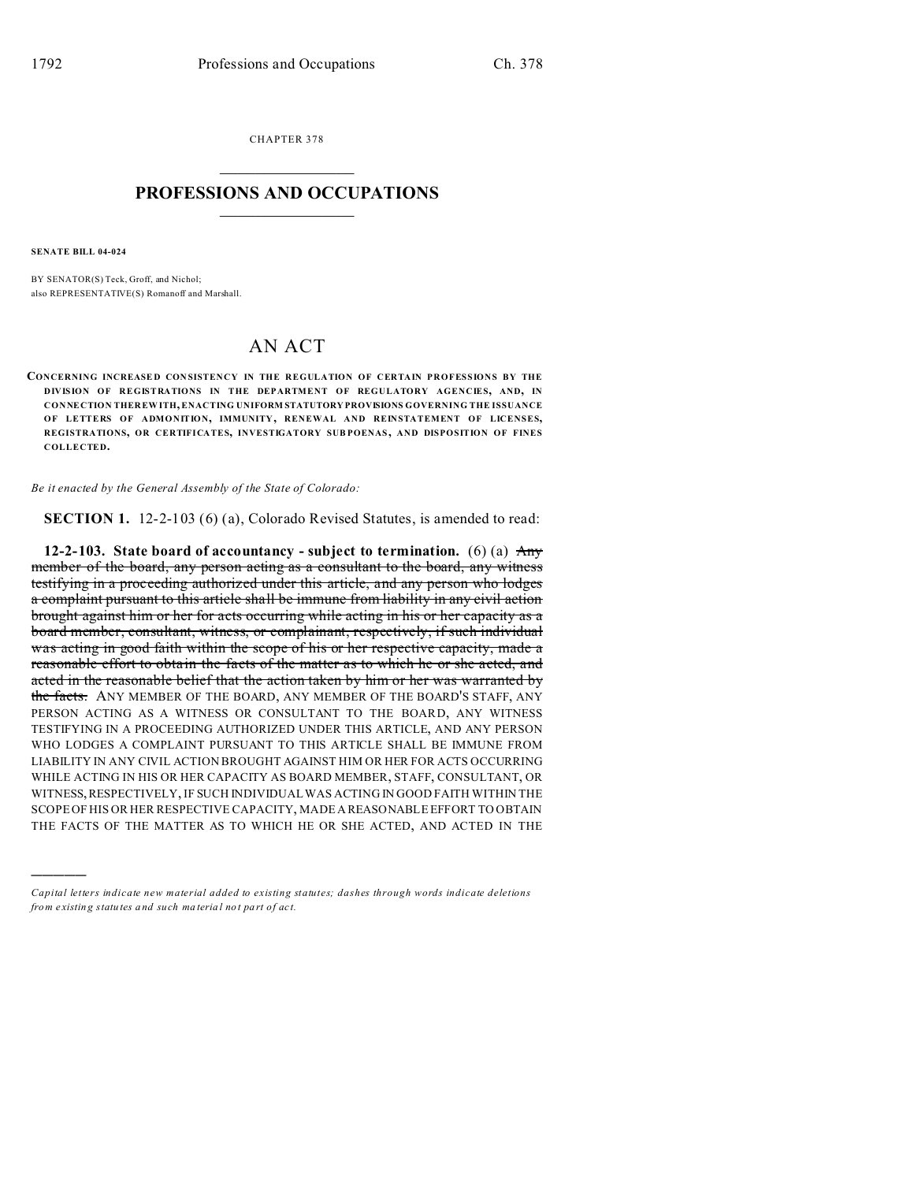CHAPTER 378

## PROFESSIONS AND OCCUPATIONS

**SENATE BILL 04-024**

BY SENATOR(S) Teck, Groff, and Nichol;
also REPRESENTATIVE(S) Romanoff and Marshall.

# AN ACT

**CONCERNING INCREASED CONSISTENCY IN THE REGULATION OF CERTAIN PROFESSIONS BY THE DIVISION OF REGISTRATIONS IN THE DEPARTMENT OF REGULATORY AGENCIES, AND, IN CONNECTION THEREWITH, ENACTING UNIFORM STATUTORY PROVISIONS GOVERNING THE ISSUANCE OF LETTERS OF ADMONITION, IMMUNITY, RENEWAL AND REINSTATEMENT OF LICENSES, REGISTRATIONS, OR CERTIFICATES, INVESTIGATORY SUBPOENAS, AND DISPOSITION OF FINES COLLECTED.**

*Be it enacted by the General Assembly of the State of Colorado:*

**SECTION 1.** 12-2-103 (6) (a), Colorado Revised Statutes, is amended to read:

**12-2-103. State board of accountancy - subject to termination.** (6) (a) ~~Any member of the board, any person acting as a consultant to the board, any witness testifying in a proceeding authorized under this article, and any person who lodges a complaint pursuant to this article shall be immune from liability in any civil action brought against him or her for acts occurring while acting in his or her capacity as a board member, consultant, witness, or complainant, respectively, if such individual was acting in good faith within the scope of his or her respective capacity, made a reasonable effort to obtain the facts of the matter as to which he or she acted, and acted in the reasonable belief that the action taken by him or her was warranted by the facts.~~ ANY MEMBER OF THE BOARD, ANY MEMBER OF THE BOARD'S STAFF, ANY PERSON ACTING AS A WITNESS OR CONSULTANT TO THE BOARD, ANY WITNESS TESTIFYING IN A PROCEEDING AUTHORIZED UNDER THIS ARTICLE, AND ANY PERSON WHO LODGES A COMPLAINT PURSUANT TO THIS ARTICLE SHALL BE IMMUNE FROM LIABILITY IN ANY CIVIL ACTION BROUGHT AGAINST HIM OR HER FOR ACTS OCCURRING WHILE ACTING IN HIS OR HER CAPACITY AS BOARD MEMBER, STAFF, CONSULTANT, OR WITNESS, RESPECTIVELY, IF SUCH INDIVIDUAL WAS ACTING IN GOOD FAITH WITHIN THE SCOPE OF HIS OR HER RESPECTIVE CAPACITY, MADE A REASONABLE EFFORT TO OBTAIN THE FACTS OF THE MATTER AS TO WHICH HE OR SHE ACTED, AND ACTED IN THE

---

*Capital letters indicate new material added to existing statutes; dashes through words indicate deletions from existing statutes and such material not part of act.*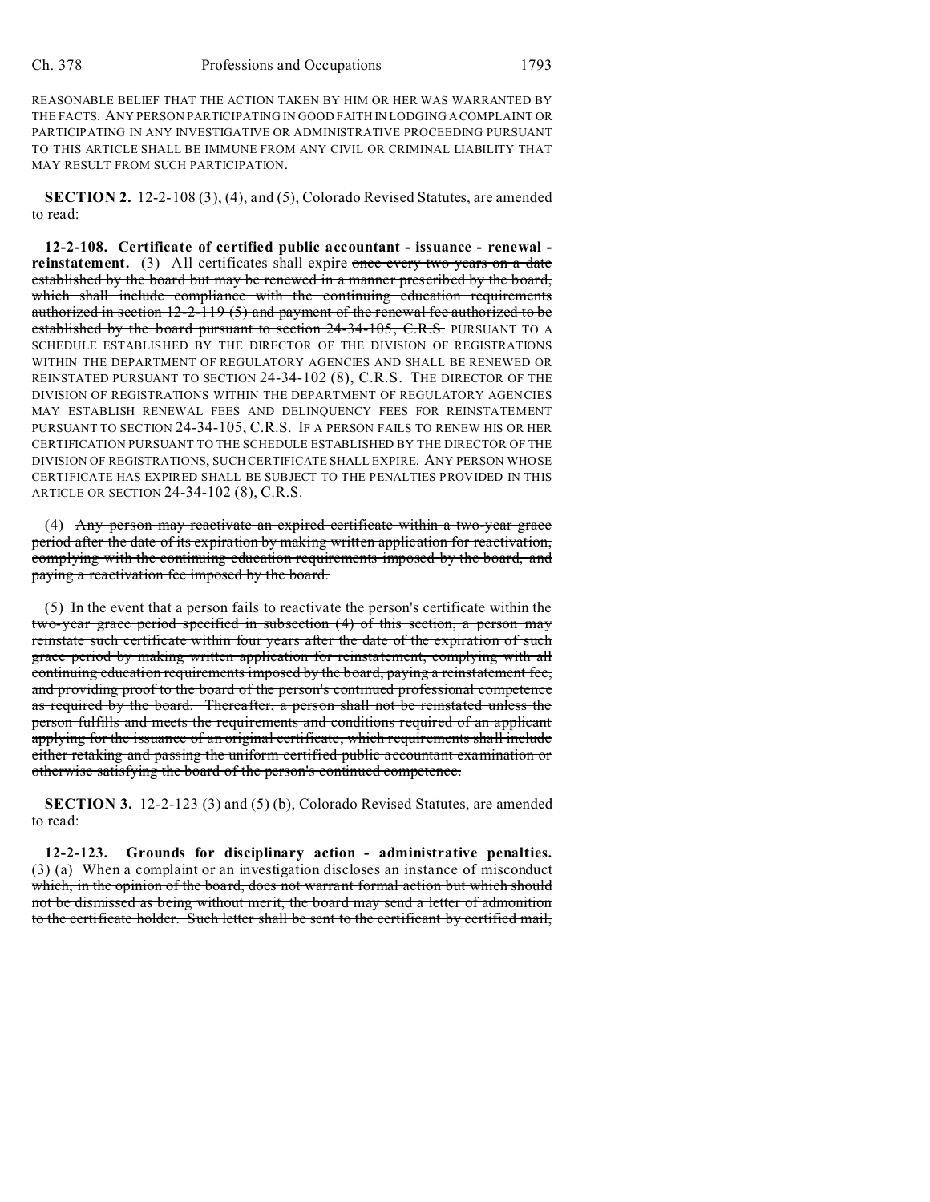REASONABLE BELIEF THAT THE ACTION TAKEN BY HIM OR HER WAS WARRANTED BY THE FACTS. ANY PERSON PARTICIPATING IN GOOD FAITH IN LODGING A COMPLAINT OR PARTICIPATING IN ANY INVESTIGATIVE OR ADMINISTRATIVE PROCEEDING PURSUANT TO THIS ARTICLE SHALL BE IMMUNE FROM ANY CIVIL OR CRIMINAL LIABILITY THAT MAY RESULT FROM SUCH PARTICIPATION.

**SECTION 2.** 12-2-108 (3), (4), and (5), Colorado Revised Statutes, are amended to read:

**12-2-108. Certificate of certified public accountant - issuance - renewal - reinstatement.** (3) All certificates shall expire ~~once every two years on a date established by the board but may be renewed in a manner prescribed by the board, which shall include compliance with the continuing education requirements authorized in section 12-2-119 (5) and payment of the renewal fee authorized to be established by the board pursuant to section 24-34-105, C.R.S.~~ PURSUANT TO A SCHEDULE ESTABLISHED BY THE DIRECTOR OF THE DIVISION OF REGISTRATIONS WITHIN THE DEPARTMENT OF REGULATORY AGENCIES AND SHALL BE RENEWED OR REINSTATED PURSUANT TO SECTION 24-34-102 (8), C.R.S. THE DIRECTOR OF THE DIVISION OF REGISTRATIONS WITHIN THE DEPARTMENT OF REGULATORY AGENCIES MAY ESTABLISH RENEWAL FEES AND DELINQUENCY FEES FOR REINSTATEMENT PURSUANT TO SECTION 24-34-105, C.R.S. IF A PERSON FAILS TO RENEW HIS OR HER CERTIFICATION PURSUANT TO THE SCHEDULE ESTABLISHED BY THE DIRECTOR OF THE DIVISION OF REGISTRATIONS, SUCH CERTIFICATE SHALL EXPIRE. ANY PERSON WHOSE CERTIFICATE HAS EXPIRED SHALL BE SUBJECT TO THE PENALTIES PROVIDED IN THIS ARTICLE OR SECTION 24-34-102 (8), C.R.S.

(4) ~~Any person may reactivate an expired certificate within a two-year grace period after the date of its expiration by making written application for reactivation, complying with the continuing education requirements imposed by the board, and paying a reactivation fee imposed by the board.~~

(5) ~~In the event that a person fails to reactivate the person's certificate within the two-year grace period specified in subsection (4) of this section, a person may reinstate such certificate within four years after the date of the expiration of such grace period by making written application for reinstatement, complying with all continuing education requirements imposed by the board, paying a reinstatement fee, and providing proof to the board of the person's continued professional competence as required by the board. Thereafter, a person shall not be reinstated unless the person fulfills and meets the requirements and conditions required of an applicant applying for the issuance of an original certificate, which requirements shall include either retaking and passing the uniform certified public accountant examination or otherwise satisfying the board of the person's continued competence.~~

**SECTION 3.** 12-2-123 (3) and (5) (b), Colorado Revised Statutes, are amended to read:

**12-2-123. Grounds for disciplinary action - administrative penalties.** (3) (a) ~~When a complaint or an investigation discloses an instance of misconduct which, in the opinion of the board, does not warrant formal action but which should not be dismissed as being without merit, the board may send a letter of admonition to the certificate holder. Such letter shall be sent to the certificant by certified mail,~~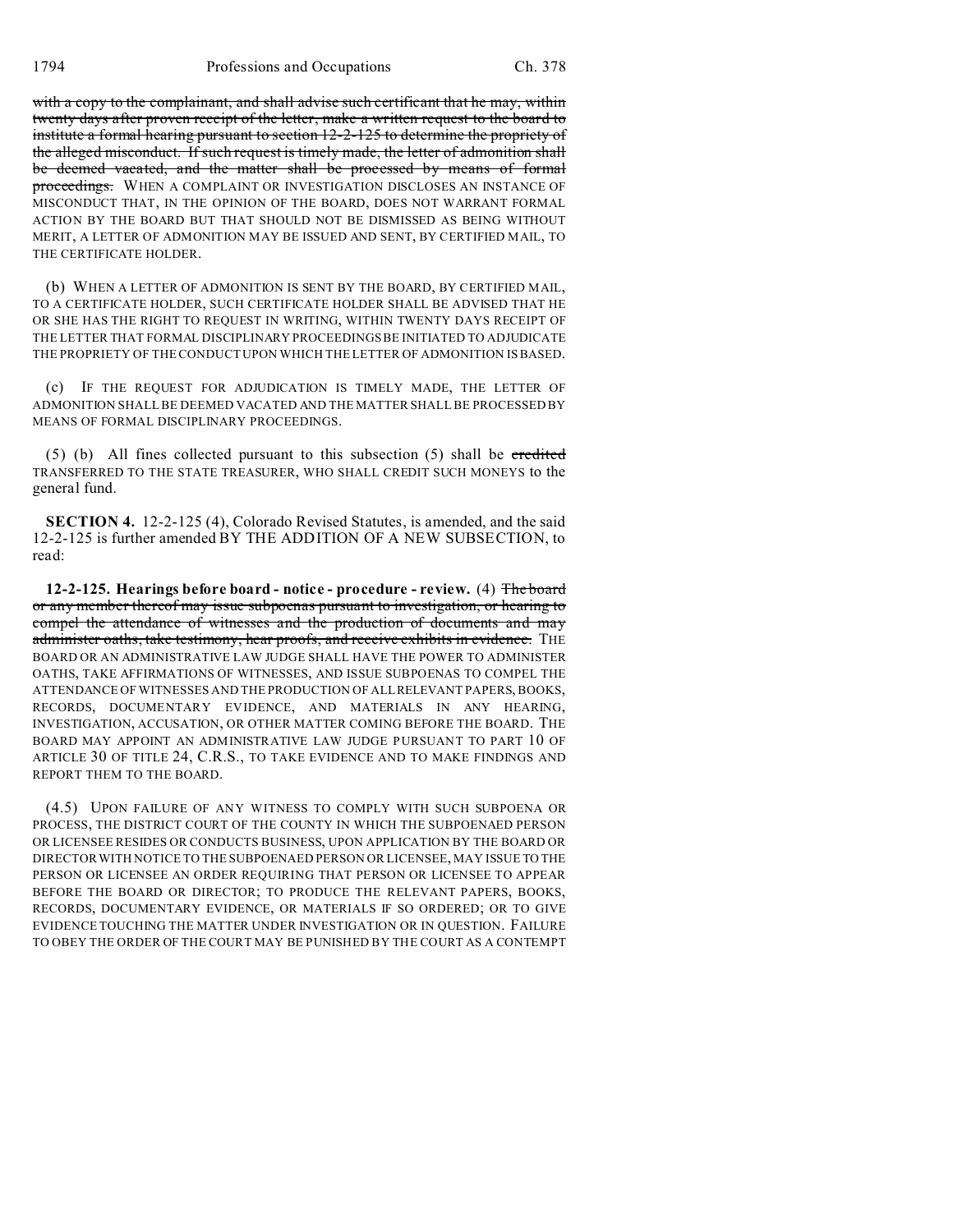~~with a copy to the complainant, and shall advise such certificant that he may, within twenty days after proven receipt of the letter, make a written request to the board to institute a formal hearing pursuant to section 12-2-125 to determine the propriety of the alleged misconduct. If such request is timely made, the letter of admonition shall be deemed vacated, and the matter shall be processed by means of formal proceedings.~~ WHEN A COMPLAINT OR INVESTIGATION DISCLOSES AN INSTANCE OF MISCONDUCT THAT, IN THE OPINION OF THE BOARD, DOES NOT WARRANT FORMAL ACTION BY THE BOARD BUT THAT SHOULD NOT BE DISMISSED AS BEING WITHOUT MERIT, A LETTER OF ADMONITION MAY BE ISSUED AND SENT, BY CERTIFIED MAIL, TO THE CERTIFICATE HOLDER.

(b) WHEN A LETTER OF ADMONITION IS SENT BY THE BOARD, BY CERTIFIED MAIL, TO A CERTIFICATE HOLDER, SUCH CERTIFICATE HOLDER SHALL BE ADVISED THAT HE OR SHE HAS THE RIGHT TO REQUEST IN WRITING, WITHIN TWENTY DAYS RECEIPT OF THE LETTER THAT FORMAL DISCIPLINARY PROCEEDINGS BE INITIATED TO ADJUDICATE THE PROPRIETY OF THE CONDUCT UPON WHICH THE LETTER OF ADMONITION IS BASED.

(c) IF THE REQUEST FOR ADJUDICATION IS TIMELY MADE, THE LETTER OF ADMONITION SHALL BE DEEMED VACATED AND THE MATTER SHALL BE PROCESSED BY MEANS OF FORMAL DISCIPLINARY PROCEEDINGS.

(5) (b) All fines collected pursuant to this subsection (5) shall be ~~credited~~ TRANSFERRED TO THE STATE TREASURER, WHO SHALL CREDIT SUCH MONEYS to the general fund.

**SECTION 4.** 12-2-125 (4), Colorado Revised Statutes, is amended, and the said 12-2-125 is further amended BY THE ADDITION OF A NEW SUBSECTION, to read:

**12-2-125. Hearings before board - notice - procedure - review.** (4) ~~The board or any member thereof may issue subpoenas pursuant to investigation, or hearing to compel the attendance of witnesses and the production of documents and may administer oaths, take testimony, hear proofs, and receive exhibits in evidence.~~ THE BOARD OR AN ADMINISTRATIVE LAW JUDGE SHALL HAVE THE POWER TO ADMINISTER OATHS, TAKE AFFIRMATIONS OF WITNESSES, AND ISSUE SUBPOENAS TO COMPEL THE ATTENDANCE OF WITNESSES AND THE PRODUCTION OF ALL RELEVANT PAPERS, BOOKS, RECORDS, DOCUMENTARY EVIDENCE, AND MATERIALS IN ANY HEARING, INVESTIGATION, ACCUSATION, OR OTHER MATTER COMING BEFORE THE BOARD. THE BOARD MAY APPOINT AN ADMINISTRATIVE LAW JUDGE PURSUANT TO PART 10 OF ARTICLE 30 OF TITLE 24, C.R.S., TO TAKE EVIDENCE AND TO MAKE FINDINGS AND REPORT THEM TO THE BOARD.

(4.5) UPON FAILURE OF ANY WITNESS TO COMPLY WITH SUCH SUBPOENA OR PROCESS, THE DISTRICT COURT OF THE COUNTY IN WHICH THE SUBPOENAED PERSON OR LICENSEE RESIDES OR CONDUCTS BUSINESS, UPON APPLICATION BY THE BOARD OR DIRECTOR WITH NOTICE TO THE SUBPOENAED PERSON OR LICENSEE, MAY ISSUE TO THE PERSON OR LICENSEE AN ORDER REQUIRING THAT PERSON OR LICENSEE TO APPEAR BEFORE THE BOARD OR DIRECTOR; TO PRODUCE THE RELEVANT PAPERS, BOOKS, RECORDS, DOCUMENTARY EVIDENCE, OR MATERIALS IF SO ORDERED; OR TO GIVE EVIDENCE TOUCHING THE MATTER UNDER INVESTIGATION OR IN QUESTION. FAILURE TO OBEY THE ORDER OF THE COURT MAY BE PUNISHED BY THE COURT AS A CONTEMPT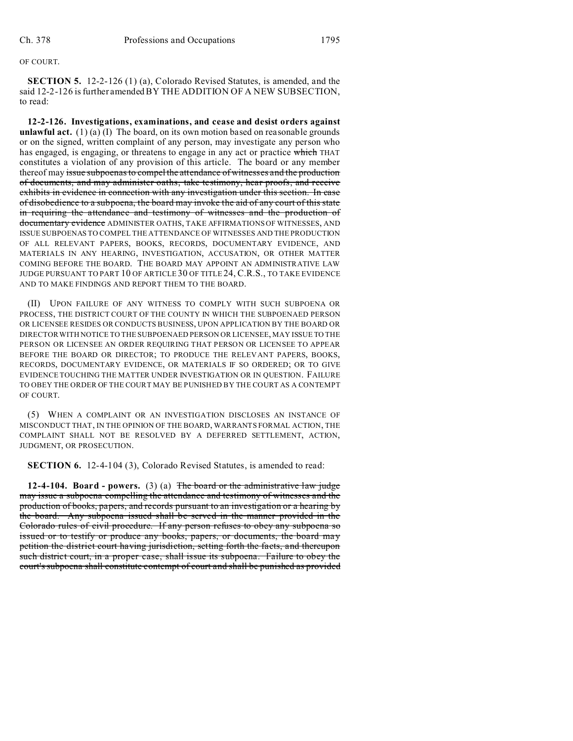OF COURT.

**SECTION 5.** 12-2-126 (1) (a), Colorado Revised Statutes, is amended, and the said 12-2-126 is further amended BY THE ADDITION OF A NEW SUBSECTION, to read:

**12-2-126. Investigations, examinations, and cease and desist orders against unlawful act.** (1) (a) (I) The board, on its own motion based on reasonable grounds or on the signed, written complaint of any person, may investigate any person who has engaged, is engaging, or threatens to engage in any act or practice ~~which~~ THAT constitutes a violation of any provision of this article. The board or any member thereof may ~~issue subpoenas to compel the attendance of witnesses and the production of documents, and may administer oaths, take testimony, hear proofs, and receive exhibits in evidence in connection with any investigation under this section. In case of disobedience to a subpoena, the board may invoke the aid of any court of this state in requiring the attendance and testimony of witnesses and the production of documentary evidence~~ ADMINISTER OATHS, TAKE AFFIRMATIONS OF WITNESSES, AND ISSUE SUBPOENAS TO COMPEL THE ATTENDANCE OF WITNESSES AND THE PRODUCTION OF ALL RELEVANT PAPERS, BOOKS, RECORDS, DOCUMENTARY EVIDENCE, AND MATERIALS IN ANY HEARING, INVESTIGATION, ACCUSATION, OR OTHER MATTER COMING BEFORE THE BOARD. THE BOARD MAY APPOINT AN ADMINISTRATIVE LAW JUDGE PURSUANT TO PART 10 OF ARTICLE 30 OF TITLE 24, C.R.S., TO TAKE EVIDENCE AND TO MAKE FINDINGS AND REPORT THEM TO THE BOARD.

(II) UPON FAILURE OF ANY WITNESS TO COMPLY WITH SUCH SUBPOENA OR PROCESS, THE DISTRICT COURT OF THE COUNTY IN WHICH THE SUBPOENAED PERSON OR LICENSEE RESIDES OR CONDUCTS BUSINESS, UPON APPLICATION BY THE BOARD OR DIRECTOR WITH NOTICE TO THE SUBPOENAED PERSON OR LICENSEE, MAY ISSUE TO THE PERSON OR LICENSEE AN ORDER REQUIRING THAT PERSON OR LICENSEE TO APPEAR BEFORE THE BOARD OR DIRECTOR; TO PRODUCE THE RELEVANT PAPERS, BOOKS, RECORDS, DOCUMENTARY EVIDENCE, OR MATERIALS IF SO ORDERED; OR TO GIVE EVIDENCE TOUCHING THE MATTER UNDER INVESTIGATION OR IN QUESTION. FAILURE TO OBEY THE ORDER OF THE COURT MAY BE PUNISHED BY THE COURT AS A CONTEMPT OF COURT.

(5) WHEN A COMPLAINT OR AN INVESTIGATION DISCLOSES AN INSTANCE OF MISCONDUCT THAT, IN THE OPINION OF THE BOARD, WARRANTS FORMAL ACTION, THE COMPLAINT SHALL NOT BE RESOLVED BY A DEFERRED SETTLEMENT, ACTION, JUDGMENT, OR PROSECUTION.

**SECTION 6.** 12-4-104 (3), Colorado Revised Statutes, is amended to read:

**12-4-104. Board - powers.** (3) (a) ~~The board or the administrative law judge may issue a subpoena compelling the attendance and testimony of witnesses and the production of books, papers, and records pursuant to an investigation or a hearing by the board. Any subpoena issued shall be served in the manner provided in the Colorado rules of civil procedure. If any person refuses to obey any subpoena so issued or to testify or produce any books, papers, or documents, the board may petition the district court having jurisdiction, setting forth the facts, and thereupon such district court, in a proper case, shall issue its subpoena. Failure to obey the court's subpoena shall constitute contempt of court and shall be punished as provided~~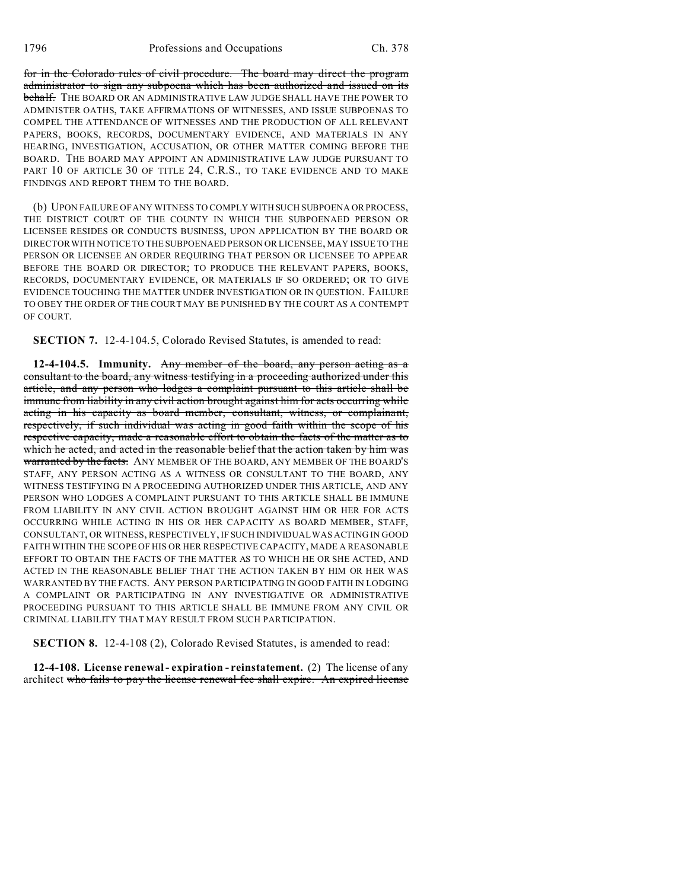for in the Colorado rules of civil procedure. The board may direct the program administrator to sign any subpoena which has been authorized and issued on its behalf. THE BOARD OR AN ADMINISTRATIVE LAW JUDGE SHALL HAVE THE POWER TO ADMINISTER OATHS, TAKE AFFIRMATIONS OF WITNESSES, AND ISSUE SUBPOENAS TO COMPEL THE ATTENDANCE OF WITNESSES AND THE PRODUCTION OF ALL RELEVANT PAPERS, BOOKS, RECORDS, DOCUMENTARY EVIDENCE, AND MATERIALS IN ANY HEARING, INVESTIGATION, ACCUSATION, OR OTHER MATTER COMING BEFORE THE BOARD. THE BOARD MAY APPOINT AN ADMINISTRATIVE LAW JUDGE PURSUANT TO PART 10 OF ARTICLE 30 OF TITLE 24, C.R.S., TO TAKE EVIDENCE AND TO MAKE FINDINGS AND REPORT THEM TO THE BOARD.

(b) UPON FAILURE OF ANY WITNESS TO COMPLY WITH SUCH SUBPOENA OR PROCESS, THE DISTRICT COURT OF THE COUNTY IN WHICH THE SUBPOENAED PERSON OR LICENSEE RESIDES OR CONDUCTS BUSINESS, UPON APPLICATION BY THE BOARD OR DIRECTOR WITH NOTICE TO THE SUBPOENAED PERSON OR LICENSEE, MAY ISSUE TO THE PERSON OR LICENSEE AN ORDER REQUIRING THAT PERSON OR LICENSEE TO APPEAR BEFORE THE BOARD OR DIRECTOR; TO PRODUCE THE RELEVANT PAPERS, BOOKS, RECORDS, DOCUMENTARY EVIDENCE, OR MATERIALS IF SO ORDERED; OR TO GIVE EVIDENCE TOUCHING THE MATTER UNDER INVESTIGATION OR IN QUESTION. FAILURE TO OBEY THE ORDER OF THE COURT MAY BE PUNISHED BY THE COURT AS A CONTEMPT OF COURT.

**SECTION 7.** 12-4-104.5, Colorado Revised Statutes, is amended to read:

**12-4-104.5. Immunity.** Any member of the board, any person acting as a consultant to the board, any witness testifying in a proceeding authorized under this article, and any person who lodges a complaint pursuant to this article shall be immune from liability in any civil action brought against him for acts occurring while acting in his capacity as board member, consultant, witness, or complainant, respectively, if such individual was acting in good faith within the scope of his respective capacity, made a reasonable effort to obtain the facts of the matter as to which he acted, and acted in the reasonable belief that the action taken by him was warranted by the facts. ANY MEMBER OF THE BOARD, ANY MEMBER OF THE BOARD'S STAFF, ANY PERSON ACTING AS A WITNESS OR CONSULTANT TO THE BOARD, ANY WITNESS TESTIFYING IN A PROCEEDING AUTHORIZED UNDER THIS ARTICLE, AND ANY PERSON WHO LODGES A COMPLAINT PURSUANT TO THIS ARTICLE SHALL BE IMMUNE FROM LIABILITY IN ANY CIVIL ACTION BROUGHT AGAINST HIM OR HER FOR ACTS OCCURRING WHILE ACTING IN HIS OR HER CAPACITY AS BOARD MEMBER, STAFF, CONSULTANT, OR WITNESS, RESPECTIVELY, IF SUCH INDIVIDUAL WAS ACTING IN GOOD FAITH WITHIN THE SCOPE OF HIS OR HER RESPECTIVE CAPACITY, MADE A REASONABLE EFFORT TO OBTAIN THE FACTS OF THE MATTER AS TO WHICH HE OR SHE ACTED, AND ACTED IN THE REASONABLE BELIEF THAT THE ACTION TAKEN BY HIM OR HER WAS WARRANTED BY THE FACTS. ANY PERSON PARTICIPATING IN GOOD FAITH IN LODGING A COMPLAINT OR PARTICIPATING IN ANY INVESTIGATIVE OR ADMINISTRATIVE PROCEEDING PURSUANT TO THIS ARTICLE SHALL BE IMMUNE FROM ANY CIVIL OR CRIMINAL LIABILITY THAT MAY RESULT FROM SUCH PARTICIPATION.

**SECTION 8.** 12-4-108 (2), Colorado Revised Statutes, is amended to read:

**12-4-108. License renewal - expiration - reinstatement.** (2) The license of any architect who fails to pay the license renewal fee shall expire. An expired license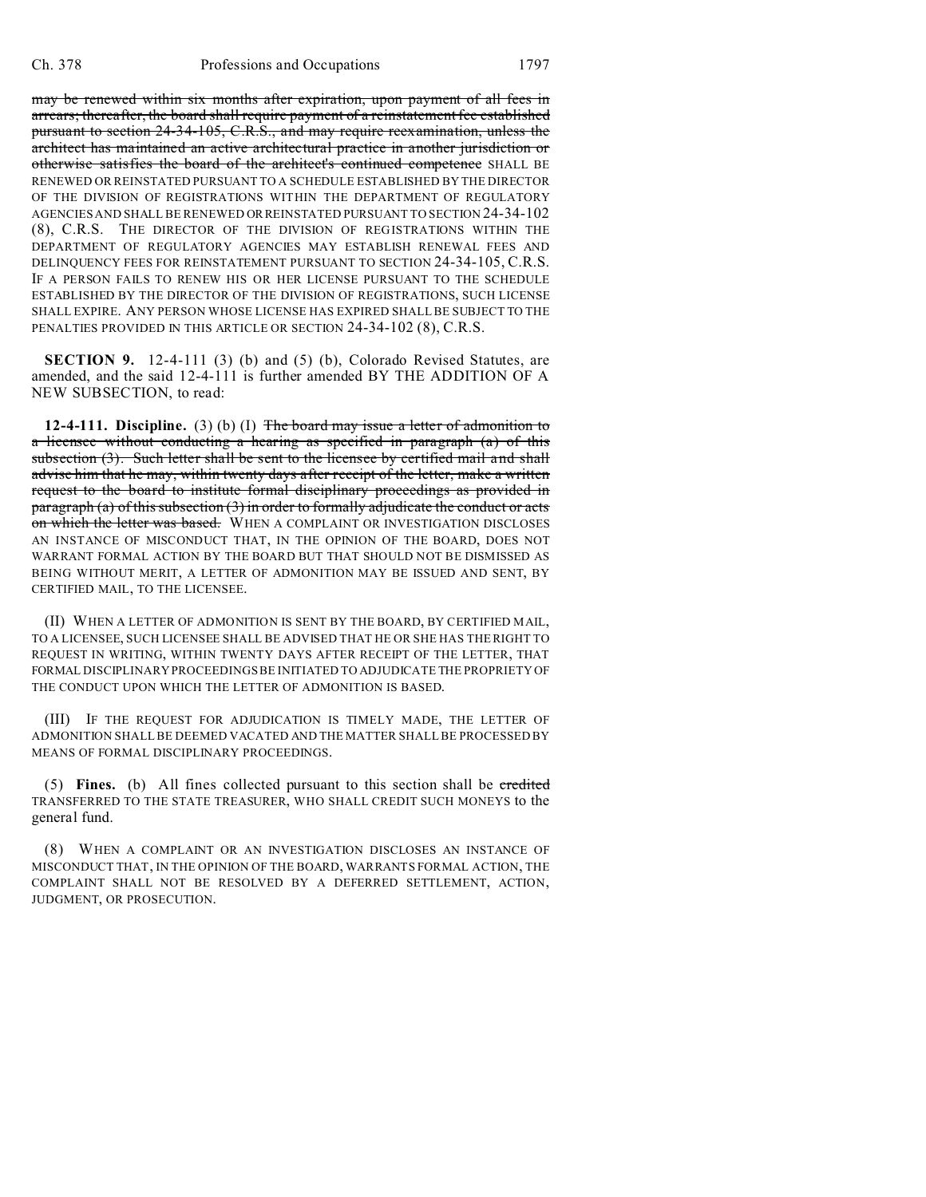~~may be renewed within six months after expiration, upon payment of all fees in arrears; thereafter, the board shall require payment of a reinstatement fee established pursuant to section 24-34-105, C.R.S., and may require reexamination, unless the architect has maintained an active architectural practice in another jurisdiction or otherwise satisfies the board of the architect's continued competence~~ SHALL BE RENEWED OR REINSTATED PURSUANT TO A SCHEDULE ESTABLISHED BY THE DIRECTOR OF THE DIVISION OF REGISTRATIONS WITHIN THE DEPARTMENT OF REGULATORY AGENCIES AND SHALL BE RENEWED OR REINSTATED PURSUANT TO SECTION 24-34-102 (8), C.R.S. THE DIRECTOR OF THE DIVISION OF REGISTRATIONS WITHIN THE DEPARTMENT OF REGULATORY AGENCIES MAY ESTABLISH RENEWAL FEES AND DELINQUENCY FEES FOR REINSTATEMENT PURSUANT TO SECTION 24-34-105, C.R.S. IF A PERSON FAILS TO RENEW HIS OR HER LICENSE PURSUANT TO THE SCHEDULE ESTABLISHED BY THE DIRECTOR OF THE DIVISION OF REGISTRATIONS, SUCH LICENSE SHALL EXPIRE. ANY PERSON WHOSE LICENSE HAS EXPIRED SHALL BE SUBJECT TO THE PENALTIES PROVIDED IN THIS ARTICLE OR SECTION 24-34-102 (8), C.R.S.

**SECTION 9.** 12-4-111 (3) (b) and (5) (b), Colorado Revised Statutes, are amended, and the said 12-4-111 is further amended BY THE ADDITION OF A NEW SUBSECTION, to read:

**12-4-111. Discipline.** (3) (b) (I) ~~The board may issue a letter of admonition to a licensee without conducting a hearing as specified in paragraph (a) of this subsection (3). Such letter shall be sent to the licensee by certified mail and shall advise him that he may, within twenty days after receipt of the letter, make a written request to the board to institute formal disciplinary proceedings as provided in paragraph (a) of this subsection (3) in order to formally adjudicate the conduct or acts on which the letter was based.~~ WHEN A COMPLAINT OR INVESTIGATION DISCLOSES AN INSTANCE OF MISCONDUCT THAT, IN THE OPINION OF THE BOARD, DOES NOT WARRANT FORMAL ACTION BY THE BOARD BUT THAT SHOULD NOT BE DISMISSED AS BEING WITHOUT MERIT, A LETTER OF ADMONITION MAY BE ISSUED AND SENT, BY CERTIFIED MAIL, TO THE LICENSEE.

(II) WHEN A LETTER OF ADMONITION IS SENT BY THE BOARD, BY CERTIFIED MAIL, TO A LICENSEE, SUCH LICENSEE SHALL BE ADVISED THAT HE OR SHE HAS THE RIGHT TO REQUEST IN WRITING, WITHIN TWENTY DAYS AFTER RECEIPT OF THE LETTER, THAT FORMAL DISCIPLINARY PROCEEDINGS BE INITIATED TO ADJUDICATE THE PROPRIETY OF THE CONDUCT UPON WHICH THE LETTER OF ADMONITION IS BASED.

(III) IF THE REQUEST FOR ADJUDICATION IS TIMELY MADE, THE LETTER OF ADMONITION SHALL BE DEEMED VACATED AND THE MATTER SHALL BE PROCESSED BY MEANS OF FORMAL DISCIPLINARY PROCEEDINGS.

(5) **Fines.** (b) All fines collected pursuant to this section shall be ~~credited~~ TRANSFERRED TO THE STATE TREASURER, WHO SHALL CREDIT SUCH MONEYS to the general fund.

(8) WHEN A COMPLAINT OR AN INVESTIGATION DISCLOSES AN INSTANCE OF MISCONDUCT THAT, IN THE OPINION OF THE BOARD, WARRANTS FORMAL ACTION, THE COMPLAINT SHALL NOT BE RESOLVED BY A DEFERRED SETTLEMENT, ACTION, JUDGMENT, OR PROSECUTION.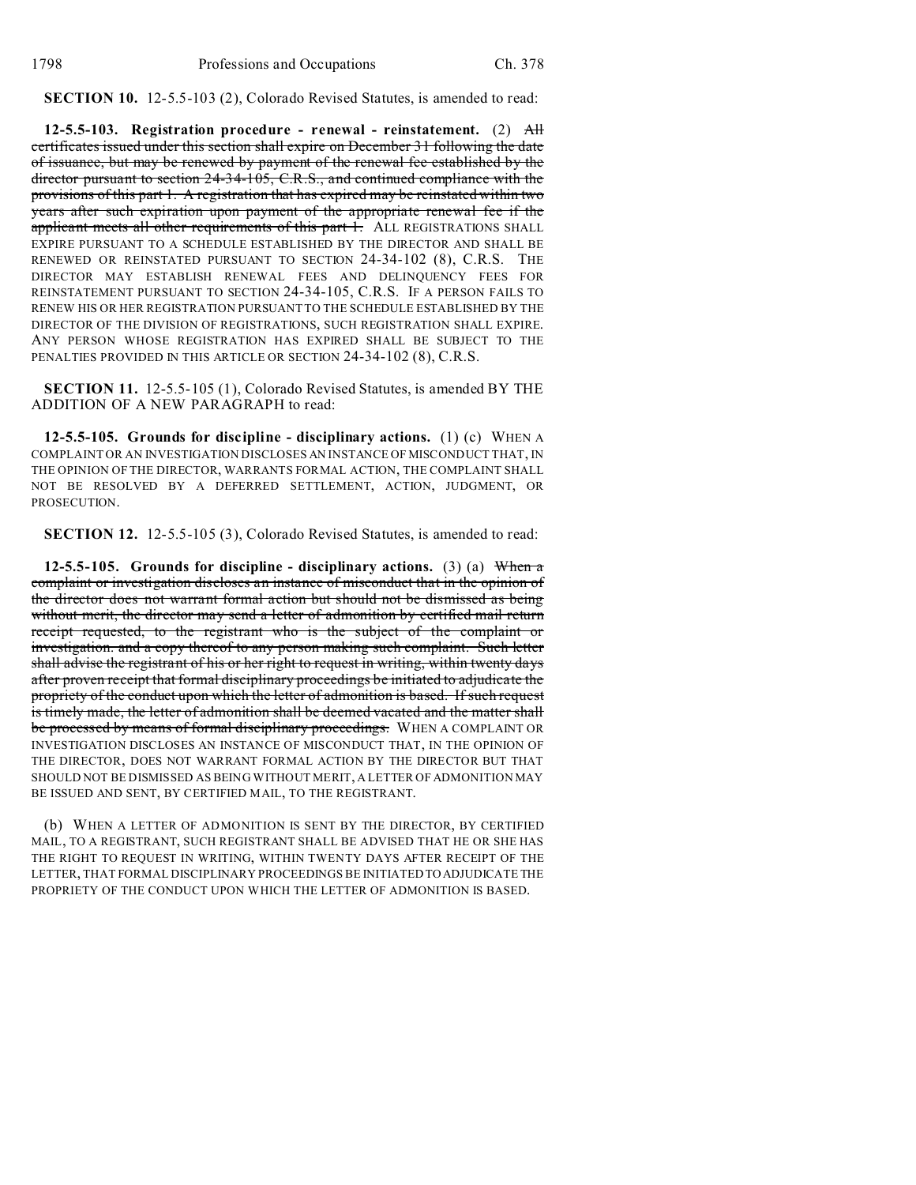**SECTION 10.** 12-5.5-103 (2), Colorado Revised Statutes, is amended to read:

**12-5.5-103. Registration procedure - renewal - reinstatement.** (2) ~~All certificates issued under this section shall expire on December 31 following the date of issuance, but may be renewed by payment of the renewal fee established by the director pursuant to section 24-34-105, C.R.S., and continued compliance with the provisions of this part 1. A registration that has expired may be reinstated within two years after such expiration upon payment of the appropriate renewal fee if the applicant meets all other requirements of this part 1.~~ ALL REGISTRATIONS SHALL EXPIRE PURSUANT TO A SCHEDULE ESTABLISHED BY THE DIRECTOR AND SHALL BE RENEWED OR REINSTATED PURSUANT TO SECTION 24-34-102 (8), C.R.S. THE DIRECTOR MAY ESTABLISH RENEWAL FEES AND DELINQUENCY FEES FOR REINSTATEMENT PURSUANT TO SECTION 24-34-105, C.R.S. IF A PERSON FAILS TO RENEW HIS OR HER REGISTRATION PURSUANT TO THE SCHEDULE ESTABLISHED BY THE DIRECTOR OF THE DIVISION OF REGISTRATIONS, SUCH REGISTRATION SHALL EXPIRE. ANY PERSON WHOSE REGISTRATION HAS EXPIRED SHALL BE SUBJECT TO THE PENALTIES PROVIDED IN THIS ARTICLE OR SECTION 24-34-102 (8), C.R.S.

**SECTION 11.** 12-5.5-105 (1), Colorado Revised Statutes, is amended BY THE ADDITION OF A NEW PARAGRAPH to read:

**12-5.5-105. Grounds for discipline - disciplinary actions.** (1) (c) WHEN A COMPLAINT OR AN INVESTIGATION DISCLOSES AN INSTANCE OF MISCONDUCT THAT, IN THE OPINION OF THE DIRECTOR, WARRANTS FORMAL ACTION, THE COMPLAINT SHALL NOT BE RESOLVED BY A DEFERRED SETTLEMENT, ACTION, JUDGMENT, OR PROSECUTION.

**SECTION 12.** 12-5.5-105 (3), Colorado Revised Statutes, is amended to read:

**12-5.5-105. Grounds for discipline - disciplinary actions.** (3) (a) ~~When a complaint or investigation discloses an instance of misconduct that in the opinion of the director does not warrant formal action but should not be dismissed as being without merit, the director may send a letter of admonition by certified mail return receipt requested, to the registrant who is the subject of the complaint or investigation. and a copy thereof to any person making such complaint. Such letter shall advise the registrant of his or her right to request in writing, within twenty days after proven receipt that formal disciplinary proceedings be initiated to adjudicate the propriety of the conduct upon which the letter of admonition is based. If such request is timely made, the letter of admonition shall be deemed vacated and the matter shall be processed by means of formal disciplinary proceedings.~~ WHEN A COMPLAINT OR INVESTIGATION DISCLOSES AN INSTANCE OF MISCONDUCT THAT, IN THE OPINION OF THE DIRECTOR, DOES NOT WARRANT FORMAL ACTION BY THE DIRECTOR BUT THAT SHOULD NOT BE DISMISSED AS BEING WITHOUT MERIT, A LETTER OF ADMONITION MAY BE ISSUED AND SENT, BY CERTIFIED MAIL, TO THE REGISTRANT.

(b) WHEN A LETTER OF ADMONITION IS SENT BY THE DIRECTOR, BY CERTIFIED MAIL, TO A REGISTRANT, SUCH REGISTRANT SHALL BE ADVISED THAT HE OR SHE HAS THE RIGHT TO REQUEST IN WRITING, WITHIN TWENTY DAYS AFTER RECEIPT OF THE LETTER, THAT FORMAL DISCIPLINARY PROCEEDINGS BE INITIATED TO ADJUDICATE THE PROPRIETY OF THE CONDUCT UPON WHICH THE LETTER OF ADMONITION IS BASED.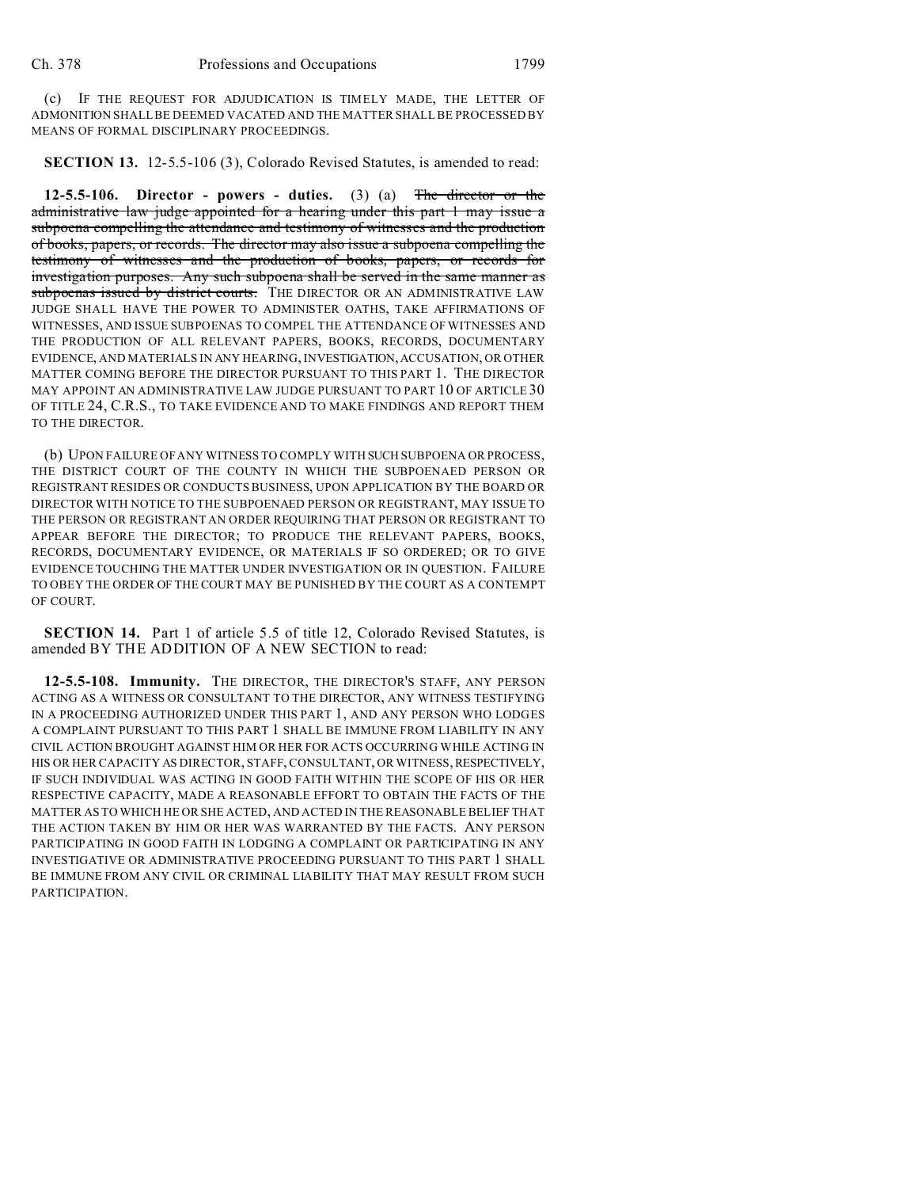(c) IF THE REQUEST FOR ADJUDICATION IS TIMELY MADE, THE LETTER OF ADMONITION SHALL BE DEEMED VACATED AND THE MATTER SHALL BE PROCESSED BY MEANS OF FORMAL DISCIPLINARY PROCEEDINGS.

**SECTION 13.** 12-5.5-106 (3), Colorado Revised Statutes, is amended to read:

**12-5.5-106. Director - powers - duties.** (3) (a) ~~The director or the administrative law judge appointed for a hearing under this part 1 may issue a subpoena compelling the attendance and testimony of witnesses and the production of books, papers, or records. The director may also issue a subpoena compelling the testimony of witnesses and the production of books, papers, or records for investigation purposes. Any such subpoena shall be served in the same manner as subpoenas issued by district courts.~~ THE DIRECTOR OR AN ADMINISTRATIVE LAW JUDGE SHALL HAVE THE POWER TO ADMINISTER OATHS, TAKE AFFIRMATIONS OF WITNESSES, AND ISSUE SUBPOENAS TO COMPEL THE ATTENDANCE OF WITNESSES AND THE PRODUCTION OF ALL RELEVANT PAPERS, BOOKS, RECORDS, DOCUMENTARY EVIDENCE, AND MATERIALS IN ANY HEARING, INVESTIGATION, ACCUSATION, OR OTHER MATTER COMING BEFORE THE DIRECTOR PURSUANT TO THIS PART 1. THE DIRECTOR MAY APPOINT AN ADMINISTRATIVE LAW JUDGE PURSUANT TO PART 10 OF ARTICLE 30 OF TITLE 24, C.R.S., TO TAKE EVIDENCE AND TO MAKE FINDINGS AND REPORT THEM TO THE DIRECTOR.

(b) UPON FAILURE OF ANY WITNESS TO COMPLY WITH SUCH SUBPOENA OR PROCESS, THE DISTRICT COURT OF THE COUNTY IN WHICH THE SUBPOENAED PERSON OR REGISTRANT RESIDES OR CONDUCTS BUSINESS, UPON APPLICATION BY THE BOARD OR DIRECTOR WITH NOTICE TO THE SUBPOENAED PERSON OR REGISTRANT, MAY ISSUE TO THE PERSON OR REGISTRANT AN ORDER REQUIRING THAT PERSON OR REGISTRANT TO APPEAR BEFORE THE DIRECTOR; TO PRODUCE THE RELEVANT PAPERS, BOOKS, RECORDS, DOCUMENTARY EVIDENCE, OR MATERIALS IF SO ORDERED; OR TO GIVE EVIDENCE TOUCHING THE MATTER UNDER INVESTIGATION OR IN QUESTION. FAILURE TO OBEY THE ORDER OF THE COURT MAY BE PUNISHED BY THE COURT AS A CONTEMPT OF COURT.

**SECTION 14.** Part 1 of article 5.5 of title 12, Colorado Revised Statutes, is amended BY THE ADDITION OF A NEW SECTION to read:

**12-5.5-108. Immunity.** THE DIRECTOR, THE DIRECTOR'S STAFF, ANY PERSON ACTING AS A WITNESS OR CONSULTANT TO THE DIRECTOR, ANY WITNESS TESTIFYING IN A PROCEEDING AUTHORIZED UNDER THIS PART 1, AND ANY PERSON WHO LODGES A COMPLAINT PURSUANT TO THIS PART 1 SHALL BE IMMUNE FROM LIABILITY IN ANY CIVIL ACTION BROUGHT AGAINST HIM OR HER FOR ACTS OCCURRING WHILE ACTING IN HIS OR HER CAPACITY AS DIRECTOR, STAFF, CONSULTANT, OR WITNESS, RESPECTIVELY, IF SUCH INDIVIDUAL WAS ACTING IN GOOD FAITH WITHIN THE SCOPE OF HIS OR HER RESPECTIVE CAPACITY, MADE A REASONABLE EFFORT TO OBTAIN THE FACTS OF THE MATTER AS TO WHICH HE OR SHE ACTED, AND ACTED IN THE REASONABLE BELIEF THAT THE ACTION TAKEN BY HIM OR HER WAS WARRANTED BY THE FACTS. ANY PERSON PARTICIPATING IN GOOD FAITH IN LODGING A COMPLAINT OR PARTICIPATING IN ANY INVESTIGATIVE OR ADMINISTRATIVE PROCEEDING PURSUANT TO THIS PART 1 SHALL BE IMMUNE FROM ANY CIVIL OR CRIMINAL LIABILITY THAT MAY RESULT FROM SUCH PARTICIPATION.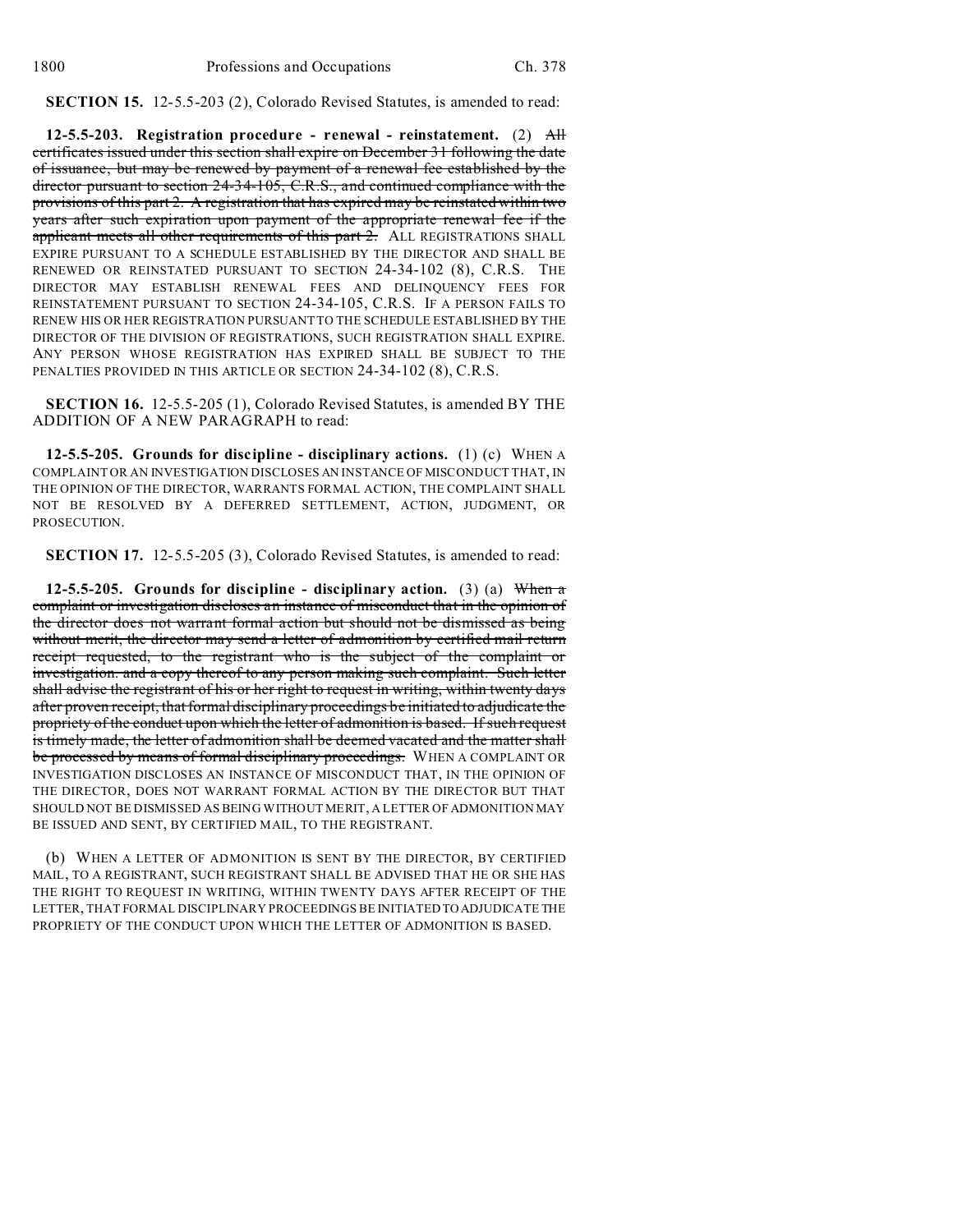**SECTION 15.** 12-5.5-203 (2), Colorado Revised Statutes, is amended to read:

**12-5.5-203. Registration procedure - renewal - reinstatement.** (2) ~~All certificates issued under this section shall expire on December 31 following the date of issuance, but may be renewed by payment of a renewal fee established by the director pursuant to section 24-34-105, C.R.S., and continued compliance with the provisions of this part 2. A registration that has expired may be reinstated within two years after such expiration upon payment of the appropriate renewal fee if the applicant meets all other requirements of this part 2.~~ ALL REGISTRATIONS SHALL EXPIRE PURSUANT TO A SCHEDULE ESTABLISHED BY THE DIRECTOR AND SHALL BE RENEWED OR REINSTATED PURSUANT TO SECTION 24-34-102 (8), C.R.S. THE DIRECTOR MAY ESTABLISH RENEWAL FEES AND DELINQUENCY FEES FOR REINSTATEMENT PURSUANT TO SECTION 24-34-105, C.R.S. IF A PERSON FAILS TO RENEW HIS OR HER REGISTRATION PURSUANT TO THE SCHEDULE ESTABLISHED BY THE DIRECTOR OF THE DIVISION OF REGISTRATIONS, SUCH REGISTRATION SHALL EXPIRE. ANY PERSON WHOSE REGISTRATION HAS EXPIRED SHALL BE SUBJECT TO THE PENALTIES PROVIDED IN THIS ARTICLE OR SECTION 24-34-102 (8), C.R.S.

**SECTION 16.** 12-5.5-205 (1), Colorado Revised Statutes, is amended BY THE ADDITION OF A NEW PARAGRAPH to read:

**12-5.5-205. Grounds for discipline - disciplinary actions.** (1) (c) WHEN A COMPLAINT OR AN INVESTIGATION DISCLOSES AN INSTANCE OF MISCONDUCT THAT, IN THE OPINION OF THE DIRECTOR, WARRANTS FORMAL ACTION, THE COMPLAINT SHALL NOT BE RESOLVED BY A DEFERRED SETTLEMENT, ACTION, JUDGMENT, OR PROSECUTION.

**SECTION 17.** 12-5.5-205 (3), Colorado Revised Statutes, is amended to read:

**12-5.5-205. Grounds for discipline - disciplinary action.** (3) (a) ~~When a complaint or investigation discloses an instance of misconduct that in the opinion of the director does not warrant formal action but should not be dismissed as being without merit, the director may send a letter of admonition by certified mail return receipt requested, to the registrant who is the subject of the complaint or investigation. and a copy thereof to any person making such complaint. Such letter shall advise the registrant of his or her right to request in writing, within twenty days after proven receipt, that formal disciplinary proceedings be initiated to adjudicate the propriety of the conduct upon which the letter of admonition is based. If such request is timely made, the letter of admonition shall be deemed vacated and the matter shall be processed by means of formal disciplinary proceedings.~~ WHEN A COMPLAINT OR INVESTIGATION DISCLOSES AN INSTANCE OF MISCONDUCT THAT, IN THE OPINION OF THE DIRECTOR, DOES NOT WARRANT FORMAL ACTION BY THE DIRECTOR BUT THAT SHOULD NOT BE DISMISSED AS BEING WITHOUT MERIT, A LETTER OF ADMONITION MAY BE ISSUED AND SENT, BY CERTIFIED MAIL, TO THE REGISTRANT.

(b) WHEN A LETTER OF ADMONITION IS SENT BY THE DIRECTOR, BY CERTIFIED MAIL, TO A REGISTRANT, SUCH REGISTRANT SHALL BE ADVISED THAT HE OR SHE HAS THE RIGHT TO REQUEST IN WRITING, WITHIN TWENTY DAYS AFTER RECEIPT OF THE LETTER, THAT FORMAL DISCIPLINARY PROCEEDINGS BE INITIATED TO ADJUDICATE THE PROPRIETY OF THE CONDUCT UPON WHICH THE LETTER OF ADMONITION IS BASED.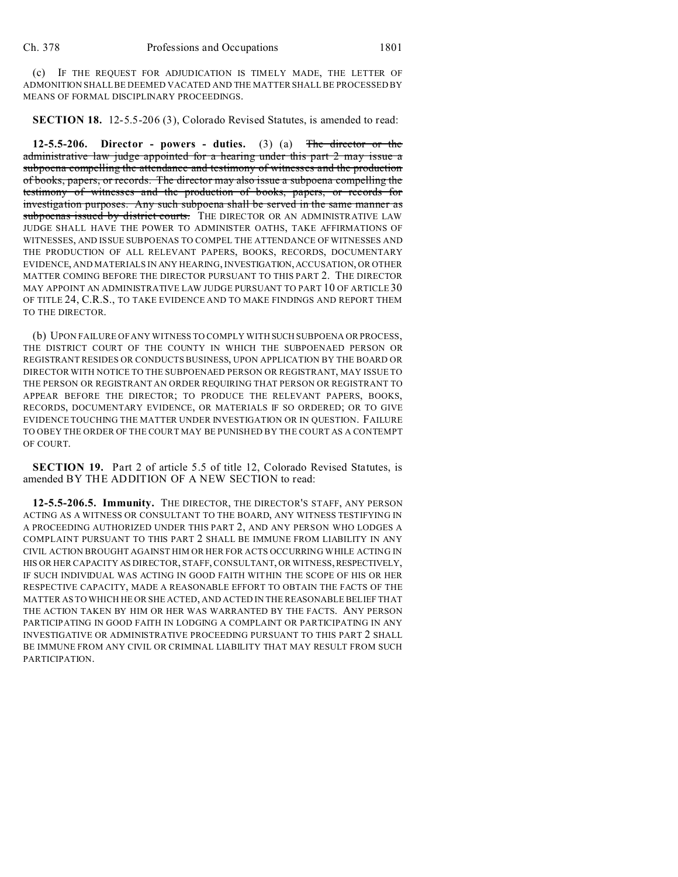(c) IF THE REQUEST FOR ADJUDICATION IS TIMELY MADE, THE LETTER OF ADMONITION SHALL BE DEEMED VACATED AND THE MATTER SHALL BE PROCESSED BY MEANS OF FORMAL DISCIPLINARY PROCEEDINGS.

**SECTION 18.** 12-5.5-206 (3), Colorado Revised Statutes, is amended to read:

**12-5.5-206. Director - powers - duties.** (3) (a) ~~The director or the administrative law judge appointed for a hearing under this part 2 may issue a subpoena compelling the attendance and testimony of witnesses and the production of books, papers, or records. The director may also issue a subpoena compelling the testimony of witnesses and the production of books, papers, or records for investigation purposes. Any such subpoena shall be served in the same manner as subpoenas issued by district courts.~~ THE DIRECTOR OR AN ADMINISTRATIVE LAW JUDGE SHALL HAVE THE POWER TO ADMINISTER OATHS, TAKE AFFIRMATIONS OF WITNESSES, AND ISSUE SUBPOENAS TO COMPEL THE ATTENDANCE OF WITNESSES AND THE PRODUCTION OF ALL RELEVANT PAPERS, BOOKS, RECORDS, DOCUMENTARY EVIDENCE, AND MATERIALS IN ANY HEARING, INVESTIGATION, ACCUSATION, OR OTHER MATTER COMING BEFORE THE DIRECTOR PURSUANT TO THIS PART 2. THE DIRECTOR MAY APPOINT AN ADMINISTRATIVE LAW JUDGE PURSUANT TO PART 10 OF ARTICLE 30 OF TITLE 24, C.R.S., TO TAKE EVIDENCE AND TO MAKE FINDINGS AND REPORT THEM TO THE DIRECTOR.

(b) UPON FAILURE OF ANY WITNESS TO COMPLY WITH SUCH SUBPOENA OR PROCESS, THE DISTRICT COURT OF THE COUNTY IN WHICH THE SUBPOENAED PERSON OR REGISTRANT RESIDES OR CONDUCTS BUSINESS, UPON APPLICATION BY THE BOARD OR DIRECTOR WITH NOTICE TO THE SUBPOENAED PERSON OR REGISTRANT, MAY ISSUE TO THE PERSON OR REGISTRANT AN ORDER REQUIRING THAT PERSON OR REGISTRANT TO APPEAR BEFORE THE DIRECTOR; TO PRODUCE THE RELEVANT PAPERS, BOOKS, RECORDS, DOCUMENTARY EVIDENCE, OR MATERIALS IF SO ORDERED; OR TO GIVE EVIDENCE TOUCHING THE MATTER UNDER INVESTIGATION OR IN QUESTION. FAILURE TO OBEY THE ORDER OF THE COURT MAY BE PUNISHED BY THE COURT AS A CONTEMPT OF COURT.

**SECTION 19.** Part 2 of article 5.5 of title 12, Colorado Revised Statutes, is amended BY THE ADDITION OF A NEW SECTION to read:

**12-5.5-206.5. Immunity.** THE DIRECTOR, THE DIRECTOR'S STAFF, ANY PERSON ACTING AS A WITNESS OR CONSULTANT TO THE BOARD, ANY WITNESS TESTIFYING IN A PROCEEDING AUTHORIZED UNDER THIS PART 2, AND ANY PERSON WHO LODGES A COMPLAINT PURSUANT TO THIS PART 2 SHALL BE IMMUNE FROM LIABILITY IN ANY CIVIL ACTION BROUGHT AGAINST HIM OR HER FOR ACTS OCCURRING WHILE ACTING IN HIS OR HER CAPACITY AS DIRECTOR, STAFF, CONSULTANT, OR WITNESS, RESPECTIVELY, IF SUCH INDIVIDUAL WAS ACTING IN GOOD FAITH WITHIN THE SCOPE OF HIS OR HER RESPECTIVE CAPACITY, MADE A REASONABLE EFFORT TO OBTAIN THE FACTS OF THE MATTER AS TO WHICH HE OR SHE ACTED, AND ACTED IN THE REASONABLE BELIEF THAT THE ACTION TAKEN BY HIM OR HER WAS WARRANTED BY THE FACTS. ANY PERSON PARTICIPATING IN GOOD FAITH IN LODGING A COMPLAINT OR PARTICIPATING IN ANY INVESTIGATIVE OR ADMINISTRATIVE PROCEEDING PURSUANT TO THIS PART 2 SHALL BE IMMUNE FROM ANY CIVIL OR CRIMINAL LIABILITY THAT MAY RESULT FROM SUCH PARTICIPATION.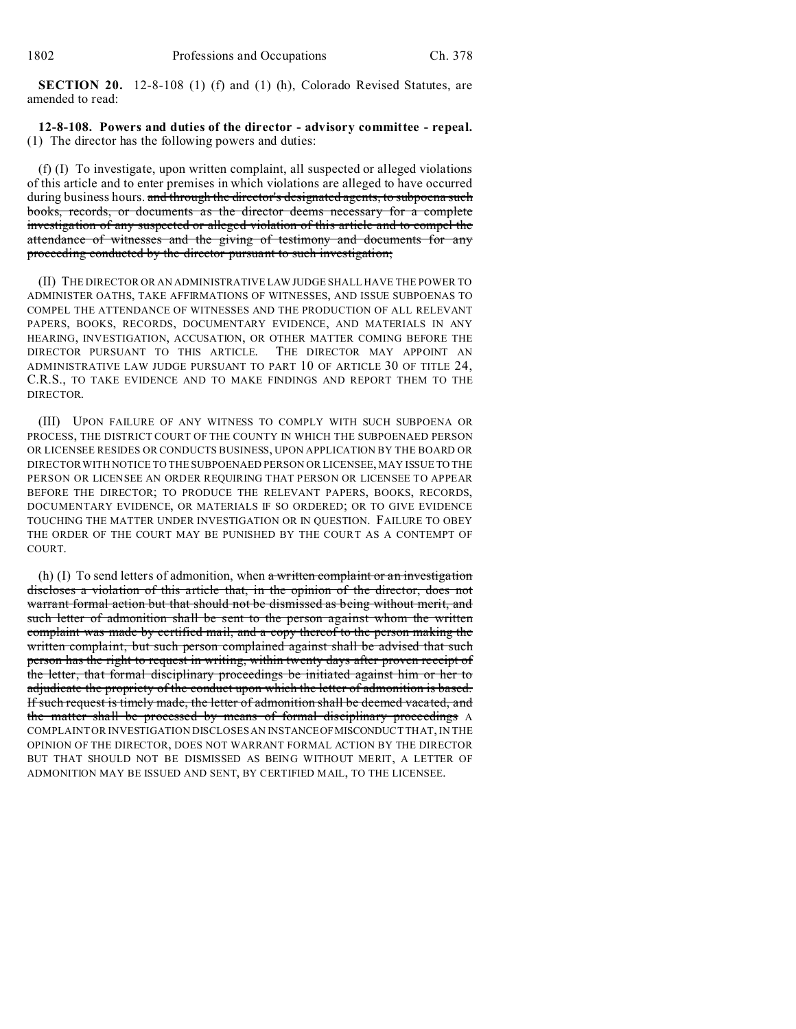**SECTION 20.** 12-8-108 (1) (f) and (1) (h), Colorado Revised Statutes, are amended to read:

**12-8-108. Powers and duties of the director - advisory committee - repeal.** (1) The director has the following powers and duties:

(f) (I) To investigate, upon written complaint, all suspected or alleged violations of this article and to enter premises in which violations are alleged to have occurred during business hours. ~~and through the director's designated agents, to subpoena such books, records, or documents as the director deems necessary for a complete investigation of any suspected or alleged violation of this article and to compel the attendance of witnesses and the giving of testimony and documents for any proceeding conducted by the director pursuant to such investigation;~~

(II) THE DIRECTOR OR AN ADMINISTRATIVE LAW JUDGE SHALL HAVE THE POWER TO ADMINISTER OATHS, TAKE AFFIRMATIONS OF WITNESSES, AND ISSUE SUBPOENAS TO COMPEL THE ATTENDANCE OF WITNESSES AND THE PRODUCTION OF ALL RELEVANT PAPERS, BOOKS, RECORDS, DOCUMENTARY EVIDENCE, AND MATERIALS IN ANY HEARING, INVESTIGATION, ACCUSATION, OR OTHER MATTER COMING BEFORE THE DIRECTOR PURSUANT TO THIS ARTICLE. THE DIRECTOR MAY APPOINT AN ADMINISTRATIVE LAW JUDGE PURSUANT TO PART 10 OF ARTICLE 30 OF TITLE 24, C.R.S., TO TAKE EVIDENCE AND TO MAKE FINDINGS AND REPORT THEM TO THE DIRECTOR.

(III) UPON FAILURE OF ANY WITNESS TO COMPLY WITH SUCH SUBPOENA OR PROCESS, THE DISTRICT COURT OF THE COUNTY IN WHICH THE SUBPOENAED PERSON OR LICENSEE RESIDES OR CONDUCTS BUSINESS, UPON APPLICATION BY THE BOARD OR DIRECTOR WITH NOTICE TO THE SUBPOENAED PERSON OR LICENSEE, MAY ISSUE TO THE PERSON OR LICENSEE AN ORDER REQUIRING THAT PERSON OR LICENSEE TO APPEAR BEFORE THE DIRECTOR; TO PRODUCE THE RELEVANT PAPERS, BOOKS, RECORDS, DOCUMENTARY EVIDENCE, OR MATERIALS IF SO ORDERED; OR TO GIVE EVIDENCE TOUCHING THE MATTER UNDER INVESTIGATION OR IN QUESTION. FAILURE TO OBEY THE ORDER OF THE COURT MAY BE PUNISHED BY THE COURT AS A CONTEMPT OF COURT.

(h) (I) To send letters of admonition, when ~~a written complaint or an investigation discloses a violation of this article that, in the opinion of the director, does not warrant formal action but that should not be dismissed as being without merit, and such letter of admonition shall be sent to the person against whom the written complaint was made by certified mail, and a copy thereof to the person making the written complaint, but such person complained against shall be advised that such person has the right to request in writing, within twenty days after proven receipt of the letter, that formal disciplinary proceedings be initiated against him or her to adjudicate the propriety of the conduct upon which the letter of admonition is based. If such request is timely made, the letter of admonition shall be deemed vacated, and the matter shall be processed by means of formal disciplinary proceedings~~ A COMPLAINT OR INVESTIGATION DISCLOSES AN INSTANCE OF MISCONDUCT THAT, IN THE OPINION OF THE DIRECTOR, DOES NOT WARRANT FORMAL ACTION BY THE DIRECTOR BUT THAT SHOULD NOT BE DISMISSED AS BEING WITHOUT MERIT, A LETTER OF ADMONITION MAY BE ISSUED AND SENT, BY CERTIFIED MAIL, TO THE LICENSEE.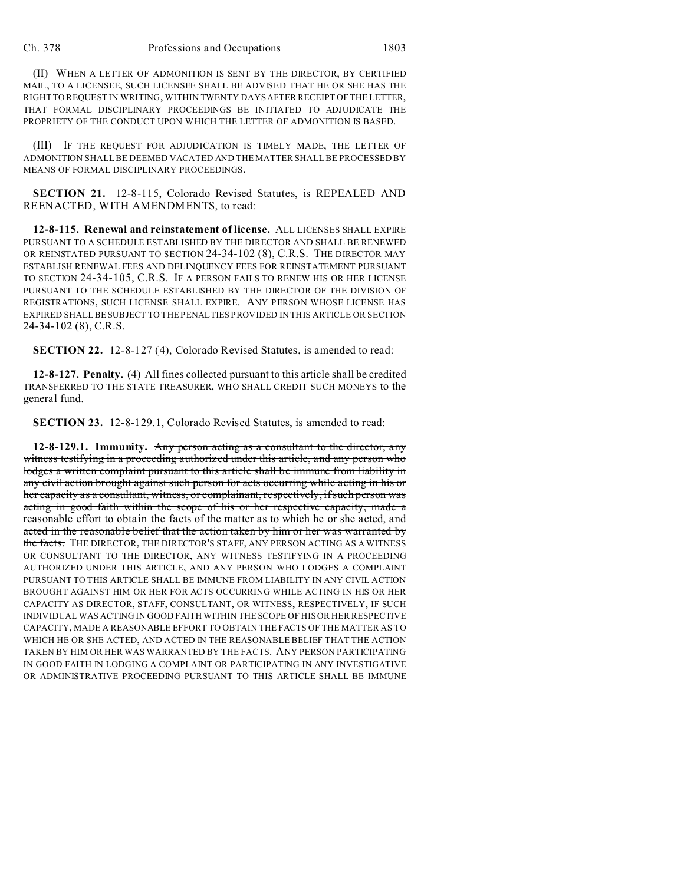(II) WHEN A LETTER OF ADMONITION IS SENT BY THE DIRECTOR, BY CERTIFIED MAIL, TO A LICENSEE, SUCH LICENSEE SHALL BE ADVISED THAT HE OR SHE HAS THE RIGHT TO REQUEST IN WRITING, WITHIN TWENTY DAYS AFTER RECEIPT OF THE LETTER, THAT FORMAL DISCIPLINARY PROCEEDINGS BE INITIATED TO ADJUDICATE THE PROPRIETY OF THE CONDUCT UPON WHICH THE LETTER OF ADMONITION IS BASED.

(III) IF THE REQUEST FOR ADJUDICATION IS TIMELY MADE, THE LETTER OF ADMONITION SHALL BE DEEMED VACATED AND THE MATTER SHALL BE PROCESSED BY MEANS OF FORMAL DISCIPLINARY PROCEEDINGS.

**SECTION 21.** 12-8-115, Colorado Revised Statutes, is REPEALED AND REENACTED, WITH AMENDMENTS, to read:

**12-8-115. Renewal and reinstatement of license.** ALL LICENSES SHALL EXPIRE PURSUANT TO A SCHEDULE ESTABLISHED BY THE DIRECTOR AND SHALL BE RENEWED OR REINSTATED PURSUANT TO SECTION 24-34-102 (8), C.R.S. THE DIRECTOR MAY ESTABLISH RENEWAL FEES AND DELINQUENCY FEES FOR REINSTATEMENT PURSUANT TO SECTION 24-34-105, C.R.S. IF A PERSON FAILS TO RENEW HIS OR HER LICENSE PURSUANT TO THE SCHEDULE ESTABLISHED BY THE DIRECTOR OF THE DIVISION OF REGISTRATIONS, SUCH LICENSE SHALL EXPIRE. ANY PERSON WHOSE LICENSE HAS EXPIRED SHALL BE SUBJECT TO THE PENALTIES PROVIDED IN THIS ARTICLE OR SECTION 24-34-102 (8), C.R.S.

**SECTION 22.** 12-8-127 (4), Colorado Revised Statutes, is amended to read:

**12-8-127. Penalty.** (4) All fines collected pursuant to this article shall be ~~credited~~ TRANSFERRED TO THE STATE TREASURER, WHO SHALL CREDIT SUCH MONEYS to the general fund.

**SECTION 23.** 12-8-129.1, Colorado Revised Statutes, is amended to read:

**12-8-129.1. Immunity.** ~~Any person acting as a consultant to the director, any witness testifying in a proceeding authorized under this article, and any person who lodges a written complaint pursuant to this article shall be immune from liability in any civil action brought against such person for acts occurring while acting in his or her capacity as a consultant, witness, or complainant, respectively, if such person was acting in good faith within the scope of his or her respective capacity, made a reasonable effort to obtain the facts of the matter as to which he or she acted, and acted in the reasonable belief that the action taken by him or her was warranted by the facts.~~ THE DIRECTOR, THE DIRECTOR'S STAFF, ANY PERSON ACTING AS A WITNESS OR CONSULTANT TO THE DIRECTOR, ANY WITNESS TESTIFYING IN A PROCEEDING AUTHORIZED UNDER THIS ARTICLE, AND ANY PERSON WHO LODGES A COMPLAINT PURSUANT TO THIS ARTICLE SHALL BE IMMUNE FROM LIABILITY IN ANY CIVIL ACTION BROUGHT AGAINST HIM OR HER FOR ACTS OCCURRING WHILE ACTING IN HIS OR HER CAPACITY AS DIRECTOR, STAFF, CONSULTANT, OR WITNESS, RESPECTIVELY, IF SUCH INDIVIDUAL WAS ACTING IN GOOD FAITH WITHIN THE SCOPE OF HIS OR HER RESPECTIVE CAPACITY, MADE A REASONABLE EFFORT TO OBTAIN THE FACTS OF THE MATTER AS TO WHICH HE OR SHE ACTED, AND ACTED IN THE REASONABLE BELIEF THAT THE ACTION TAKEN BY HIM OR HER WAS WARRANTED BY THE FACTS. ANY PERSON PARTICIPATING IN GOOD FAITH IN LODGING A COMPLAINT OR PARTICIPATING IN ANY INVESTIGATIVE OR ADMINISTRATIVE PROCEEDING PURSUANT TO THIS ARTICLE SHALL BE IMMUNE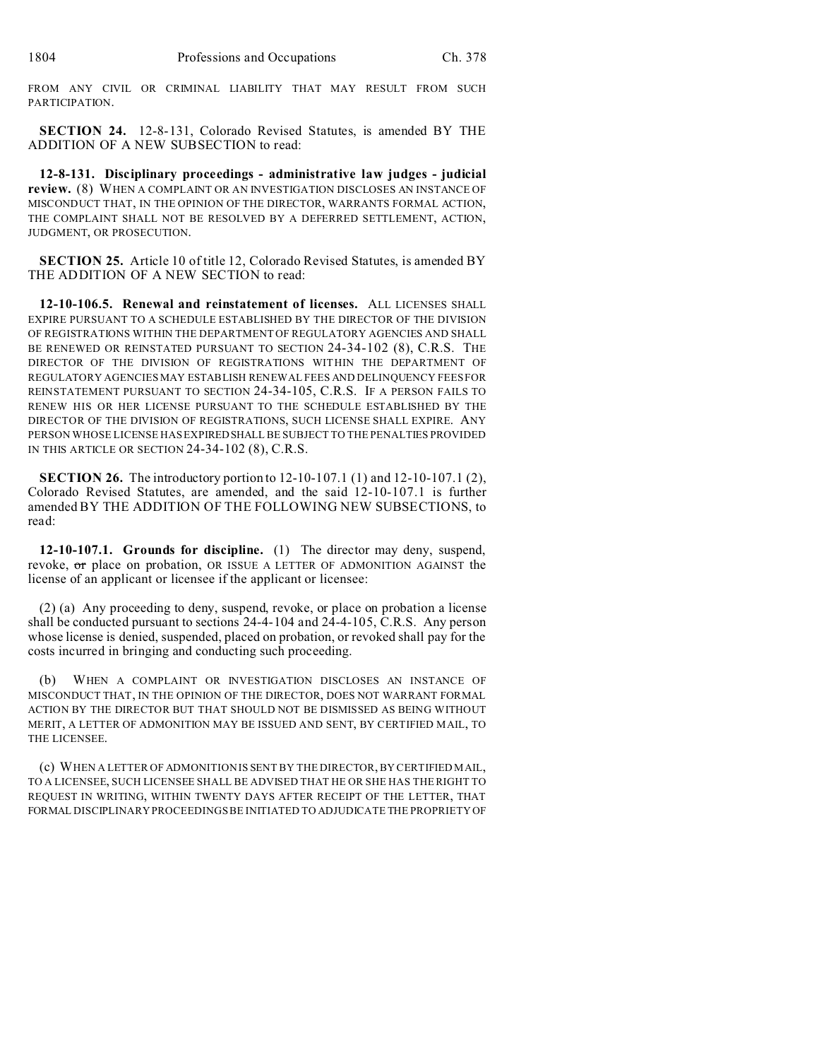FROM ANY CIVIL OR CRIMINAL LIABILITY THAT MAY RESULT FROM SUCH PARTICIPATION.

**SECTION 24.** 12-8-131, Colorado Revised Statutes, is amended BY THE ADDITION OF A NEW SUBSECTION to read:

**12-8-131. Disciplinary proceedings - administrative law judges - judicial review.** (8) WHEN A COMPLAINT OR AN INVESTIGATION DISCLOSES AN INSTANCE OF MISCONDUCT THAT, IN THE OPINION OF THE DIRECTOR, WARRANTS FORMAL ACTION, THE COMPLAINT SHALL NOT BE RESOLVED BY A DEFERRED SETTLEMENT, ACTION, JUDGMENT, OR PROSECUTION.

**SECTION 25.** Article 10 of title 12, Colorado Revised Statutes, is amended BY THE ADDITION OF A NEW SECTION to read:

**12-10-106.5. Renewal and reinstatement of licenses.** ALL LICENSES SHALL EXPIRE PURSUANT TO A SCHEDULE ESTABLISHED BY THE DIRECTOR OF THE DIVISION OF REGISTRATIONS WITHIN THE DEPARTMENT OF REGULATORY AGENCIES AND SHALL BE RENEWED OR REINSTATED PURSUANT TO SECTION 24-34-102 (8), C.R.S. THE DIRECTOR OF THE DIVISION OF REGISTRATIONS WITHIN THE DEPARTMENT OF REGULATORY AGENCIES MAY ESTABLISH RENEWAL FEES AND DELINQUENCY FEES FOR REINSTATEMENT PURSUANT TO SECTION 24-34-105, C.R.S. IF A PERSON FAILS TO RENEW HIS OR HER LICENSE PURSUANT TO THE SCHEDULE ESTABLISHED BY THE DIRECTOR OF THE DIVISION OF REGISTRATIONS, SUCH LICENSE SHALL EXPIRE. ANY PERSON WHOSE LICENSE HAS EXPIRED SHALL BE SUBJECT TO THE PENALTIES PROVIDED IN THIS ARTICLE OR SECTION 24-34-102 (8), C.R.S.

**SECTION 26.** The introductory portion to 12-10-107.1 (1) and 12-10-107.1 (2), Colorado Revised Statutes, are amended, and the said 12-10-107.1 is further amended BY THE ADDITION OF THE FOLLOWING NEW SUBSECTIONS, to read:

**12-10-107.1. Grounds for discipline.** (1) The director may deny, suspend, revoke, ~~or~~ place on probation, OR ISSUE A LETTER OF ADMONITION AGAINST the license of an applicant or licensee if the applicant or licensee:

(2) (a) Any proceeding to deny, suspend, revoke, or place on probation a license shall be conducted pursuant to sections 24-4-104 and 24-4-105, C.R.S. Any person whose license is denied, suspended, placed on probation, or revoked shall pay for the costs incurred in bringing and conducting such proceeding.

(b) WHEN A COMPLAINT OR INVESTIGATION DISCLOSES AN INSTANCE OF MISCONDUCT THAT, IN THE OPINION OF THE DIRECTOR, DOES NOT WARRANT FORMAL ACTION BY THE DIRECTOR BUT THAT SHOULD NOT BE DISMISSED AS BEING WITHOUT MERIT, A LETTER OF ADMONITION MAY BE ISSUED AND SENT, BY CERTIFIED MAIL, TO THE LICENSEE.

(c) WHEN A LETTER OF ADMONITION IS SENT BY THE DIRECTOR, BY CERTIFIED MAIL, TO A LICENSEE, SUCH LICENSEE SHALL BE ADVISED THAT HE OR SHE HAS THE RIGHT TO REQUEST IN WRITING, WITHIN TWENTY DAYS AFTER RECEIPT OF THE LETTER, THAT FORMAL DISCIPLINARY PROCEEDINGS BE INITIATED TO ADJUDICATE THE PROPRIETY OF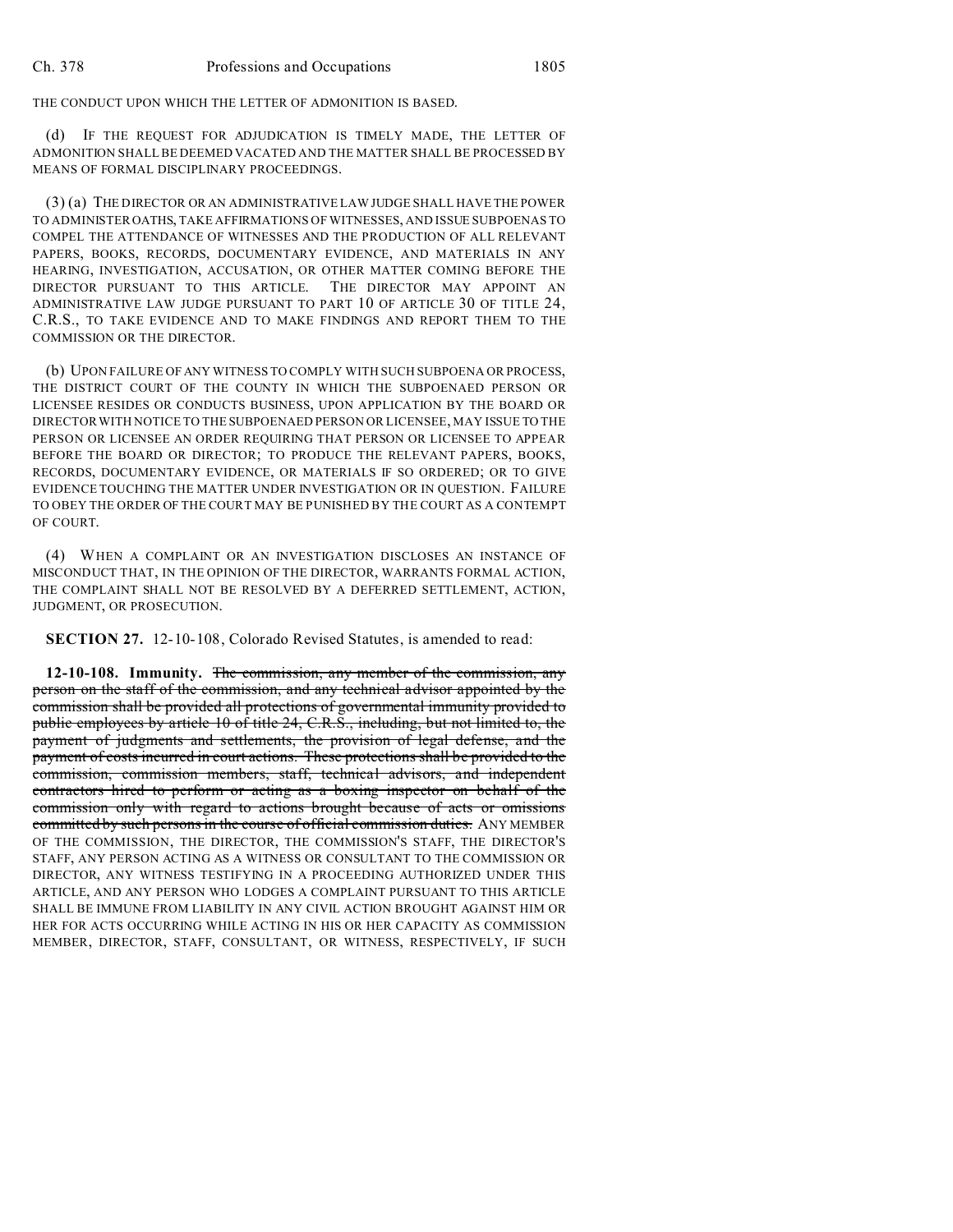THE CONDUCT UPON WHICH THE LETTER OF ADMONITION IS BASED.

(d) IF THE REQUEST FOR ADJUDICATION IS TIMELY MADE, THE LETTER OF ADMONITION SHALL BE DEEMED VACATED AND THE MATTER SHALL BE PROCESSED BY MEANS OF FORMAL DISCIPLINARY PROCEEDINGS.

(3) (a) THE DIRECTOR OR AN ADMINISTRATIVE LAW JUDGE SHALL HAVE THE POWER TO ADMINISTER OATHS, TAKE AFFIRMATIONS OF WITNESSES, AND ISSUE SUBPOENAS TO COMPEL THE ATTENDANCE OF WITNESSES AND THE PRODUCTION OF ALL RELEVANT PAPERS, BOOKS, RECORDS, DOCUMENTARY EVIDENCE, AND MATERIALS IN ANY HEARING, INVESTIGATION, ACCUSATION, OR OTHER MATTER COMING BEFORE THE DIRECTOR PURSUANT TO THIS ARTICLE. THE DIRECTOR MAY APPOINT AN ADMINISTRATIVE LAW JUDGE PURSUANT TO PART 10 OF ARTICLE 30 OF TITLE 24, C.R.S., TO TAKE EVIDENCE AND TO MAKE FINDINGS AND REPORT THEM TO THE COMMISSION OR THE DIRECTOR.

(b) UPON FAILURE OF ANY WITNESS TO COMPLY WITH SUCH SUBPOENA OR PROCESS, THE DISTRICT COURT OF THE COUNTY IN WHICH THE SUBPOENAED PERSON OR LICENSEE RESIDES OR CONDUCTS BUSINESS, UPON APPLICATION BY THE BOARD OR DIRECTOR WITH NOTICE TO THE SUBPOENAED PERSON OR LICENSEE, MAY ISSUE TO THE PERSON OR LICENSEE AN ORDER REQUIRING THAT PERSON OR LICENSEE TO APPEAR BEFORE THE BOARD OR DIRECTOR; TO PRODUCE THE RELEVANT PAPERS, BOOKS, RECORDS, DOCUMENTARY EVIDENCE, OR MATERIALS IF SO ORDERED; OR TO GIVE EVIDENCE TOUCHING THE MATTER UNDER INVESTIGATION OR IN QUESTION. FAILURE TO OBEY THE ORDER OF THE COURT MAY BE PUNISHED BY THE COURT AS A CONTEMPT OF COURT.

(4) WHEN A COMPLAINT OR AN INVESTIGATION DISCLOSES AN INSTANCE OF MISCONDUCT THAT, IN THE OPINION OF THE DIRECTOR, WARRANTS FORMAL ACTION, THE COMPLAINT SHALL NOT BE RESOLVED BY A DEFERRED SETTLEMENT, ACTION, JUDGMENT, OR PROSECUTION.

**SECTION 27.** 12-10-108, Colorado Revised Statutes, is amended to read:

**12-10-108. Immunity.** ~~The commission, any member of the commission, any person on the staff of the commission, and any technical advisor appointed by the commission shall be provided all protections of governmental immunity provided to public employees by article 10 of title 24, C.R.S., including, but not limited to, the payment of judgments and settlements, the provision of legal defense, and the payment of costs incurred in court actions. These protections shall be provided to the commission, commission members, staff, technical advisors, and independent contractors hired to perform or acting as a boxing inspector on behalf of the commission only with regard to actions brought because of acts or omissions committed by such persons in the course of official commission duties.~~ ANY MEMBER OF THE COMMISSION, THE DIRECTOR, THE COMMISSION'S STAFF, THE DIRECTOR'S STAFF, ANY PERSON ACTING AS A WITNESS OR CONSULTANT TO THE COMMISSION OR DIRECTOR, ANY WITNESS TESTIFYING IN A PROCEEDING AUTHORIZED UNDER THIS ARTICLE, AND ANY PERSON WHO LODGES A COMPLAINT PURSUANT TO THIS ARTICLE SHALL BE IMMUNE FROM LIABILITY IN ANY CIVIL ACTION BROUGHT AGAINST HIM OR HER FOR ACTS OCCURRING WHILE ACTING IN HIS OR HER CAPACITY AS COMMISSION MEMBER, DIRECTOR, STAFF, CONSULTANT, OR WITNESS, RESPECTIVELY, IF SUCH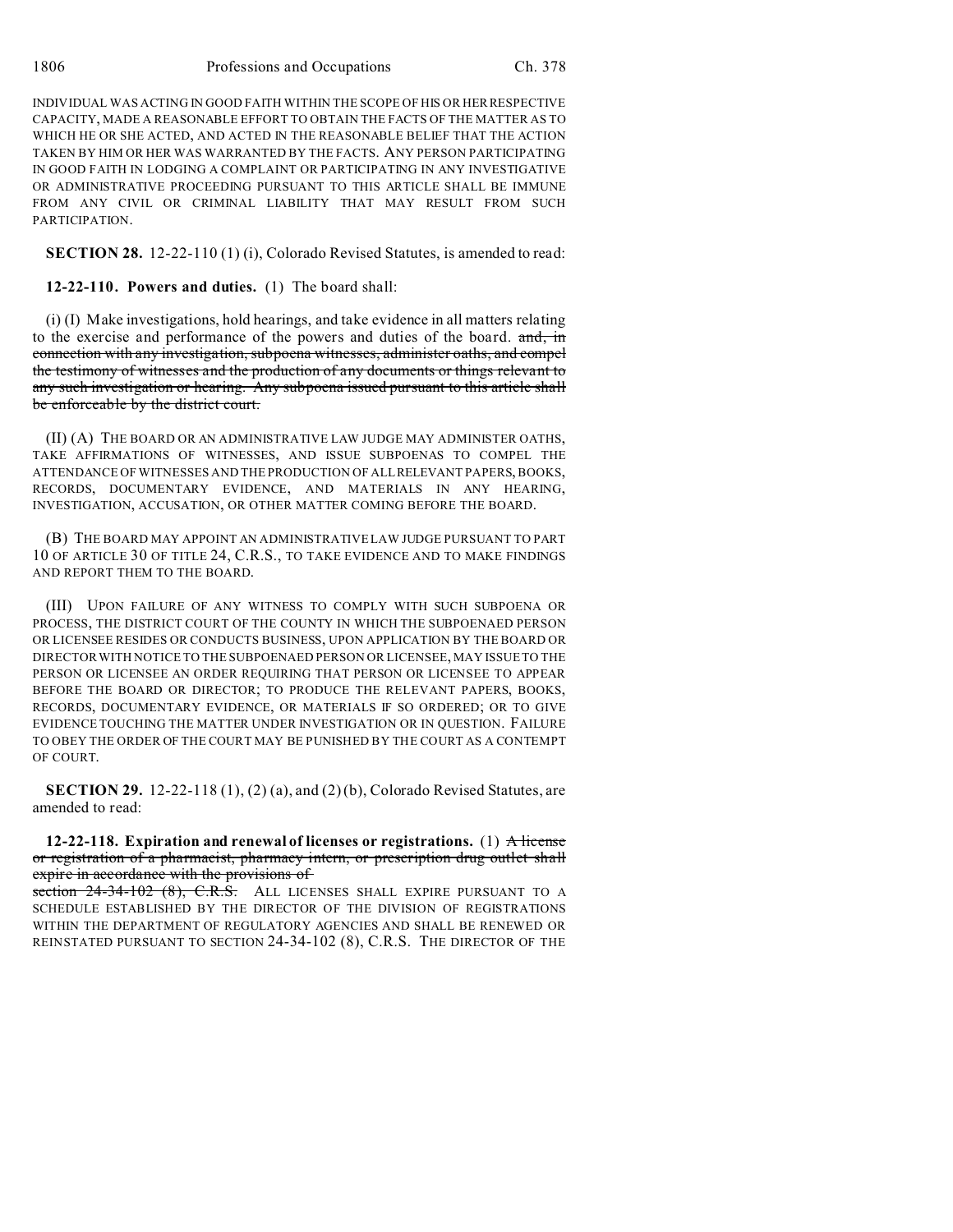INDIVIDUAL WAS ACTING IN GOOD FAITH WITHIN THE SCOPE OF HIS OR HER RESPECTIVE CAPACITY, MADE A REASONABLE EFFORT TO OBTAIN THE FACTS OF THE MATTER AS TO WHICH HE OR SHE ACTED, AND ACTED IN THE REASONABLE BELIEF THAT THE ACTION TAKEN BY HIM OR HER WAS WARRANTED BY THE FACTS. ANY PERSON PARTICIPATING IN GOOD FAITH IN LODGING A COMPLAINT OR PARTICIPATING IN ANY INVESTIGATIVE OR ADMINISTRATIVE PROCEEDING PURSUANT TO THIS ARTICLE SHALL BE IMMUNE FROM ANY CIVIL OR CRIMINAL LIABILITY THAT MAY RESULT FROM SUCH PARTICIPATION.

**SECTION 28.** 12-22-110 (1) (i), Colorado Revised Statutes, is amended to read:

**12-22-110. Powers and duties.** (1) The board shall:

(i) (I) Make investigations, hold hearings, and take evidence in all matters relating to the exercise and performance of the powers and duties of the board. ~~and, in connection with any investigation, subpoena witnesses, administer oaths, and compel the testimony of witnesses and the production of any documents or things relevant to any such investigation or hearing. Any subpoena issued pursuant to this article shall be enforceable by the district court.~~

(II) (A) THE BOARD OR AN ADMINISTRATIVE LAW JUDGE MAY ADMINISTER OATHS, TAKE AFFIRMATIONS OF WITNESSES, AND ISSUE SUBPOENAS TO COMPEL THE ATTENDANCE OF WITNESSES AND THE PRODUCTION OF ALL RELEVANT PAPERS, BOOKS, RECORDS, DOCUMENTARY EVIDENCE, AND MATERIALS IN ANY HEARING, INVESTIGATION, ACCUSATION, OR OTHER MATTER COMING BEFORE THE BOARD.

(B) THE BOARD MAY APPOINT AN ADMINISTRATIVE LAW JUDGE PURSUANT TO PART 10 OF ARTICLE 30 OF TITLE 24, C.R.S., TO TAKE EVIDENCE AND TO MAKE FINDINGS AND REPORT THEM TO THE BOARD.

(III) UPON FAILURE OF ANY WITNESS TO COMPLY WITH SUCH SUBPOENA OR PROCESS, THE DISTRICT COURT OF THE COUNTY IN WHICH THE SUBPOENAED PERSON OR LICENSEE RESIDES OR CONDUCTS BUSINESS, UPON APPLICATION BY THE BOARD OR DIRECTOR WITH NOTICE TO THE SUBPOENAED PERSON OR LICENSEE, MAY ISSUE TO THE PERSON OR LICENSEE AN ORDER REQUIRING THAT PERSON OR LICENSEE TO APPEAR BEFORE THE BOARD OR DIRECTOR; TO PRODUCE THE RELEVANT PAPERS, BOOKS, RECORDS, DOCUMENTARY EVIDENCE, OR MATERIALS IF SO ORDERED; OR TO GIVE EVIDENCE TOUCHING THE MATTER UNDER INVESTIGATION OR IN QUESTION. FAILURE TO OBEY THE ORDER OF THE COURT MAY BE PUNISHED BY THE COURT AS A CONTEMPT OF COURT.

**SECTION 29.** 12-22-118 (1), (2) (a), and (2) (b), Colorado Revised Statutes, are amended to read:

**12-22-118. Expiration and renewal of licenses or registrations.** (1) ~~A license or registration of a pharmacist, pharmacy intern, or prescription drug outlet shall expire in accordance with the provisions of section 24-34-102 (8), C.R.S.~~ ALL LICENSES SHALL EXPIRE PURSUANT TO A SCHEDULE ESTABLISHED BY THE DIRECTOR OF THE DIVISION OF REGISTRATIONS WITHIN THE DEPARTMENT OF REGULATORY AGENCIES AND SHALL BE RENEWED OR REINSTATED PURSUANT TO SECTION 24-34-102 (8), C.R.S. THE DIRECTOR OF THE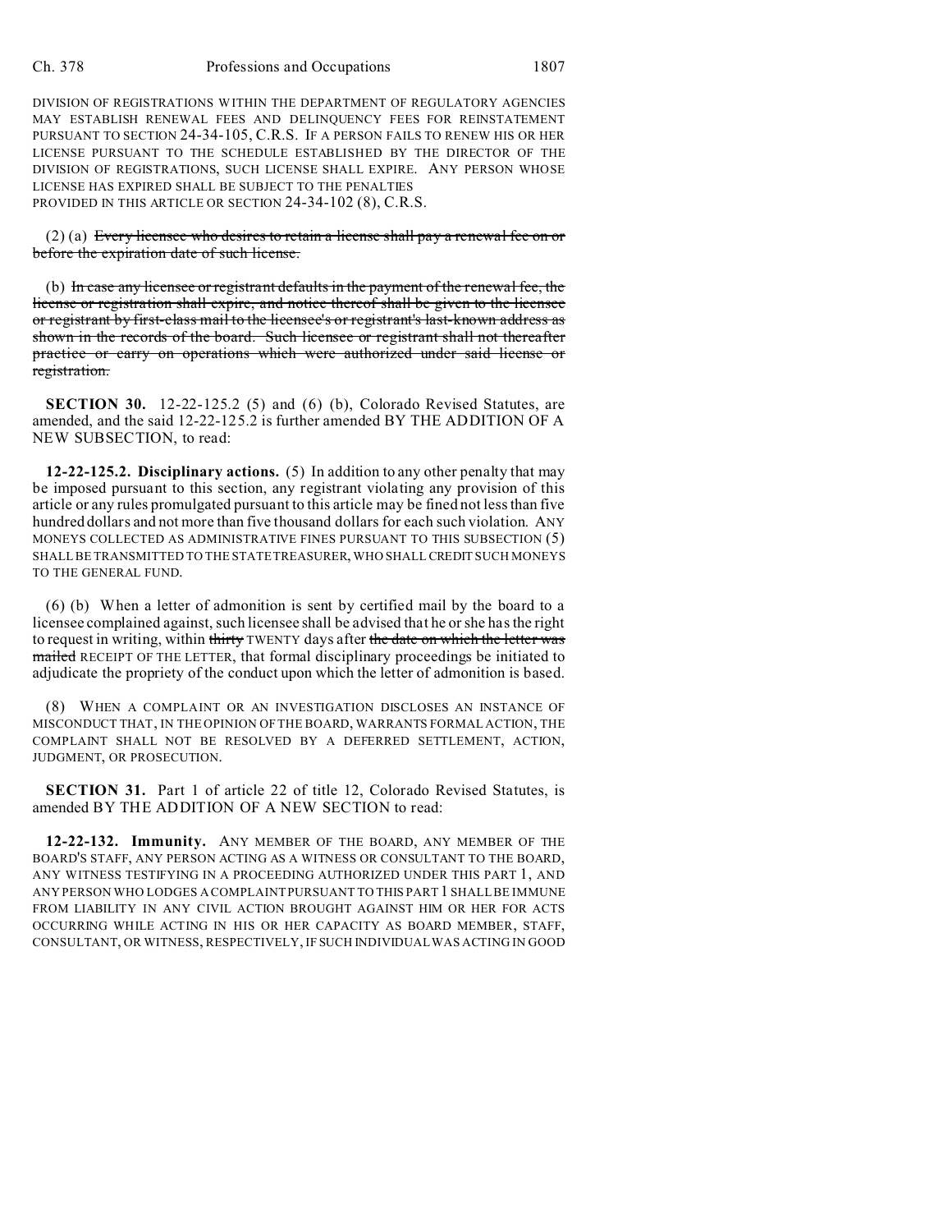DIVISION OF REGISTRATIONS WITHIN THE DEPARTMENT OF REGULATORY AGENCIES MAY ESTABLISH RENEWAL FEES AND DELINQUENCY FEES FOR REINSTATEMENT PURSUANT TO SECTION 24-34-105, C.R.S. IF A PERSON FAILS TO RENEW HIS OR HER LICENSE PURSUANT TO THE SCHEDULE ESTABLISHED BY THE DIRECTOR OF THE DIVISION OF REGISTRATIONS, SUCH LICENSE SHALL EXPIRE. ANY PERSON WHOSE LICENSE HAS EXPIRED SHALL BE SUBJECT TO THE PENALTIES PROVIDED IN THIS ARTICLE OR SECTION 24-34-102 (8), C.R.S.

(2) (a) ~~Every licensee who desires to retain a license shall pay a renewal fee on or before the expiration date of such license.~~

(b) ~~In case any licensee or registrant defaults in the payment of the renewal fee, the license or registration shall expire, and notice thereof shall be given to the licensee or registrant by first-class mail to the licensee's or registrant's last-known address as shown in the records of the board. Such licensee or registrant shall not thereafter practice or carry on operations which were authorized under said license or registration.~~

**SECTION 30.** 12-22-125.2 (5) and (6) (b), Colorado Revised Statutes, are amended, and the said 12-22-125.2 is further amended BY THE ADDITION OF A NEW SUBSECTION, to read:

**12-22-125.2. Disciplinary actions.** (5) In addition to any other penalty that may be imposed pursuant to this section, any registrant violating any provision of this article or any rules promulgated pursuant to this article may be fined not less than five hundred dollars and not more than five thousand dollars for each such violation. ANY MONEYS COLLECTED AS ADMINISTRATIVE FINES PURSUANT TO THIS SUBSECTION (5) SHALL BE TRANSMITTED TO THE STATE TREASURER, WHO SHALL CREDIT SUCH MONEYS TO THE GENERAL FUND.

(6) (b) When a letter of admonition is sent by certified mail by the board to a licensee complained against, such licensee shall be advised that he or she has the right to request in writing, within ~~thirty~~ TWENTY days after ~~the date on which the letter was mailed~~ RECEIPT OF THE LETTER, that formal disciplinary proceedings be initiated to adjudicate the propriety of the conduct upon which the letter of admonition is based.

(8) WHEN A COMPLAINT OR AN INVESTIGATION DISCLOSES AN INSTANCE OF MISCONDUCT THAT, IN THE OPINION OF THE BOARD, WARRANTS FORMAL ACTION, THE COMPLAINT SHALL NOT BE RESOLVED BY A DEFERRED SETTLEMENT, ACTION, JUDGMENT, OR PROSECUTION.

**SECTION 31.** Part 1 of article 22 of title 12, Colorado Revised Statutes, is amended BY THE ADDITION OF A NEW SECTION to read:

**12-22-132. Immunity.** ANY MEMBER OF THE BOARD, ANY MEMBER OF THE BOARD'S STAFF, ANY PERSON ACTING AS A WITNESS OR CONSULTANT TO THE BOARD, ANY WITNESS TESTIFYING IN A PROCEEDING AUTHORIZED UNDER THIS PART 1, AND ANY PERSON WHO LODGES A COMPLAINT PURSUANT TO THIS PART 1 SHALL BE IMMUNE FROM LIABILITY IN ANY CIVIL ACTION BROUGHT AGAINST HIM OR HER FOR ACTS OCCURRING WHILE ACTING IN HIS OR HER CAPACITY AS BOARD MEMBER, STAFF, CONSULTANT, OR WITNESS, RESPECTIVELY, IF SUCH INDIVIDUAL WAS ACTING IN GOOD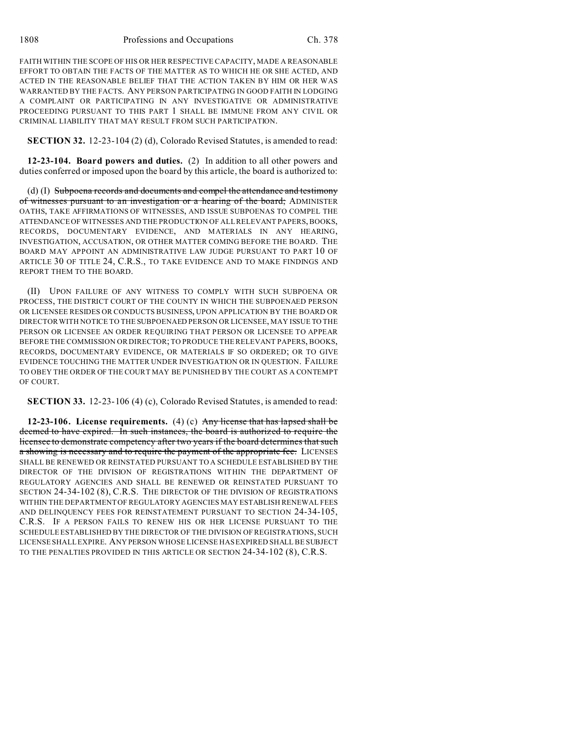FAITH WITHIN THE SCOPE OF HIS OR HER RESPECTIVE CAPACITY, MADE A REASONABLE EFFORT TO OBTAIN THE FACTS OF THE MATTER AS TO WHICH HE OR SHE ACTED, AND ACTED IN THE REASONABLE BELIEF THAT THE ACTION TAKEN BY HIM OR HER WAS WARRANTED BY THE FACTS. ANY PERSON PARTICIPATING IN GOOD FAITH IN LODGING A COMPLAINT OR PARTICIPATING IN ANY INVESTIGATIVE OR ADMINISTRATIVE PROCEEDING PURSUANT TO THIS PART 1 SHALL BE IMMUNE FROM ANY CIVIL OR CRIMINAL LIABILITY THAT MAY RESULT FROM SUCH PARTICIPATION.

**SECTION 32.** 12-23-104 (2) (d), Colorado Revised Statutes, is amended to read:

**12-23-104. Board powers and duties.** (2) In addition to all other powers and duties conferred or imposed upon the board by this article, the board is authorized to:

(d) (I) ~~Subpoena records and documents and compel the attendance and testimony of witnesses pursuant to an investigation or a hearing of the board;~~ ADMINISTER OATHS, TAKE AFFIRMATIONS OF WITNESSES, AND ISSUE SUBPOENAS TO COMPEL THE ATTENDANCE OF WITNESSES AND THE PRODUCTION OF ALL RELEVANT PAPERS, BOOKS, RECORDS, DOCUMENTARY EVIDENCE, AND MATERIALS IN ANY HEARING, INVESTIGATION, ACCUSATION, OR OTHER MATTER COMING BEFORE THE BOARD. THE BOARD MAY APPOINT AN ADMINISTRATIVE LAW JUDGE PURSUANT TO PART 10 OF ARTICLE 30 OF TITLE 24, C.R.S., TO TAKE EVIDENCE AND TO MAKE FINDINGS AND REPORT THEM TO THE BOARD.

(II) UPON FAILURE OF ANY WITNESS TO COMPLY WITH SUCH SUBPOENA OR PROCESS, THE DISTRICT COURT OF THE COUNTY IN WHICH THE SUBPOENAED PERSON OR LICENSEE RESIDES OR CONDUCTS BUSINESS, UPON APPLICATION BY THE BOARD OR DIRECTOR WITH NOTICE TO THE SUBPOENAED PERSON OR LICENSEE, MAY ISSUE TO THE PERSON OR LICENSEE AN ORDER REQUIRING THAT PERSON OR LICENSEE TO APPEAR BEFORE THE COMMISSION OR DIRECTOR; TO PRODUCE THE RELEVANT PAPERS, BOOKS, RECORDS, DOCUMENTARY EVIDENCE, OR MATERIALS IF SO ORDERED; OR TO GIVE EVIDENCE TOUCHING THE MATTER UNDER INVESTIGATION OR IN QUESTION. FAILURE TO OBEY THE ORDER OF THE COURT MAY BE PUNISHED BY THE COURT AS A CONTEMPT OF COURT.

**SECTION 33.** 12-23-106 (4) (c), Colorado Revised Statutes, is amended to read:

**12-23-106. License requirements.** (4) (c) ~~Any license that has lapsed shall be deemed to have expired. In such instances, the board is authorized to require the licensee to demonstrate competency after two years if the board determines that such a showing is necessary and to require the payment of the appropriate fee.~~ LICENSES SHALL BE RENEWED OR REINSTATED PURSUANT TO A SCHEDULE ESTABLISHED BY THE DIRECTOR OF THE DIVISION OF REGISTRATIONS WITHIN THE DEPARTMENT OF REGULATORY AGENCIES AND SHALL BE RENEWED OR REINSTATED PURSUANT TO SECTION 24-34-102 (8), C.R.S. THE DIRECTOR OF THE DIVISION OF REGISTRATIONS WITHIN THE DEPARTMENT OF REGULATORY AGENCIES MAY ESTABLISH RENEWAL FEES AND DELINQUENCY FEES FOR REINSTATEMENT PURSUANT TO SECTION 24-34-105, C.R.S. IF A PERSON FAILS TO RENEW HIS OR HER LICENSE PURSUANT TO THE SCHEDULE ESTABLISHED BY THE DIRECTOR OF THE DIVISION OF REGISTRATIONS, SUCH LICENSE SHALL EXPIRE. ANY PERSON WHOSE LICENSE HAS EXPIRED SHALL BE SUBJECT TO THE PENALTIES PROVIDED IN THIS ARTICLE OR SECTION 24-34-102 (8), C.R.S.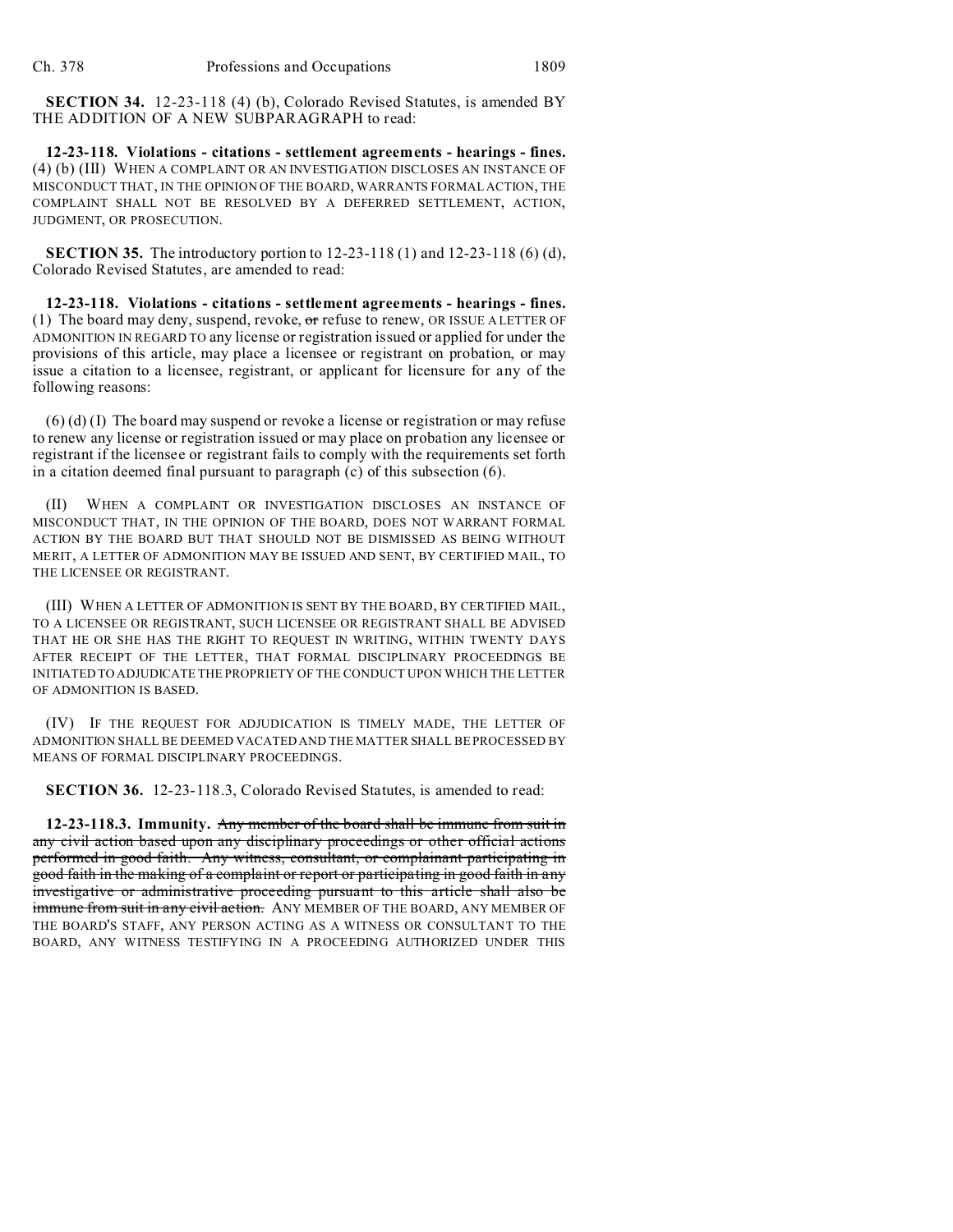**SECTION 34.** 12-23-118 (4) (b), Colorado Revised Statutes, is amended BY THE ADDITION OF A NEW SUBPARAGRAPH to read:

**12-23-118. Violations - citations - settlement agreements - hearings - fines.** (4) (b) (III) WHEN A COMPLAINT OR AN INVESTIGATION DISCLOSES AN INSTANCE OF MISCONDUCT THAT, IN THE OPINION OF THE BOARD, WARRANTS FORMAL ACTION, THE COMPLAINT SHALL NOT BE RESOLVED BY A DEFERRED SETTLEMENT, ACTION, JUDGMENT, OR PROSECUTION.

**SECTION 35.** The introductory portion to 12-23-118 (1) and 12-23-118 (6) (d), Colorado Revised Statutes, are amended to read:

**12-23-118. Violations - citations - settlement agreements - hearings - fines.** (1) The board may deny, suspend, revoke, ~~or~~ refuse to renew, OR ISSUE A LETTER OF ADMONITION IN REGARD TO any license or registration issued or applied for under the provisions of this article, may place a licensee or registrant on probation, or may issue a citation to a licensee, registrant, or applicant for licensure for any of the following reasons:

(6) (d) (I) The board may suspend or revoke a license or registration or may refuse to renew any license or registration issued or may place on probation any licensee or registrant if the licensee or registrant fails to comply with the requirements set forth in a citation deemed final pursuant to paragraph (c) of this subsection (6).

(II) WHEN A COMPLAINT OR INVESTIGATION DISCLOSES AN INSTANCE OF MISCONDUCT THAT, IN THE OPINION OF THE BOARD, DOES NOT WARRANT FORMAL ACTION BY THE BOARD BUT THAT SHOULD NOT BE DISMISSED AS BEING WITHOUT MERIT, A LETTER OF ADMONITION MAY BE ISSUED AND SENT, BY CERTIFIED MAIL, TO THE LICENSEE OR REGISTRANT.

(III) WHEN A LETTER OF ADMONITION IS SENT BY THE BOARD, BY CERTIFIED MAIL, TO A LICENSEE OR REGISTRANT, SUCH LICENSEE OR REGISTRANT SHALL BE ADVISED THAT HE OR SHE HAS THE RIGHT TO REQUEST IN WRITING, WITHIN TWENTY DAYS AFTER RECEIPT OF THE LETTER, THAT FORMAL DISCIPLINARY PROCEEDINGS BE INITIATED TO ADJUDICATE THE PROPRIETY OF THE CONDUCT UPON WHICH THE LETTER OF ADMONITION IS BASED.

(IV) IF THE REQUEST FOR ADJUDICATION IS TIMELY MADE, THE LETTER OF ADMONITION SHALL BE DEEMED VACATED AND THE MATTER SHALL BE PROCESSED BY MEANS OF FORMAL DISCIPLINARY PROCEEDINGS.

**SECTION 36.** 12-23-118.3, Colorado Revised Statutes, is amended to read:

**12-23-118.3. Immunity.** ~~Any member of the board shall be immune from suit in any civil action based upon any disciplinary proceedings or other official actions performed in good faith. Any witness, consultant, or complainant participating in good faith in the making of a complaint or report or participating in good faith in any investigative or administrative proceeding pursuant to this article shall also be immune from suit in any civil action.~~ ANY MEMBER OF THE BOARD, ANY MEMBER OF THE BOARD'S STAFF, ANY PERSON ACTING AS A WITNESS OR CONSULTANT TO THE BOARD, ANY WITNESS TESTIFYING IN A PROCEEDING AUTHORIZED UNDER THIS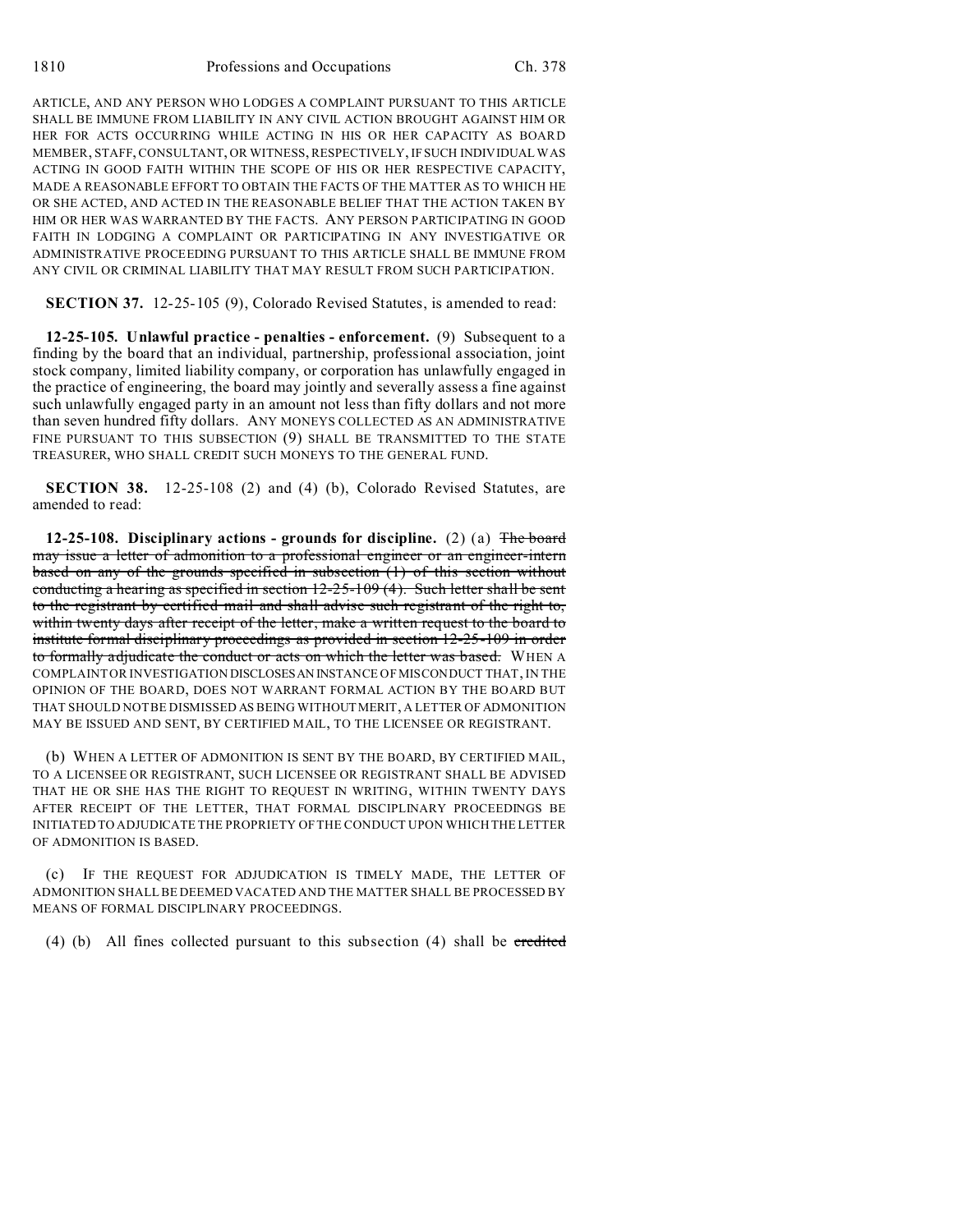ARTICLE, AND ANY PERSON WHO LODGES A COMPLAINT PURSUANT TO THIS ARTICLE SHALL BE IMMUNE FROM LIABILITY IN ANY CIVIL ACTION BROUGHT AGAINST HIM OR HER FOR ACTS OCCURRING WHILE ACTING IN HIS OR HER CAPACITY AS BOARD MEMBER, STAFF, CONSULTANT, OR WITNESS, RESPECTIVELY, IF SUCH INDIVIDUAL WAS ACTING IN GOOD FAITH WITHIN THE SCOPE OF HIS OR HER RESPECTIVE CAPACITY, MADE A REASONABLE EFFORT TO OBTAIN THE FACTS OF THE MATTER AS TO WHICH HE OR SHE ACTED, AND ACTED IN THE REASONABLE BELIEF THAT THE ACTION TAKEN BY HIM OR HER WAS WARRANTED BY THE FACTS. ANY PERSON PARTICIPATING IN GOOD FAITH IN LODGING A COMPLAINT OR PARTICIPATING IN ANY INVESTIGATIVE OR ADMINISTRATIVE PROCEEDING PURSUANT TO THIS ARTICLE SHALL BE IMMUNE FROM ANY CIVIL OR CRIMINAL LIABILITY THAT MAY RESULT FROM SUCH PARTICIPATION.

**SECTION 37.** 12-25-105 (9), Colorado Revised Statutes, is amended to read:

**12-25-105. Unlawful practice - penalties - enforcement.** (9) Subsequent to a finding by the board that an individual, partnership, professional association, joint stock company, limited liability company, or corporation has unlawfully engaged in the practice of engineering, the board may jointly and severally assess a fine against such unlawfully engaged party in an amount not less than fifty dollars and not more than seven hundred fifty dollars. ANY MONEYS COLLECTED AS AN ADMINISTRATIVE FINE PURSUANT TO THIS SUBSECTION (9) SHALL BE TRANSMITTED TO THE STATE TREASURER, WHO SHALL CREDIT SUCH MONEYS TO THE GENERAL FUND.

**SECTION 38.** 12-25-108 (2) and (4) (b), Colorado Revised Statutes, are amended to read:

**12-25-108. Disciplinary actions - grounds for discipline.** (2) (a) ~~The board may issue a letter of admonition to a professional engineer or an engineer-intern based on any of the grounds specified in subsection (1) of this section without conducting a hearing as specified in section 12-25-109 (4). Such letter shall be sent to the registrant by certified mail and shall advise such registrant of the right to, within twenty days after receipt of the letter, make a written request to the board to institute formal disciplinary proceedings as provided in section 12-25-109 in order to formally adjudicate the conduct or acts on which the letter was based.~~ WHEN A COMPLAINT OR INVESTIGATION DISCLOSES AN INSTANCE OF MISCONDUCT THAT, IN THE OPINION OF THE BOARD, DOES NOT WARRANT FORMAL ACTION BY THE BOARD BUT THAT SHOULD NOT BE DISMISSED AS BEING WITHOUT MERIT, A LETTER OF ADMONITION MAY BE ISSUED AND SENT, BY CERTIFIED MAIL, TO THE LICENSEE OR REGISTRANT.

(b) WHEN A LETTER OF ADMONITION IS SENT BY THE BOARD, BY CERTIFIED MAIL, TO A LICENSEE OR REGISTRANT, SUCH LICENSEE OR REGISTRANT SHALL BE ADVISED THAT HE OR SHE HAS THE RIGHT TO REQUEST IN WRITING, WITHIN TWENTY DAYS AFTER RECEIPT OF THE LETTER, THAT FORMAL DISCIPLINARY PROCEEDINGS BE INITIATED TO ADJUDICATE THE PROPRIETY OF THE CONDUCT UPON WHICH THE LETTER OF ADMONITION IS BASED.

(c) IF THE REQUEST FOR ADJUDICATION IS TIMELY MADE, THE LETTER OF ADMONITION SHALL BE DEEMED VACATED AND THE MATTER SHALL BE PROCESSED BY MEANS OF FORMAL DISCIPLINARY PROCEEDINGS.

(4) (b) All fines collected pursuant to this subsection (4) shall be ~~credited~~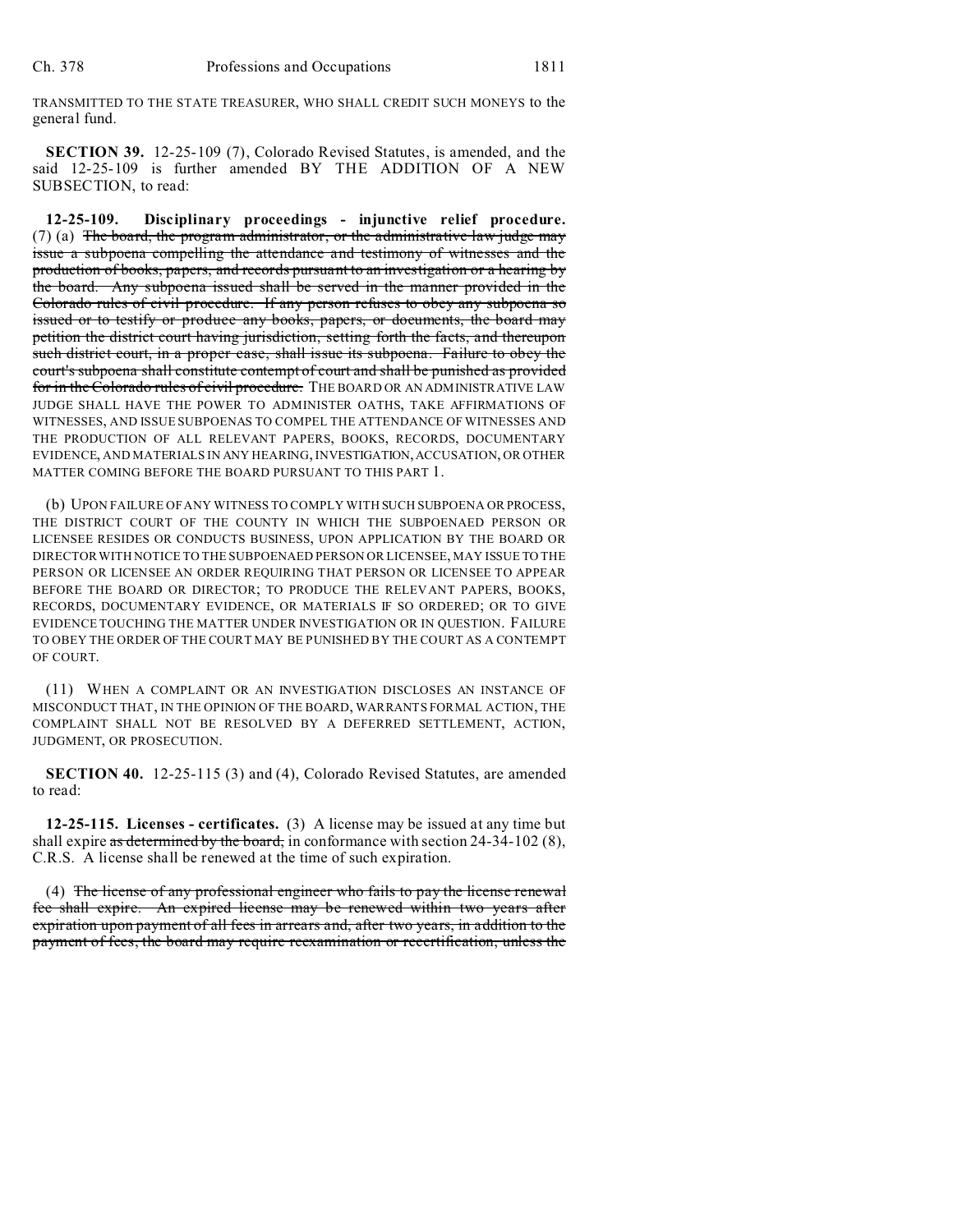TRANSMITTED TO THE STATE TREASURER, WHO SHALL CREDIT SUCH MONEYS to the general fund.

**SECTION 39.** 12-25-109 (7), Colorado Revised Statutes, is amended, and the said 12-25-109 is further amended BY THE ADDITION OF A NEW SUBSECTION, to read:

**12-25-109. Disciplinary proceedings - injunctive relief procedure.** (7) (a) ~~The board, the program administrator, or the administrative law judge may issue a subpoena compelling the attendance and testimony of witnesses and the production of books, papers, and records pursuant to an investigation or a hearing by the board. Any subpoena issued shall be served in the manner provided in the Colorado rules of civil procedure. If any person refuses to obey any subpoena so issued or to testify or produce any books, papers, or documents, the board may petition the district court having jurisdiction, setting forth the facts, and thereupon such district court, in a proper case, shall issue its subpoena. Failure to obey the court's subpoena shall constitute contempt of court and shall be punished as provided for in the Colorado rules of civil procedure.~~ THE BOARD OR AN ADMINISTRATIVE LAW JUDGE SHALL HAVE THE POWER TO ADMINISTER OATHS, TAKE AFFIRMATIONS OF WITNESSES, AND ISSUE SUBPOENAS TO COMPEL THE ATTENDANCE OF WITNESSES AND THE PRODUCTION OF ALL RELEVANT PAPERS, BOOKS, RECORDS, DOCUMENTARY EVIDENCE, AND MATERIALS IN ANY HEARING, INVESTIGATION, ACCUSATION, OR OTHER MATTER COMING BEFORE THE BOARD PURSUANT TO THIS PART 1.

(b) UPON FAILURE OF ANY WITNESS TO COMPLY WITH SUCH SUBPOENA OR PROCESS, THE DISTRICT COURT OF THE COUNTY IN WHICH THE SUBPOENAED PERSON OR LICENSEE RESIDES OR CONDUCTS BUSINESS, UPON APPLICATION BY THE BOARD OR DIRECTOR WITH NOTICE TO THE SUBPOENAED PERSON OR LICENSEE, MAY ISSUE TO THE PERSON OR LICENSEE AN ORDER REQUIRING THAT PERSON OR LICENSEE TO APPEAR BEFORE THE BOARD OR DIRECTOR; TO PRODUCE THE RELEVANT PAPERS, BOOKS, RECORDS, DOCUMENTARY EVIDENCE, OR MATERIALS IF SO ORDERED; OR TO GIVE EVIDENCE TOUCHING THE MATTER UNDER INVESTIGATION OR IN QUESTION. FAILURE TO OBEY THE ORDER OF THE COURT MAY BE PUNISHED BY THE COURT AS A CONTEMPT OF COURT.

(11) WHEN A COMPLAINT OR AN INVESTIGATION DISCLOSES AN INSTANCE OF MISCONDUCT THAT, IN THE OPINION OF THE BOARD, WARRANTS FORMAL ACTION, THE COMPLAINT SHALL NOT BE RESOLVED BY A DEFERRED SETTLEMENT, ACTION, JUDGMENT, OR PROSECUTION.

**SECTION 40.** 12-25-115 (3) and (4), Colorado Revised Statutes, are amended to read:

**12-25-115. Licenses - certificates.** (3) A license may be issued at any time but shall expire ~~as determined by the board,~~ in conformance with section 24-34-102 (8), C.R.S. A license shall be renewed at the time of such expiration.

(4) ~~The license of any professional engineer who fails to pay the license renewal fee shall expire. An expired license may be renewed within two years after expiration upon payment of all fees in arrears and, after two years, in addition to the payment of fees, the board may require reexamination or recertification, unless the~~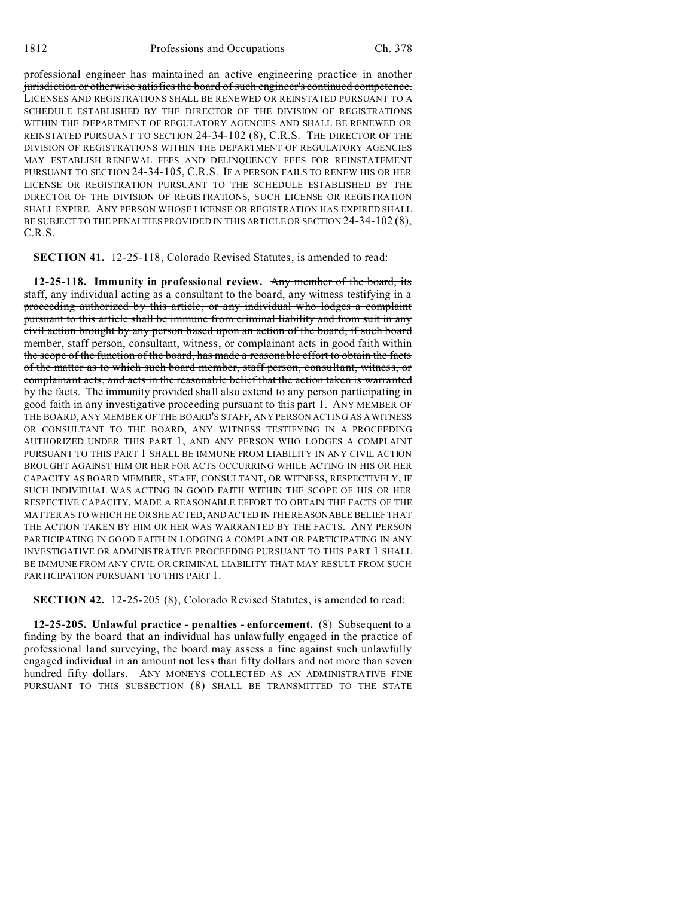~~professional engineer has maintained an active engineering practice in another jurisdiction or otherwise satisfies the board of such engineer's continued competence.~~ LICENSES AND REGISTRATIONS SHALL BE RENEWED OR REINSTATED PURSUANT TO A SCHEDULE ESTABLISHED BY THE DIRECTOR OF THE DIVISION OF REGISTRATIONS WITHIN THE DEPARTMENT OF REGULATORY AGENCIES AND SHALL BE RENEWED OR REINSTATED PURSUANT TO SECTION 24-34-102 (8), C.R.S. THE DIRECTOR OF THE DIVISION OF REGISTRATIONS WITHIN THE DEPARTMENT OF REGULATORY AGENCIES MAY ESTABLISH RENEWAL FEES AND DELINQUENCY FEES FOR REINSTATEMENT PURSUANT TO SECTION 24-34-105, C.R.S. IF A PERSON FAILS TO RENEW HIS OR HER LICENSE OR REGISTRATION PURSUANT TO THE SCHEDULE ESTABLISHED BY THE DIRECTOR OF THE DIVISION OF REGISTRATIONS, SUCH LICENSE OR REGISTRATION SHALL EXPIRE. ANY PERSON WHOSE LICENSE OR REGISTRATION HAS EXPIRED SHALL BE SUBJECT TO THE PENALTIES PROVIDED IN THIS ARTICLE OR SECTION 24-34-102 (8), C.R.S.

**SECTION 41.** 12-25-118, Colorado Revised Statutes, is amended to read:

**12-25-118. Immunity in professional review.** ~~Any member of the board, its staff, any individual acting as a consultant to the board, any witness testifying in a proceeding authorized by this article, or any individual who lodges a complaint pursuant to this article shall be immune from criminal liability and from suit in any civil action brought by any person based upon an action of the board, if such board member, staff person, consultant, witness, or complainant acts in good faith within the scope of the function of the board, has made a reasonable effort to obtain the facts of the matter as to which such board member, staff person, consultant, witness, or complainant acts, and acts in the reasonable belief that the action taken is warranted by the facts. The immunity provided shall also extend to any person participating in good faith in any investigative proceeding pursuant to this part 1.~~ ANY MEMBER OF THE BOARD, ANY MEMBER OF THE BOARD'S STAFF, ANY PERSON ACTING AS A WITNESS OR CONSULTANT TO THE BOARD, ANY WITNESS TESTIFYING IN A PROCEEDING AUTHORIZED UNDER THIS PART 1, AND ANY PERSON WHO LODGES A COMPLAINT PURSUANT TO THIS PART 1 SHALL BE IMMUNE FROM LIABILITY IN ANY CIVIL ACTION BROUGHT AGAINST HIM OR HER FOR ACTS OCCURRING WHILE ACTING IN HIS OR HER CAPACITY AS BOARD MEMBER, STAFF, CONSULTANT, OR WITNESS, RESPECTIVELY, IF SUCH INDIVIDUAL WAS ACTING IN GOOD FAITH WITHIN THE SCOPE OF HIS OR HER RESPECTIVE CAPACITY, MADE A REASONABLE EFFORT TO OBTAIN THE FACTS OF THE MATTER AS TO WHICH HE OR SHE ACTED, AND ACTED IN THE REASONABLE BELIEF THAT THE ACTION TAKEN BY HIM OR HER WAS WARRANTED BY THE FACTS. ANY PERSON PARTICIPATING IN GOOD FAITH IN LODGING A COMPLAINT OR PARTICIPATING IN ANY INVESTIGATIVE OR ADMINISTRATIVE PROCEEDING PURSUANT TO THIS PART 1 SHALL BE IMMUNE FROM ANY CIVIL OR CRIMINAL LIABILITY THAT MAY RESULT FROM SUCH PARTICIPATION PURSUANT TO THIS PART 1.

**SECTION 42.** 12-25-205 (8), Colorado Revised Statutes, is amended to read:

**12-25-205. Unlawful practice - penalties - enforcement.** (8) Subsequent to a finding by the board that an individual has unlawfully engaged in the practice of professional land surveying, the board may assess a fine against such unlawfully engaged individual in an amount not less than fifty dollars and not more than seven hundred fifty dollars. ANY MONEYS COLLECTED AS AN ADMINISTRATIVE FINE PURSUANT TO THIS SUBSECTION (8) SHALL BE TRANSMITTED TO THE STATE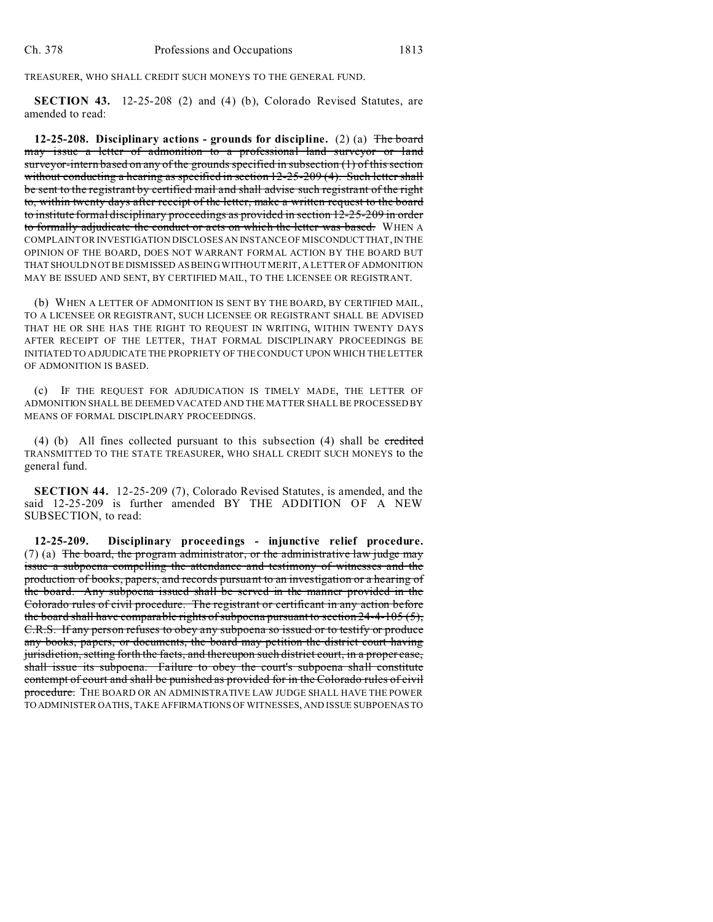TREASURER, WHO SHALL CREDIT SUCH MONEYS TO THE GENERAL FUND.

**SECTION 43.** 12-25-208 (2) and (4) (b), Colorado Revised Statutes, are amended to read:

**12-25-208. Disciplinary actions - grounds for discipline.** (2) (a) ~~The board may issue a letter of admonition to a professional land surveyor or land surveyor-intern based on any of the grounds specified in subsection (1) of this section without conducting a hearing as specified in section 12-25-209 (4). Such letter shall be sent to the registrant by certified mail and shall advise such registrant of the right to, within twenty days after receipt of the letter, make a written request to the board to institute formal disciplinary proceedings as provided in section 12-25-209 in order to formally adjudicate the conduct or acts on which the letter was based.~~ WHEN A COMPLAINT OR INVESTIGATION DISCLOSES AN INSTANCE OF MISCONDUCT THAT, IN THE OPINION OF THE BOARD, DOES NOT WARRANT FORMAL ACTION BY THE BOARD BUT THAT SHOULD NOT BE DISMISSED AS BEING WITHOUT MERIT, A LETTER OF ADMONITION MAY BE ISSUED AND SENT, BY CERTIFIED MAIL, TO THE LICENSEE OR REGISTRANT.

(b) WHEN A LETTER OF ADMONITION IS SENT BY THE BOARD, BY CERTIFIED MAIL, TO A LICENSEE OR REGISTRANT, SUCH LICENSEE OR REGISTRANT SHALL BE ADVISED THAT HE OR SHE HAS THE RIGHT TO REQUEST IN WRITING, WITHIN TWENTY DAYS AFTER RECEIPT OF THE LETTER, THAT FORMAL DISCIPLINARY PROCEEDINGS BE INITIATED TO ADJUDICATE THE PROPRIETY OF THE CONDUCT UPON WHICH THE LETTER OF ADMONITION IS BASED.

(c) IF THE REQUEST FOR ADJUDICATION IS TIMELY MADE, THE LETTER OF ADMONITION SHALL BE DEEMED VACATED AND THE MATTER SHALL BE PROCESSED BY MEANS OF FORMAL DISCIPLINARY PROCEEDINGS.

(4) (b) All fines collected pursuant to this subsection (4) shall be ~~credited~~ TRANSMITTED TO THE STATE TREASURER, WHO SHALL CREDIT SUCH MONEYS to the general fund.

**SECTION 44.** 12-25-209 (7), Colorado Revised Statutes, is amended, and the said 12-25-209 is further amended BY THE ADDITION OF A NEW SUBSECTION, to read:

**12-25-209. Disciplinary proceedings - injunctive relief procedure.** (7) (a) ~~The board, the program administrator, or the administrative law judge may issue a subpoena compelling the attendance and testimony of witnesses and the production of books, papers, and records pursuant to an investigation or a hearing of the board. Any subpoena issued shall be served in the manner provided in the Colorado rules of civil procedure. The registrant or certificant in any action before the board shall have comparable rights of subpoena pursuant to section 24-4-105 (5), C.R.S. If any person refuses to obey any subpoena so issued or to testify or produce any books, papers, or documents, the board may petition the district court having jurisdiction, setting forth the facts, and thereupon such district court, in a proper case, shall issue its subpoena. Failure to obey the court's subpoena shall constitute contempt of court and shall be punished as provided for in the Colorado rules of civil procedure.~~ THE BOARD OR AN ADMINISTRATIVE LAW JUDGE SHALL HAVE THE POWER TO ADMINISTER OATHS, TAKE AFFIRMATIONS OF WITNESSES, AND ISSUE SUBPOENAS TO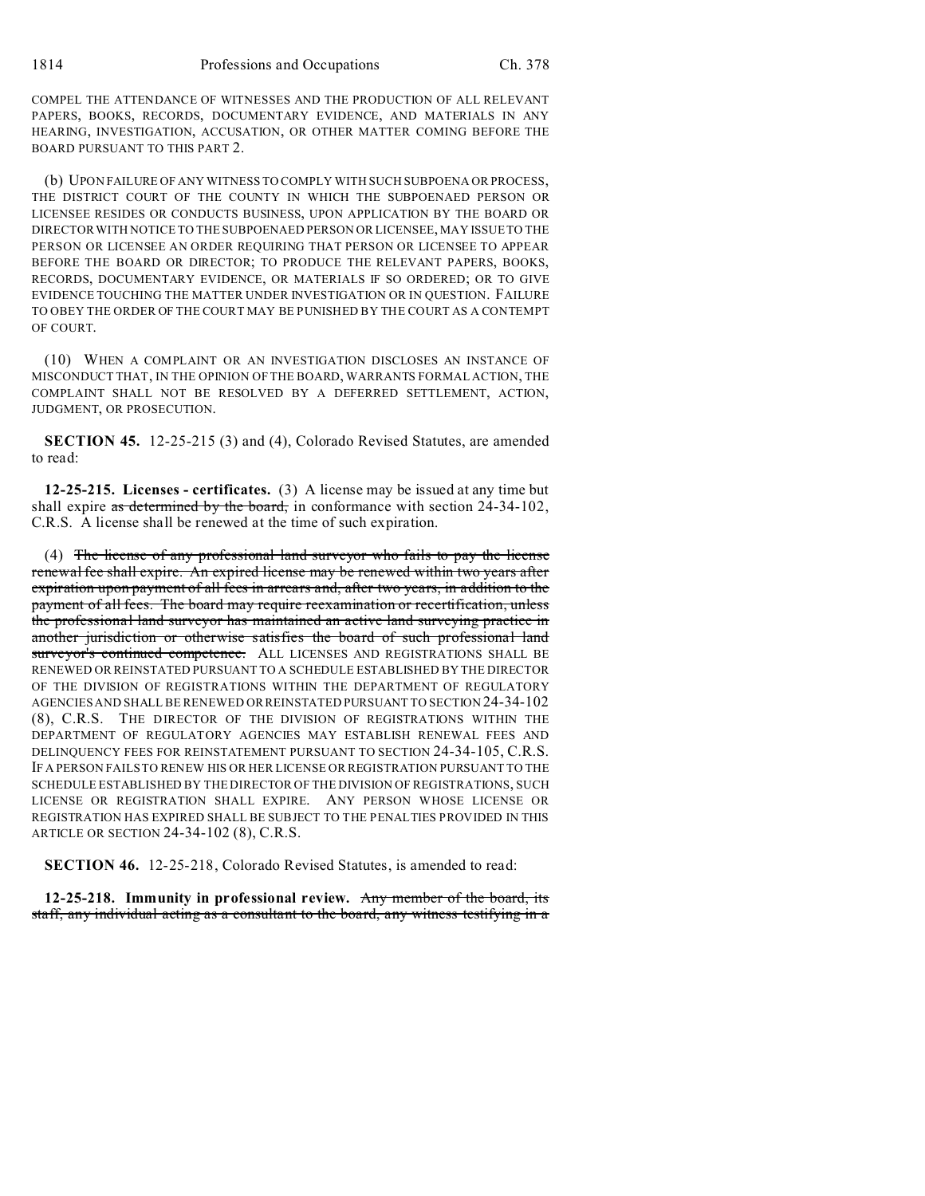COMPEL THE ATTENDANCE OF WITNESSES AND THE PRODUCTION OF ALL RELEVANT PAPERS, BOOKS, RECORDS, DOCUMENTARY EVIDENCE, AND MATERIALS IN ANY HEARING, INVESTIGATION, ACCUSATION, OR OTHER MATTER COMING BEFORE THE BOARD PURSUANT TO THIS PART 2.

(b) UPON FAILURE OF ANY WITNESS TO COMPLY WITH SUCH SUBPOENA OR PROCESS, THE DISTRICT COURT OF THE COUNTY IN WHICH THE SUBPOENAED PERSON OR LICENSEE RESIDES OR CONDUCTS BUSINESS, UPON APPLICATION BY THE BOARD OR DIRECTOR WITH NOTICE TO THE SUBPOENAED PERSON OR LICENSEE, MAY ISSUE TO THE PERSON OR LICENSEE AN ORDER REQUIRING THAT PERSON OR LICENSEE TO APPEAR BEFORE THE BOARD OR DIRECTOR; TO PRODUCE THE RELEVANT PAPERS, BOOKS, RECORDS, DOCUMENTARY EVIDENCE, OR MATERIALS IF SO ORDERED; OR TO GIVE EVIDENCE TOUCHING THE MATTER UNDER INVESTIGATION OR IN QUESTION. FAILURE TO OBEY THE ORDER OF THE COURT MAY BE PUNISHED BY THE COURT AS A CONTEMPT OF COURT.

(10) WHEN A COMPLAINT OR AN INVESTIGATION DISCLOSES AN INSTANCE OF MISCONDUCT THAT, IN THE OPINION OF THE BOARD, WARRANTS FORMAL ACTION, THE COMPLAINT SHALL NOT BE RESOLVED BY A DEFERRED SETTLEMENT, ACTION, JUDGMENT, OR PROSECUTION.

**SECTION 45.** 12-25-215 (3) and (4), Colorado Revised Statutes, are amended to read:

**12-25-215. Licenses - certificates.** (3) A license may be issued at any time but shall expire ~~as determined by the board,~~ in conformance with section 24-34-102, C.R.S. A license shall be renewed at the time of such expiration.

(4) ~~The license of any professional land surveyor who fails to pay the license renewal fee shall expire. An expired license may be renewed within two years after expiration upon payment of all fees in arrears and, after two years, in addition to the payment of all fees. The board may require reexamination or recertification, unless the professional land surveyor has maintained an active land surveying practice in another jurisdiction or otherwise satisfies the board of such professional land surveyor's continued competence.~~ ALL LICENSES AND REGISTRATIONS SHALL BE RENEWED OR REINSTATED PURSUANT TO A SCHEDULE ESTABLISHED BY THE DIRECTOR OF THE DIVISION OF REGISTRATIONS WITHIN THE DEPARTMENT OF REGULATORY AGENCIES AND SHALL BE RENEWED OR REINSTATED PURSUANT TO SECTION 24-34-102 (8), C.R.S. THE DIRECTOR OF THE DIVISION OF REGISTRATIONS WITHIN THE DEPARTMENT OF REGULATORY AGENCIES MAY ESTABLISH RENEWAL FEES AND DELINQUENCY FEES FOR REINSTATEMENT PURSUANT TO SECTION 24-34-105, C.R.S. IF A PERSON FAILS TO RENEW HIS OR HER LICENSE OR REGISTRATION PURSUANT TO THE SCHEDULE ESTABLISHED BY THE DIRECTOR OF THE DIVISION OF REGISTRATIONS, SUCH LICENSE OR REGISTRATION SHALL EXPIRE. ANY PERSON WHOSE LICENSE OR REGISTRATION HAS EXPIRED SHALL BE SUBJECT TO THE PENALTIES PROVIDED IN THIS ARTICLE OR SECTION 24-34-102 (8), C.R.S.

**SECTION 46.** 12-25-218, Colorado Revised Statutes, is amended to read:

**12-25-218. Immunity in professional review.** ~~Any member of the board, its staff, any individual acting as a consultant to the board, any witness testifying in a~~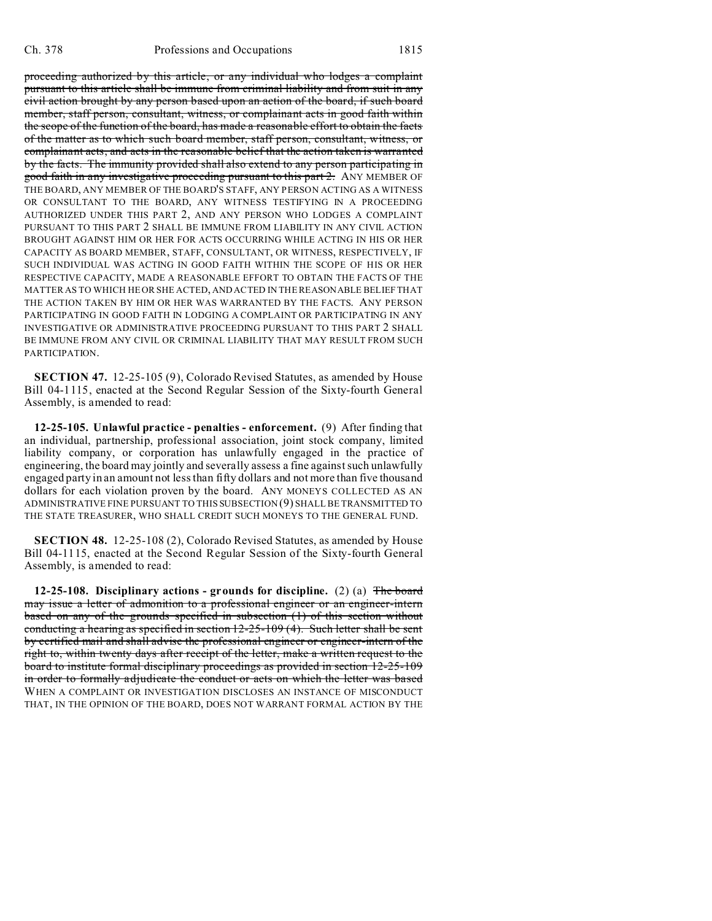~~proceeding authorized by this article, or any individual who lodges a complaint pursuant to this article shall be immune from criminal liability and from suit in any civil action brought by any person based upon an action of the board, if such board member, staff person, consultant, witness, or complainant acts in good faith within the scope of the function of the board, has made a reasonable effort to obtain the facts of the matter as to which such board member, staff person, consultant, witness, or complainant acts, and acts in the reasonable belief that the action taken is warranted by the facts. The immunity provided shall also extend to any person participating in good faith in any investigative proceeding pursuant to this part 2.~~ ANY MEMBER OF THE BOARD, ANY MEMBER OF THE BOARD'S STAFF, ANY PERSON ACTING AS A WITNESS OR CONSULTANT TO THE BOARD, ANY WITNESS TESTIFYING IN A PROCEEDING AUTHORIZED UNDER THIS PART 2, AND ANY PERSON WHO LODGES A COMPLAINT PURSUANT TO THIS PART 2 SHALL BE IMMUNE FROM LIABILITY IN ANY CIVIL ACTION BROUGHT AGAINST HIM OR HER FOR ACTS OCCURRING WHILE ACTING IN HIS OR HER CAPACITY AS BOARD MEMBER, STAFF, CONSULTANT, OR WITNESS, RESPECTIVELY, IF SUCH INDIVIDUAL WAS ACTING IN GOOD FAITH WITHIN THE SCOPE OF HIS OR HER RESPECTIVE CAPACITY, MADE A REASONABLE EFFORT TO OBTAIN THE FACTS OF THE MATTER AS TO WHICH HE OR SHE ACTED, AND ACTED IN THE REASONABLE BELIEF THAT THE ACTION TAKEN BY HIM OR HER WAS WARRANTED BY THE FACTS. ANY PERSON PARTICIPATING IN GOOD FAITH IN LODGING A COMPLAINT OR PARTICIPATING IN ANY INVESTIGATIVE OR ADMINISTRATIVE PROCEEDING PURSUANT TO THIS PART 2 SHALL BE IMMUNE FROM ANY CIVIL OR CRIMINAL LIABILITY THAT MAY RESULT FROM SUCH PARTICIPATION.

**SECTION 47.** 12-25-105 (9), Colorado Revised Statutes, as amended by House Bill 04-1115, enacted at the Second Regular Session of the Sixty-fourth General Assembly, is amended to read:

**12-25-105. Unlawful practice - penalties - enforcement.** (9) After finding that an individual, partnership, professional association, joint stock company, limited liability company, or corporation has unlawfully engaged in the practice of engineering, the board may jointly and severally assess a fine against such unlawfully engaged party in an amount not less than fifty dollars and not more than five thousand dollars for each violation proven by the board. ANY MONEYS COLLECTED AS AN ADMINISTRATIVE FINE PURSUANT TO THIS SUBSECTION (9) SHALL BE TRANSMITTED TO THE STATE TREASURER, WHO SHALL CREDIT SUCH MONEYS TO THE GENERAL FUND.

**SECTION 48.** 12-25-108 (2), Colorado Revised Statutes, as amended by House Bill 04-1115, enacted at the Second Regular Session of the Sixty-fourth General Assembly, is amended to read:

**12-25-108. Disciplinary actions - grounds for discipline.** (2) (a) ~~The board may issue a letter of admonition to a professional engineer or an engineer-intern based on any of the grounds specified in subsection (1) of this section without conducting a hearing as specified in section 12-25-109 (4). Such letter shall be sent by certified mail and shall advise the professional engineer or engineer-intern of the right to, within twenty days after receipt of the letter, make a written request to the board to institute formal disciplinary proceedings as provided in section 12-25-109 in order to formally adjudicate the conduct or acts on which the letter was based~~ WHEN A COMPLAINT OR INVESTIGATION DISCLOSES AN INSTANCE OF MISCONDUCT THAT, IN THE OPINION OF THE BOARD, DOES NOT WARRANT FORMAL ACTION BY THE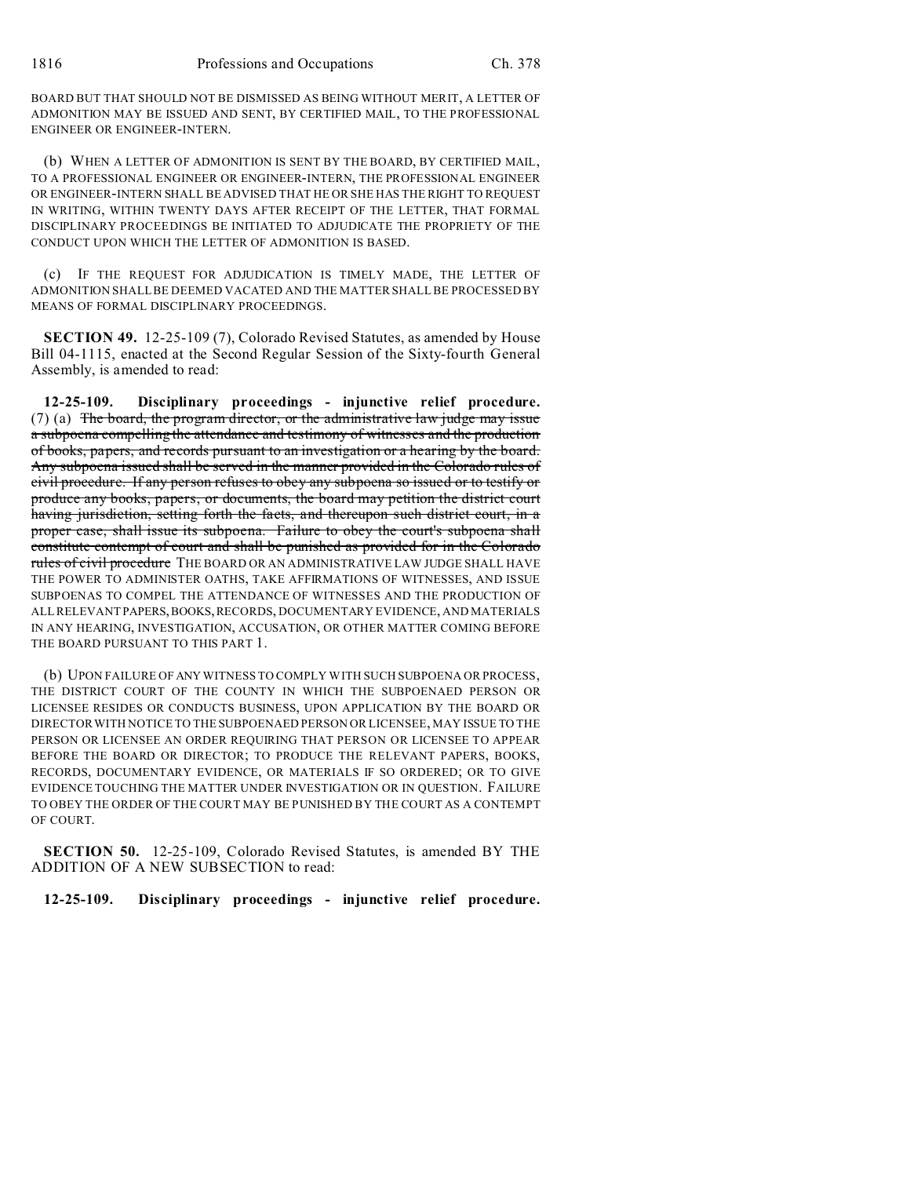BOARD BUT THAT SHOULD NOT BE DISMISSED AS BEING WITHOUT MERIT, A LETTER OF ADMONITION MAY BE ISSUED AND SENT, BY CERTIFIED MAIL, TO THE PROFESSIONAL ENGINEER OR ENGINEER-INTERN.

(b) WHEN A LETTER OF ADMONITION IS SENT BY THE BOARD, BY CERTIFIED MAIL, TO A PROFESSIONAL ENGINEER OR ENGINEER-INTERN, THE PROFESSIONAL ENGINEER OR ENGINEER-INTERN SHALL BE ADVISED THAT HE OR SHE HAS THE RIGHT TO REQUEST IN WRITING, WITHIN TWENTY DAYS AFTER RECEIPT OF THE LETTER, THAT FORMAL DISCIPLINARY PROCEEDINGS BE INITIATED TO ADJUDICATE THE PROPRIETY OF THE CONDUCT UPON WHICH THE LETTER OF ADMONITION IS BASED.

(c) IF THE REQUEST FOR ADJUDICATION IS TIMELY MADE, THE LETTER OF ADMONITION SHALL BE DEEMED VACATED AND THE MATTER SHALL BE PROCESSED BY MEANS OF FORMAL DISCIPLINARY PROCEEDINGS.

**SECTION 49.** 12-25-109 (7), Colorado Revised Statutes, as amended by House Bill 04-1115, enacted at the Second Regular Session of the Sixty-fourth General Assembly, is amended to read:

**12-25-109. Disciplinary proceedings - injunctive relief procedure.** (7) (a) ~~The board, the program director, or the administrative law judge may issue a subpoena compelling the attendance and testimony of witnesses and the production of books, papers, and records pursuant to an investigation or a hearing by the board. Any subpoena issued shall be served in the manner provided in the Colorado rules of civil procedure. If any person refuses to obey any subpoena so issued or to testify or produce any books, papers, or documents, the board may petition the district court having jurisdiction, setting forth the facts, and thereupon such district court, in a proper case, shall issue its subpoena. Failure to obey the court's subpoena shall constitute contempt of court and shall be punished as provided for in the Colorado rules of civil procedure~~ THE BOARD OR AN ADMINISTRATIVE LAW JUDGE SHALL HAVE THE POWER TO ADMINISTER OATHS, TAKE AFFIRMATIONS OF WITNESSES, AND ISSUE SUBPOENAS TO COMPEL THE ATTENDANCE OF WITNESSES AND THE PRODUCTION OF ALL RELEVANT PAPERS, BOOKS, RECORDS, DOCUMENTARY EVIDENCE, AND MATERIALS IN ANY HEARING, INVESTIGATION, ACCUSATION, OR OTHER MATTER COMING BEFORE THE BOARD PURSUANT TO THIS PART 1.

(b) UPON FAILURE OF ANY WITNESS TO COMPLY WITH SUCH SUBPOENA OR PROCESS, THE DISTRICT COURT OF THE COUNTY IN WHICH THE SUBPOENAED PERSON OR LICENSEE RESIDES OR CONDUCTS BUSINESS, UPON APPLICATION BY THE BOARD OR DIRECTOR WITH NOTICE TO THE SUBPOENAED PERSON OR LICENSEE, MAY ISSUE TO THE PERSON OR LICENSEE AN ORDER REQUIRING THAT PERSON OR LICENSEE TO APPEAR BEFORE THE BOARD OR DIRECTOR; TO PRODUCE THE RELEVANT PAPERS, BOOKS, RECORDS, DOCUMENTARY EVIDENCE, OR MATERIALS IF SO ORDERED; OR TO GIVE EVIDENCE TOUCHING THE MATTER UNDER INVESTIGATION OR IN QUESTION. FAILURE TO OBEY THE ORDER OF THE COURT MAY BE PUNISHED BY THE COURT AS A CONTEMPT OF COURT.

**SECTION 50.** 12-25-109, Colorado Revised Statutes, is amended BY THE ADDITION OF A NEW SUBSECTION to read:

**12-25-109. Disciplinary proceedings - injunctive relief procedure.**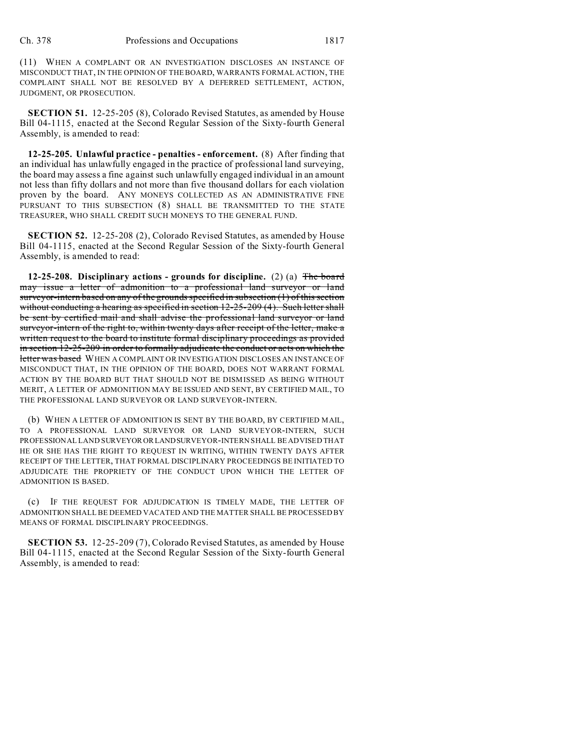(11) WHEN A COMPLAINT OR AN INVESTIGATION DISCLOSES AN INSTANCE OF MISCONDUCT THAT, IN THE OPINION OF THE BOARD, WARRANTS FORMAL ACTION, THE COMPLAINT SHALL NOT BE RESOLVED BY A DEFERRED SETTLEMENT, ACTION, JUDGMENT, OR PROSECUTION.

**SECTION 51.** 12-25-205 (8), Colorado Revised Statutes, as amended by House Bill 04-1115, enacted at the Second Regular Session of the Sixty-fourth General Assembly, is amended to read:

**12-25-205. Unlawful practice - penalties - enforcement.** (8) After finding that an individual has unlawfully engaged in the practice of professional land surveying, the board may assess a fine against such unlawfully engaged individual in an amount not less than fifty dollars and not more than five thousand dollars for each violation proven by the board. ANY MONEYS COLLECTED AS AN ADMINISTRATIVE FINE PURSUANT TO THIS SUBSECTION (8) SHALL BE TRANSMITTED TO THE STATE TREASURER, WHO SHALL CREDIT SUCH MONEYS TO THE GENERAL FUND.

**SECTION 52.** 12-25-208 (2), Colorado Revised Statutes, as amended by House Bill 04-1115, enacted at the Second Regular Session of the Sixty-fourth General Assembly, is amended to read:

**12-25-208. Disciplinary actions - grounds for discipline.** (2) (a) ~~The board may issue a letter of admonition to a professional land surveyor or land surveyor-intern based on any of the grounds specified in subsection (1) of this section without conducting a hearing as specified in section 12-25-209 (4). Such letter shall be sent by certified mail and shall advise the professional land surveyor or land surveyor-intern of the right to, within twenty days after receipt of the letter, make a written request to the board to institute formal disciplinary proceedings as provided in section 12-25-209 in order to formally adjudicate the conduct or acts on which the letter was based~~ WHEN A COMPLAINT OR INVESTIGATION DISCLOSES AN INSTANCE OF MISCONDUCT THAT, IN THE OPINION OF THE BOARD, DOES NOT WARRANT FORMAL ACTION BY THE BOARD BUT THAT SHOULD NOT BE DISMISSED AS BEING WITHOUT MERIT, A LETTER OF ADMONITION MAY BE ISSUED AND SENT, BY CERTIFIED MAIL, TO THE PROFESSIONAL LAND SURVEYOR OR LAND SURVEYOR-INTERN.

(b) WHEN A LETTER OF ADMONITION IS SENT BY THE BOARD, BY CERTIFIED MAIL, TO A PROFESSIONAL LAND SURVEYOR OR LAND SURVEYOR-INTERN, SUCH PROFESSIONAL LAND SURVEYOR OR LAND SURVEYOR-INTERN SHALL BE ADVISED THAT HE OR SHE HAS THE RIGHT TO REQUEST IN WRITING, WITHIN TWENTY DAYS AFTER RECEIPT OF THE LETTER, THAT FORMAL DISCIPLINARY PROCEEDINGS BE INITIATED TO ADJUDICATE THE PROPRIETY OF THE CONDUCT UPON WHICH THE LETTER OF ADMONITION IS BASED.

(c) IF THE REQUEST FOR ADJUDICATION IS TIMELY MADE, THE LETTER OF ADMONITION SHALL BE DEEMED VACATED AND THE MATTER SHALL BE PROCESSED BY MEANS OF FORMAL DISCIPLINARY PROCEEDINGS.

**SECTION 53.** 12-25-209 (7), Colorado Revised Statutes, as amended by House Bill 04-1115, enacted at the Second Regular Session of the Sixty-fourth General Assembly, is amended to read: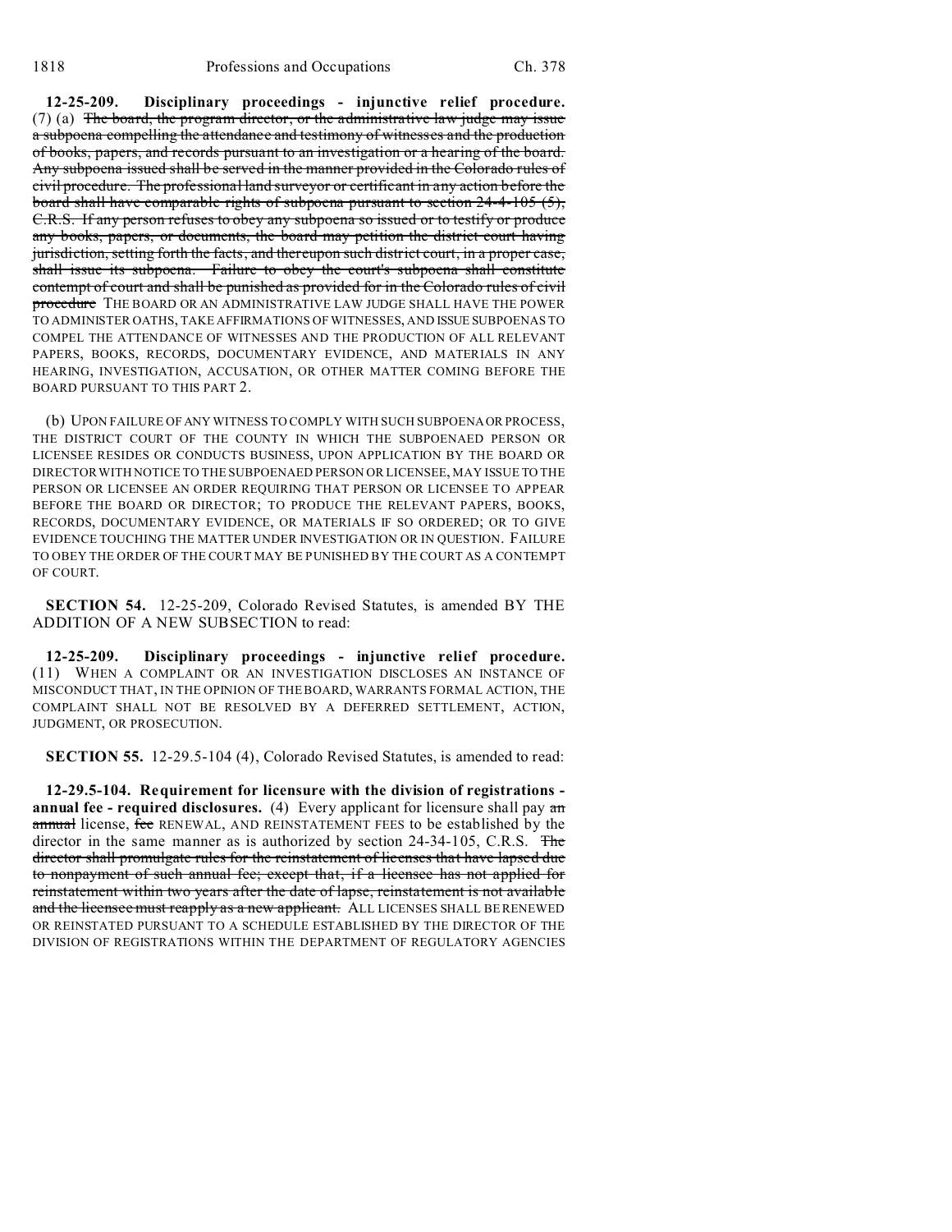**12-25-209. Disciplinary proceedings - injunctive relief procedure.** (7) (a) ~~The board, the program director, or the administrative law judge may issue a subpoena compelling the attendance and testimony of witnesses and the production of books, papers, and records pursuant to an investigation or a hearing of the board. Any subpoena issued shall be served in the manner provided in the Colorado rules of civil procedure. The professional land surveyor or certificant in any action before the board shall have comparable rights of subpoena pursuant to section 24-4-105 (5), C.R.S. If any person refuses to obey any subpoena so issued or to testify or produce any books, papers, or documents, the board may petition the district court having jurisdiction, setting forth the facts, and thereupon such district court, in a proper case, shall issue its subpoena. Failure to obey the court's subpoena shall constitute contempt of court and shall be punished as provided for in the Colorado rules of civil procedure~~ THE BOARD OR AN ADMINISTRATIVE LAW JUDGE SHALL HAVE THE POWER TO ADMINISTER OATHS, TAKE AFFIRMATIONS OF WITNESSES, AND ISSUE SUBPOENAS TO COMPEL THE ATTENDANCE OF WITNESSES AND THE PRODUCTION OF ALL RELEVANT PAPERS, BOOKS, RECORDS, DOCUMENTARY EVIDENCE, AND MATERIALS IN ANY HEARING, INVESTIGATION, ACCUSATION, OR OTHER MATTER COMING BEFORE THE BOARD PURSUANT TO THIS PART 2.

(b) UPON FAILURE OF ANY WITNESS TO COMPLY WITH SUCH SUBPOENA OR PROCESS, THE DISTRICT COURT OF THE COUNTY IN WHICH THE SUBPOENAED PERSON OR LICENSEE RESIDES OR CONDUCTS BUSINESS, UPON APPLICATION BY THE BOARD OR DIRECTOR WITH NOTICE TO THE SUBPOENAED PERSON OR LICENSEE, MAY ISSUE TO THE PERSON OR LICENSEE AN ORDER REQUIRING THAT PERSON OR LICENSEE TO APPEAR BEFORE THE BOARD OR DIRECTOR; TO PRODUCE THE RELEVANT PAPERS, BOOKS, RECORDS, DOCUMENTARY EVIDENCE, OR MATERIALS IF SO ORDERED; OR TO GIVE EVIDENCE TOUCHING THE MATTER UNDER INVESTIGATION OR IN QUESTION. FAILURE TO OBEY THE ORDER OF THE COURT MAY BE PUNISHED BY THE COURT AS A CONTEMPT OF COURT.

**SECTION 54.** 12-25-209, Colorado Revised Statutes, is amended BY THE ADDITION OF A NEW SUBSECTION to read:

**12-25-209. Disciplinary proceedings - injunctive relief procedure.** (11) WHEN A COMPLAINT OR AN INVESTIGATION DISCLOSES AN INSTANCE OF MISCONDUCT THAT, IN THE OPINION OF THE BOARD, WARRANTS FORMAL ACTION, THE COMPLAINT SHALL NOT BE RESOLVED BY A DEFERRED SETTLEMENT, ACTION, JUDGMENT, OR PROSECUTION.

**SECTION 55.** 12-29.5-104 (4), Colorado Revised Statutes, is amended to read:

**12-29.5-104. Requirement for licensure with the division of registrations - annual fee - required disclosures.** (4) Every applicant for licensure shall pay ~~an annual~~ license, ~~fee~~ RENEWAL, AND REINSTATEMENT FEES to be established by the director in the same manner as is authorized by section 24-34-105, C.R.S. ~~The director shall promulgate rules for the reinstatement of licenses that have lapsed due to nonpayment of such annual fee; except that, if a licensee has not applied for reinstatement within two years after the date of lapse, reinstatement is not available and the licensee must reapply as a new applicant.~~ ALL LICENSES SHALL BE RENEWED OR REINSTATED PURSUANT TO A SCHEDULE ESTABLISHED BY THE DIRECTOR OF THE DIVISION OF REGISTRATIONS WITHIN THE DEPARTMENT OF REGULATORY AGENCIES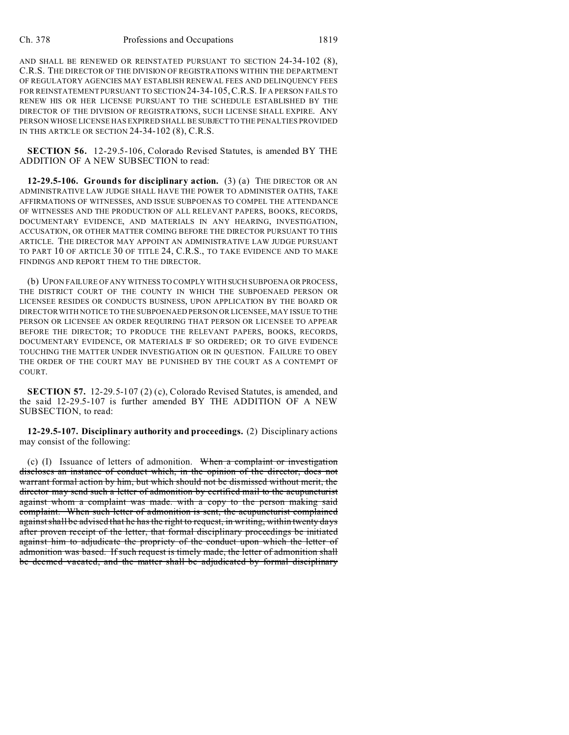AND SHALL BE RENEWED OR REINSTATED PURSUANT TO SECTION 24-34-102 (8), C.R.S. THE DIRECTOR OF THE DIVISION OF REGISTRATIONS WITHIN THE DEPARTMENT OF REGULATORY AGENCIES MAY ESTABLISH RENEWAL FEES AND DELINQUENCY FEES FOR REINSTATEMENT PURSUANT TO SECTION 24-34-105, C.R.S. IF A PERSON FAILS TO RENEW HIS OR HER LICENSE PURSUANT TO THE SCHEDULE ESTABLISHED BY THE DIRECTOR OF THE DIVISION OF REGISTRATIONS, SUCH LICENSE SHALL EXPIRE. ANY PERSON WHOSE LICENSE HAS EXPIRED SHALL BE SUBJECT TO THE PENALTIES PROVIDED IN THIS ARTICLE OR SECTION 24-34-102 (8), C.R.S.

**SECTION 56.** 12-29.5-106, Colorado Revised Statutes, is amended BY THE ADDITION OF A NEW SUBSECTION to read:

**12-29.5-106. Grounds for disciplinary action.** (3) (a) THE DIRECTOR OR AN ADMINISTRATIVE LAW JUDGE SHALL HAVE THE POWER TO ADMINISTER OATHS, TAKE AFFIRMATIONS OF WITNESSES, AND ISSUE SUBPOENAS TO COMPEL THE ATTENDANCE OF WITNESSES AND THE PRODUCTION OF ALL RELEVANT PAPERS, BOOKS, RECORDS, DOCUMENTARY EVIDENCE, AND MATERIALS IN ANY HEARING, INVESTIGATION, ACCUSATION, OR OTHER MATTER COMING BEFORE THE DIRECTOR PURSUANT TO THIS ARTICLE. THE DIRECTOR MAY APPOINT AN ADMINISTRATIVE LAW JUDGE PURSUANT TO PART 10 OF ARTICLE 30 OF TITLE 24, C.R.S., TO TAKE EVIDENCE AND TO MAKE FINDINGS AND REPORT THEM TO THE DIRECTOR.

(b) UPON FAILURE OF ANY WITNESS TO COMPLY WITH SUCH SUBPOENA OR PROCESS, THE DISTRICT COURT OF THE COUNTY IN WHICH THE SUBPOENAED PERSON OR LICENSEE RESIDES OR CONDUCTS BUSINESS, UPON APPLICATION BY THE BOARD OR DIRECTOR WITH NOTICE TO THE SUBPOENAED PERSON OR LICENSEE, MAY ISSUE TO THE PERSON OR LICENSEE AN ORDER REQUIRING THAT PERSON OR LICENSEE TO APPEAR BEFORE THE DIRECTOR; TO PRODUCE THE RELEVANT PAPERS, BOOKS, RECORDS, DOCUMENTARY EVIDENCE, OR MATERIALS IF SO ORDERED; OR TO GIVE EVIDENCE TOUCHING THE MATTER UNDER INVESTIGATION OR IN QUESTION. FAILURE TO OBEY THE ORDER OF THE COURT MAY BE PUNISHED BY THE COURT AS A CONTEMPT OF COURT.

**SECTION 57.** 12-29.5-107 (2) (c), Colorado Revised Statutes, is amended, and the said 12-29.5-107 is further amended BY THE ADDITION OF A NEW SUBSECTION, to read:

**12-29.5-107. Disciplinary authority and proceedings.** (2) Disciplinary actions may consist of the following:

(c) (I) Issuance of letters of admonition. ~~When a complaint or investigation discloses an instance of conduct which, in the opinion of the director, does not warrant formal action by him, but which should not be dismissed without merit, the director may send such a letter of admonition by certified mail to the acupuncturist against whom a complaint was made. with a copy to the person making said complaint. When such letter of admonition is sent, the acupuncturist complained against shall be advised that he has the right to request, in writing, within twenty days after proven receipt of the letter, that formal disciplinary proceedings be initiated against him to adjudicate the propriety of the conduct upon which the letter of admonition was based. If such request is timely made, the letter of admonition shall be deemed vacated, and the matter shall be adjudicated by formal disciplinary~~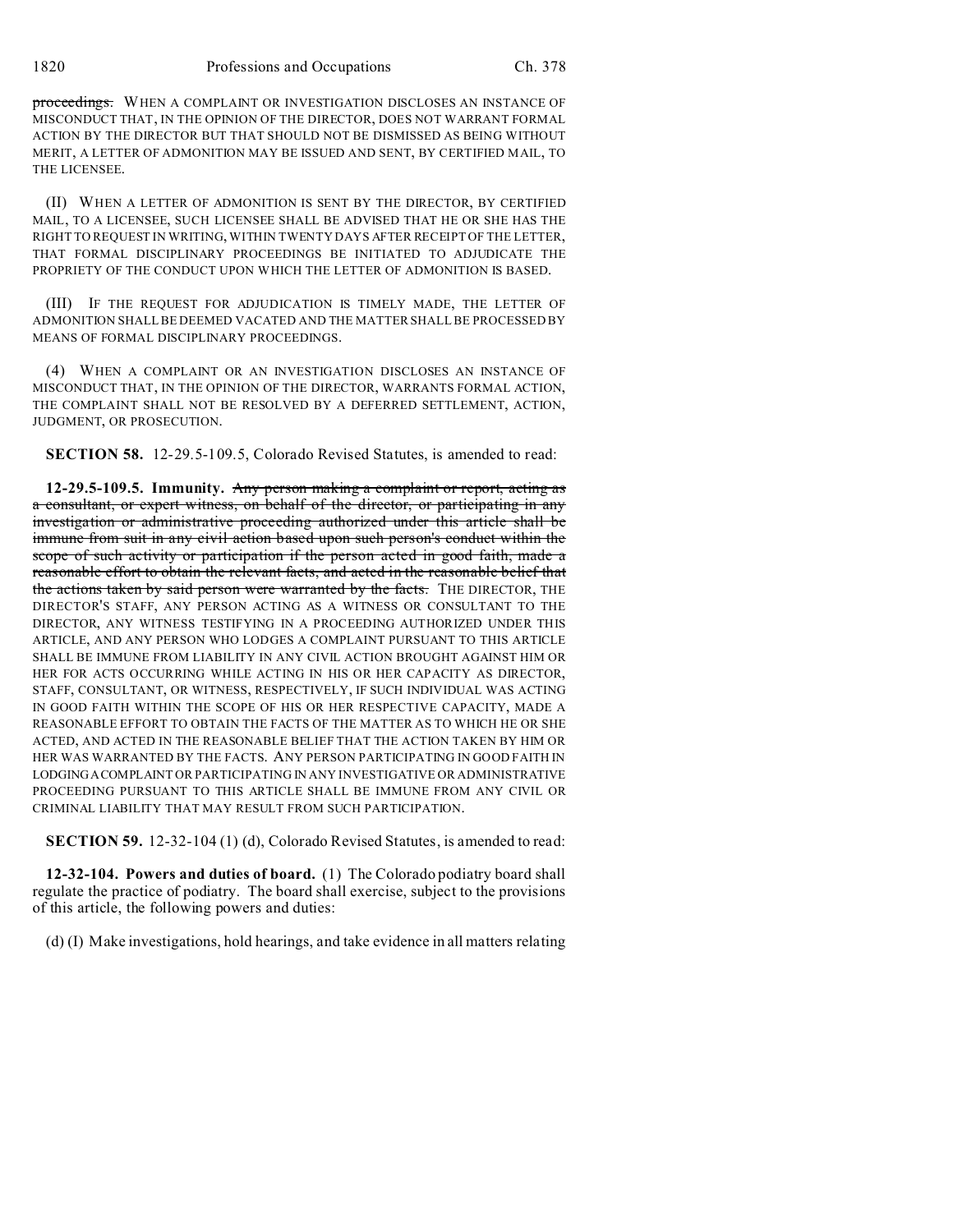~~proceedings.~~ WHEN A COMPLAINT OR INVESTIGATION DISCLOSES AN INSTANCE OF MISCONDUCT THAT, IN THE OPINION OF THE DIRECTOR, DOES NOT WARRANT FORMAL ACTION BY THE DIRECTOR BUT THAT SHOULD NOT BE DISMISSED AS BEING WITHOUT MERIT, A LETTER OF ADMONITION MAY BE ISSUED AND SENT, BY CERTIFIED MAIL, TO THE LICENSEE.

(II) WHEN A LETTER OF ADMONITION IS SENT BY THE DIRECTOR, BY CERTIFIED MAIL, TO A LICENSEE, SUCH LICENSEE SHALL BE ADVISED THAT HE OR SHE HAS THE RIGHT TO REQUEST IN WRITING, WITHIN TWENTY DAYS AFTER RECEIPT OF THE LETTER, THAT FORMAL DISCIPLINARY PROCEEDINGS BE INITIATED TO ADJUDICATE THE PROPRIETY OF THE CONDUCT UPON WHICH THE LETTER OF ADMONITION IS BASED.

(III) IF THE REQUEST FOR ADJUDICATION IS TIMELY MADE, THE LETTER OF ADMONITION SHALL BE DEEMED VACATED AND THE MATTER SHALL BE PROCESSED BY MEANS OF FORMAL DISCIPLINARY PROCEEDINGS.

(4) WHEN A COMPLAINT OR AN INVESTIGATION DISCLOSES AN INSTANCE OF MISCONDUCT THAT, IN THE OPINION OF THE DIRECTOR, WARRANTS FORMAL ACTION, THE COMPLAINT SHALL NOT BE RESOLVED BY A DEFERRED SETTLEMENT, ACTION, JUDGMENT, OR PROSECUTION.

**SECTION 58.** 12-29.5-109.5, Colorado Revised Statutes, is amended to read:

**12-29.5-109.5. Immunity.** ~~Any person making a complaint or report, acting as a consultant, or expert witness, on behalf of the director, or participating in any investigation or administrative proceeding authorized under this article shall be immune from suit in any civil action based upon such person's conduct within the scope of such activity or participation if the person acted in good faith, made a reasonable effort to obtain the relevant facts, and acted in the reasonable belief that the actions taken by said person were warranted by the facts.~~ THE DIRECTOR, THE DIRECTOR'S STAFF, ANY PERSON ACTING AS A WITNESS OR CONSULTANT TO THE DIRECTOR, ANY WITNESS TESTIFYING IN A PROCEEDING AUTHORIZED UNDER THIS ARTICLE, AND ANY PERSON WHO LODGES A COMPLAINT PURSUANT TO THIS ARTICLE SHALL BE IMMUNE FROM LIABILITY IN ANY CIVIL ACTION BROUGHT AGAINST HIM OR HER FOR ACTS OCCURRING WHILE ACTING IN HIS OR HER CAPACITY AS DIRECTOR, STAFF, CONSULTANT, OR WITNESS, RESPECTIVELY, IF SUCH INDIVIDUAL WAS ACTING IN GOOD FAITH WITHIN THE SCOPE OF HIS OR HER RESPECTIVE CAPACITY, MADE A REASONABLE EFFORT TO OBTAIN THE FACTS OF THE MATTER AS TO WHICH HE OR SHE ACTED, AND ACTED IN THE REASONABLE BELIEF THAT THE ACTION TAKEN BY HIM OR HER WAS WARRANTED BY THE FACTS. ANY PERSON PARTICIPATING IN GOOD FAITH IN LODGING A COMPLAINT OR PARTICIPATING IN ANY INVESTIGATIVE OR ADMINISTRATIVE PROCEEDING PURSUANT TO THIS ARTICLE SHALL BE IMMUNE FROM ANY CIVIL OR CRIMINAL LIABILITY THAT MAY RESULT FROM SUCH PARTICIPATION.

**SECTION 59.** 12-32-104 (1) (d), Colorado Revised Statutes, is amended to read:

**12-32-104. Powers and duties of board.** (1) The Colorado podiatry board shall regulate the practice of podiatry. The board shall exercise, subject to the provisions of this article, the following powers and duties:

(d) (I) Make investigations, hold hearings, and take evidence in all matters relating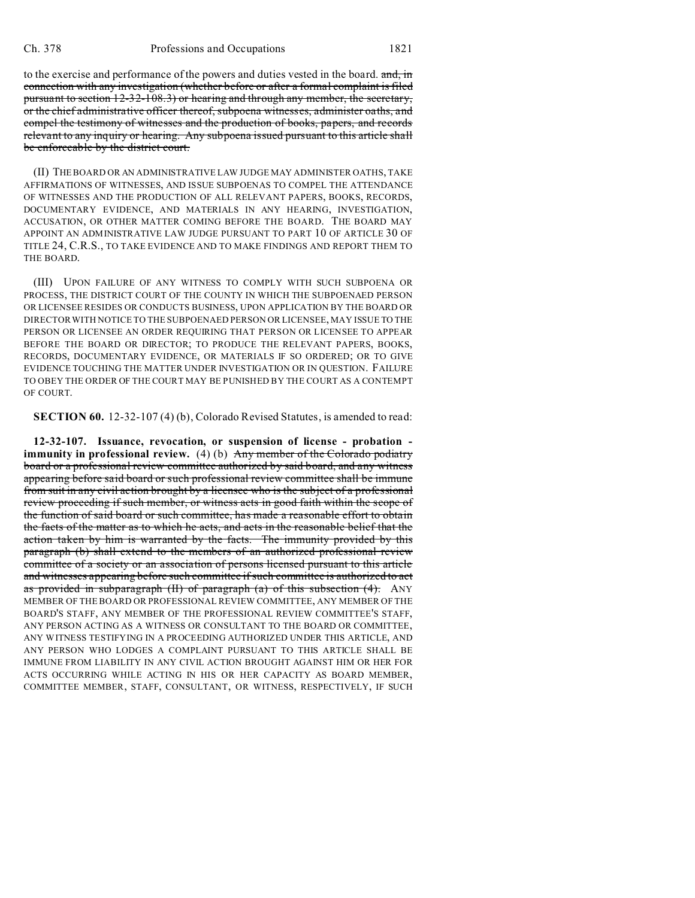to the exercise and performance of the powers and duties vested in the board. ~~and, in connection with any investigation (whether before or after a formal complaint is filed pursuant to section 12-32-108.3) or hearing and through any member, the secretary, or the chief administrative officer thereof, subpoena witnesses, administer oaths, and compel the testimony of witnesses and the production of books, papers, and records relevant to any inquiry or hearing. Any subpoena issued pursuant to this article shall be enforceable by the district court.~~

(II) THE BOARD OR AN ADMINISTRATIVE LAW JUDGE MAY ADMINISTER OATHS, TAKE AFFIRMATIONS OF WITNESSES, AND ISSUE SUBPOENAS TO COMPEL THE ATTENDANCE OF WITNESSES AND THE PRODUCTION OF ALL RELEVANT PAPERS, BOOKS, RECORDS, DOCUMENTARY EVIDENCE, AND MATERIALS IN ANY HEARING, INVESTIGATION, ACCUSATION, OR OTHER MATTER COMING BEFORE THE BOARD. THE BOARD MAY APPOINT AN ADMINISTRATIVE LAW JUDGE PURSUANT TO PART 10 OF ARTICLE 30 OF TITLE 24, C.R.S., TO TAKE EVIDENCE AND TO MAKE FINDINGS AND REPORT THEM TO THE BOARD.

(III) UPON FAILURE OF ANY WITNESS TO COMPLY WITH SUCH SUBPOENA OR PROCESS, THE DISTRICT COURT OF THE COUNTY IN WHICH THE SUBPOENAED PERSON OR LICENSEE RESIDES OR CONDUCTS BUSINESS, UPON APPLICATION BY THE BOARD OR DIRECTOR WITH NOTICE TO THE SUBPOENAED PERSON OR LICENSEE, MAY ISSUE TO THE PERSON OR LICENSEE AN ORDER REQUIRING THAT PERSON OR LICENSEE TO APPEAR BEFORE THE BOARD OR DIRECTOR; TO PRODUCE THE RELEVANT PAPERS, BOOKS, RECORDS, DOCUMENTARY EVIDENCE, OR MATERIALS IF SO ORDERED; OR TO GIVE EVIDENCE TOUCHING THE MATTER UNDER INVESTIGATION OR IN QUESTION. FAILURE TO OBEY THE ORDER OF THE COURT MAY BE PUNISHED BY THE COURT AS A CONTEMPT OF COURT.

**SECTION 60.** 12-32-107 (4) (b), Colorado Revised Statutes, is amended to read:

**12-32-107. Issuance, revocation, or suspension of license - probation - immunity in professional review.** (4) (b) ~~Any member of the Colorado podiatry board or a professional review committee authorized by said board, and any witness appearing before said board or such professional review committee shall be immune from suit in any civil action brought by a licensee who is the subject of a professional review proceeding if such member, or witness acts in good faith within the scope of the function of said board or such committee, has made a reasonable effort to obtain the facts of the matter as to which he acts, and acts in the reasonable belief that the action taken by him is warranted by the facts. The immunity provided by this paragraph (b) shall extend to the members of an authorized professional review committee of a society or an association of persons licensed pursuant to this article and witnesses appearing before such committee if such committee is authorized to act as provided in subparagraph (II) of paragraph (a) of this subsection (4).~~ ANY MEMBER OF THE BOARD OR PROFESSIONAL REVIEW COMMITTEE, ANY MEMBER OF THE BOARD'S STAFF, ANY MEMBER OF THE PROFESSIONAL REVIEW COMMITTEE'S STAFF, ANY PERSON ACTING AS A WITNESS OR CONSULTANT TO THE BOARD OR COMMITTEE, ANY WITNESS TESTIFYING IN A PROCEEDING AUTHORIZED UNDER THIS ARTICLE, AND ANY PERSON WHO LODGES A COMPLAINT PURSUANT TO THIS ARTICLE SHALL BE IMMUNE FROM LIABILITY IN ANY CIVIL ACTION BROUGHT AGAINST HIM OR HER FOR ACTS OCCURRING WHILE ACTING IN HIS OR HER CAPACITY AS BOARD MEMBER, COMMITTEE MEMBER, STAFF, CONSULTANT, OR WITNESS, RESPECTIVELY, IF SUCH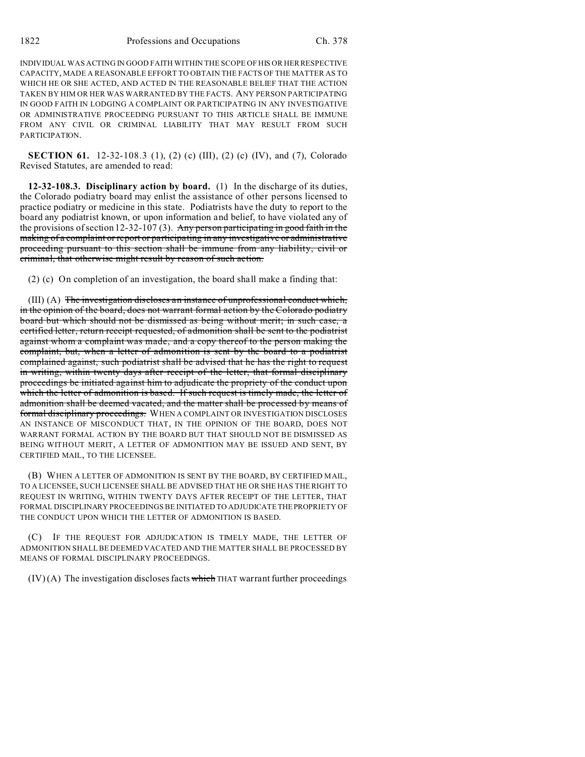INDIVIDUAL WAS ACTING IN GOOD FAITH WITHIN THE SCOPE OF HIS OR HER RESPECTIVE CAPACITY, MADE A REASONABLE EFFORT TO OBTAIN THE FACTS OF THE MATTER AS TO WHICH HE OR SHE ACTED, AND ACTED IN THE REASONABLE BELIEF THAT THE ACTION TAKEN BY HIM OR HER WAS WARRANTED BY THE FACTS. ANY PERSON PARTICIPATING IN GOOD FAITH IN LODGING A COMPLAINT OR PARTICIPATING IN ANY INVESTIGATIVE OR ADMINISTRATIVE PROCEEDING PURSUANT TO THIS ARTICLE SHALL BE IMMUNE FROM ANY CIVIL OR CRIMINAL LIABILITY THAT MAY RESULT FROM SUCH PARTICIPATION.

**SECTION 61.** 12-32-108.3 (1), (2) (c) (III), (2) (c) (IV), and (7), Colorado Revised Statutes, are amended to read:

**12-32-108.3. Disciplinary action by board.** (1) In the discharge of its duties, the Colorado podiatry board may enlist the assistance of other persons licensed to practice podiatry or medicine in this state. Podiatrists have the duty to report to the board any podiatrist known, or upon information and belief, to have violated any of the provisions of section 12-32-107 (3). ~~Any person participating in good faith in the making of a complaint or report or participating in any investigative or administrative proceeding pursuant to this section shall be immune from any liability, civil or criminal, that otherwise might result by reason of such action.~~

(2) (c) On completion of an investigation, the board shall make a finding that:

(III) (A) ~~The investigation discloses an instance of unprofessional conduct which, in the opinion of the board, does not warrant formal action by the Colorado podiatry board but which should not be dismissed as being without merit; in such case, a certified letter, return receipt requested, of admonition shall be sent to the podiatrist against whom a complaint was made, and a copy thereof to the person making the complaint, but, when a letter of admonition is sent by the board to a podiatrist complained against, such podiatrist shall be advised that he has the right to request in writing, within twenty days after receipt of the letter, that formal disciplinary proceedings be initiated against him to adjudicate the propriety of the conduct upon which the letter of admonition is based. If such request is timely made, the letter of admonition shall be deemed vacated, and the matter shall be processed by means of formal disciplinary proceedings.~~ WHEN A COMPLAINT OR INVESTIGATION DISCLOSES AN INSTANCE OF MISCONDUCT THAT, IN THE OPINION OF THE BOARD, DOES NOT WARRANT FORMAL ACTION BY THE BOARD BUT THAT SHOULD NOT BE DISMISSED AS BEING WITHOUT MERIT, A LETTER OF ADMONITION MAY BE ISSUED AND SENT, BY CERTIFIED MAIL, TO THE LICENSEE.

(B) WHEN A LETTER OF ADMONITION IS SENT BY THE BOARD, BY CERTIFIED MAIL, TO A LICENSEE, SUCH LICENSEE SHALL BE ADVISED THAT HE OR SHE HAS THE RIGHT TO REQUEST IN WRITING, WITHIN TWENTY DAYS AFTER RECEIPT OF THE LETTER, THAT FORMAL DISCIPLINARY PROCEEDINGS BE INITIATED TO ADJUDICATE THE PROPRIETY OF THE CONDUCT UPON WHICH THE LETTER OF ADMONITION IS BASED.

(C) IF THE REQUEST FOR ADJUDICATION IS TIMELY MADE, THE LETTER OF ADMONITION SHALL BE DEEMED VACATED AND THE MATTER SHALL BE PROCESSED BY MEANS OF FORMAL DISCIPLINARY PROCEEDINGS.

(IV) (A) The investigation discloses facts ~~which~~ THAT warrant further proceedings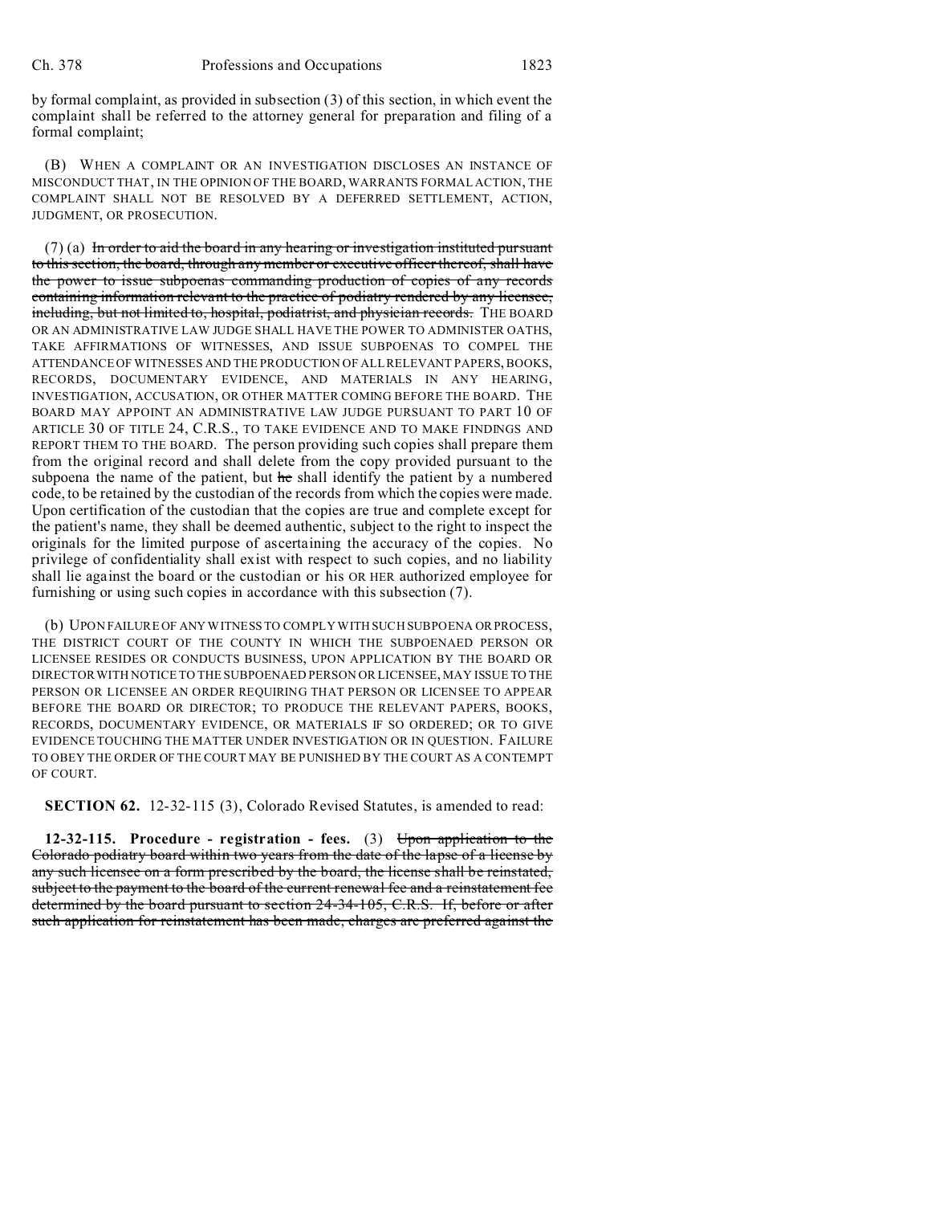by formal complaint, as provided in subsection (3) of this section, in which event the complaint shall be referred to the attorney general for preparation and filing of a formal complaint;

(B) WHEN A COMPLAINT OR AN INVESTIGATION DISCLOSES AN INSTANCE OF MISCONDUCT THAT, IN THE OPINION OF THE BOARD, WARRANTS FORMAL ACTION, THE COMPLAINT SHALL NOT BE RESOLVED BY A DEFERRED SETTLEMENT, ACTION, JUDGMENT, OR PROSECUTION.

(7) (a) ~~In order to aid the board in any hearing or investigation instituted pursuant to this section, the board, through any member or executive officer thereof, shall have the power to issue subpoenas commanding production of copies of any records containing information relevant to the practice of podiatry rendered by any licensee, including, but not limited to, hospital, podiatrist, and physician records.~~ THE BOARD OR AN ADMINISTRATIVE LAW JUDGE SHALL HAVE THE POWER TO ADMINISTER OATHS, TAKE AFFIRMATIONS OF WITNESSES, AND ISSUE SUBPOENAS TO COMPEL THE ATTENDANCE OF WITNESSES AND THE PRODUCTION OF ALL RELEVANT PAPERS, BOOKS, RECORDS, DOCUMENTARY EVIDENCE, AND MATERIALS IN ANY HEARING, INVESTIGATION, ACCUSATION, OR OTHER MATTER COMING BEFORE THE BOARD. THE BOARD MAY APPOINT AN ADMINISTRATIVE LAW JUDGE PURSUANT TO PART 10 OF ARTICLE 30 OF TITLE 24, C.R.S., TO TAKE EVIDENCE AND TO MAKE FINDINGS AND REPORT THEM TO THE BOARD. The person providing such copies shall prepare them from the original record and shall delete from the copy provided pursuant to the subpoena the name of the patient, but ~~he~~ shall identify the patient by a numbered code, to be retained by the custodian of the records from which the copies were made. Upon certification of the custodian that the copies are true and complete except for the patient's name, they shall be deemed authentic, subject to the right to inspect the originals for the limited purpose of ascertaining the accuracy of the copies. No privilege of confidentiality shall exist with respect to such copies, and no liability shall lie against the board or the custodian or his OR HER authorized employee for furnishing or using such copies in accordance with this subsection (7).

(b) UPON FAILURE OF ANY WITNESS TO COMPLY WITH SUCH SUBPOENA OR PROCESS, THE DISTRICT COURT OF THE COUNTY IN WHICH THE SUBPOENAED PERSON OR LICENSEE RESIDES OR CONDUCTS BUSINESS, UPON APPLICATION BY THE BOARD OR DIRECTOR WITH NOTICE TO THE SUBPOENAED PERSON OR LICENSEE, MAY ISSUE TO THE PERSON OR LICENSEE AN ORDER REQUIRING THAT PERSON OR LICENSEE TO APPEAR BEFORE THE BOARD OR DIRECTOR; TO PRODUCE THE RELEVANT PAPERS, BOOKS, RECORDS, DOCUMENTARY EVIDENCE, OR MATERIALS IF SO ORDERED; OR TO GIVE EVIDENCE TOUCHING THE MATTER UNDER INVESTIGATION OR IN QUESTION. FAILURE TO OBEY THE ORDER OF THE COURT MAY BE PUNISHED BY THE COURT AS A CONTEMPT OF COURT.

**SECTION 62.** 12-32-115 (3), Colorado Revised Statutes, is amended to read:

**12-32-115. Procedure - registration - fees.** (3) ~~Upon application to the Colorado podiatry board within two years from the date of the lapse of a license by any such licensee on a form prescribed by the board, the license shall be reinstated, subject to the payment to the board of the current renewal fee and a reinstatement fee determined by the board pursuant to section 24-34-105, C.R.S. If, before or after such application for reinstatement has been made, charges are preferred against the~~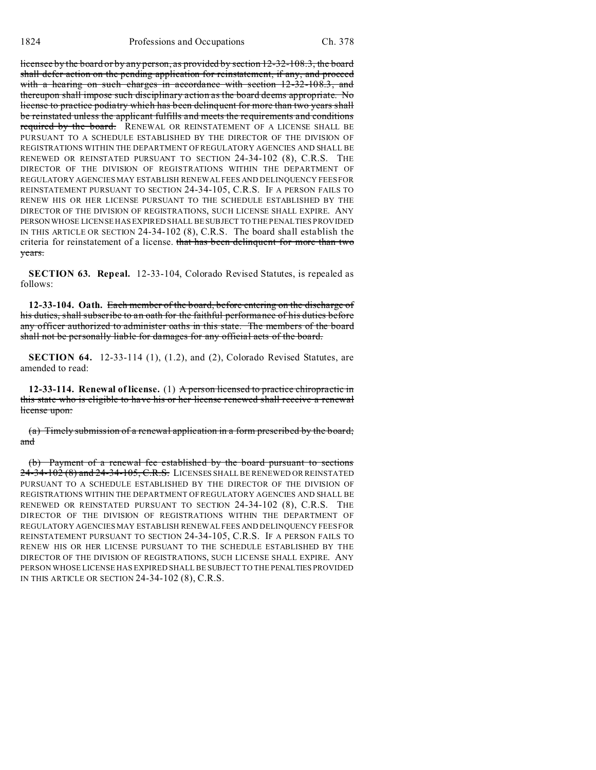licensee by the board or by any person, as provided by section 12-32-108.3, the board shall defer action on the pending application for reinstatement, if any, and proceed with a hearing on such charges in accordance with section 12-32-108.3, and thereupon shall impose such disciplinary action as the board deems appropriate. No license to practice podiatry which has been delinquent for more than two years shall be reinstated unless the applicant fulfills and meets the requirements and conditions required by the board. RENEWAL OR REINSTATEMENT OF A LICENSE SHALL BE PURSUANT TO A SCHEDULE ESTABLISHED BY THE DIRECTOR OF THE DIVISION OF REGISTRATIONS WITHIN THE DEPARTMENT OF REGULATORY AGENCIES AND SHALL BE RENEWED OR REINSTATED PURSUANT TO SECTION 24-34-102 (8), C.R.S. THE DIRECTOR OF THE DIVISION OF REGISTRATIONS WITHIN THE DEPARTMENT OF REGULATORY AGENCIES MAY ESTABLISH RENEWAL FEES AND DELINQUENCY FEES FOR REINSTATEMENT PURSUANT TO SECTION 24-34-105, C.R.S. IF A PERSON FAILS TO RENEW HIS OR HER LICENSE PURSUANT TO THE SCHEDULE ESTABLISHED BY THE DIRECTOR OF THE DIVISION OF REGISTRATIONS, SUCH LICENSE SHALL EXPIRE. ANY PERSON WHOSE LICENSE HAS EXPIRED SHALL BE SUBJECT TO THE PENALTIES PROVIDED IN THIS ARTICLE OR SECTION 24-34-102 (8), C.R.S. The board shall establish the criteria for reinstatement of a license. that has been delinquent for more than two years.

**SECTION 63. Repeal.** 12-33-104, Colorado Revised Statutes, is repealed as follows:

**12-33-104. Oath.** Each member of the board, before entering on the discharge of his duties, shall subscribe to an oath for the faithful performance of his duties before any officer authorized to administer oaths in this state. The members of the board shall not be personally liable for damages for any official acts of the board.

**SECTION 64.** 12-33-114 (1), (1.2), and (2), Colorado Revised Statutes, are amended to read:

**12-33-114. Renewal of license.** (1) A person licensed to practice chiropractic in this state who is eligible to have his or her license renewed shall receive a renewal license upon:

(a) Timely submission of a renewal application in a form prescribed by the board; and

(b) Payment of a renewal fee established by the board pursuant to sections 24-34-102 (8) and 24-34-105, C.R.S. LICENSES SHALL BE RENEWED OR REINSTATED PURSUANT TO A SCHEDULE ESTABLISHED BY THE DIRECTOR OF THE DIVISION OF REGISTRATIONS WITHIN THE DEPARTMENT OF REGULATORY AGENCIES AND SHALL BE RENEWED OR REINSTATED PURSUANT TO SECTION 24-34-102 (8), C.R.S. THE DIRECTOR OF THE DIVISION OF REGISTRATIONS WITHIN THE DEPARTMENT OF REGULATORY AGENCIES MAY ESTABLISH RENEWAL FEES AND DELINQUENCY FEES FOR REINSTATEMENT PURSUANT TO SECTION 24-34-105, C.R.S. IF A PERSON FAILS TO RENEW HIS OR HER LICENSE PURSUANT TO THE SCHEDULE ESTABLISHED BY THE DIRECTOR OF THE DIVISION OF REGISTRATIONS, SUCH LICENSE SHALL EXPIRE. ANY PERSON WHOSE LICENSE HAS EXPIRED SHALL BE SUBJECT TO THE PENALTIES PROVIDED IN THIS ARTICLE OR SECTION 24-34-102 (8), C.R.S.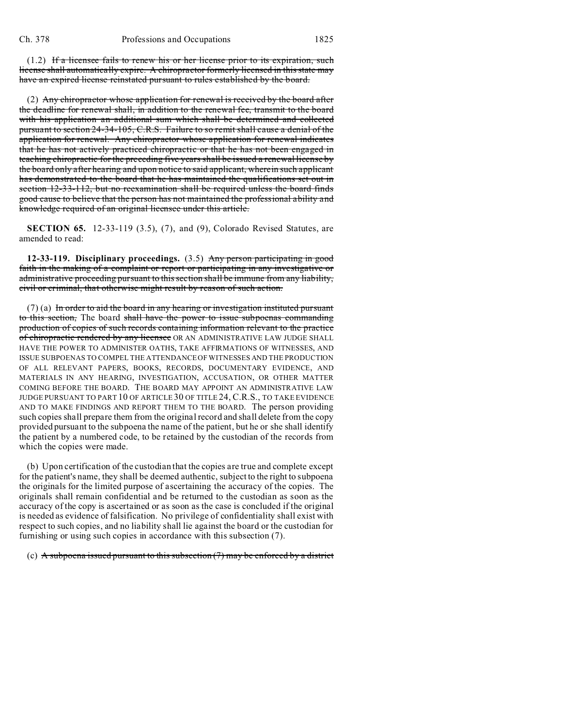(1.2) ~~If a licensee fails to renew his or her license prior to its expiration, such license shall automatically expire. A chiropractor formerly licensed in this state may have an expired license reinstated pursuant to rules established by the board.~~

(2) ~~Any chiropractor whose application for renewal is received by the board after the deadline for renewal shall, in addition to the renewal fee, transmit to the board with his application an additional sum which shall be determined and collected pursuant to section 24-34-105, C.R.S. Failure to so remit shall cause a denial of the application for renewal. Any chiropractor whose application for renewal indicates that he has not actively practiced chiropractic or that he has not been engaged in teaching chiropractic for the preceding five years shall be issued a renewal license by the board only after hearing and upon notice to said applicant, wherein such applicant has demonstrated to the board that he has maintained the qualifications set out in section 12-33-112, but no reexamination shall be required unless the board finds good cause to believe that the person has not maintained the professional ability and knowledge required of an original licensee under this article.~~

**SECTION 65.** 12-33-119 (3.5), (7), and (9), Colorado Revised Statutes, are amended to read:

**12-33-119. Disciplinary proceedings.** (3.5) ~~Any person participating in good faith in the making of a complaint or report or participating in any investigative or administrative proceeding pursuant to this section shall be immune from any liability, civil or criminal, that otherwise might result by reason of such action.~~

(7) (a) ~~In order to aid the board in any hearing or investigation instituted pursuant to this section,~~ The board ~~shall have the power to issue subpoenas commanding production of copies of such records containing information relevant to the practice of chiropractic rendered by any licensee~~ OR AN ADMINISTRATIVE LAW JUDGE SHALL HAVE THE POWER TO ADMINISTER OATHS, TAKE AFFIRMATIONS OF WITNESSES, AND ISSUE SUBPOENAS TO COMPEL THE ATTENDANCE OF WITNESSES AND THE PRODUCTION OF ALL RELEVANT PAPERS, BOOKS, RECORDS, DOCUMENTARY EVIDENCE, AND MATERIALS IN ANY HEARING, INVESTIGATION, ACCUSATION, OR OTHER MATTER COMING BEFORE THE BOARD. THE BOARD MAY APPOINT AN ADMINISTRATIVE LAW JUDGE PURSUANT TO PART 10 OF ARTICLE 30 OF TITLE 24, C.R.S., TO TAKE EVIDENCE AND TO MAKE FINDINGS AND REPORT THEM TO THE BOARD. The person providing such copies shall prepare them from the original record and shall delete from the copy provided pursuant to the subpoena the name of the patient, but he or she shall identify the patient by a numbered code, to be retained by the custodian of the records from which the copies were made.

(b) Upon certification of the custodian that the copies are true and complete except for the patient's name, they shall be deemed authentic, subject to the right to subpoena the originals for the limited purpose of ascertaining the accuracy of the copies. The originals shall remain confidential and be returned to the custodian as soon as the accuracy of the copy is ascertained or as soon as the case is concluded if the original is needed as evidence of falsification. No privilege of confidentiality shall exist with respect to such copies, and no liability shall lie against the board or the custodian for furnishing or using such copies in accordance with this subsection (7).

(c) ~~A subpoena issued pursuant to this subsection (7) may be enforced by a district~~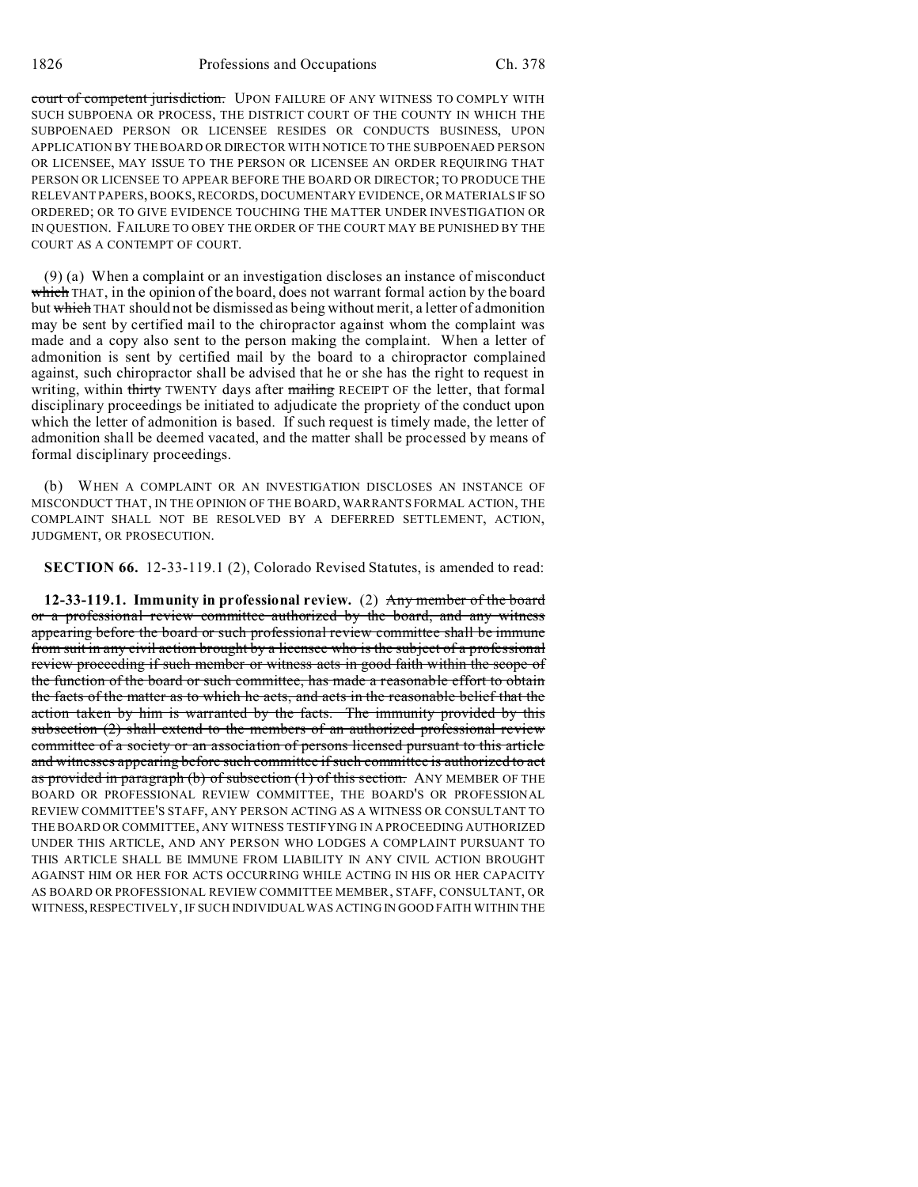~~court of competent jurisdiction.~~ UPON FAILURE OF ANY WITNESS TO COMPLY WITH SUCH SUBPOENA OR PROCESS, THE DISTRICT COURT OF THE COUNTY IN WHICH THE SUBPOENAED PERSON OR LICENSEE RESIDES OR CONDUCTS BUSINESS, UPON APPLICATION BY THE BOARD OR DIRECTOR WITH NOTICE TO THE SUBPOENAED PERSON OR LICENSEE, MAY ISSUE TO THE PERSON OR LICENSEE AN ORDER REQUIRING THAT PERSON OR LICENSEE TO APPEAR BEFORE THE BOARD OR DIRECTOR; TO PRODUCE THE RELEVANT PAPERS, BOOKS, RECORDS, DOCUMENTARY EVIDENCE, OR MATERIALS IF SO ORDERED; OR TO GIVE EVIDENCE TOUCHING THE MATTER UNDER INVESTIGATION OR IN QUESTION. FAILURE TO OBEY THE ORDER OF THE COURT MAY BE PUNISHED BY THE COURT AS A CONTEMPT OF COURT.

(9) (a) When a complaint or an investigation discloses an instance of misconduct ~~which~~ THAT, in the opinion of the board, does not warrant formal action by the board but ~~which~~ THAT should not be dismissed as being without merit, a letter of admonition may be sent by certified mail to the chiropractor against whom the complaint was made and a copy also sent to the person making the complaint. When a letter of admonition is sent by certified mail by the board to a chiropractor complained against, such chiropractor shall be advised that he or she has the right to request in writing, within ~~thirty~~ TWENTY days after ~~mailing~~ RECEIPT OF the letter, that formal disciplinary proceedings be initiated to adjudicate the propriety of the conduct upon which the letter of admonition is based. If such request is timely made, the letter of admonition shall be deemed vacated, and the matter shall be processed by means of formal disciplinary proceedings.

(b) WHEN A COMPLAINT OR AN INVESTIGATION DISCLOSES AN INSTANCE OF MISCONDUCT THAT, IN THE OPINION OF THE BOARD, WARRANTS FORMAL ACTION, THE COMPLAINT SHALL NOT BE RESOLVED BY A DEFERRED SETTLEMENT, ACTION, JUDGMENT, OR PROSECUTION.

**SECTION 66.** 12-33-119.1 (2), Colorado Revised Statutes, is amended to read:

**12-33-119.1. Immunity in professional review.** (2) ~~Any member of the board or a professional review committee authorized by the board, and any witness appearing before the board or such professional review committee shall be immune from suit in any civil action brought by a licensee who is the subject of a professional review proceeding if such member or witness acts in good faith within the scope of the function of the board or such committee, has made a reasonable effort to obtain the facts of the matter as to which he acts, and acts in the reasonable belief that the action taken by him is warranted by the facts. The immunity provided by this subsection (2) shall extend to the members of an authorized professional review committee of a society or an association of persons licensed pursuant to this article and witnesses appearing before such committee if such committee is authorized to act as provided in paragraph (b) of subsection (1) of this section.~~ ANY MEMBER OF THE BOARD OR PROFESSIONAL REVIEW COMMITTEE, THE BOARD'S OR PROFESSIONAL REVIEW COMMITTEE'S STAFF, ANY PERSON ACTING AS A WITNESS OR CONSULTANT TO THE BOARD OR COMMITTEE, ANY WITNESS TESTIFYING IN A PROCEEDING AUTHORIZED UNDER THIS ARTICLE, AND ANY PERSON WHO LODGES A COMPLAINT PURSUANT TO THIS ARTICLE SHALL BE IMMUNE FROM LIABILITY IN ANY CIVIL ACTION BROUGHT AGAINST HIM OR HER FOR ACTS OCCURRING WHILE ACTING IN HIS OR HER CAPACITY AS BOARD OR PROFESSIONAL REVIEW COMMITTEE MEMBER, STAFF, CONSULTANT, OR WITNESS, RESPECTIVELY, IF SUCH INDIVIDUAL WAS ACTING IN GOOD FAITH WITHIN THE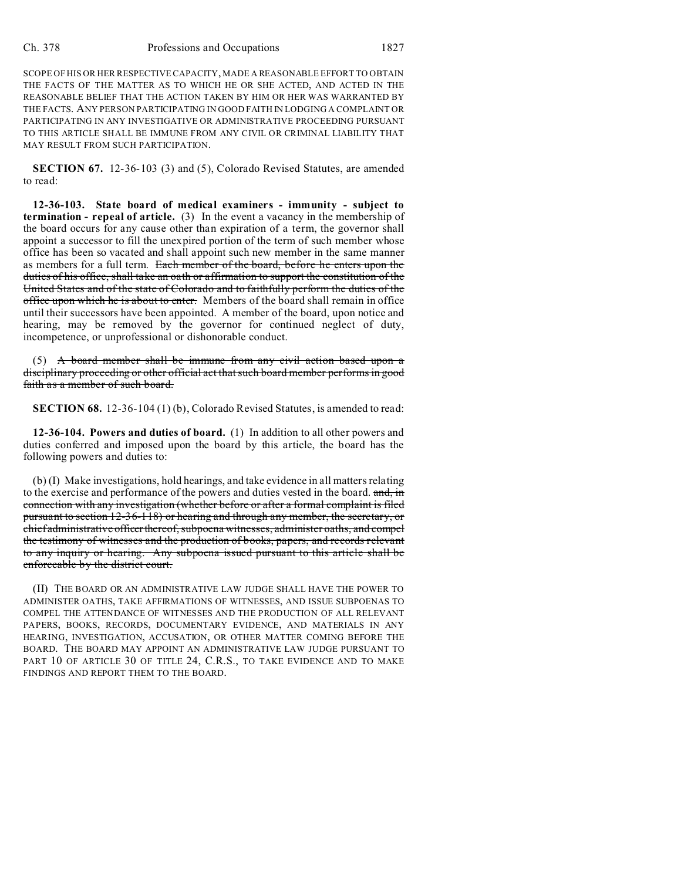SCOPE OF HIS OR HER RESPECTIVE CAPACITY, MADE A REASONABLE EFFORT TO OBTAIN THE FACTS OF THE MATTER AS TO WHICH HE OR SHE ACTED, AND ACTED IN THE REASONABLE BELIEF THAT THE ACTION TAKEN BY HIM OR HER WAS WARRANTED BY THE FACTS. ANY PERSON PARTICIPATING IN GOOD FAITH IN LODGING A COMPLAINT OR PARTICIPATING IN ANY INVESTIGATIVE OR ADMINISTRATIVE PROCEEDING PURSUANT TO THIS ARTICLE SHALL BE IMMUNE FROM ANY CIVIL OR CRIMINAL LIABILITY THAT MAY RESULT FROM SUCH PARTICIPATION.

**SECTION 67.** 12-36-103 (3) and (5), Colorado Revised Statutes, are amended to read:

**12-36-103. State board of medical examiners - immunity - subject to termination - repeal of article.** (3) In the event a vacancy in the membership of the board occurs for any cause other than expiration of a term, the governor shall appoint a successor to fill the unexpired portion of the term of such member whose office has been so vacated and shall appoint such new member in the same manner as members for a full term. ~~Each member of the board, before he enters upon the duties of his office, shall take an oath or affirmation to support the constitution of the United States and of the state of Colorado and to faithfully perform the duties of the office upon which he is about to enter.~~ Members of the board shall remain in office until their successors have been appointed. A member of the board, upon notice and hearing, may be removed by the governor for continued neglect of duty, incompetence, or unprofessional or dishonorable conduct.

(5) ~~A board member shall be immune from any civil action based upon a disciplinary proceeding or other official act that such board member performs in good faith as a member of such board.~~

**SECTION 68.** 12-36-104 (1) (b), Colorado Revised Statutes, is amended to read:

**12-36-104. Powers and duties of board.** (1) In addition to all other powers and duties conferred and imposed upon the board by this article, the board has the following powers and duties to:

(b) (I) Make investigations, hold hearings, and take evidence in all matters relating to the exercise and performance of the powers and duties vested in the board. ~~and, in connection with any investigation (whether before or after a formal complaint is filed pursuant to section 12-36-118) or hearing and through any member, the secretary, or chief administrative officer thereof, subpoena witnesses, administer oaths, and compel the testimony of witnesses and the production of books, papers, and records relevant to any inquiry or hearing. Any subpoena issued pursuant to this article shall be enforceable by the district court.~~

(II) THE BOARD OR AN ADMINISTRATIVE LAW JUDGE SHALL HAVE THE POWER TO ADMINISTER OATHS, TAKE AFFIRMATIONS OF WITNESSES, AND ISSUE SUBPOENAS TO COMPEL THE ATTENDANCE OF WITNESSES AND THE PRODUCTION OF ALL RELEVANT PAPERS, BOOKS, RECORDS, DOCUMENTARY EVIDENCE, AND MATERIALS IN ANY HEARING, INVESTIGATION, ACCUSATION, OR OTHER MATTER COMING BEFORE THE BOARD. THE BOARD MAY APPOINT AN ADMINISTRATIVE LAW JUDGE PURSUANT TO PART 10 OF ARTICLE 30 OF TITLE 24, C.R.S., TO TAKE EVIDENCE AND TO MAKE FINDINGS AND REPORT THEM TO THE BOARD.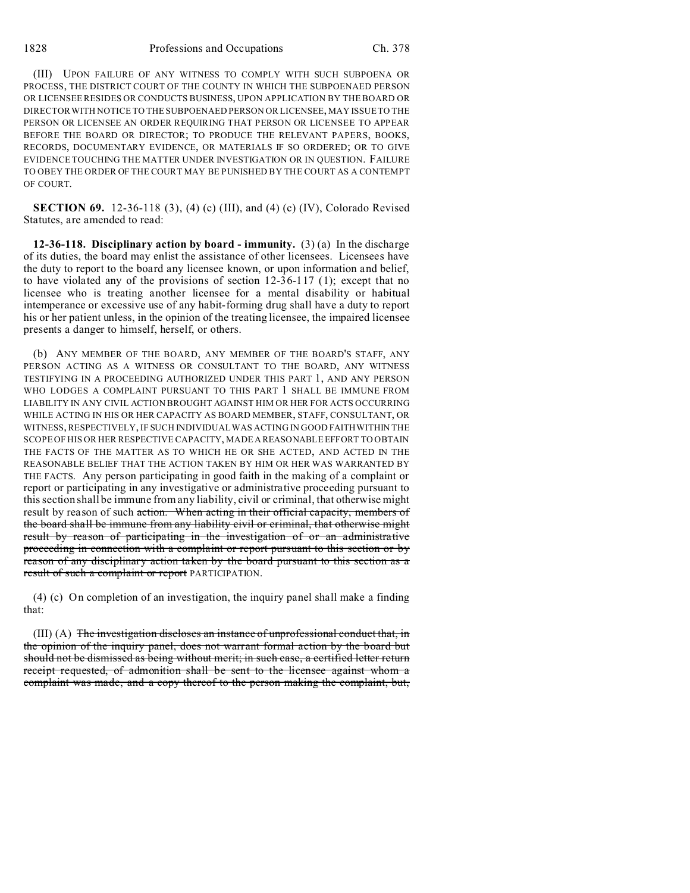(III) UPON FAILURE OF ANY WITNESS TO COMPLY WITH SUCH SUBPOENA OR PROCESS, THE DISTRICT COURT OF THE COUNTY IN WHICH THE SUBPOENAED PERSON OR LICENSEE RESIDES OR CONDUCTS BUSINESS, UPON APPLICATION BY THE BOARD OR DIRECTOR WITH NOTICE TO THE SUBPOENAED PERSON OR LICENSEE, MAY ISSUE TO THE PERSON OR LICENSEE AN ORDER REQUIRING THAT PERSON OR LICENSEE TO APPEAR BEFORE THE BOARD OR DIRECTOR; TO PRODUCE THE RELEVANT PAPERS, BOOKS, RECORDS, DOCUMENTARY EVIDENCE, OR MATERIALS IF SO ORDERED; OR TO GIVE EVIDENCE TOUCHING THE MATTER UNDER INVESTIGATION OR IN QUESTION. FAILURE TO OBEY THE ORDER OF THE COURT MAY BE PUNISHED BY THE COURT AS A CONTEMPT OF COURT.

**SECTION 69.** 12-36-118 (3), (4) (c) (III), and (4) (c) (IV), Colorado Revised Statutes, are amended to read:

**12-36-118. Disciplinary action by board - immunity.** (3) (a) In the discharge of its duties, the board may enlist the assistance of other licensees. Licensees have the duty to report to the board any licensee known, or upon information and belief, to have violated any of the provisions of section 12-36-117 (1); except that no licensee who is treating another licensee for a mental disability or habitual intemperance or excessive use of any habit-forming drug shall have a duty to report his or her patient unless, in the opinion of the treating licensee, the impaired licensee presents a danger to himself, herself, or others.

(b) ANY MEMBER OF THE BOARD, ANY MEMBER OF THE BOARD'S STAFF, ANY PERSON ACTING AS A WITNESS OR CONSULTANT TO THE BOARD, ANY WITNESS TESTIFYING IN A PROCEEDING AUTHORIZED UNDER THIS PART 1, AND ANY PERSON WHO LODGES A COMPLAINT PURSUANT TO THIS PART 1 SHALL BE IMMUNE FROM LIABILITY IN ANY CIVIL ACTION BROUGHT AGAINST HIM OR HER FOR ACTS OCCURRING WHILE ACTING IN HIS OR HER CAPACITY AS BOARD MEMBER, STAFF, CONSULTANT, OR WITNESS, RESPECTIVELY, IF SUCH INDIVIDUAL WAS ACTING IN GOOD FAITH WITHIN THE SCOPE OF HIS OR HER RESPECTIVE CAPACITY, MADE A REASONABLE EFFORT TO OBTAIN THE FACTS OF THE MATTER AS TO WHICH HE OR SHE ACTED, AND ACTED IN THE REASONABLE BELIEF THAT THE ACTION TAKEN BY HIM OR HER WAS WARRANTED BY THE FACTS. Any person participating in good faith in the making of a complaint or report or participating in any investigative or administrative proceeding pursuant to this section shall be immune from any liability, civil or criminal, that otherwise might result by reason of such ~~action. When acting in their official capacity, members of the board shall be immune from any liability civil or criminal, that otherwise might result by reason of participating in the investigation of or an administrative proceeding in connection with a complaint or report pursuant to this section or by reason of any disciplinary action taken by the board pursuant to this section as a result of such a complaint or report~~ PARTICIPATION.

(4) (c) On completion of an investigation, the inquiry panel shall make a finding that:

(III) (A) ~~The investigation discloses an instance of unprofessional conduct that, in the opinion of the inquiry panel, does not warrant formal action by the board but should not be dismissed as being without merit; in such case, a certified letter return receipt requested, of admonition shall be sent to the licensee against whom a complaint was made, and a copy thereof to the person making the complaint, but,~~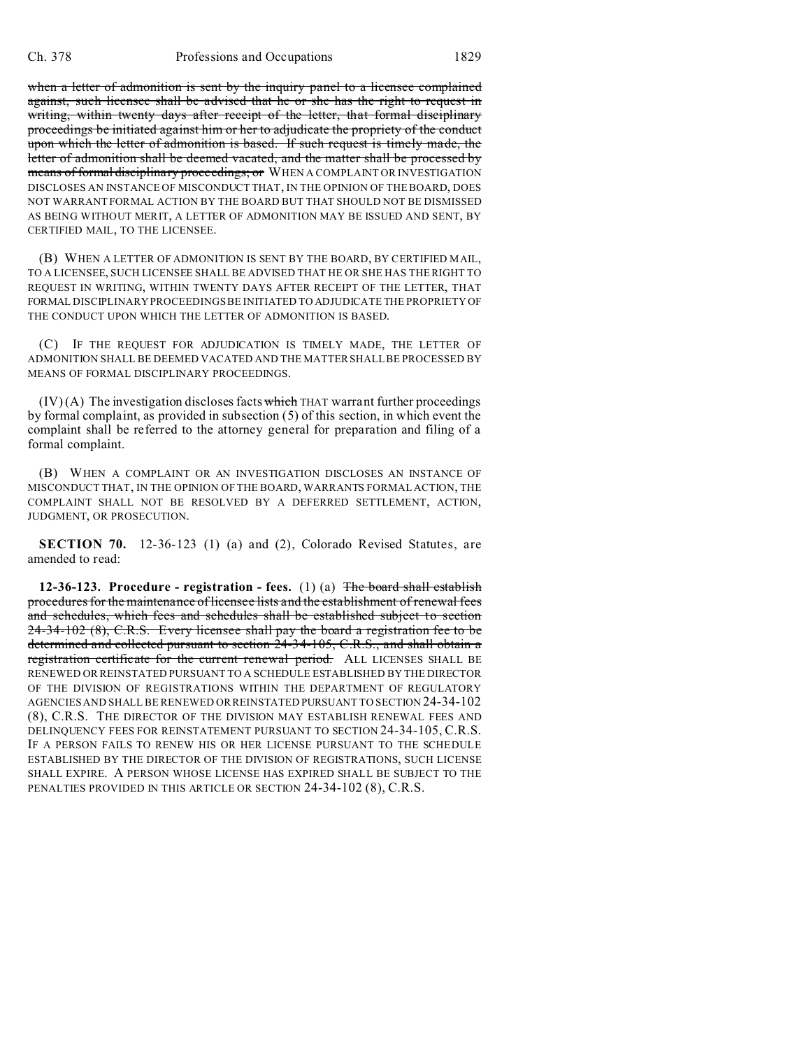when a letter of admonition is sent by the inquiry panel to a licensee complained against, such licensee shall be advised that he or she has the right to request in writing, within twenty days after receipt of the letter, that formal disciplinary proceedings be initiated against him or her to adjudicate the propriety of the conduct upon which the letter of admonition is based. If such request is timely made, the letter of admonition shall be deemed vacated, and the matter shall be processed by means of formal disciplinary proceedings; or WHEN A COMPLAINT OR INVESTIGATION DISCLOSES AN INSTANCE OF MISCONDUCT THAT, IN THE OPINION OF THE BOARD, DOES NOT WARRANT FORMAL ACTION BY THE BOARD BUT THAT SHOULD NOT BE DISMISSED AS BEING WITHOUT MERIT, A LETTER OF ADMONITION MAY BE ISSUED AND SENT, BY CERTIFIED MAIL, TO THE LICENSEE.

(B) WHEN A LETTER OF ADMONITION IS SENT BY THE BOARD, BY CERTIFIED MAIL, TO A LICENSEE, SUCH LICENSEE SHALL BE ADVISED THAT HE OR SHE HAS THE RIGHT TO REQUEST IN WRITING, WITHIN TWENTY DAYS AFTER RECEIPT OF THE LETTER, THAT FORMAL DISCIPLINARY PROCEEDINGS BE INITIATED TO ADJUDICATE THE PROPRIETY OF THE CONDUCT UPON WHICH THE LETTER OF ADMONITION IS BASED.

(C) IF THE REQUEST FOR ADJUDICATION IS TIMELY MADE, THE LETTER OF ADMONITION SHALL BE DEEMED VACATED AND THE MATTER SHALL BE PROCESSED BY MEANS OF FORMAL DISCIPLINARY PROCEEDINGS.

(IV) (A) The investigation discloses facts which THAT warrant further proceedings by formal complaint, as provided in subsection (5) of this section, in which event the complaint shall be referred to the attorney general for preparation and filing of a formal complaint.

(B) WHEN A COMPLAINT OR AN INVESTIGATION DISCLOSES AN INSTANCE OF MISCONDUCT THAT, IN THE OPINION OF THE BOARD, WARRANTS FORMAL ACTION, THE COMPLAINT SHALL NOT BE RESOLVED BY A DEFERRED SETTLEMENT, ACTION, JUDGMENT, OR PROSECUTION.

**SECTION 70.** 12-36-123 (1) (a) and (2), Colorado Revised Statutes, are amended to read:

**12-36-123. Procedure - registration - fees.** (1) (a) The board shall establish procedures for the maintenance of licensee lists and the establishment of renewal fees and schedules, which fees and schedules shall be established subject to section 24-34-102 (8), C.R.S. Every licensee shall pay the board a registration fee to be determined and collected pursuant to section 24-34-105, C.R.S., and shall obtain a registration certificate for the current renewal period. ALL LICENSES SHALL BE RENEWED OR REINSTATED PURSUANT TO A SCHEDULE ESTABLISHED BY THE DIRECTOR OF THE DIVISION OF REGISTRATIONS WITHIN THE DEPARTMENT OF REGULATORY AGENCIES AND SHALL BE RENEWED OR REINSTATED PURSUANT TO SECTION 24-34-102 (8), C.R.S. THE DIRECTOR OF THE DIVISION MAY ESTABLISH RENEWAL FEES AND DELINQUENCY FEES FOR REINSTATEMENT PURSUANT TO SECTION 24-34-105, C.R.S. IF A PERSON FAILS TO RENEW HIS OR HER LICENSE PURSUANT TO THE SCHEDULE ESTABLISHED BY THE DIRECTOR OF THE DIVISION OF REGISTRATIONS, SUCH LICENSE SHALL EXPIRE. A PERSON WHOSE LICENSE HAS EXPIRED SHALL BE SUBJECT TO THE PENALTIES PROVIDED IN THIS ARTICLE OR SECTION 24-34-102 (8), C.R.S.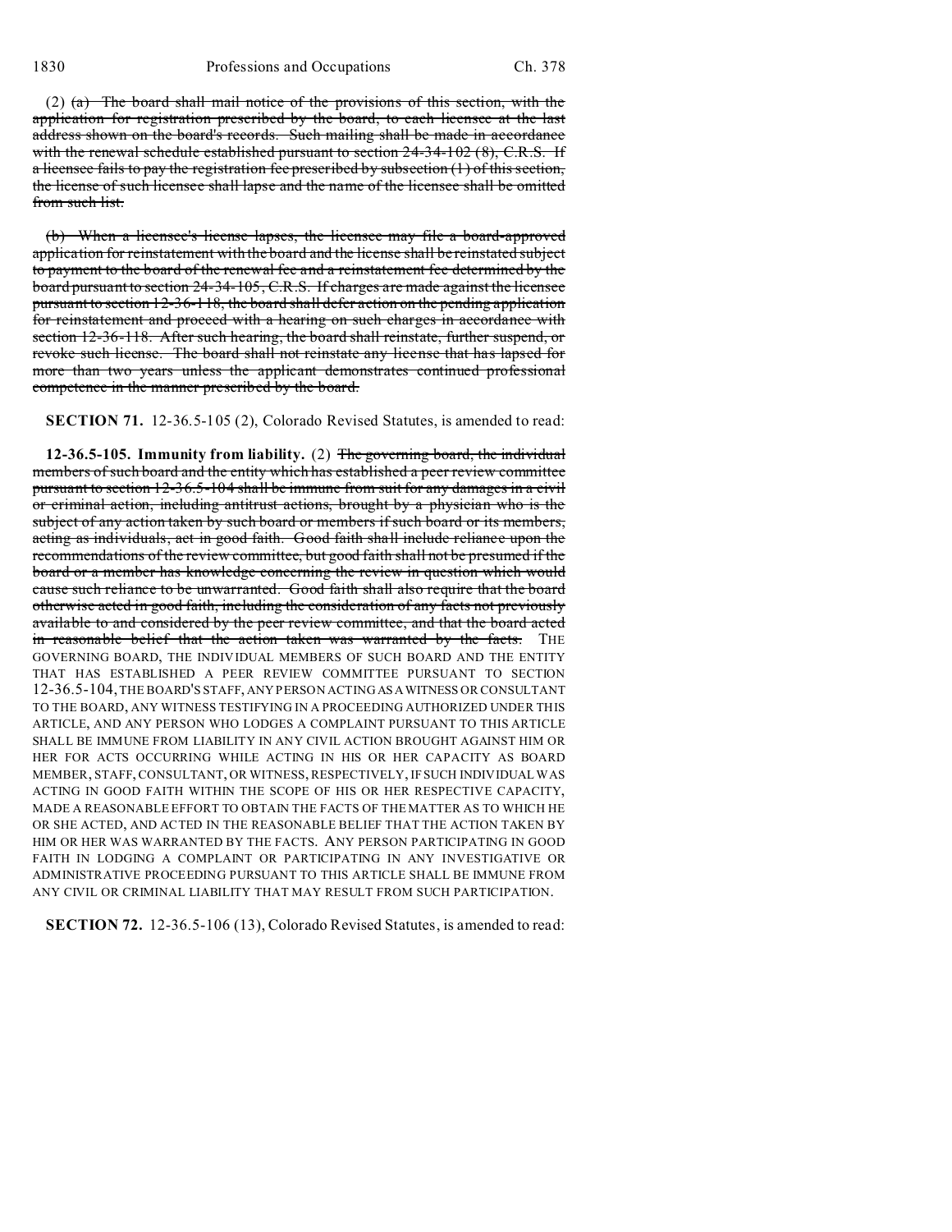(2) ~~(a) The board shall mail notice of the provisions of this section, with the application for registration prescribed by the board, to each licensee at the last address shown on the board's records. Such mailing shall be made in accordance with the renewal schedule established pursuant to section 24-34-102 (8), C.R.S. If a licensee fails to pay the registration fee prescribed by subsection (1) of this section, the license of such licensee shall lapse and the name of the licensee shall be omitted from such list.~~

~~(b) When a licensee's license lapses, the licensee may file a board-approved application for reinstatement with the board and the license shall be reinstated subject to payment to the board of the renewal fee and a reinstatement fee determined by the board pursuant to section 24-34-105, C.R.S. If charges are made against the licensee pursuant to section 12-36-118, the board shall defer action on the pending application for reinstatement and proceed with a hearing on such charges in accordance with section 12-36-118. After such hearing, the board shall reinstate, further suspend, or revoke such license. The board shall not reinstate any license that has lapsed for more than two years unless the applicant demonstrates continued professional competence in the manner prescribed by the board.~~

**SECTION 71.** 12-36.5-105 (2), Colorado Revised Statutes, is amended to read:

**12-36.5-105. Immunity from liability.** (2) ~~The governing board, the individual members of such board and the entity which has established a peer review committee pursuant to section 12-36.5-104 shall be immune from suit for any damages in a civil or criminal action, including antitrust actions, brought by a physician who is the subject of any action taken by such board or members if such board or its members, acting as individuals, act in good faith. Good faith shall include reliance upon the recommendations of the review committee, but good faith shall not be presumed if the board or a member has knowledge concerning the review in question which would cause such reliance to be unwarranted. Good faith shall also require that the board otherwise acted in good faith, including the consideration of any facts not previously available to and considered by the peer review committee, and that the board acted in reasonable belief that the action taken was warranted by the facts.~~ THE GOVERNING BOARD, THE INDIVIDUAL MEMBERS OF SUCH BOARD AND THE ENTITY THAT HAS ESTABLISHED A PEER REVIEW COMMITTEE PURSUANT TO SECTION 12-36.5-104, THE BOARD'S STAFF, ANY PERSON ACTING AS A WITNESS OR CONSULTANT TO THE BOARD, ANY WITNESS TESTIFYING IN A PROCEEDING AUTHORIZED UNDER THIS ARTICLE, AND ANY PERSON WHO LODGES A COMPLAINT PURSUANT TO THIS ARTICLE SHALL BE IMMUNE FROM LIABILITY IN ANY CIVIL ACTION BROUGHT AGAINST HIM OR HER FOR ACTS OCCURRING WHILE ACTING IN HIS OR HER CAPACITY AS BOARD MEMBER, STAFF, CONSULTANT, OR WITNESS, RESPECTIVELY, IF SUCH INDIVIDUAL WAS ACTING IN GOOD FAITH WITHIN THE SCOPE OF HIS OR HER RESPECTIVE CAPACITY, MADE A REASONABLE EFFORT TO OBTAIN THE FACTS OF THE MATTER AS TO WHICH HE OR SHE ACTED, AND ACTED IN THE REASONABLE BELIEF THAT THE ACTION TAKEN BY HIM OR HER WAS WARRANTED BY THE FACTS. ANY PERSON PARTICIPATING IN GOOD FAITH IN LODGING A COMPLAINT OR PARTICIPATING IN ANY INVESTIGATIVE OR ADMINISTRATIVE PROCEEDING PURSUANT TO THIS ARTICLE SHALL BE IMMUNE FROM ANY CIVIL OR CRIMINAL LIABILITY THAT MAY RESULT FROM SUCH PARTICIPATION.

**SECTION 72.** 12-36.5-106 (13), Colorado Revised Statutes, is amended to read: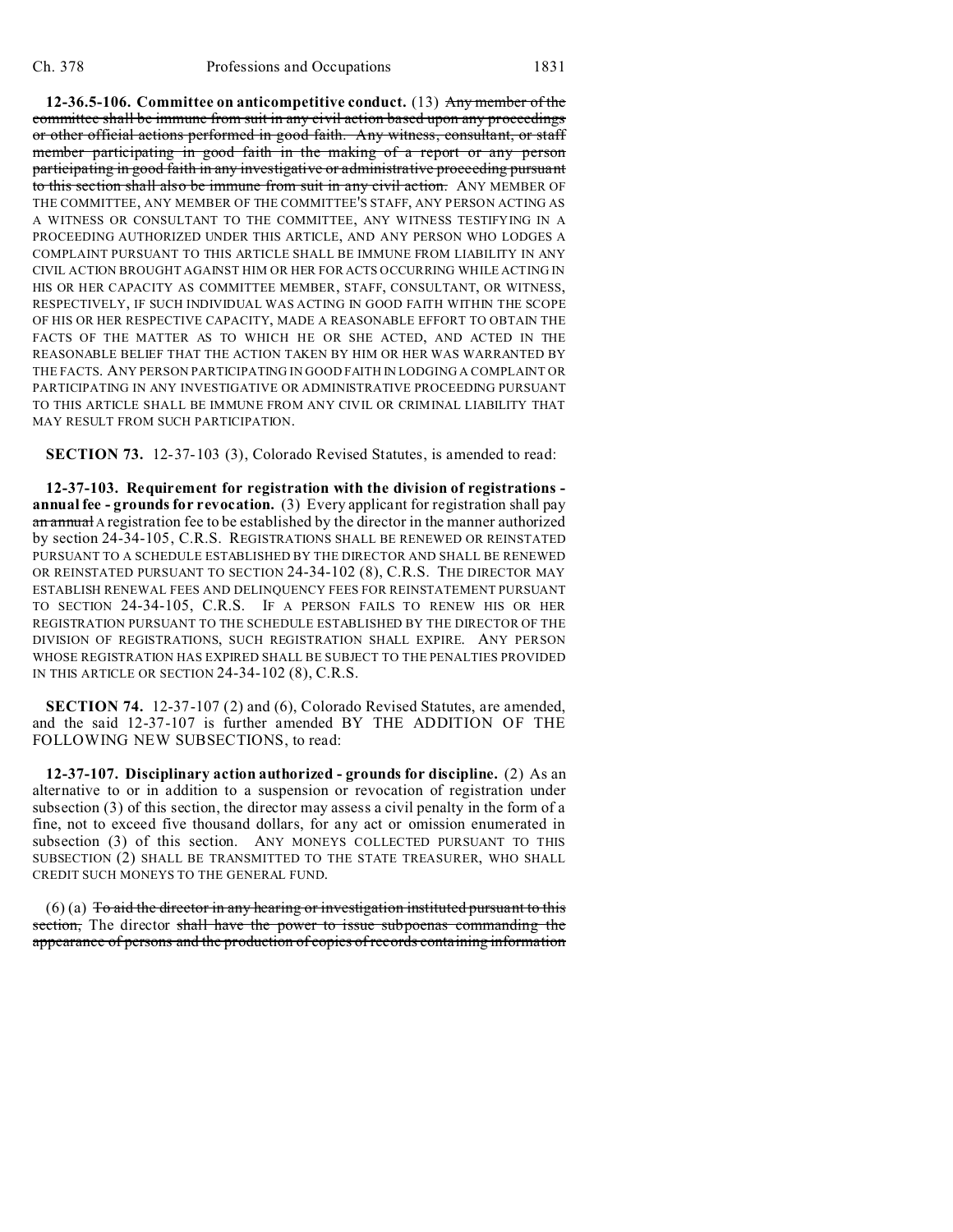**12-36.5-106. Committee on anticompetitive conduct.** (13) ~~Any member of the committee shall be immune from suit in any civil action based upon any proceedings or other official actions performed in good faith. Any witness, consultant, or staff member participating in good faith in the making of a report or any person participating in good faith in any investigative or administrative proceeding pursuant to this section shall also be immune from suit in any civil action.~~ ANY MEMBER OF THE COMMITTEE, ANY MEMBER OF THE COMMITTEE'S STAFF, ANY PERSON ACTING AS A WITNESS OR CONSULTANT TO THE COMMITTEE, ANY WITNESS TESTIFYING IN A PROCEEDING AUTHORIZED UNDER THIS ARTICLE, AND ANY PERSON WHO LODGES A COMPLAINT PURSUANT TO THIS ARTICLE SHALL BE IMMUNE FROM LIABILITY IN ANY CIVIL ACTION BROUGHT AGAINST HIM OR HER FOR ACTS OCCURRING WHILE ACTING IN HIS OR HER CAPACITY AS COMMITTEE MEMBER, STAFF, CONSULTANT, OR WITNESS, RESPECTIVELY, IF SUCH INDIVIDUAL WAS ACTING IN GOOD FAITH WITHIN THE SCOPE OF HIS OR HER RESPECTIVE CAPACITY, MADE A REASONABLE EFFORT TO OBTAIN THE FACTS OF THE MATTER AS TO WHICH HE OR SHE ACTED, AND ACTED IN THE REASONABLE BELIEF THAT THE ACTION TAKEN BY HIM OR HER WAS WARRANTED BY THE FACTS. ANY PERSON PARTICIPATING IN GOOD FAITH IN LODGING A COMPLAINT OR PARTICIPATING IN ANY INVESTIGATIVE OR ADMINISTRATIVE PROCEEDING PURSUANT TO THIS ARTICLE SHALL BE IMMUNE FROM ANY CIVIL OR CRIMINAL LIABILITY THAT MAY RESULT FROM SUCH PARTICIPATION.

**SECTION 73.** 12-37-103 (3), Colorado Revised Statutes, is amended to read:

**12-37-103. Requirement for registration with the division of registrations - annual fee - grounds for revocation.** (3) Every applicant for registration shall pay ~~an annual~~ A registration fee to be established by the director in the manner authorized by section 24-34-105, C.R.S. REGISTRATIONS SHALL BE RENEWED OR REINSTATED PURSUANT TO A SCHEDULE ESTABLISHED BY THE DIRECTOR AND SHALL BE RENEWED OR REINSTATED PURSUANT TO SECTION 24-34-102 (8), C.R.S. THE DIRECTOR MAY ESTABLISH RENEWAL FEES AND DELINQUENCY FEES FOR REINSTATEMENT PURSUANT TO SECTION 24-34-105, C.R.S. IF A PERSON FAILS TO RENEW HIS OR HER REGISTRATION PURSUANT TO THE SCHEDULE ESTABLISHED BY THE DIRECTOR OF THE DIVISION OF REGISTRATIONS, SUCH REGISTRATION SHALL EXPIRE. ANY PERSON WHOSE REGISTRATION HAS EXPIRED SHALL BE SUBJECT TO THE PENALTIES PROVIDED IN THIS ARTICLE OR SECTION 24-34-102 (8), C.R.S.

**SECTION 74.** 12-37-107 (2) and (6), Colorado Revised Statutes, are amended, and the said 12-37-107 is further amended BY THE ADDITION OF THE FOLLOWING NEW SUBSECTIONS, to read:

**12-37-107. Disciplinary action authorized - grounds for discipline.** (2) As an alternative to or in addition to a suspension or revocation of registration under subsection (3) of this section, the director may assess a civil penalty in the form of a fine, not to exceed five thousand dollars, for any act or omission enumerated in subsection (3) of this section. ANY MONEYS COLLECTED PURSUANT TO THIS SUBSECTION (2) SHALL BE TRANSMITTED TO THE STATE TREASURER, WHO SHALL CREDIT SUCH MONEYS TO THE GENERAL FUND.

(6) (a) ~~To aid the director in any hearing or investigation instituted pursuant to this section,~~ The director ~~shall have the power to issue subpoenas commanding the appearance of persons and the production of copies of records containing information~~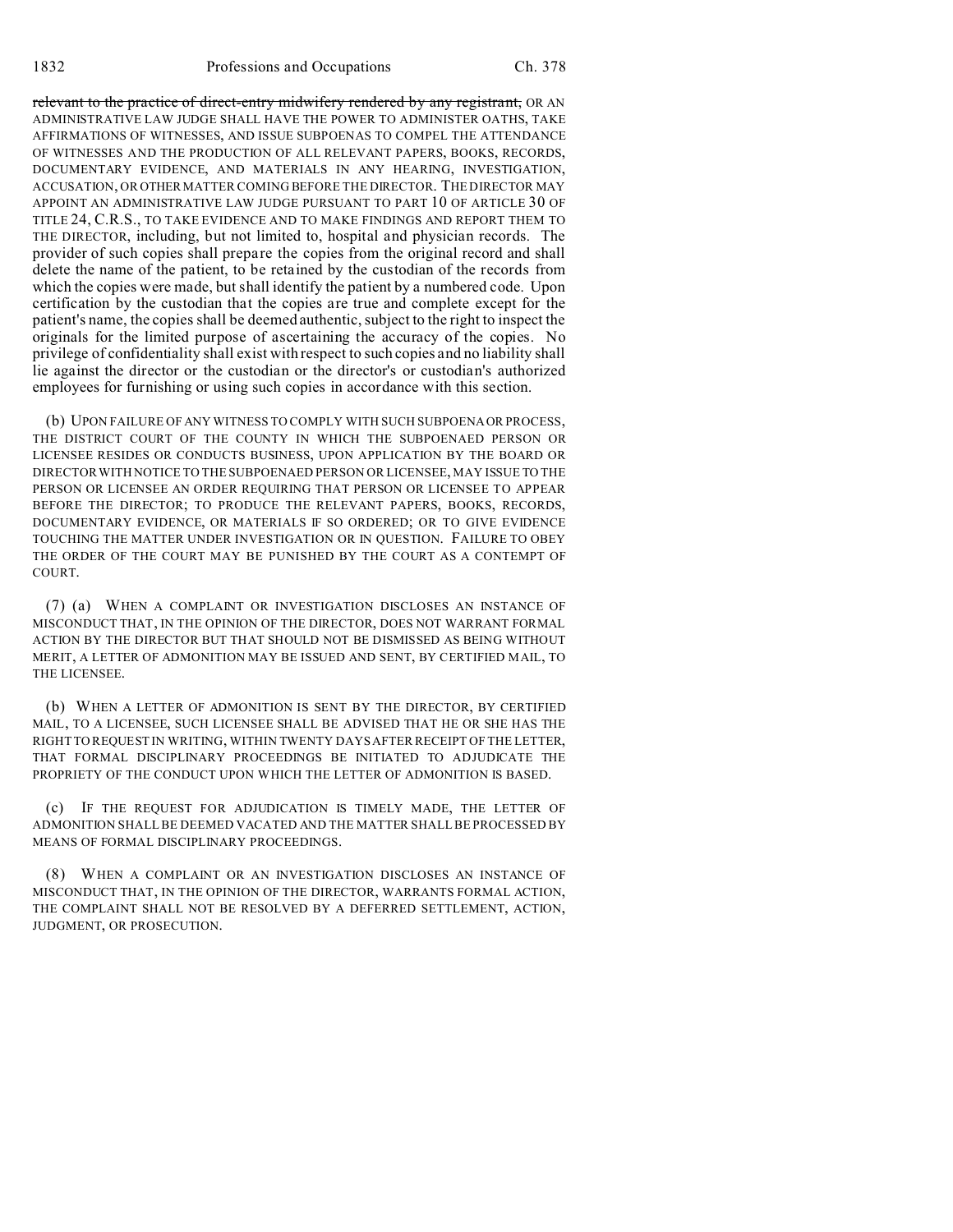~~relevant to the practice of direct-entry midwifery rendered by any registrant,~~ OR AN ADMINISTRATIVE LAW JUDGE SHALL HAVE THE POWER TO ADMINISTER OATHS, TAKE AFFIRMATIONS OF WITNESSES, AND ISSUE SUBPOENAS TO COMPEL THE ATTENDANCE OF WITNESSES AND THE PRODUCTION OF ALL RELEVANT PAPERS, BOOKS, RECORDS, DOCUMENTARY EVIDENCE, AND MATERIALS IN ANY HEARING, INVESTIGATION, ACCUSATION, OR OTHER MATTER COMING BEFORE THE DIRECTOR. THE DIRECTOR MAY APPOINT AN ADMINISTRATIVE LAW JUDGE PURSUANT TO PART 10 OF ARTICLE 30 OF TITLE 24, C.R.S., TO TAKE EVIDENCE AND TO MAKE FINDINGS AND REPORT THEM TO THE DIRECTOR, including, but not limited to, hospital and physician records. The provider of such copies shall prepare the copies from the original record and shall delete the name of the patient, to be retained by the custodian of the records from which the copies were made, but shall identify the patient by a numbered code. Upon certification by the custodian that the copies are true and complete except for the patient's name, the copies shall be deemed authentic, subject to the right to inspect the originals for the limited purpose of ascertaining the accuracy of the copies. No privilege of confidentiality shall exist with respect to such copies and no liability shall lie against the director or the custodian or the director's or custodian's authorized employees for furnishing or using such copies in accordance with this section.

(b) UPON FAILURE OF ANY WITNESS TO COMPLY WITH SUCH SUBPOENA OR PROCESS, THE DISTRICT COURT OF THE COUNTY IN WHICH THE SUBPOENAED PERSON OR LICENSEE RESIDES OR CONDUCTS BUSINESS, UPON APPLICATION BY THE BOARD OR DIRECTOR WITH NOTICE TO THE SUBPOENAED PERSON OR LICENSEE, MAY ISSUE TO THE PERSON OR LICENSEE AN ORDER REQUIRING THAT PERSON OR LICENSEE TO APPEAR BEFORE THE DIRECTOR; TO PRODUCE THE RELEVANT PAPERS, BOOKS, RECORDS, DOCUMENTARY EVIDENCE, OR MATERIALS IF SO ORDERED; OR TO GIVE EVIDENCE TOUCHING THE MATTER UNDER INVESTIGATION OR IN QUESTION. FAILURE TO OBEY THE ORDER OF THE COURT MAY BE PUNISHED BY THE COURT AS A CONTEMPT OF COURT.

(7) (a) WHEN A COMPLAINT OR INVESTIGATION DISCLOSES AN INSTANCE OF MISCONDUCT THAT, IN THE OPINION OF THE DIRECTOR, DOES NOT WARRANT FORMAL ACTION BY THE DIRECTOR BUT THAT SHOULD NOT BE DISMISSED AS BEING WITHOUT MERIT, A LETTER OF ADMONITION MAY BE ISSUED AND SENT, BY CERTIFIED MAIL, TO THE LICENSEE.

(b) WHEN A LETTER OF ADMONITION IS SENT BY THE DIRECTOR, BY CERTIFIED MAIL, TO A LICENSEE, SUCH LICENSEE SHALL BE ADVISED THAT HE OR SHE HAS THE RIGHT TO REQUEST IN WRITING, WITHIN TWENTY DAYS AFTER RECEIPT OF THE LETTER, THAT FORMAL DISCIPLINARY PROCEEDINGS BE INITIATED TO ADJUDICATE THE PROPRIETY OF THE CONDUCT UPON WHICH THE LETTER OF ADMONITION IS BASED.

(c) IF THE REQUEST FOR ADJUDICATION IS TIMELY MADE, THE LETTER OF ADMONITION SHALL BE DEEMED VACATED AND THE MATTER SHALL BE PROCESSED BY MEANS OF FORMAL DISCIPLINARY PROCEEDINGS.

(8) WHEN A COMPLAINT OR AN INVESTIGATION DISCLOSES AN INSTANCE OF MISCONDUCT THAT, IN THE OPINION OF THE DIRECTOR, WARRANTS FORMAL ACTION, THE COMPLAINT SHALL NOT BE RESOLVED BY A DEFERRED SETTLEMENT, ACTION, JUDGMENT, OR PROSECUTION.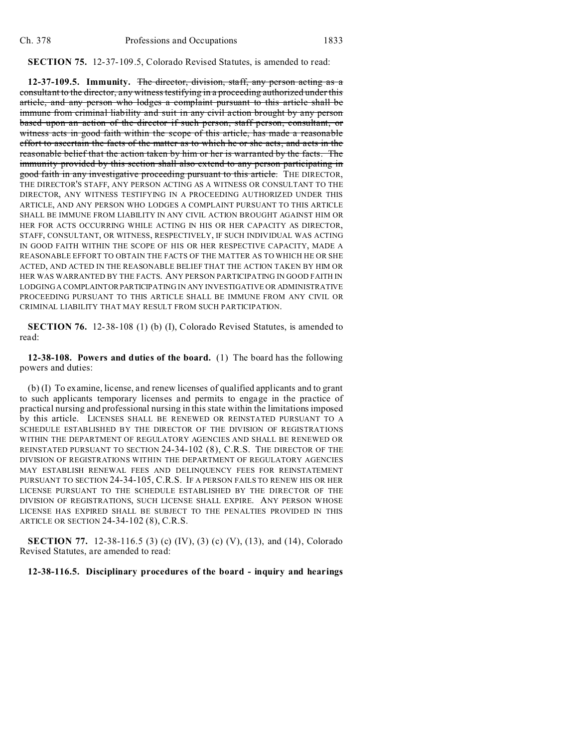**SECTION 75.** 12-37-109.5, Colorado Revised Statutes, is amended to read:

**12-37-109.5. Immunity.** ~~The director, division, staff, any person acting as a consultant to the director, any witness testifying in a proceeding authorized under this article, and any person who lodges a complaint pursuant to this article shall be immune from criminal liability and suit in any civil action brought by any person based upon an action of the director if such person, staff person, consultant, or witness acts in good faith within the scope of this article, has made a reasonable effort to ascertain the facts of the matter as to which he or she acts, and acts in the reasonable belief that the action taken by him or her is warranted by the facts. The immunity provided by this section shall also extend to any person participating in good faith in any investigative proceeding pursuant to this article.~~ THE DIRECTOR, THE DIRECTOR'S STAFF, ANY PERSON ACTING AS A WITNESS OR CONSULTANT TO THE DIRECTOR, ANY WITNESS TESTIFYING IN A PROCEEDING AUTHORIZED UNDER THIS ARTICLE, AND ANY PERSON WHO LODGES A COMPLAINT PURSUANT TO THIS ARTICLE SHALL BE IMMUNE FROM LIABILITY IN ANY CIVIL ACTION BROUGHT AGAINST HIM OR HER FOR ACTS OCCURRING WHILE ACTING IN HIS OR HER CAPACITY AS DIRECTOR, STAFF, CONSULTANT, OR WITNESS, RESPECTIVELY, IF SUCH INDIVIDUAL WAS ACTING IN GOOD FAITH WITHIN THE SCOPE OF HIS OR HER RESPECTIVE CAPACITY, MADE A REASONABLE EFFORT TO OBTAIN THE FACTS OF THE MATTER AS TO WHICH HE OR SHE ACTED, AND ACTED IN THE REASONABLE BELIEF THAT THE ACTION TAKEN BY HIM OR HER WAS WARRANTED BY THE FACTS. ANY PERSON PARTICIPATING IN GOOD FAITH IN LODGING A COMPLAINT OR PARTICIPATING IN ANY INVESTIGATIVE OR ADMINISTRATIVE PROCEEDING PURSUANT TO THIS ARTICLE SHALL BE IMMUNE FROM ANY CIVIL OR CRIMINAL LIABILITY THAT MAY RESULT FROM SUCH PARTICIPATION.

**SECTION 76.** 12-38-108 (1) (b) (I), Colorado Revised Statutes, is amended to read:

**12-38-108. Powers and duties of the board.** (1) The board has the following powers and duties:

(b) (I) To examine, license, and renew licenses of qualified applicants and to grant to such applicants temporary licenses and permits to engage in the practice of practical nursing and professional nursing in this state within the limitations imposed by this article. LICENSES SHALL BE RENEWED OR REINSTATED PURSUANT TO A SCHEDULE ESTABLISHED BY THE DIRECTOR OF THE DIVISION OF REGISTRATIONS WITHIN THE DEPARTMENT OF REGULATORY AGENCIES AND SHALL BE RENEWED OR REINSTATED PURSUANT TO SECTION 24-34-102 (8), C.R.S. THE DIRECTOR OF THE DIVISION OF REGISTRATIONS WITHIN THE DEPARTMENT OF REGULATORY AGENCIES MAY ESTABLISH RENEWAL FEES AND DELINQUENCY FEES FOR REINSTATEMENT PURSUANT TO SECTION 24-34-105, C.R.S. IF A PERSON FAILS TO RENEW HIS OR HER LICENSE PURSUANT TO THE SCHEDULE ESTABLISHED BY THE DIRECTOR OF THE DIVISION OF REGISTRATIONS, SUCH LICENSE SHALL EXPIRE. ANY PERSON WHOSE LICENSE HAS EXPIRED SHALL BE SUBJECT TO THE PENALTIES PROVIDED IN THIS ARTICLE OR SECTION 24-34-102 (8), C.R.S.

**SECTION 77.** 12-38-116.5 (3) (c) (IV), (3) (c) (V), (13), and (14), Colorado Revised Statutes, are amended to read:

**12-38-116.5. Disciplinary procedures of the board - inquiry and hearings**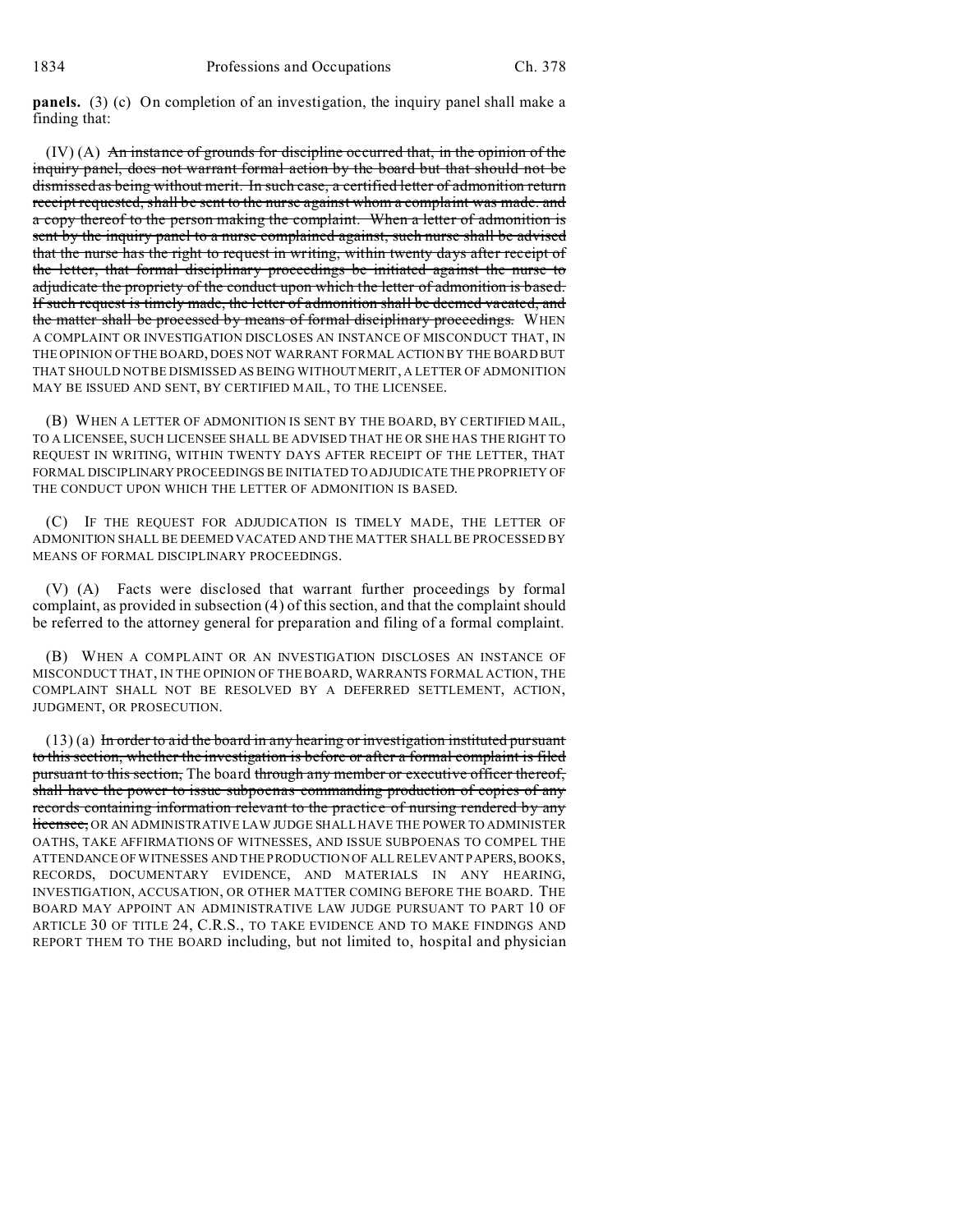**panels.** (3) (c) On completion of an investigation, the inquiry panel shall make a finding that:

(IV) (A) ~~An instance of grounds for discipline occurred that, in the opinion of the inquiry panel, does not warrant formal action by the board but that should not be dismissed as being without merit. In such case, a certified letter of admonition return receipt requested, shall be sent to the nurse against whom a complaint was made. and a copy thereof to the person making the complaint. When a letter of admonition is sent by the inquiry panel to a nurse complained against, such nurse shall be advised that the nurse has the right to request in writing, within twenty days after receipt of the letter, that formal disciplinary proceedings be initiated against the nurse to adjudicate the propriety of the conduct upon which the letter of admonition is based. If such request is timely made, the letter of admonition shall be deemed vacated, and the matter shall be processed by means of formal disciplinary proceedings.~~ WHEN A COMPLAINT OR INVESTIGATION DISCLOSES AN INSTANCE OF MISCONDUCT THAT, IN THE OPINION OF THE BOARD, DOES NOT WARRANT FORMAL ACTION BY THE BOARD BUT THAT SHOULD NOT BE DISMISSED AS BEING WITHOUT MERIT, A LETTER OF ADMONITION MAY BE ISSUED AND SENT, BY CERTIFIED MAIL, TO THE LICENSEE.

(B) WHEN A LETTER OF ADMONITION IS SENT BY THE BOARD, BY CERTIFIED MAIL, TO A LICENSEE, SUCH LICENSEE SHALL BE ADVISED THAT HE OR SHE HAS THE RIGHT TO REQUEST IN WRITING, WITHIN TWENTY DAYS AFTER RECEIPT OF THE LETTER, THAT FORMAL DISCIPLINARY PROCEEDINGS BE INITIATED TO ADJUDICATE THE PROPRIETY OF THE CONDUCT UPON WHICH THE LETTER OF ADMONITION IS BASED.

(C) IF THE REQUEST FOR ADJUDICATION IS TIMELY MADE, THE LETTER OF ADMONITION SHALL BE DEEMED VACATED AND THE MATTER SHALL BE PROCESSED BY MEANS OF FORMAL DISCIPLINARY PROCEEDINGS.

(V) (A) Facts were disclosed that warrant further proceedings by formal complaint, as provided in subsection (4) of this section, and that the complaint should be referred to the attorney general for preparation and filing of a formal complaint.

(B) WHEN A COMPLAINT OR AN INVESTIGATION DISCLOSES AN INSTANCE OF MISCONDUCT THAT, IN THE OPINION OF THE BOARD, WARRANTS FORMAL ACTION, THE COMPLAINT SHALL NOT BE RESOLVED BY A DEFERRED SETTLEMENT, ACTION, JUDGMENT, OR PROSECUTION.

(13) (a) ~~In order to aid the board in any hearing or investigation instituted pursuant to this section, whether the investigation is before or after a formal complaint is filed pursuant to this section,~~ The board ~~through any member or executive officer thereof, shall have the power to issue subpoenas commanding production of copies of any records containing information relevant to the practice of nursing rendered by any licensee,~~ OR AN ADMINISTRATIVE LAW JUDGE SHALL HAVE THE POWER TO ADMINISTER OATHS, TAKE AFFIRMATIONS OF WITNESSES, AND ISSUE SUBPOENAS TO COMPEL THE ATTENDANCE OF WITNESSES AND THE PRODUCTION OF ALL RELEVANT PAPERS, BOOKS, RECORDS, DOCUMENTARY EVIDENCE, AND MATERIALS IN ANY HEARING, INVESTIGATION, ACCUSATION, OR OTHER MATTER COMING BEFORE THE BOARD. THE BOARD MAY APPOINT AN ADMINISTRATIVE LAW JUDGE PURSUANT TO PART 10 OF ARTICLE 30 OF TITLE 24, C.R.S., TO TAKE EVIDENCE AND TO MAKE FINDINGS AND REPORT THEM TO THE BOARD including, but not limited to, hospital and physician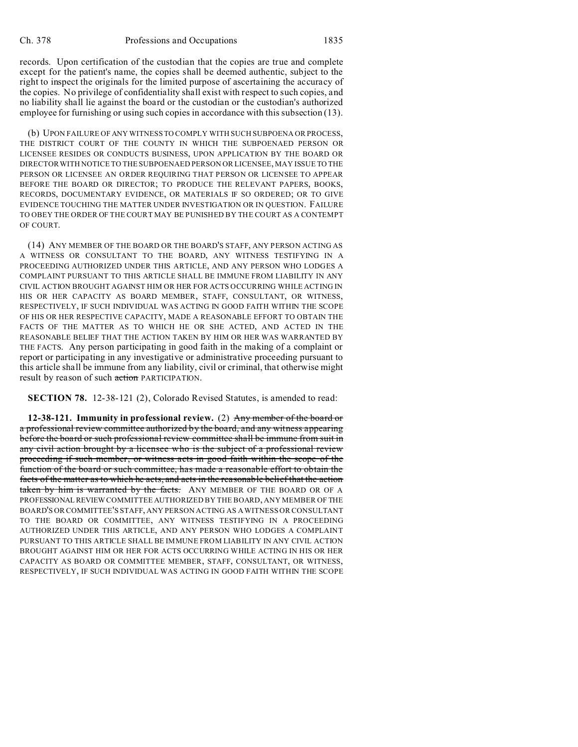records. Upon certification of the custodian that the copies are true and complete except for the patient's name, the copies shall be deemed authentic, subject to the right to inspect the originals for the limited purpose of ascertaining the accuracy of the copies. No privilege of confidentiality shall exist with respect to such copies, and no liability shall lie against the board or the custodian or the custodian's authorized employee for furnishing or using such copies in accordance with this subsection (13).

(b) UPON FAILURE OF ANY WITNESS TO COMPLY WITH SUCH SUBPOENA OR PROCESS, THE DISTRICT COURT OF THE COUNTY IN WHICH THE SUBPOENAED PERSON OR LICENSEE RESIDES OR CONDUCTS BUSINESS, UPON APPLICATION BY THE BOARD OR DIRECTOR WITH NOTICE TO THE SUBPOENAED PERSON OR LICENSEE, MAY ISSUE TO THE PERSON OR LICENSEE AN ORDER REQUIRING THAT PERSON OR LICENSEE TO APPEAR BEFORE THE BOARD OR DIRECTOR; TO PRODUCE THE RELEVANT PAPERS, BOOKS, RECORDS, DOCUMENTARY EVIDENCE, OR MATERIALS IF SO ORDERED; OR TO GIVE EVIDENCE TOUCHING THE MATTER UNDER INVESTIGATION OR IN QUESTION. FAILURE TO OBEY THE ORDER OF THE COURT MAY BE PUNISHED BY THE COURT AS A CONTEMPT OF COURT.

(14) ANY MEMBER OF THE BOARD OR THE BOARD'S STAFF, ANY PERSON ACTING AS A WITNESS OR CONSULTANT TO THE BOARD, ANY WITNESS TESTIFYING IN A PROCEEDING AUTHORIZED UNDER THIS ARTICLE, AND ANY PERSON WHO LODGES A COMPLAINT PURSUANT TO THIS ARTICLE SHALL BE IMMUNE FROM LIABILITY IN ANY CIVIL ACTION BROUGHT AGAINST HIM OR HER FOR ACTS OCCURRING WHILE ACTING IN HIS OR HER CAPACITY AS BOARD MEMBER, STAFF, CONSULTANT, OR WITNESS, RESPECTIVELY, IF SUCH INDIVIDUAL WAS ACTING IN GOOD FAITH WITHIN THE SCOPE OF HIS OR HER RESPECTIVE CAPACITY, MADE A REASONABLE EFFORT TO OBTAIN THE FACTS OF THE MATTER AS TO WHICH HE OR SHE ACTED, AND ACTED IN THE REASONABLE BELIEF THAT THE ACTION TAKEN BY HIM OR HER WAS WARRANTED BY THE FACTS. Any person participating in good faith in the making of a complaint or report or participating in any investigative or administrative proceeding pursuant to this article shall be immune from any liability, civil or criminal, that otherwise might result by reason of such ~~action~~ PARTICIPATION.

**SECTION 78.** 12-38-121 (2), Colorado Revised Statutes, is amended to read:

**12-38-121. Immunity in professional review.** (2) ~~Any member of the board or a professional review committee authorized by the board, and any witness appearing before the board or such professional review committee shall be immune from suit in any civil action brought by a licensee who is the subject of a professional review proceeding if such member, or witness acts in good faith within the scope of the function of the board or such committee, has made a reasonable effort to obtain the facts of the matter as to which he acts, and acts in the reasonable belief that the action taken by him is warranted by the facts.~~ ANY MEMBER OF THE BOARD OR OF A PROFESSIONAL REVIEW COMMITTEE AUTHORIZED BY THE BOARD, ANY MEMBER OF THE BOARD'S OR COMMITTEE'S STAFF, ANY PERSON ACTING AS A WITNESS OR CONSULTANT TO THE BOARD OR COMMITTEE, ANY WITNESS TESTIFYING IN A PROCEEDING AUTHORIZED UNDER THIS ARTICLE, AND ANY PERSON WHO LODGES A COMPLAINT PURSUANT TO THIS ARTICLE SHALL BE IMMUNE FROM LIABILITY IN ANY CIVIL ACTION BROUGHT AGAINST HIM OR HER FOR ACTS OCCURRING WHILE ACTING IN HIS OR HER CAPACITY AS BOARD OR COMMITTEE MEMBER, STAFF, CONSULTANT, OR WITNESS, RESPECTIVELY, IF SUCH INDIVIDUAL WAS ACTING IN GOOD FAITH WITHIN THE SCOPE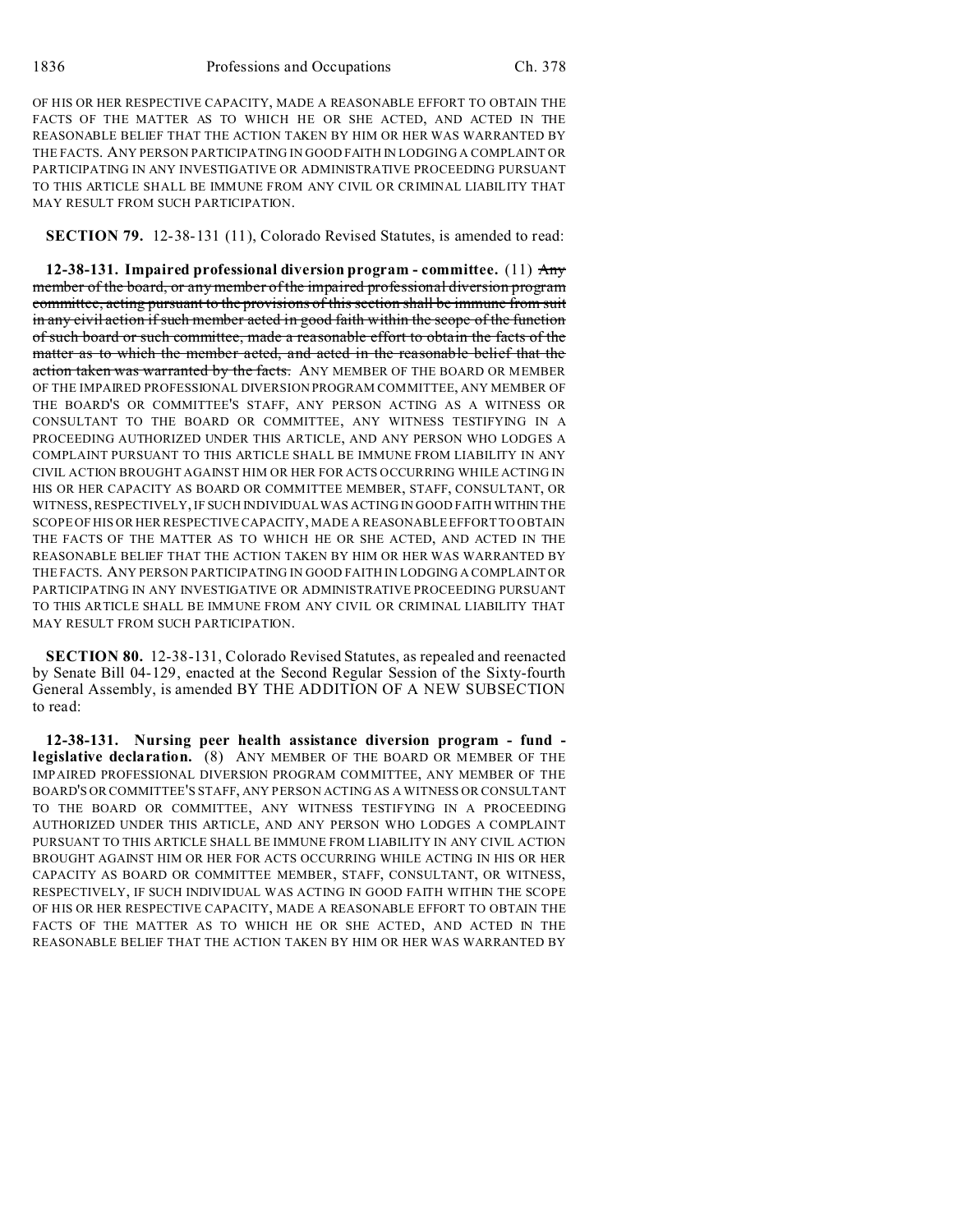OF HIS OR HER RESPECTIVE CAPACITY, MADE A REASONABLE EFFORT TO OBTAIN THE FACTS OF THE MATTER AS TO WHICH HE OR SHE ACTED, AND ACTED IN THE REASONABLE BELIEF THAT THE ACTION TAKEN BY HIM OR HER WAS WARRANTED BY THE FACTS. ANY PERSON PARTICIPATING IN GOOD FAITH IN LODGING A COMPLAINT OR PARTICIPATING IN ANY INVESTIGATIVE OR ADMINISTRATIVE PROCEEDING PURSUANT TO THIS ARTICLE SHALL BE IMMUNE FROM ANY CIVIL OR CRIMINAL LIABILITY THAT MAY RESULT FROM SUCH PARTICIPATION.

**SECTION 79.** 12-38-131 (11), Colorado Revised Statutes, is amended to read:

**12-38-131. Impaired professional diversion program - committee.** (11) ~~Any member of the board, or any member of the impaired professional diversion program committee, acting pursuant to the provisions of this section shall be immune from suit in any civil action if such member acted in good faith within the scope of the function of such board or such committee, made a reasonable effort to obtain the facts of the matter as to which the member acted, and acted in the reasonable belief that the action taken was warranted by the facts.~~ ANY MEMBER OF THE BOARD OR MEMBER OF THE IMPAIRED PROFESSIONAL DIVERSION PROGRAM COMMITTEE, ANY MEMBER OF THE BOARD'S OR COMMITTEE'S STAFF, ANY PERSON ACTING AS A WITNESS OR CONSULTANT TO THE BOARD OR COMMITTEE, ANY WITNESS TESTIFYING IN A PROCEEDING AUTHORIZED UNDER THIS ARTICLE, AND ANY PERSON WHO LODGES A COMPLAINT PURSUANT TO THIS ARTICLE SHALL BE IMMUNE FROM LIABILITY IN ANY CIVIL ACTION BROUGHT AGAINST HIM OR HER FOR ACTS OCCURRING WHILE ACTING IN HIS OR HER CAPACITY AS BOARD OR COMMITTEE MEMBER, STAFF, CONSULTANT, OR WITNESS, RESPECTIVELY, IF SUCH INDIVIDUAL WAS ACTING IN GOOD FAITH WITHIN THE SCOPE OF HIS OR HER RESPECTIVE CAPACITY, MADE A REASONABLE EFFORT TO OBTAIN THE FACTS OF THE MATTER AS TO WHICH HE OR SHE ACTED, AND ACTED IN THE REASONABLE BELIEF THAT THE ACTION TAKEN BY HIM OR HER WAS WARRANTED BY THE FACTS. ANY PERSON PARTICIPATING IN GOOD FAITH IN LODGING A COMPLAINT OR PARTICIPATING IN ANY INVESTIGATIVE OR ADMINISTRATIVE PROCEEDING PURSUANT TO THIS ARTICLE SHALL BE IMMUNE FROM ANY CIVIL OR CRIMINAL LIABILITY THAT MAY RESULT FROM SUCH PARTICIPATION.

**SECTION 80.** 12-38-131, Colorado Revised Statutes, as repealed and reenacted by Senate Bill 04-129, enacted at the Second Regular Session of the Sixty-fourth General Assembly, is amended BY THE ADDITION OF A NEW SUBSECTION to read:

**12-38-131. Nursing peer health assistance diversion program - fund - legislative declaration.** (8) ANY MEMBER OF THE BOARD OR MEMBER OF THE IMPAIRED PROFESSIONAL DIVERSION PROGRAM COMMITTEE, ANY MEMBER OF THE BOARD'S OR COMMITTEE'S STAFF, ANY PERSON ACTING AS A WITNESS OR CONSULTANT TO THE BOARD OR COMMITTEE, ANY WITNESS TESTIFYING IN A PROCEEDING AUTHORIZED UNDER THIS ARTICLE, AND ANY PERSON WHO LODGES A COMPLAINT PURSUANT TO THIS ARTICLE SHALL BE IMMUNE FROM LIABILITY IN ANY CIVIL ACTION BROUGHT AGAINST HIM OR HER FOR ACTS OCCURRING WHILE ACTING IN HIS OR HER CAPACITY AS BOARD OR COMMITTEE MEMBER, STAFF, CONSULTANT, OR WITNESS, RESPECTIVELY, IF SUCH INDIVIDUAL WAS ACTING IN GOOD FAITH WITHIN THE SCOPE OF HIS OR HER RESPECTIVE CAPACITY, MADE A REASONABLE EFFORT TO OBTAIN THE FACTS OF THE MATTER AS TO WHICH HE OR SHE ACTED, AND ACTED IN THE REASONABLE BELIEF THAT THE ACTION TAKEN BY HIM OR HER WAS WARRANTED BY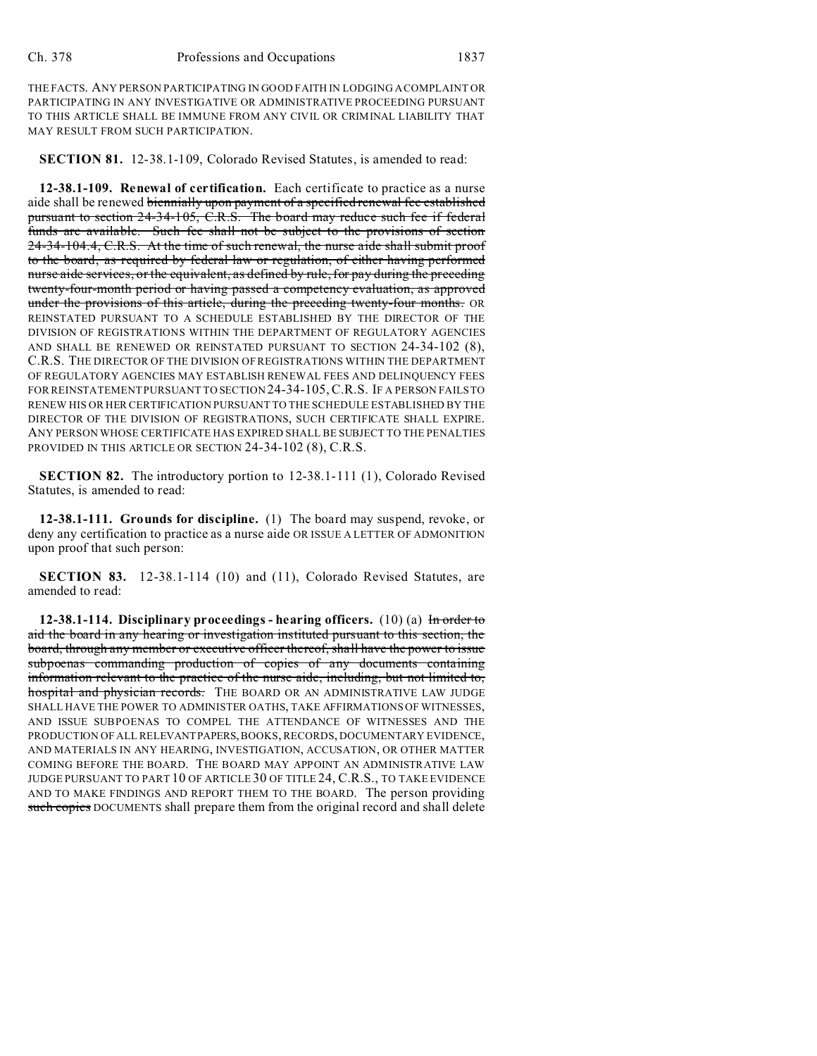THE FACTS. ANY PERSON PARTICIPATING IN GOOD FAITH IN LODGING A COMPLAINT OR PARTICIPATING IN ANY INVESTIGATIVE OR ADMINISTRATIVE PROCEEDING PURSUANT TO THIS ARTICLE SHALL BE IMMUNE FROM ANY CIVIL OR CRIMINAL LIABILITY THAT MAY RESULT FROM SUCH PARTICIPATION.

**SECTION 81.** 12-38.1-109, Colorado Revised Statutes, is amended to read:

**12-38.1-109. Renewal of certification.** Each certificate to practice as a nurse aide shall be renewed ~~biennially upon payment of a specified renewal fee established pursuant to section 24-34-105, C.R.S. The board may reduce such fee if federal funds are available. Such fee shall not be subject to the provisions of section 24-34-104.4, C.R.S. At the time of such renewal, the nurse aide shall submit proof to the board, as required by federal law or regulation, of either having performed nurse aide services, or the equivalent, as defined by rule, for pay during the preceding twenty-four-month period or having passed a competency evaluation, as approved under the provisions of this article, during the preceding twenty-four months.~~ OR REINSTATED PURSUANT TO A SCHEDULE ESTABLISHED BY THE DIRECTOR OF THE DIVISION OF REGISTRATIONS WITHIN THE DEPARTMENT OF REGULATORY AGENCIES AND SHALL BE RENEWED OR REINSTATED PURSUANT TO SECTION 24-34-102 (8), C.R.S. THE DIRECTOR OF THE DIVISION OF REGISTRATIONS WITHIN THE DEPARTMENT OF REGULATORY AGENCIES MAY ESTABLISH RENEWAL FEES AND DELINQUENCY FEES FOR REINSTATEMENT PURSUANT TO SECTION 24-34-105, C.R.S. IF A PERSON FAILS TO RENEW HIS OR HER CERTIFICATION PURSUANT TO THE SCHEDULE ESTABLISHED BY THE DIRECTOR OF THE DIVISION OF REGISTRATIONS, SUCH CERTIFICATE SHALL EXPIRE. ANY PERSON WHOSE CERTIFICATE HAS EXPIRED SHALL BE SUBJECT TO THE PENALTIES PROVIDED IN THIS ARTICLE OR SECTION 24-34-102 (8), C.R.S.

**SECTION 82.** The introductory portion to 12-38.1-111 (1), Colorado Revised Statutes, is amended to read:

**12-38.1-111. Grounds for discipline.** (1) The board may suspend, revoke, or deny any certification to practice as a nurse aide OR ISSUE A LETTER OF ADMONITION upon proof that such person:

**SECTION 83.** 12-38.1-114 (10) and (11), Colorado Revised Statutes, are amended to read:

**12-38.1-114. Disciplinary proceedings - hearing officers.** (10) (a) ~~In order to aid the board in any hearing or investigation instituted pursuant to this section, the board, through any member or executive officer thereof, shall have the power to issue subpoenas commanding production of copies of any documents containing information relevant to the practice of the nurse aide, including, but not limited to, hospital and physician records.~~ THE BOARD OR AN ADMINISTRATIVE LAW JUDGE SHALL HAVE THE POWER TO ADMINISTER OATHS, TAKE AFFIRMATIONS OF WITNESSES, AND ISSUE SUBPOENAS TO COMPEL THE ATTENDANCE OF WITNESSES AND THE PRODUCTION OF ALL RELEVANT PAPERS, BOOKS, RECORDS, DOCUMENTARY EVIDENCE, AND MATERIALS IN ANY HEARING, INVESTIGATION, ACCUSATION, OR OTHER MATTER COMING BEFORE THE BOARD. THE BOARD MAY APPOINT AN ADMINISTRATIVE LAW JUDGE PURSUANT TO PART 10 OF ARTICLE 30 OF TITLE 24, C.R.S., TO TAKE EVIDENCE AND TO MAKE FINDINGS AND REPORT THEM TO THE BOARD. The person providing ~~such copies~~ DOCUMENTS shall prepare them from the original record and shall delete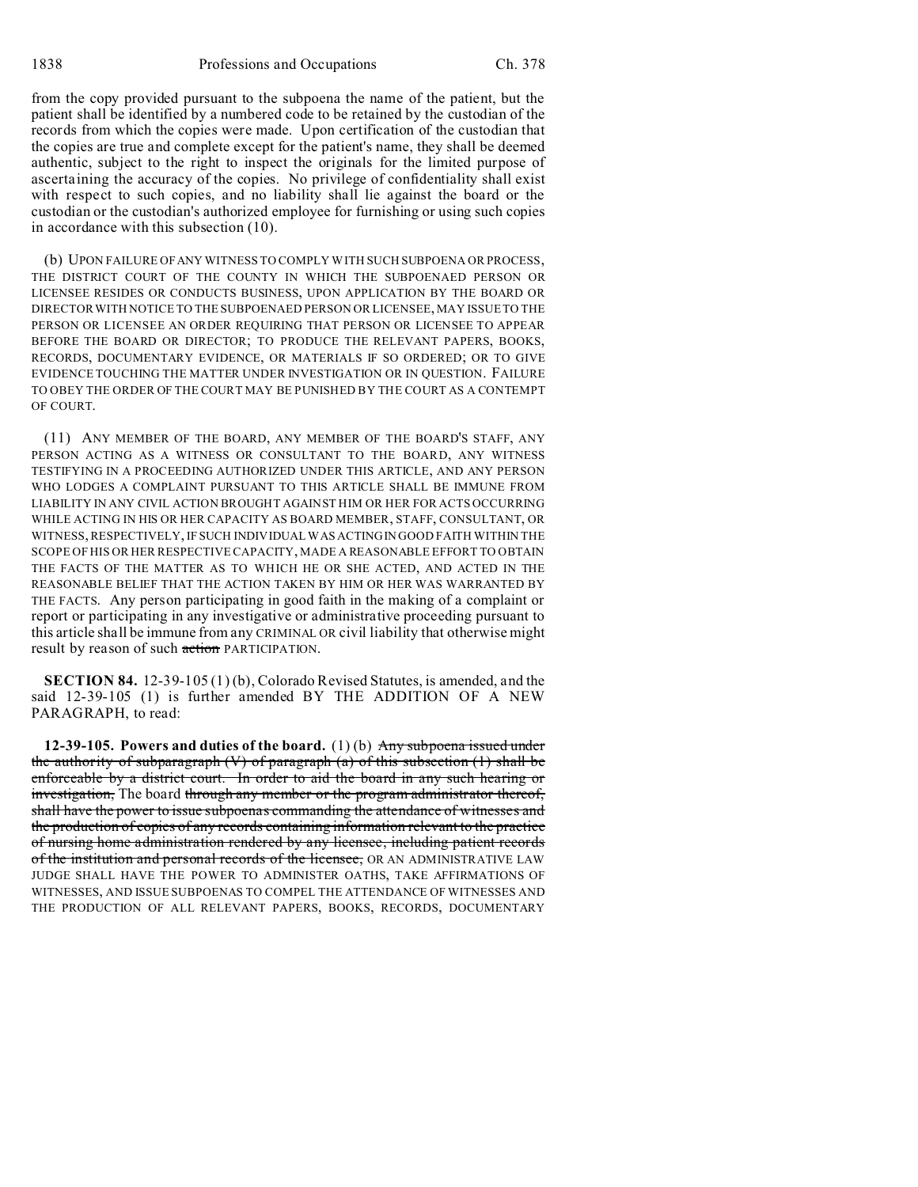from the copy provided pursuant to the subpoena the name of the patient, but the patient shall be identified by a numbered code to be retained by the custodian of the records from which the copies were made. Upon certification of the custodian that the copies are true and complete except for the patient's name, they shall be deemed authentic, subject to the right to inspect the originals for the limited purpose of ascertaining the accuracy of the copies. No privilege of confidentiality shall exist with respect to such copies, and no liability shall lie against the board or the custodian or the custodian's authorized employee for furnishing or using such copies in accordance with this subsection (10).

(b) UPON FAILURE OF ANY WITNESS TO COMPLY WITH SUCH SUBPOENA OR PROCESS, THE DISTRICT COURT OF THE COUNTY IN WHICH THE SUBPOENAED PERSON OR LICENSEE RESIDES OR CONDUCTS BUSINESS, UPON APPLICATION BY THE BOARD OR DIRECTOR WITH NOTICE TO THE SUBPOENAED PERSON OR LICENSEE, MAY ISSUE TO THE PERSON OR LICENSEE AN ORDER REQUIRING THAT PERSON OR LICENSEE TO APPEAR BEFORE THE BOARD OR DIRECTOR; TO PRODUCE THE RELEVANT PAPERS, BOOKS, RECORDS, DOCUMENTARY EVIDENCE, OR MATERIALS IF SO ORDERED; OR TO GIVE EVIDENCE TOUCHING THE MATTER UNDER INVESTIGATION OR IN QUESTION. FAILURE TO OBEY THE ORDER OF THE COURT MAY BE PUNISHED BY THE COURT AS A CONTEMPT OF COURT.

(11) ANY MEMBER OF THE BOARD, ANY MEMBER OF THE BOARD'S STAFF, ANY PERSON ACTING AS A WITNESS OR CONSULTANT TO THE BOARD, ANY WITNESS TESTIFYING IN A PROCEEDING AUTHORIZED UNDER THIS ARTICLE, AND ANY PERSON WHO LODGES A COMPLAINT PURSUANT TO THIS ARTICLE SHALL BE IMMUNE FROM LIABILITY IN ANY CIVIL ACTION BROUGHT AGAINST HIM OR HER FOR ACTS OCCURRING WHILE ACTING IN HIS OR HER CAPACITY AS BOARD MEMBER, STAFF, CONSULTANT, OR WITNESS, RESPECTIVELY, IF SUCH INDIVIDUAL WAS ACTING IN GOOD FAITH WITHIN THE SCOPE OF HIS OR HER RESPECTIVE CAPACITY, MADE A REASONABLE EFFORT TO OBTAIN THE FACTS OF THE MATTER AS TO WHICH HE OR SHE ACTED, AND ACTED IN THE REASONABLE BELIEF THAT THE ACTION TAKEN BY HIM OR HER WAS WARRANTED BY THE FACTS. Any person participating in good faith in the making of a complaint or report or participating in any investigative or administrative proceeding pursuant to this article shall be immune from any CRIMINAL OR civil liability that otherwise might result by reason of such ~~action~~ PARTICIPATION.

**SECTION 84.** 12-39-105 (1) (b), Colorado Revised Statutes, is amended, and the said 12-39-105 (1) is further amended BY THE ADDITION OF A NEW PARAGRAPH, to read:

**12-39-105. Powers and duties of the board.** (1) (b) ~~Any subpoena issued under the authority of subparagraph (V) of paragraph (a) of this subsection (1) shall be enforceable by a district court. In order to aid the board in any such hearing or investigation,~~ The board ~~through any member or the program administrator thereof, shall have the power to issue subpoenas commanding the attendance of witnesses and the production of copies of any records containing information relevant to the practice of nursing home administration rendered by any licensee, including patient records of the institution and personal records of the licensee,~~ OR AN ADMINISTRATIVE LAW JUDGE SHALL HAVE THE POWER TO ADMINISTER OATHS, TAKE AFFIRMATIONS OF WITNESSES, AND ISSUE SUBPOENAS TO COMPEL THE ATTENDANCE OF WITNESSES AND THE PRODUCTION OF ALL RELEVANT PAPERS, BOOKS, RECORDS, DOCUMENTARY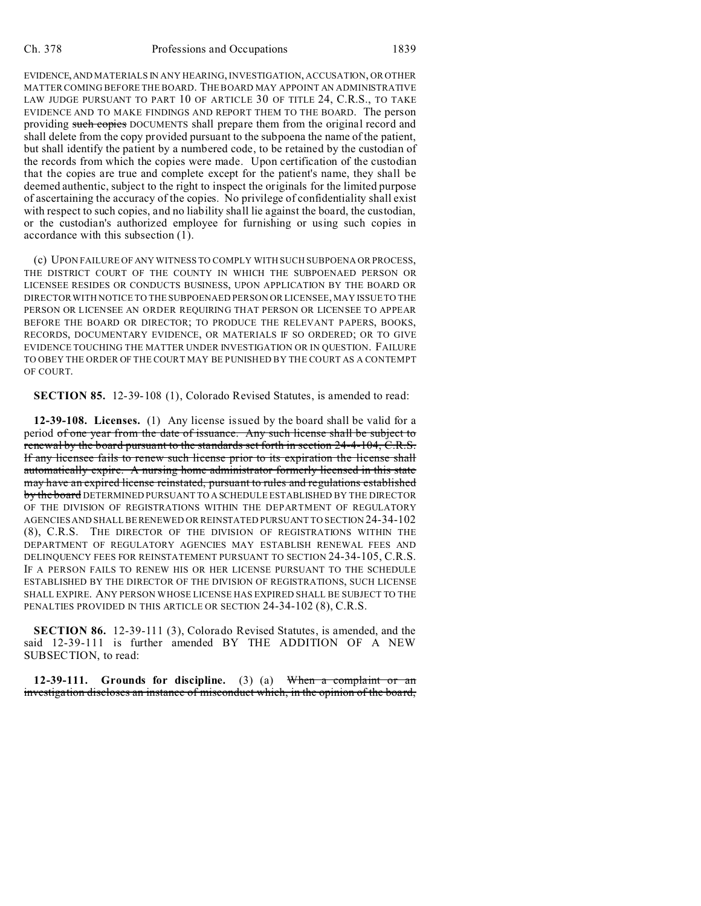EVIDENCE, AND MATERIALS IN ANY HEARING, INVESTIGATION, ACCUSATION, OR OTHER MATTER COMING BEFORE THE BOARD. THE BOARD MAY APPOINT AN ADMINISTRATIVE LAW JUDGE PURSUANT TO PART 10 OF ARTICLE 30 OF TITLE 24, C.R.S., TO TAKE EVIDENCE AND TO MAKE FINDINGS AND REPORT THEM TO THE BOARD. The person providing ~~such copies~~ DOCUMENTS shall prepare them from the original record and shall delete from the copy provided pursuant to the subpoena the name of the patient, but shall identify the patient by a numbered code, to be retained by the custodian of the records from which the copies were made. Upon certification of the custodian that the copies are true and complete except for the patient's name, they shall be deemed authentic, subject to the right to inspect the originals for the limited purpose of ascertaining the accuracy of the copies. No privilege of confidentiality shall exist with respect to such copies, and no liability shall lie against the board, the custodian, or the custodian's authorized employee for furnishing or using such copies in accordance with this subsection (1).

(c) UPON FAILURE OF ANY WITNESS TO COMPLY WITH SUCH SUBPOENA OR PROCESS, THE DISTRICT COURT OF THE COUNTY IN WHICH THE SUBPOENAED PERSON OR LICENSEE RESIDES OR CONDUCTS BUSINESS, UPON APPLICATION BY THE BOARD OR DIRECTOR WITH NOTICE TO THE SUBPOENAED PERSON OR LICENSEE, MAY ISSUE TO THE PERSON OR LICENSEE AN ORDER REQUIRING THAT PERSON OR LICENSEE TO APPEAR BEFORE THE BOARD OR DIRECTOR; TO PRODUCE THE RELEVANT PAPERS, BOOKS, RECORDS, DOCUMENTARY EVIDENCE, OR MATERIALS IF SO ORDERED; OR TO GIVE EVIDENCE TOUCHING THE MATTER UNDER INVESTIGATION OR IN QUESTION. FAILURE TO OBEY THE ORDER OF THE COURT MAY BE PUNISHED BY THE COURT AS A CONTEMPT OF COURT.

**SECTION 85.** 12-39-108 (1), Colorado Revised Statutes, is amended to read:

**12-39-108. Licenses.** (1) Any license issued by the board shall be valid for a period ~~of one year from the date of issuance. Any such license shall be subject to renewal by the board pursuant to the standards set forth in section 24-4-104, C.R.S. If any licensee fails to renew such license prior to its expiration the license shall automatically expire. A nursing home administrator formerly licensed in this state may have an expired license reinstated, pursuant to rules and regulations established by the board~~ DETERMINED PURSUANT TO A SCHEDULE ESTABLISHED BY THE DIRECTOR OF THE DIVISION OF REGISTRATIONS WITHIN THE DEPARTMENT OF REGULATORY AGENCIES AND SHALL BE RENEWED OR REINSTATED PURSUANT TO SECTION 24-34-102 (8), C.R.S. THE DIRECTOR OF THE DIVISION OF REGISTRATIONS WITHIN THE DEPARTMENT OF REGULATORY AGENCIES MAY ESTABLISH RENEWAL FEES AND DELINQUENCY FEES FOR REINSTATEMENT PURSUANT TO SECTION 24-34-105, C.R.S. IF A PERSON FAILS TO RENEW HIS OR HER LICENSE PURSUANT TO THE SCHEDULE ESTABLISHED BY THE DIRECTOR OF THE DIVISION OF REGISTRATIONS, SUCH LICENSE SHALL EXPIRE. ANY PERSON WHOSE LICENSE HAS EXPIRED SHALL BE SUBJECT TO THE PENALTIES PROVIDED IN THIS ARTICLE OR SECTION 24-34-102 (8), C.R.S.

**SECTION 86.** 12-39-111 (3), Colorado Revised Statutes, is amended, and the said 12-39-111 is further amended BY THE ADDITION OF A NEW SUBSECTION, to read:

**12-39-111. Grounds for discipline.** (3) (a) ~~When a complaint or an investigation discloses an instance of misconduct which, in the opinion of the board,~~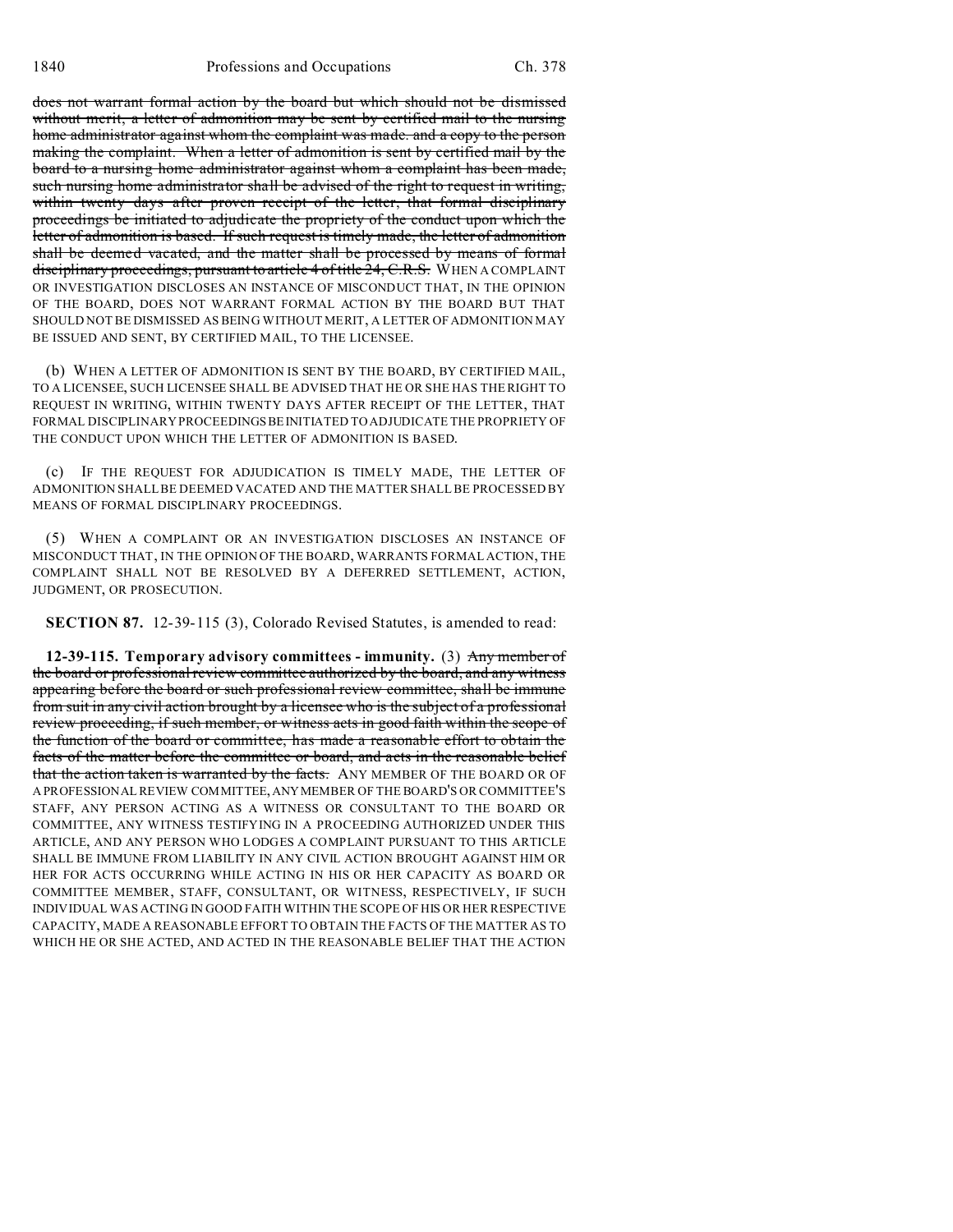~~does not warrant formal action by the board but which should not be dismissed without merit, a letter of admonition may be sent by certified mail to the nursing home administrator against whom the complaint was made. and a copy to the person making the complaint. When a letter of admonition is sent by certified mail by the board to a nursing home administrator against whom a complaint has been made, such nursing home administrator shall be advised of the right to request in writing, within twenty days after proven receipt of the letter, that formal disciplinary proceedings be initiated to adjudicate the propriety of the conduct upon which the letter of admonition is based. If such request is timely made, the letter of admonition shall be deemed vacated, and the matter shall be processed by means of formal disciplinary proceedings, pursuant to article 4 of title 24, C.R.S.~~ WHEN A COMPLAINT OR INVESTIGATION DISCLOSES AN INSTANCE OF MISCONDUCT THAT, IN THE OPINION OF THE BOARD, DOES NOT WARRANT FORMAL ACTION BY THE BOARD BUT THAT SHOULD NOT BE DISMISSED AS BEING WITHOUT MERIT, A LETTER OF ADMONITION MAY BE ISSUED AND SENT, BY CERTIFIED MAIL, TO THE LICENSEE.

(b) WHEN A LETTER OF ADMONITION IS SENT BY THE BOARD, BY CERTIFIED MAIL, TO A LICENSEE, SUCH LICENSEE SHALL BE ADVISED THAT HE OR SHE HAS THE RIGHT TO REQUEST IN WRITING, WITHIN TWENTY DAYS AFTER RECEIPT OF THE LETTER, THAT FORMAL DISCIPLINARY PROCEEDINGS BE INITIATED TO ADJUDICATE THE PROPRIETY OF THE CONDUCT UPON WHICH THE LETTER OF ADMONITION IS BASED.

(c) IF THE REQUEST FOR ADJUDICATION IS TIMELY MADE, THE LETTER OF ADMONITION SHALL BE DEEMED VACATED AND THE MATTER SHALL BE PROCESSED BY MEANS OF FORMAL DISCIPLINARY PROCEEDINGS.

(5) WHEN A COMPLAINT OR AN INVESTIGATION DISCLOSES AN INSTANCE OF MISCONDUCT THAT, IN THE OPINION OF THE BOARD, WARRANTS FORMAL ACTION, THE COMPLAINT SHALL NOT BE RESOLVED BY A DEFERRED SETTLEMENT, ACTION, JUDGMENT, OR PROSECUTION.

**SECTION 87.** 12-39-115 (3), Colorado Revised Statutes, is amended to read:

**12-39-115. Temporary advisory committees - immunity.** (3) ~~Any member of the board or professional review committee authorized by the board, and any witness appearing before the board or such professional review committee, shall be immune from suit in any civil action brought by a licensee who is the subject of a professional review proceeding, if such member, or witness acts in good faith within the scope of the function of the board or committee, has made a reasonable effort to obtain the facts of the matter before the committee or board, and acts in the reasonable belief that the action taken is warranted by the facts.~~ ANY MEMBER OF THE BOARD OR OF A PROFESSIONAL REVIEW COMMITTEE, ANY MEMBER OF THE BOARD'S OR COMMITTEE'S STAFF, ANY PERSON ACTING AS A WITNESS OR CONSULTANT TO THE BOARD OR COMMITTEE, ANY WITNESS TESTIFYING IN A PROCEEDING AUTHORIZED UNDER THIS ARTICLE, AND ANY PERSON WHO LODGES A COMPLAINT PURSUANT TO THIS ARTICLE SHALL BE IMMUNE FROM LIABILITY IN ANY CIVIL ACTION BROUGHT AGAINST HIM OR HER FOR ACTS OCCURRING WHILE ACTING IN HIS OR HER CAPACITY AS BOARD OR COMMITTEE MEMBER, STAFF, CONSULTANT, OR WITNESS, RESPECTIVELY, IF SUCH INDIVIDUAL WAS ACTING IN GOOD FAITH WITHIN THE SCOPE OF HIS OR HER RESPECTIVE CAPACITY, MADE A REASONABLE EFFORT TO OBTAIN THE FACTS OF THE MATTER AS TO WHICH HE OR SHE ACTED, AND ACTED IN THE REASONABLE BELIEF THAT THE ACTION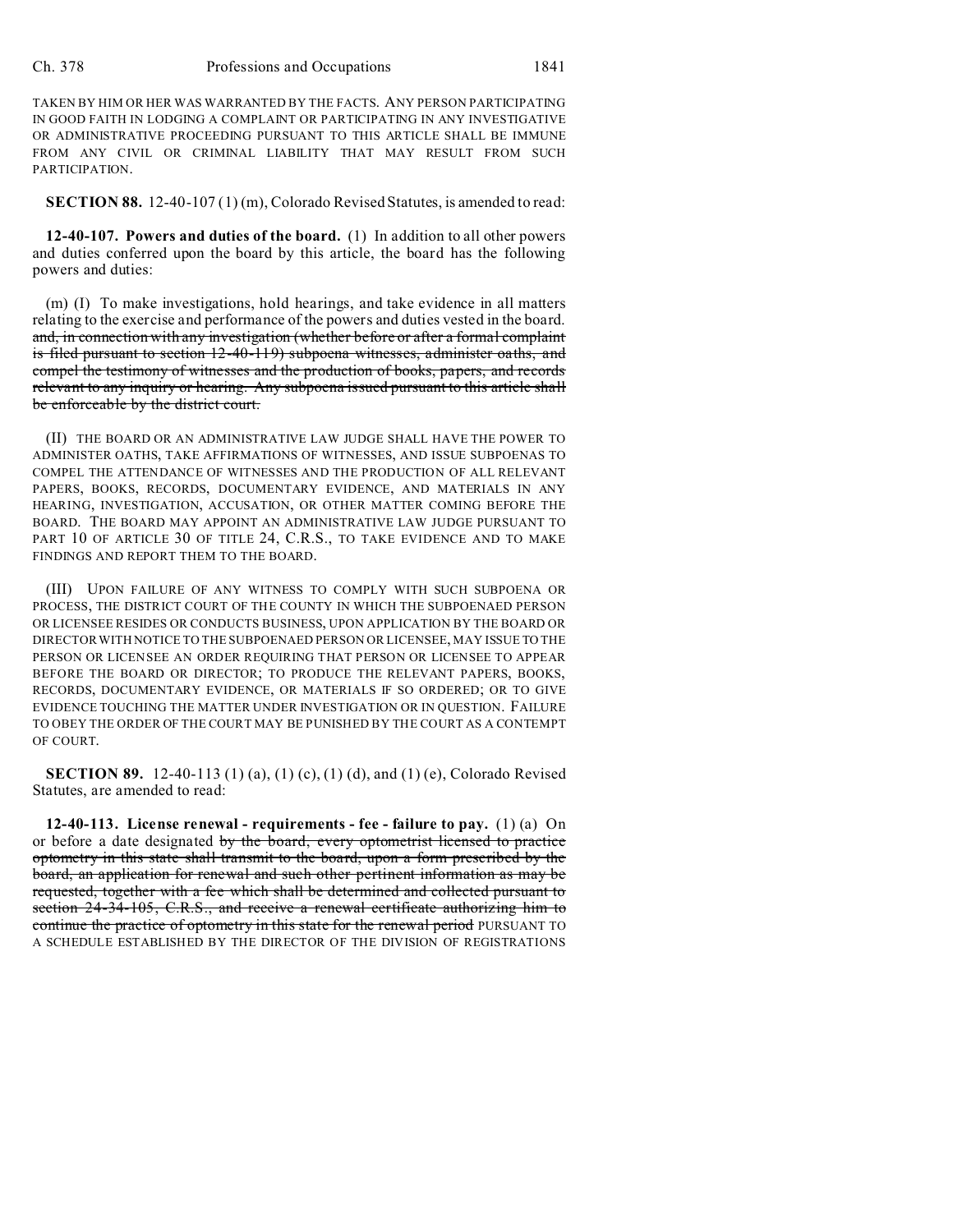TAKEN BY HIM OR HER WAS WARRANTED BY THE FACTS. ANY PERSON PARTICIPATING IN GOOD FAITH IN LODGING A COMPLAINT OR PARTICIPATING IN ANY INVESTIGATIVE OR ADMINISTRATIVE PROCEEDING PURSUANT TO THIS ARTICLE SHALL BE IMMUNE FROM ANY CIVIL OR CRIMINAL LIABILITY THAT MAY RESULT FROM SUCH PARTICIPATION.

**SECTION 88.** 12-40-107 (1) (m), Colorado Revised Statutes, is amended to read:

**12-40-107. Powers and duties of the board.** (1) In addition to all other powers and duties conferred upon the board by this article, the board has the following powers and duties:

(m) (I) To make investigations, hold hearings, and take evidence in all matters relating to the exercise and performance of the powers and duties vested in the board. ~~and, in connection with any investigation (whether before or after a formal complaint is filed pursuant to section 12-40-119) subpoena witnesses, administer oaths, and compel the testimony of witnesses and the production of books, papers, and records relevant to any inquiry or hearing. Any subpoena issued pursuant to this article shall be enforceable by the district court.~~

(II) THE BOARD OR AN ADMINISTRATIVE LAW JUDGE SHALL HAVE THE POWER TO ADMINISTER OATHS, TAKE AFFIRMATIONS OF WITNESSES, AND ISSUE SUBPOENAS TO COMPEL THE ATTENDANCE OF WITNESSES AND THE PRODUCTION OF ALL RELEVANT PAPERS, BOOKS, RECORDS, DOCUMENTARY EVIDENCE, AND MATERIALS IN ANY HEARING, INVESTIGATION, ACCUSATION, OR OTHER MATTER COMING BEFORE THE BOARD. THE BOARD MAY APPOINT AN ADMINISTRATIVE LAW JUDGE PURSUANT TO PART 10 OF ARTICLE 30 OF TITLE 24, C.R.S., TO TAKE EVIDENCE AND TO MAKE FINDINGS AND REPORT THEM TO THE BOARD.

(III) UPON FAILURE OF ANY WITNESS TO COMPLY WITH SUCH SUBPOENA OR PROCESS, THE DISTRICT COURT OF THE COUNTY IN WHICH THE SUBPOENAED PERSON OR LICENSEE RESIDES OR CONDUCTS BUSINESS, UPON APPLICATION BY THE BOARD OR DIRECTOR WITH NOTICE TO THE SUBPOENAED PERSON OR LICENSEE, MAY ISSUE TO THE PERSON OR LICENSEE AN ORDER REQUIRING THAT PERSON OR LICENSEE TO APPEAR BEFORE THE BOARD OR DIRECTOR; TO PRODUCE THE RELEVANT PAPERS, BOOKS, RECORDS, DOCUMENTARY EVIDENCE, OR MATERIALS IF SO ORDERED; OR TO GIVE EVIDENCE TOUCHING THE MATTER UNDER INVESTIGATION OR IN QUESTION. FAILURE TO OBEY THE ORDER OF THE COURT MAY BE PUNISHED BY THE COURT AS A CONTEMPT OF COURT.

**SECTION 89.** 12-40-113 (1) (a), (1) (c), (1) (d), and (1) (e), Colorado Revised Statutes, are amended to read:

**12-40-113. License renewal - requirements - fee - failure to pay.** (1) (a) On or before a date designated ~~by the board, every optometrist licensed to practice optometry in this state shall transmit to the board, upon a form prescribed by the board, an application for renewal and such other pertinent information as may be requested, together with a fee which shall be determined and collected pursuant to section 24-34-105, C.R.S., and receive a renewal certificate authorizing him to continue the practice of optometry in this state for the renewal period~~ PURSUANT TO A SCHEDULE ESTABLISHED BY THE DIRECTOR OF THE DIVISION OF REGISTRATIONS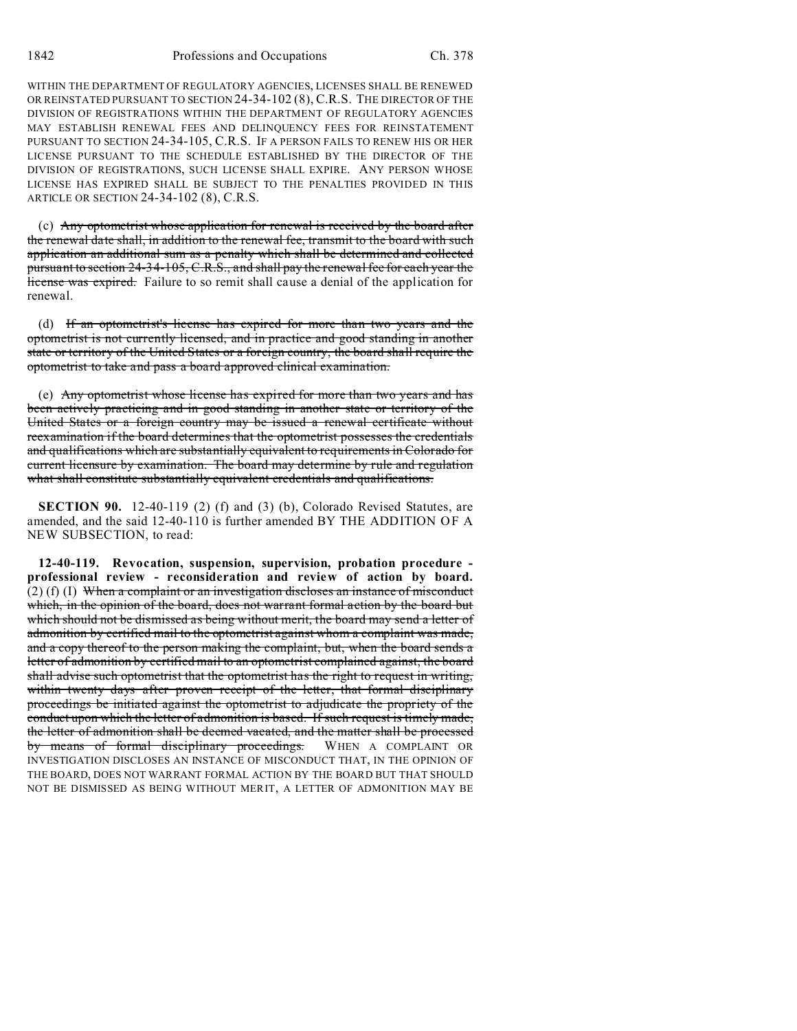WITHIN THE DEPARTMENT OF REGULATORY AGENCIES, LICENSES SHALL BE RENEWED OR REINSTATED PURSUANT TO SECTION 24-34-102 (8), C.R.S. THE DIRECTOR OF THE DIVISION OF REGISTRATIONS WITHIN THE DEPARTMENT OF REGULATORY AGENCIES MAY ESTABLISH RENEWAL FEES AND DELINQUENCY FEES FOR REINSTATEMENT PURSUANT TO SECTION 24-34-105, C.R.S. IF A PERSON FAILS TO RENEW HIS OR HER LICENSE PURSUANT TO THE SCHEDULE ESTABLISHED BY THE DIRECTOR OF THE DIVISION OF REGISTRATIONS, SUCH LICENSE SHALL EXPIRE. ANY PERSON WHOSE LICENSE HAS EXPIRED SHALL BE SUBJECT TO THE PENALTIES PROVIDED IN THIS ARTICLE OR SECTION 24-34-102 (8), C.R.S.

(c) ~~Any optometrist whose application for renewal is received by the board after the renewal date shall, in addition to the renewal fee, transmit to the board with such application an additional sum as a penalty which shall be determined and collected pursuant to section 24-34-105, C.R.S., and shall pay the renewal fee for each year the license was expired.~~ Failure to so remit shall cause a denial of the application for renewal.

(d) ~~If an optometrist's license has expired for more than two years and the optometrist is not currently licensed, and in practice and good standing in another state or territory of the United States or a foreign country, the board shall require the optometrist to take and pass a board approved clinical examination.~~

(e) ~~Any optometrist whose license has expired for more than two years and has been actively practicing and in good standing in another state or territory of the United States or a foreign country may be issued a renewal certificate without reexamination if the board determines that the optometrist possesses the credentials and qualifications which are substantially equivalent to requirements in Colorado for current licensure by examination. The board may determine by rule and regulation what shall constitute substantially equivalent credentials and qualifications.~~

**SECTION 90.** 12-40-119 (2) (f) and (3) (b), Colorado Revised Statutes, are amended, and the said 12-40-110 is further amended BY THE ADDITION OF A NEW SUBSECTION, to read:

**12-40-119. Revocation, suspension, supervision, probation procedure - professional review - reconsideration and review of action by board.** (2) (f) (I) ~~When a complaint or an investigation discloses an instance of misconduct which, in the opinion of the board, does not warrant formal action by the board but which should not be dismissed as being without merit, the board may send a letter of admonition by certified mail to the optometrist against whom a complaint was made, and a copy thereof to the person making the complaint, but, when the board sends a letter of admonition by certified mail to an optometrist complained against, the board shall advise such optometrist that the optometrist has the right to request in writing, within twenty days after proven receipt of the letter, that formal disciplinary proceedings be initiated against the optometrist to adjudicate the propriety of the conduct upon which the letter of admonition is based. If such request is timely made, the letter of admonition shall be deemed vacated, and the matter shall be processed by means of formal disciplinary proceedings.~~ WHEN A COMPLAINT OR INVESTIGATION DISCLOSES AN INSTANCE OF MISCONDUCT THAT, IN THE OPINION OF THE BOARD, DOES NOT WARRANT FORMAL ACTION BY THE BOARD BUT THAT SHOULD NOT BE DISMISSED AS BEING WITHOUT MERIT, A LETTER OF ADMONITION MAY BE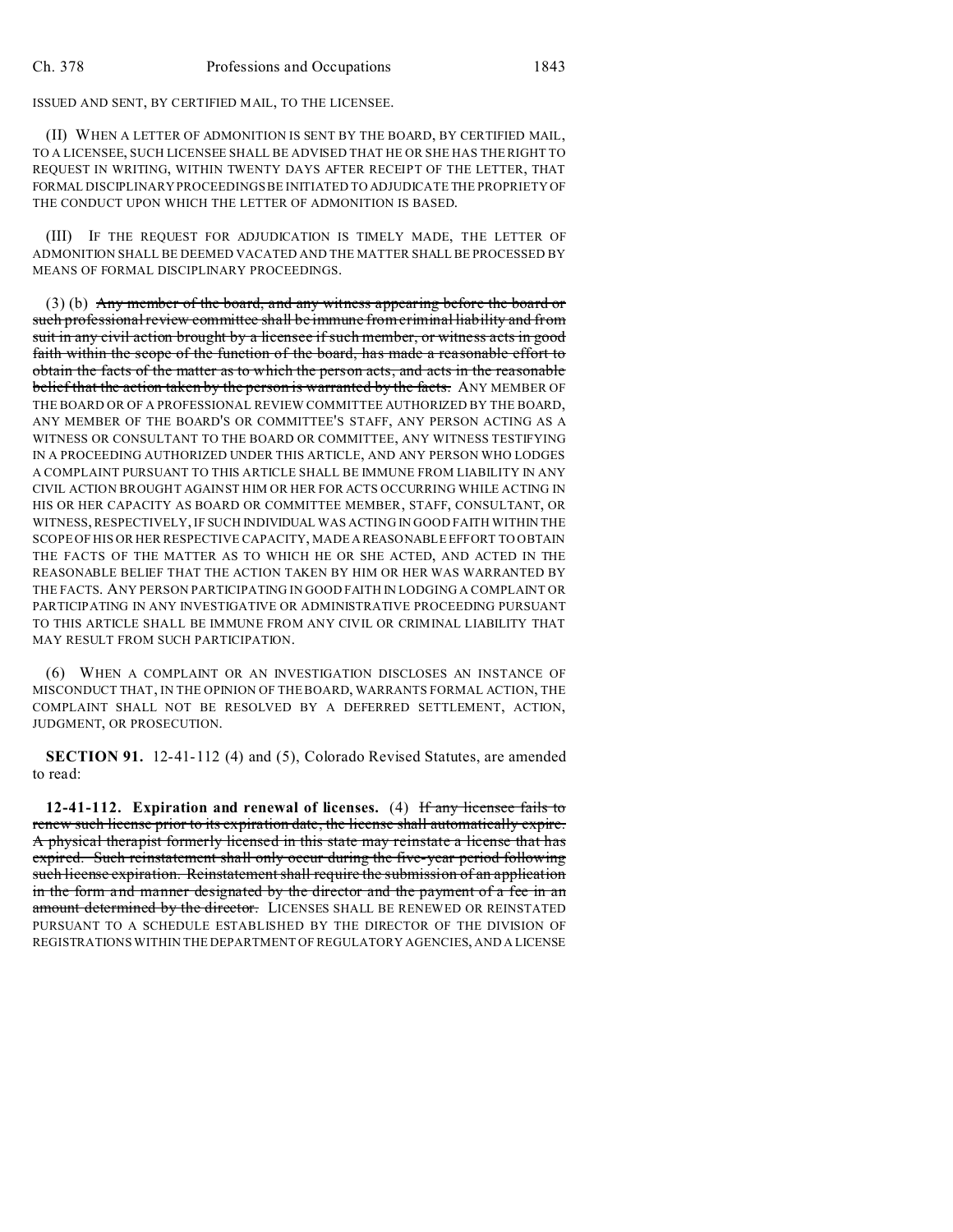ISSUED AND SENT, BY CERTIFIED MAIL, TO THE LICENSEE.

(II) WHEN A LETTER OF ADMONITION IS SENT BY THE BOARD, BY CERTIFIED MAIL, TO A LICENSEE, SUCH LICENSEE SHALL BE ADVISED THAT HE OR SHE HAS THE RIGHT TO REQUEST IN WRITING, WITHIN TWENTY DAYS AFTER RECEIPT OF THE LETTER, THAT FORMAL DISCIPLINARY PROCEEDINGS BE INITIATED TO ADJUDICATE THE PROPRIETY OF THE CONDUCT UPON WHICH THE LETTER OF ADMONITION IS BASED.

(III) IF THE REQUEST FOR ADJUDICATION IS TIMELY MADE, THE LETTER OF ADMONITION SHALL BE DEEMED VACATED AND THE MATTER SHALL BE PROCESSED BY MEANS OF FORMAL DISCIPLINARY PROCEEDINGS.

(3) (b) ~~Any member of the board, and any witness appearing before the board or such professional review committee shall be immune from criminal liability and from suit in any civil action brought by a licensee if such member, or witness acts in good faith within the scope of the function of the board, has made a reasonable effort to obtain the facts of the matter as to which the person acts, and acts in the reasonable belief that the action taken by the person is warranted by the facts.~~ ANY MEMBER OF THE BOARD OR OF A PROFESSIONAL REVIEW COMMITTEE AUTHORIZED BY THE BOARD, ANY MEMBER OF THE BOARD'S OR COMMITTEE'S STAFF, ANY PERSON ACTING AS A WITNESS OR CONSULTANT TO THE BOARD OR COMMITTEE, ANY WITNESS TESTIFYING IN A PROCEEDING AUTHORIZED UNDER THIS ARTICLE, AND ANY PERSON WHO LODGES A COMPLAINT PURSUANT TO THIS ARTICLE SHALL BE IMMUNE FROM LIABILITY IN ANY CIVIL ACTION BROUGHT AGAINST HIM OR HER FOR ACTS OCCURRING WHILE ACTING IN HIS OR HER CAPACITY AS BOARD OR COMMITTEE MEMBER, STAFF, CONSULTANT, OR WITNESS, RESPECTIVELY, IF SUCH INDIVIDUAL WAS ACTING IN GOOD FAITH WITHIN THE SCOPE OF HIS OR HER RESPECTIVE CAPACITY, MADE A REASONABLE EFFORT TO OBTAIN THE FACTS OF THE MATTER AS TO WHICH HE OR SHE ACTED, AND ACTED IN THE REASONABLE BELIEF THAT THE ACTION TAKEN BY HIM OR HER WAS WARRANTED BY THE FACTS. ANY PERSON PARTICIPATING IN GOOD FAITH IN LODGING A COMPLAINT OR PARTICIPATING IN ANY INVESTIGATIVE OR ADMINISTRATIVE PROCEEDING PURSUANT TO THIS ARTICLE SHALL BE IMMUNE FROM ANY CIVIL OR CRIMINAL LIABILITY THAT MAY RESULT FROM SUCH PARTICIPATION.

(6) WHEN A COMPLAINT OR AN INVESTIGATION DISCLOSES AN INSTANCE OF MISCONDUCT THAT, IN THE OPINION OF THE BOARD, WARRANTS FORMAL ACTION, THE COMPLAINT SHALL NOT BE RESOLVED BY A DEFERRED SETTLEMENT, ACTION, JUDGMENT, OR PROSECUTION.

**SECTION 91.** 12-41-112 (4) and (5), Colorado Revised Statutes, are amended to read:

**12-41-112. Expiration and renewal of licenses.** (4) ~~If any licensee fails to renew such license prior to its expiration date, the license shall automatically expire. A physical therapist formerly licensed in this state may reinstate a license that has expired. Such reinstatement shall only occur during the five-year period following such license expiration. Reinstatement shall require the submission of an application in the form and manner designated by the director and the payment of a fee in an amount determined by the director.~~ LICENSES SHALL BE RENEWED OR REINSTATED PURSUANT TO A SCHEDULE ESTABLISHED BY THE DIRECTOR OF THE DIVISION OF REGISTRATIONS WITHIN THE DEPARTMENT OF REGULATORY AGENCIES, AND A LICENSE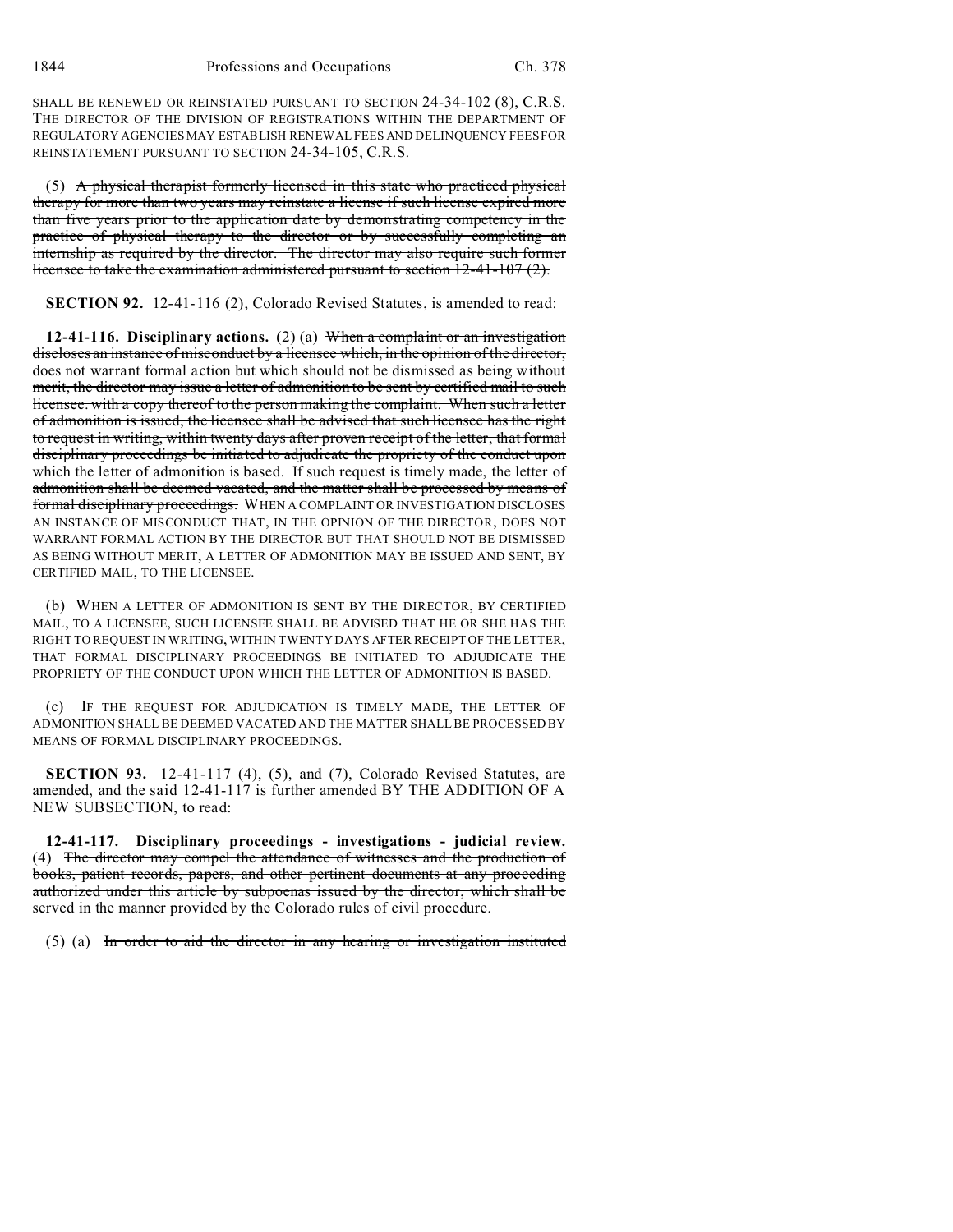SHALL BE RENEWED OR REINSTATED PURSUANT TO SECTION 24-34-102 (8), C.R.S. THE DIRECTOR OF THE DIVISION OF REGISTRATIONS WITHIN THE DEPARTMENT OF REGULATORY AGENCIES MAY ESTABLISH RENEWAL FEES AND DELINQUENCY FEES FOR REINSTATEMENT PURSUANT TO SECTION 24-34-105, C.R.S.

(5) ~~A physical therapist formerly licensed in this state who practiced physical therapy for more than two years may reinstate a license if such license expired more than five years prior to the application date by demonstrating competency in the practice of physical therapy to the director or by successfully completing an internship as required by the director. The director may also require such former licensee to take the examination administered pursuant to section 12-41-107 (2).~~

**SECTION 92.** 12-41-116 (2), Colorado Revised Statutes, is amended to read:

**12-41-116. Disciplinary actions.** (2) (a) ~~When a complaint or an investigation discloses an instance of misconduct by a licensee which, in the opinion of the director, does not warrant formal action but which should not be dismissed as being without merit, the director may issue a letter of admonition to be sent by certified mail to such licensee. with a copy thereof to the person making the complaint. When such a letter of admonition is issued, the licensee shall be advised that such licensee has the right to request in writing, within twenty days after proven receipt of the letter, that formal disciplinary proceedings be initiated to adjudicate the propriety of the conduct upon which the letter of admonition is based. If such request is timely made, the letter of admonition shall be deemed vacated, and the matter shall be processed by means of formal disciplinary proceedings.~~ WHEN A COMPLAINT OR INVESTIGATION DISCLOSES AN INSTANCE OF MISCONDUCT THAT, IN THE OPINION OF THE DIRECTOR, DOES NOT WARRANT FORMAL ACTION BY THE DIRECTOR BUT THAT SHOULD NOT BE DISMISSED AS BEING WITHOUT MERIT, A LETTER OF ADMONITION MAY BE ISSUED AND SENT, BY CERTIFIED MAIL, TO THE LICENSEE.

(b) WHEN A LETTER OF ADMONITION IS SENT BY THE DIRECTOR, BY CERTIFIED MAIL, TO A LICENSEE, SUCH LICENSEE SHALL BE ADVISED THAT HE OR SHE HAS THE RIGHT TO REQUEST IN WRITING, WITHIN TWENTY DAYS AFTER RECEIPT OF THE LETTER, THAT FORMAL DISCIPLINARY PROCEEDINGS BE INITIATED TO ADJUDICATE THE PROPRIETY OF THE CONDUCT UPON WHICH THE LETTER OF ADMONITION IS BASED.

(c) IF THE REQUEST FOR ADJUDICATION IS TIMELY MADE, THE LETTER OF ADMONITION SHALL BE DEEMED VACATED AND THE MATTER SHALL BE PROCESSED BY MEANS OF FORMAL DISCIPLINARY PROCEEDINGS.

**SECTION 93.** 12-41-117 (4), (5), and (7), Colorado Revised Statutes, are amended, and the said 12-41-117 is further amended BY THE ADDITION OF A NEW SUBSECTION, to read:

**12-41-117. Disciplinary proceedings - investigations - judicial review.** (4) ~~The director may compel the attendance of witnesses and the production of books, patient records, papers, and other pertinent documents at any proceeding authorized under this article by subpoenas issued by the director, which shall be served in the manner provided by the Colorado rules of civil procedure.~~

(5) (a) ~~In order to aid the director in any hearing or investigation instituted~~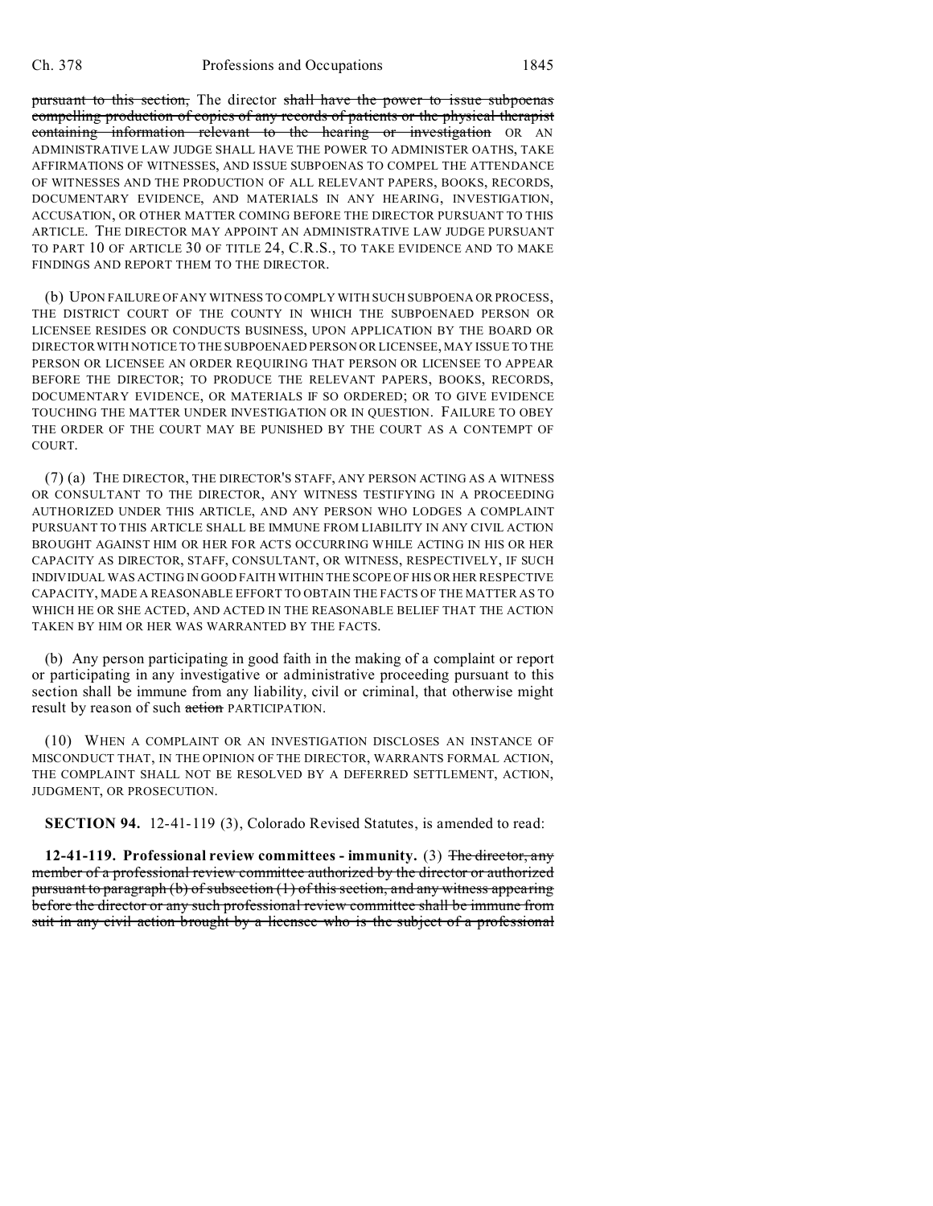~~pursuant to this section,~~ The director ~~shall have the power to issue subpoenas compelling production of copies of any records of patients or the physical therapist containing information relevant to the hearing or investigation~~ OR AN ADMINISTRATIVE LAW JUDGE SHALL HAVE THE POWER TO ADMINISTER OATHS, TAKE AFFIRMATIONS OF WITNESSES, AND ISSUE SUBPOENAS TO COMPEL THE ATTENDANCE OF WITNESSES AND THE PRODUCTION OF ALL RELEVANT PAPERS, BOOKS, RECORDS, DOCUMENTARY EVIDENCE, AND MATERIALS IN ANY HEARING, INVESTIGATION, ACCUSATION, OR OTHER MATTER COMING BEFORE THE DIRECTOR PURSUANT TO THIS ARTICLE. THE DIRECTOR MAY APPOINT AN ADMINISTRATIVE LAW JUDGE PURSUANT TO PART 10 OF ARTICLE 30 OF TITLE 24, C.R.S., TO TAKE EVIDENCE AND TO MAKE FINDINGS AND REPORT THEM TO THE DIRECTOR.

(b) UPON FAILURE OF ANY WITNESS TO COMPLY WITH SUCH SUBPOENA OR PROCESS, THE DISTRICT COURT OF THE COUNTY IN WHICH THE SUBPOENAED PERSON OR LICENSEE RESIDES OR CONDUCTS BUSINESS, UPON APPLICATION BY THE BOARD OR DIRECTOR WITH NOTICE TO THE SUBPOENAED PERSON OR LICENSEE, MAY ISSUE TO THE PERSON OR LICENSEE AN ORDER REQUIRING THAT PERSON OR LICENSEE TO APPEAR BEFORE THE DIRECTOR; TO PRODUCE THE RELEVANT PAPERS, BOOKS, RECORDS, DOCUMENTARY EVIDENCE, OR MATERIALS IF SO ORDERED; OR TO GIVE EVIDENCE TOUCHING THE MATTER UNDER INVESTIGATION OR IN QUESTION. FAILURE TO OBEY THE ORDER OF THE COURT MAY BE PUNISHED BY THE COURT AS A CONTEMPT OF COURT.

(7) (a) THE DIRECTOR, THE DIRECTOR'S STAFF, ANY PERSON ACTING AS A WITNESS OR CONSULTANT TO THE DIRECTOR, ANY WITNESS TESTIFYING IN A PROCEEDING AUTHORIZED UNDER THIS ARTICLE, AND ANY PERSON WHO LODGES A COMPLAINT PURSUANT TO THIS ARTICLE SHALL BE IMMUNE FROM LIABILITY IN ANY CIVIL ACTION BROUGHT AGAINST HIM OR HER FOR ACTS OCCURRING WHILE ACTING IN HIS OR HER CAPACITY AS DIRECTOR, STAFF, CONSULTANT, OR WITNESS, RESPECTIVELY, IF SUCH INDIVIDUAL WAS ACTING IN GOOD FAITH WITHIN THE SCOPE OF HIS OR HER RESPECTIVE CAPACITY, MADE A REASONABLE EFFORT TO OBTAIN THE FACTS OF THE MATTER AS TO WHICH HE OR SHE ACTED, AND ACTED IN THE REASONABLE BELIEF THAT THE ACTION TAKEN BY HIM OR HER WAS WARRANTED BY THE FACTS.

(b) Any person participating in good faith in the making of a complaint or report or participating in any investigative or administrative proceeding pursuant to this section shall be immune from any liability, civil or criminal, that otherwise might result by reason of such ~~action~~ PARTICIPATION.

(10) WHEN A COMPLAINT OR AN INVESTIGATION DISCLOSES AN INSTANCE OF MISCONDUCT THAT, IN THE OPINION OF THE DIRECTOR, WARRANTS FORMAL ACTION, THE COMPLAINT SHALL NOT BE RESOLVED BY A DEFERRED SETTLEMENT, ACTION, JUDGMENT, OR PROSECUTION.

**SECTION 94.** 12-41-119 (3), Colorado Revised Statutes, is amended to read:

**12-41-119. Professional review committees - immunity.** (3) ~~The director, any member of a professional review committee authorized by the director or authorized pursuant to paragraph (b) of subsection (1) of this section, and any witness appearing before the director or any such professional review committee shall be immune from suit in any civil action brought by a licensee who is the subject of a professional~~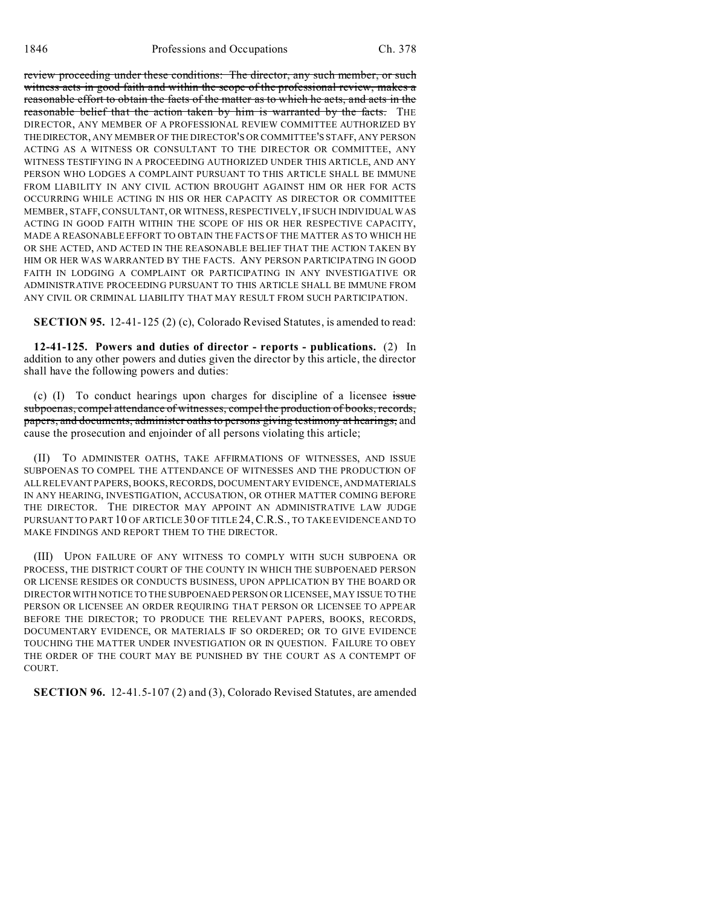review proceeding under these conditions: The director, any such member, or such witness acts in good faith and within the scope of the professional review, makes a reasonable effort to obtain the facts of the matter as to which he acts, and acts in the reasonable belief that the action taken by him is warranted by the facts. THE DIRECTOR, ANY MEMBER OF A PROFESSIONAL REVIEW COMMITTEE AUTHORIZED BY THE DIRECTOR, ANY MEMBER OF THE DIRECTOR'S OR COMMITTEE'S STAFF, ANY PERSON ACTING AS A WITNESS OR CONSULTANT TO THE DIRECTOR OR COMMITTEE, ANY WITNESS TESTIFYING IN A PROCEEDING AUTHORIZED UNDER THIS ARTICLE, AND ANY PERSON WHO LODGES A COMPLAINT PURSUANT TO THIS ARTICLE SHALL BE IMMUNE FROM LIABILITY IN ANY CIVIL ACTION BROUGHT AGAINST HIM OR HER FOR ACTS OCCURRING WHILE ACTING IN HIS OR HER CAPACITY AS DIRECTOR OR COMMITTEE MEMBER, STAFF, CONSULTANT, OR WITNESS, RESPECTIVELY, IF SUCH INDIVIDUAL WAS ACTING IN GOOD FAITH WITHIN THE SCOPE OF HIS OR HER RESPECTIVE CAPACITY, MADE A REASONABLE EFFORT TO OBTAIN THE FACTS OF THE MATTER AS TO WHICH HE OR SHE ACTED, AND ACTED IN THE REASONABLE BELIEF THAT THE ACTION TAKEN BY HIM OR HER WAS WARRANTED BY THE FACTS. ANY PERSON PARTICIPATING IN GOOD FAITH IN LODGING A COMPLAINT OR PARTICIPATING IN ANY INVESTIGATIVE OR ADMINISTRATIVE PROCEEDING PURSUANT TO THIS ARTICLE SHALL BE IMMUNE FROM ANY CIVIL OR CRIMINAL LIABILITY THAT MAY RESULT FROM SUCH PARTICIPATION.

**SECTION 95.** 12-41-125 (2) (c), Colorado Revised Statutes, is amended to read:

**12-41-125. Powers and duties of director - reports - publications.** (2) In addition to any other powers and duties given the director by this article, the director shall have the following powers and duties:

(c) (I) To conduct hearings upon charges for discipline of a licensee issue subpoenas, compel attendance of witnesses, compel the production of books, records, papers, and documents, administer oaths to persons giving testimony at hearings, and cause the prosecution and enjoinder of all persons violating this article;

(II) TO ADMINISTER OATHS, TAKE AFFIRMATIONS OF WITNESSES, AND ISSUE SUBPOENAS TO COMPEL THE ATTENDANCE OF WITNESSES AND THE PRODUCTION OF ALL RELEVANT PAPERS, BOOKS, RECORDS, DOCUMENTARY EVIDENCE, AND MATERIALS IN ANY HEARING, INVESTIGATION, ACCUSATION, OR OTHER MATTER COMING BEFORE THE DIRECTOR. THE DIRECTOR MAY APPOINT AN ADMINISTRATIVE LAW JUDGE PURSUANT TO PART 10 OF ARTICLE 30 OF TITLE 24, C.R.S., TO TAKE EVIDENCE AND TO MAKE FINDINGS AND REPORT THEM TO THE DIRECTOR.

(III) UPON FAILURE OF ANY WITNESS TO COMPLY WITH SUCH SUBPOENA OR PROCESS, THE DISTRICT COURT OF THE COUNTY IN WHICH THE SUBPOENAED PERSON OR LICENSE RESIDES OR CONDUCTS BUSINESS, UPON APPLICATION BY THE BOARD OR DIRECTOR WITH NOTICE TO THE SUBPOENAED PERSON OR LICENSEE, MAY ISSUE TO THE PERSON OR LICENSEE AN ORDER REQUIRING THAT PERSON OR LICENSEE TO APPEAR BEFORE THE DIRECTOR; TO PRODUCE THE RELEVANT PAPERS, BOOKS, RECORDS, DOCUMENTARY EVIDENCE, OR MATERIALS IF SO ORDERED; OR TO GIVE EVIDENCE TOUCHING THE MATTER UNDER INVESTIGATION OR IN QUESTION. FAILURE TO OBEY THE ORDER OF THE COURT MAY BE PUNISHED BY THE COURT AS A CONTEMPT OF COURT.

**SECTION 96.** 12-41.5-107 (2) and (3), Colorado Revised Statutes, are amended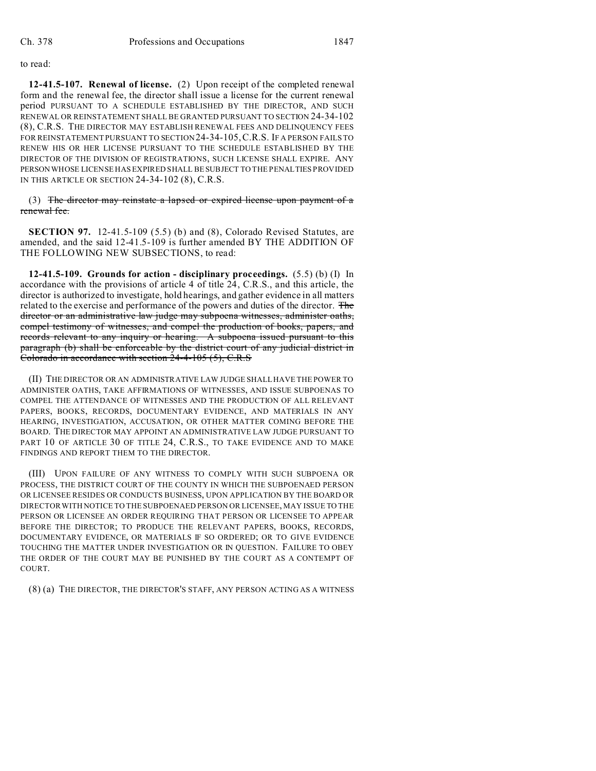to read:

**12-41.5-107. Renewal of license.** (2) Upon receipt of the completed renewal form and the renewal fee, the director shall issue a license for the current renewal period PURSUANT TO A SCHEDULE ESTABLISHED BY THE DIRECTOR, AND SUCH RENEWAL OR REINSTATEMENT SHALL BE GRANTED PURSUANT TO SECTION 24-34-102 (8), C.R.S. THE DIRECTOR MAY ESTABLISH RENEWAL FEES AND DELINQUENCY FEES FOR REINSTATEMENT PURSUANT TO SECTION 24-34-105, C.R.S. IF A PERSON FAILS TO RENEW HIS OR HER LICENSE PURSUANT TO THE SCHEDULE ESTABLISHED BY THE DIRECTOR OF THE DIVISION OF REGISTRATIONS, SUCH LICENSE SHALL EXPIRE. ANY PERSON WHOSE LICENSE HAS EXPIRED SHALL BE SUBJECT TO THE PENALTIES PROVIDED IN THIS ARTICLE OR SECTION 24-34-102 (8), C.R.S.

(3) ~~The director may reinstate a lapsed or expired license upon payment of a renewal fee.~~

**SECTION 97.** 12-41.5-109 (5.5) (b) and (8), Colorado Revised Statutes, are amended, and the said 12-41.5-109 is further amended BY THE ADDITION OF THE FOLLOWING NEW SUBSECTIONS, to read:

**12-41.5-109. Grounds for action - disciplinary proceedings.** (5.5) (b) (I) In accordance with the provisions of article 4 of title 24, C.R.S., and this article, the director is authorized to investigate, hold hearings, and gather evidence in all matters related to the exercise and performance of the powers and duties of the director. ~~The director or an administrative law judge may subpoena witnesses, administer oaths, compel testimony of witnesses, and compel the production of books, papers, and records relevant to any inquiry or hearing. A subpoena issued pursuant to this paragraph (b) shall be enforceable by the district court of any judicial district in Colorado in accordance with section 24-4-105 (5), C.R.S~~

(II) THE DIRECTOR OR AN ADMINISTRATIVE LAW JUDGE SHALL HAVE THE POWER TO ADMINISTER OATHS, TAKE AFFIRMATIONS OF WITNESSES, AND ISSUE SUBPOENAS TO COMPEL THE ATTENDANCE OF WITNESSES AND THE PRODUCTION OF ALL RELEVANT PAPERS, BOOKS, RECORDS, DOCUMENTARY EVIDENCE, AND MATERIALS IN ANY HEARING, INVESTIGATION, ACCUSATION, OR OTHER MATTER COMING BEFORE THE BOARD. THE DIRECTOR MAY APPOINT AN ADMINISTRATIVE LAW JUDGE PURSUANT TO PART 10 OF ARTICLE 30 OF TITLE 24, C.R.S., TO TAKE EVIDENCE AND TO MAKE FINDINGS AND REPORT THEM TO THE DIRECTOR.

(III) UPON FAILURE OF ANY WITNESS TO COMPLY WITH SUCH SUBPOENA OR PROCESS, THE DISTRICT COURT OF THE COUNTY IN WHICH THE SUBPOENAED PERSON OR LICENSEE RESIDES OR CONDUCTS BUSINESS, UPON APPLICATION BY THE BOARD OR DIRECTOR WITH NOTICE TO THE SUBPOENAED PERSON OR LICENSEE, MAY ISSUE TO THE PERSON OR LICENSEE AN ORDER REQUIRING THAT PERSON OR LICENSEE TO APPEAR BEFORE THE DIRECTOR; TO PRODUCE THE RELEVANT PAPERS, BOOKS, RECORDS, DOCUMENTARY EVIDENCE, OR MATERIALS IF SO ORDERED; OR TO GIVE EVIDENCE TOUCHING THE MATTER UNDER INVESTIGATION OR IN QUESTION. FAILURE TO OBEY THE ORDER OF THE COURT MAY BE PUNISHED BY THE COURT AS A CONTEMPT OF COURT.

(8) (a) THE DIRECTOR, THE DIRECTOR'S STAFF, ANY PERSON ACTING AS A WITNESS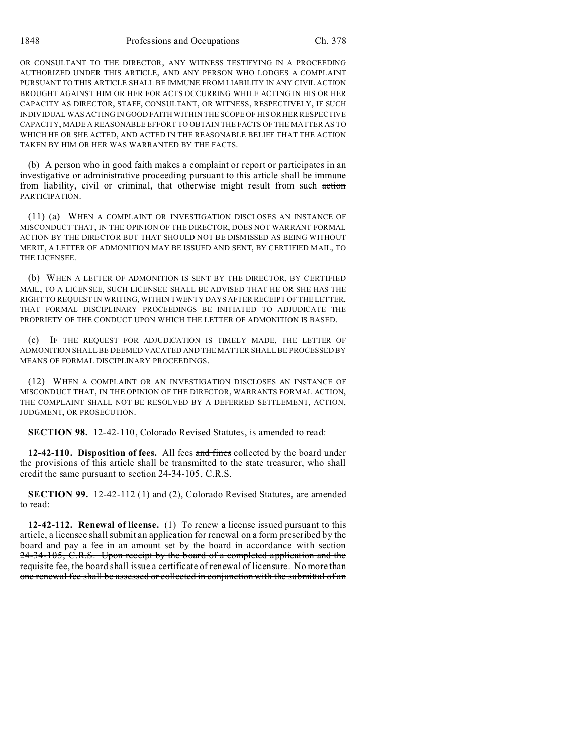OR CONSULTANT TO THE DIRECTOR, ANY WITNESS TESTIFYING IN A PROCEEDING AUTHORIZED UNDER THIS ARTICLE, AND ANY PERSON WHO LODGES A COMPLAINT PURSUANT TO THIS ARTICLE SHALL BE IMMUNE FROM LIABILITY IN ANY CIVIL ACTION BROUGHT AGAINST HIM OR HER FOR ACTS OCCURRING WHILE ACTING IN HIS OR HER CAPACITY AS DIRECTOR, STAFF, CONSULTANT, OR WITNESS, RESPECTIVELY, IF SUCH INDIVIDUAL WAS ACTING IN GOOD FAITH WITHIN THE SCOPE OF HIS OR HER RESPECTIVE CAPACITY, MADE A REASONABLE EFFORT TO OBTAIN THE FACTS OF THE MATTER AS TO WHICH HE OR SHE ACTED, AND ACTED IN THE REASONABLE BELIEF THAT THE ACTION TAKEN BY HIM OR HER WAS WARRANTED BY THE FACTS.

(b) A person who in good faith makes a complaint or report or participates in an investigative or administrative proceeding pursuant to this article shall be immune from liability, civil or criminal, that otherwise might result from such ~~action~~ PARTICIPATION.

(11) (a) WHEN A COMPLAINT OR INVESTIGATION DISCLOSES AN INSTANCE OF MISCONDUCT THAT, IN THE OPINION OF THE DIRECTOR, DOES NOT WARRANT FORMAL ACTION BY THE DIRECTOR BUT THAT SHOULD NOT BE DISMISSED AS BEING WITHOUT MERIT, A LETTER OF ADMONITION MAY BE ISSUED AND SENT, BY CERTIFIED MAIL, TO THE LICENSEE.

(b) WHEN A LETTER OF ADMONITION IS SENT BY THE DIRECTOR, BY CERTIFIED MAIL, TO A LICENSEE, SUCH LICENSEE SHALL BE ADVISED THAT HE OR SHE HAS THE RIGHT TO REQUEST IN WRITING, WITHIN TWENTY DAYS AFTER RECEIPT OF THE LETTER, THAT FORMAL DISCIPLINARY PROCEEDINGS BE INITIATED TO ADJUDICATE THE PROPRIETY OF THE CONDUCT UPON WHICH THE LETTER OF ADMONITION IS BASED.

(c) IF THE REQUEST FOR ADJUDICATION IS TIMELY MADE, THE LETTER OF ADMONITION SHALL BE DEEMED VACATED AND THE MATTER SHALL BE PROCESSED BY MEANS OF FORMAL DISCIPLINARY PROCEEDINGS.

(12) WHEN A COMPLAINT OR AN INVESTIGATION DISCLOSES AN INSTANCE OF MISCONDUCT THAT, IN THE OPINION OF THE DIRECTOR, WARRANTS FORMAL ACTION, THE COMPLAINT SHALL NOT BE RESOLVED BY A DEFERRED SETTLEMENT, ACTION, JUDGMENT, OR PROSECUTION.

**SECTION 98.** 12-42-110, Colorado Revised Statutes, is amended to read:

**12-42-110. Disposition of fees.** All fees ~~and fines~~ collected by the board under the provisions of this article shall be transmitted to the state treasurer, who shall credit the same pursuant to section 24-34-105, C.R.S.

**SECTION 99.** 12-42-112 (1) and (2), Colorado Revised Statutes, are amended to read:

**12-42-112. Renewal of license.** (1) To renew a license issued pursuant to this article, a licensee shall submit an application for renewal ~~on a form prescribed by the board and pay a fee in an amount set by the board in accordance with section 24-34-105, C.R.S. Upon receipt by the board of a completed application and the requisite fee, the board shall issue a certificate of renewal of licensure. No more than one renewal fee shall be assessed or collected in conjunction with the submittal of an~~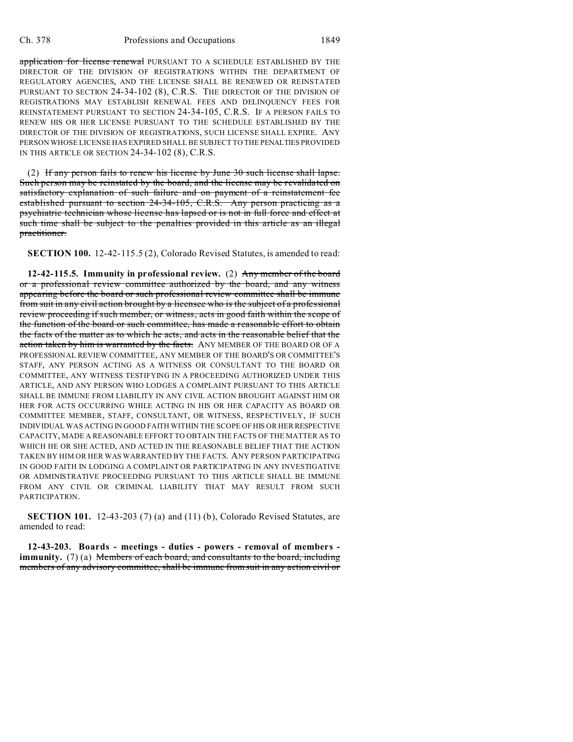~~application for license renewal~~ PURSUANT TO A SCHEDULE ESTABLISHED BY THE DIRECTOR OF THE DIVISION OF REGISTRATIONS WITHIN THE DEPARTMENT OF REGULATORY AGENCIES, AND THE LICENSE SHALL BE RENEWED OR REINSTATED PURSUANT TO SECTION 24-34-102 (8), C.R.S. THE DIRECTOR OF THE DIVISION OF REGISTRATIONS MAY ESTABLISH RENEWAL FEES AND DELINQUENCY FEES FOR REINSTATEMENT PURSUANT TO SECTION 24-34-105, C.R.S. IF A PERSON FAILS TO RENEW HIS OR HER LICENSE PURSUANT TO THE SCHEDULE ESTABLISHED BY THE DIRECTOR OF THE DIVISION OF REGISTRATIONS, SUCH LICENSE SHALL EXPIRE. ANY PERSON WHOSE LICENSE HAS EXPIRED SHALL BE SUBJECT TO THE PENALTIES PROVIDED IN THIS ARTICLE OR SECTION 24-34-102 (8), C.R.S.

(2) ~~If any person fails to renew his license by June 30 such license shall lapse. Such person may be reinstated by the board, and the license may be revalidated on satisfactory explanation of such failure and on payment of a reinstatement fee established pursuant to section 24-34-105, C.R.S. Any person practicing as a psychiatric technician whose license has lapsed or is not in full force and effect at such time shall be subject to the penalties provided in this article as an illegal practitioner.~~

**SECTION 100.** 12-42-115.5 (2), Colorado Revised Statutes, is amended to read:

**12-42-115.5. Immunity in professional review.** (2) ~~Any member of the board or a professional review committee authorized by the board, and any witness appearing before the board or such professional review committee shall be immune from suit in any civil action brought by a licensee who is the subject of a professional review proceeding if such member, or witness, acts in good faith within the scope of the function of the board or such committee, has made a reasonable effort to obtain the facts of the matter as to which he acts, and acts in the reasonable belief that the action taken by him is warranted by the facts.~~ ANY MEMBER OF THE BOARD OR OF A PROFESSIONAL REVIEW COMMITTEE, ANY MEMBER OF THE BOARD'S OR COMMITTEE'S STAFF, ANY PERSON ACTING AS A WITNESS OR CONSULTANT TO THE BOARD OR COMMITTEE, ANY WITNESS TESTIFYING IN A PROCEEDING AUTHORIZED UNDER THIS ARTICLE, AND ANY PERSON WHO LODGES A COMPLAINT PURSUANT TO THIS ARTICLE SHALL BE IMMUNE FROM LIABILITY IN ANY CIVIL ACTION BROUGHT AGAINST HIM OR HER FOR ACTS OCCURRING WHILE ACTING IN HIS OR HER CAPACITY AS BOARD OR COMMITTEE MEMBER, STAFF, CONSULTANT, OR WITNESS, RESPECTIVELY, IF SUCH INDIVIDUAL WAS ACTING IN GOOD FAITH WITHIN THE SCOPE OF HIS OR HER RESPECTIVE CAPACITY, MADE A REASONABLE EFFORT TO OBTAIN THE FACTS OF THE MATTER AS TO WHICH HE OR SHE ACTED, AND ACTED IN THE REASONABLE BELIEF THAT THE ACTION TAKEN BY HIM OR HER WAS WARRANTED BY THE FACTS. ANY PERSON PARTICIPATING IN GOOD FAITH IN LODGING A COMPLAINT OR PARTICIPATING IN ANY INVESTIGATIVE OR ADMINISTRATIVE PROCEEDING PURSUANT TO THIS ARTICLE SHALL BE IMMUNE FROM ANY CIVIL OR CRIMINAL LIABILITY THAT MAY RESULT FROM SUCH PARTICIPATION.

**SECTION 101.** 12-43-203 (7) (a) and (11) (b), Colorado Revised Statutes, are amended to read:

**12-43-203. Boards - meetings - duties - powers - removal of members - immunity.** (7) (a) ~~Members of each board, and consultants to the board, including members of any advisory committee, shall be immune from suit in any action civil or~~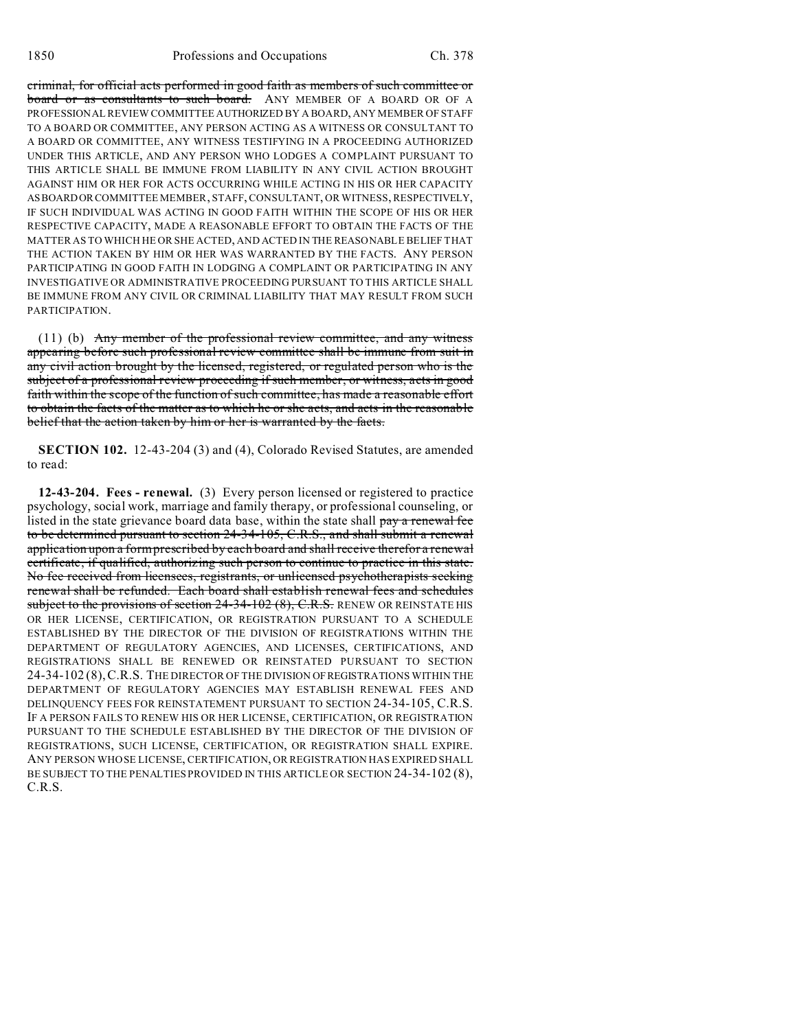~~criminal, for official acts performed in good faith as members of such committee or board or as consultants to such board.~~ ANY MEMBER OF A BOARD OR OF A PROFESSIONAL REVIEW COMMITTEE AUTHORIZED BY A BOARD, ANY MEMBER OF STAFF TO A BOARD OR COMMITTEE, ANY PERSON ACTING AS A WITNESS OR CONSULTANT TO A BOARD OR COMMITTEE, ANY WITNESS TESTIFYING IN A PROCEEDING AUTHORIZED UNDER THIS ARTICLE, AND ANY PERSON WHO LODGES A COMPLAINT PURSUANT TO THIS ARTICLE SHALL BE IMMUNE FROM LIABILITY IN ANY CIVIL ACTION BROUGHT AGAINST HIM OR HER FOR ACTS OCCURRING WHILE ACTING IN HIS OR HER CAPACITY AS BOARD OR COMMITTEE MEMBER, STAFF, CONSULTANT, OR WITNESS, RESPECTIVELY, IF SUCH INDIVIDUAL WAS ACTING IN GOOD FAITH WITHIN THE SCOPE OF HIS OR HER RESPECTIVE CAPACITY, MADE A REASONABLE EFFORT TO OBTAIN THE FACTS OF THE MATTER AS TO WHICH HE OR SHE ACTED, AND ACTED IN THE REASONABLE BELIEF THAT THE ACTION TAKEN BY HIM OR HER WAS WARRANTED BY THE FACTS. ANY PERSON PARTICIPATING IN GOOD FAITH IN LODGING A COMPLAINT OR PARTICIPATING IN ANY INVESTIGATIVE OR ADMINISTRATIVE PROCEEDING PURSUANT TO THIS ARTICLE SHALL BE IMMUNE FROM ANY CIVIL OR CRIMINAL LIABILITY THAT MAY RESULT FROM SUCH PARTICIPATION.

(11) (b) ~~Any member of the professional review committee, and any witness appearing before such professional review committee shall be immune from suit in any civil action brought by the licensed, registered, or regulated person who is the subject of a professional review proceeding if such member, or witness, acts in good faith within the scope of the function of such committee, has made a reasonable effort to obtain the facts of the matter as to which he or she acts, and acts in the reasonable belief that the action taken by him or her is warranted by the facts.~~

**SECTION 102.** 12-43-204 (3) and (4), Colorado Revised Statutes, are amended to read:

**12-43-204. Fees - renewal.** (3) Every person licensed or registered to practice psychology, social work, marriage and family therapy, or professional counseling, or listed in the state grievance board data base, within the state shall ~~pay a renewal fee to be determined pursuant to section 24-34-105, C.R.S., and shall submit a renewal application upon a form prescribed by each board and shall receive therefor a renewal certificate, if qualified, authorizing such person to continue to practice in this state. No fee received from licensees, registrants, or unlicensed psychotherapists seeking renewal shall be refunded. Each board shall establish renewal fees and schedules subject to the provisions of section 24-34-102 (8), C.R.S.~~ RENEW OR REINSTATE HIS OR HER LICENSE, CERTIFICATION, OR REGISTRATION PURSUANT TO A SCHEDULE ESTABLISHED BY THE DIRECTOR OF THE DIVISION OF REGISTRATIONS WITHIN THE DEPARTMENT OF REGULATORY AGENCIES, AND LICENSES, CERTIFICATIONS, AND REGISTRATIONS SHALL BE RENEWED OR REINSTATED PURSUANT TO SECTION 24-34-102 (8), C.R.S. THE DIRECTOR OF THE DIVISION OF REGISTRATIONS WITHIN THE DEPARTMENT OF REGULATORY AGENCIES MAY ESTABLISH RENEWAL FEES AND DELINQUENCY FEES FOR REINSTATEMENT PURSUANT TO SECTION 24-34-105, C.R.S. IF A PERSON FAILS TO RENEW HIS OR HER LICENSE, CERTIFICATION, OR REGISTRATION PURSUANT TO THE SCHEDULE ESTABLISHED BY THE DIRECTOR OF THE DIVISION OF REGISTRATIONS, SUCH LICENSE, CERTIFICATION, OR REGISTRATION SHALL EXPIRE. ANY PERSON WHOSE LICENSE, CERTIFICATION, OR REGISTRATION HAS EXPIRED SHALL BE SUBJECT TO THE PENALTIES PROVIDED IN THIS ARTICLE OR SECTION 24-34-102 (8), C.R.S.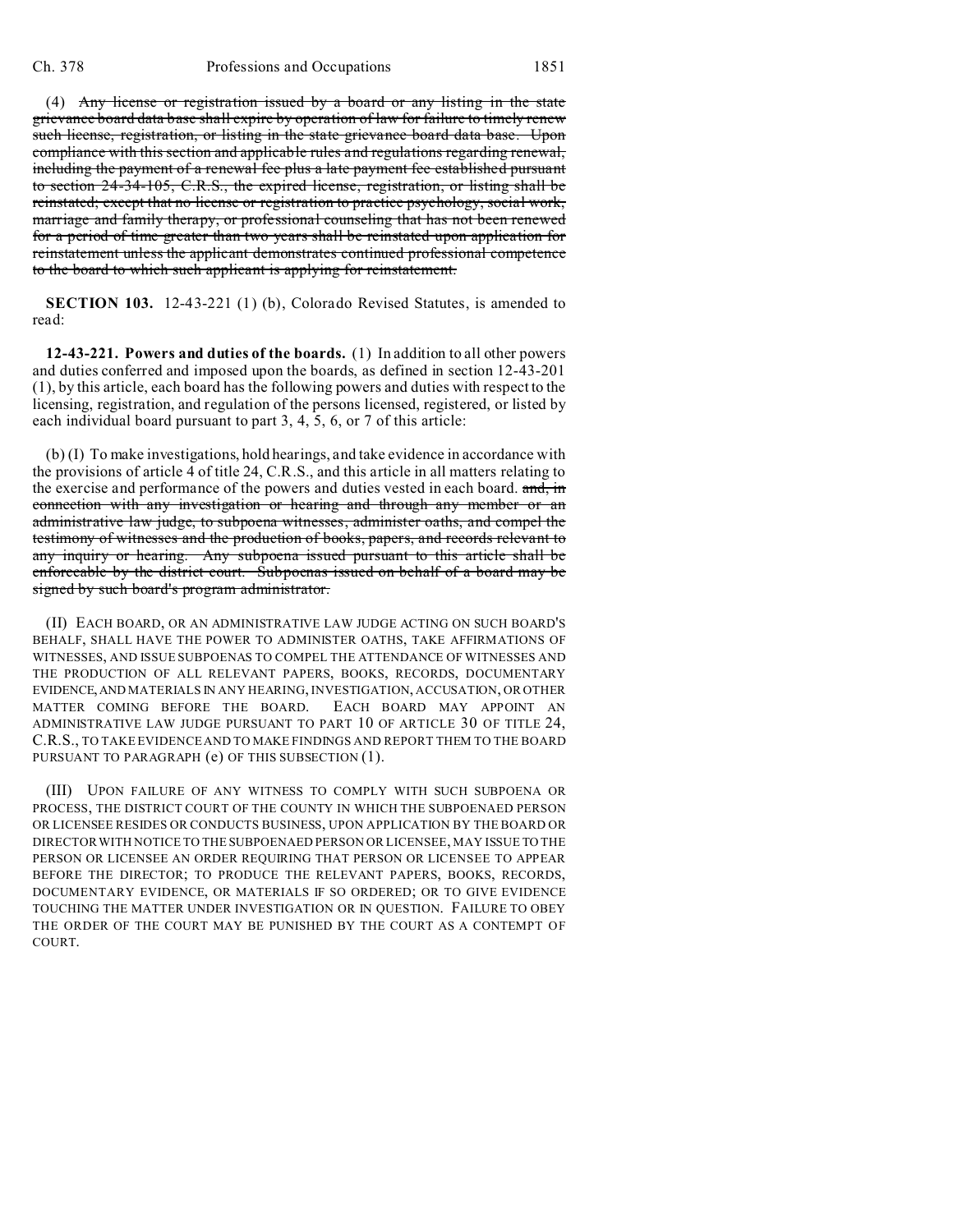(4) ~~Any license or registration issued by a board or any listing in the state grievance board data base shall expire by operation of law for failure to timely renew such license, registration, or listing in the state grievance board data base. Upon compliance with this section and applicable rules and regulations regarding renewal, including the payment of a renewal fee plus a late payment fee established pursuant to section 24-34-105, C.R.S., the expired license, registration, or listing shall be reinstated; except that no license or registration to practice psychology, social work, marriage and family therapy, or professional counseling that has not been renewed for a period of time greater than two years shall be reinstated upon application for reinstatement unless the applicant demonstrates continued professional competence to the board to which such applicant is applying for reinstatement.~~

**SECTION 103.** 12-43-221 (1) (b), Colorado Revised Statutes, is amended to read:

**12-43-221. Powers and duties of the boards.** (1) In addition to all other powers and duties conferred and imposed upon the boards, as defined in section 12-43-201 (1), by this article, each board has the following powers and duties with respect to the licensing, registration, and regulation of the persons licensed, registered, or listed by each individual board pursuant to part 3, 4, 5, 6, or 7 of this article:

(b) (I) To make investigations, hold hearings, and take evidence in accordance with the provisions of article 4 of title 24, C.R.S., and this article in all matters relating to the exercise and performance of the powers and duties vested in each board. ~~and, in connection with any investigation or hearing and through any member or an administrative law judge, to subpoena witnesses, administer oaths, and compel the testimony of witnesses and the production of books, papers, and records relevant to any inquiry or hearing. Any subpoena issued pursuant to this article shall be enforceable by the district court. Subpoenas issued on behalf of a board may be signed by such board's program administrator.~~

(II) EACH BOARD, OR AN ADMINISTRATIVE LAW JUDGE ACTING ON SUCH BOARD'S BEHALF, SHALL HAVE THE POWER TO ADMINISTER OATHS, TAKE AFFIRMATIONS OF WITNESSES, AND ISSUE SUBPOENAS TO COMPEL THE ATTENDANCE OF WITNESSES AND THE PRODUCTION OF ALL RELEVANT PAPERS, BOOKS, RECORDS, DOCUMENTARY EVIDENCE, AND MATERIALS IN ANY HEARING, INVESTIGATION, ACCUSATION, OR OTHER MATTER COMING BEFORE THE BOARD. EACH BOARD MAY APPOINT AN ADMINISTRATIVE LAW JUDGE PURSUANT TO PART 10 OF ARTICLE 30 OF TITLE 24, C.R.S., TO TAKE EVIDENCE AND TO MAKE FINDINGS AND REPORT THEM TO THE BOARD PURSUANT TO PARAGRAPH (e) OF THIS SUBSECTION (1).

(III) UPON FAILURE OF ANY WITNESS TO COMPLY WITH SUCH SUBPOENA OR PROCESS, THE DISTRICT COURT OF THE COUNTY IN WHICH THE SUBPOENAED PERSON OR LICENSEE RESIDES OR CONDUCTS BUSINESS, UPON APPLICATION BY THE BOARD OR DIRECTOR WITH NOTICE TO THE SUBPOENAED PERSON OR LICENSEE, MAY ISSUE TO THE PERSON OR LICENSEE AN ORDER REQUIRING THAT PERSON OR LICENSEE TO APPEAR BEFORE THE DIRECTOR; TO PRODUCE THE RELEVANT PAPERS, BOOKS, RECORDS, DOCUMENTARY EVIDENCE, OR MATERIALS IF SO ORDERED; OR TO GIVE EVIDENCE TOUCHING THE MATTER UNDER INVESTIGATION OR IN QUESTION. FAILURE TO OBEY THE ORDER OF THE COURT MAY BE PUNISHED BY THE COURT AS A CONTEMPT OF COURT.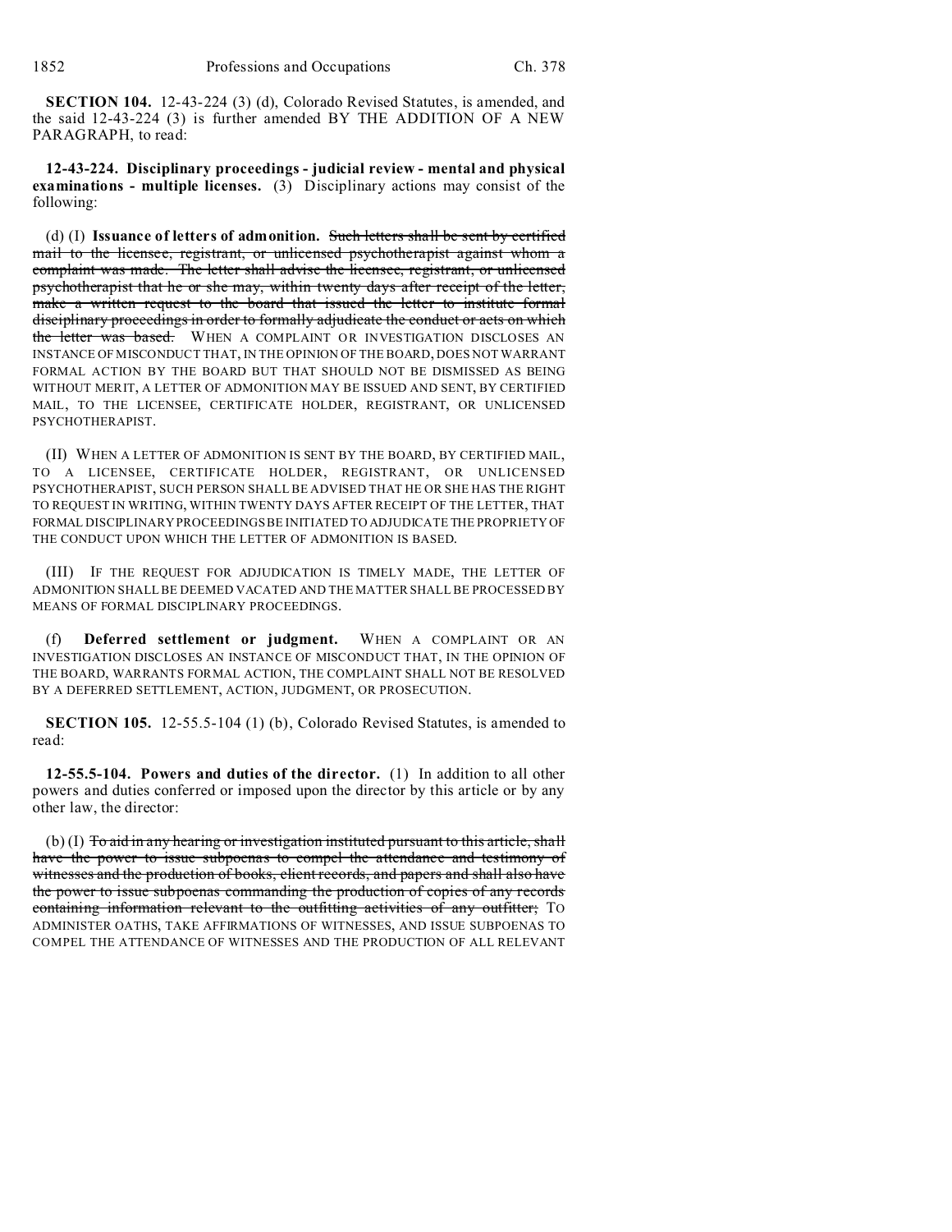**SECTION 104.** 12-43-224 (3) (d), Colorado Revised Statutes, is amended, and the said 12-43-224 (3) is further amended BY THE ADDITION OF A NEW PARAGRAPH, to read:

**12-43-224. Disciplinary proceedings - judicial review - mental and physical examinations - multiple licenses.** (3) Disciplinary actions may consist of the following:

(d) (I) **Issuance of letters of admonition.** ~~Such letters shall be sent by certified mail to the licensee, registrant, or unlicensed psychotherapist against whom a complaint was made. The letter shall advise the licensee, registrant, or unlicensed psychotherapist that he or she may, within twenty days after receipt of the letter, make a written request to the board that issued the letter to institute formal disciplinary proceedings in order to formally adjudicate the conduct or acts on which the letter was based.~~ WHEN A COMPLAINT OR INVESTIGATION DISCLOSES AN INSTANCE OF MISCONDUCT THAT, IN THE OPINION OF THE BOARD, DOES NOT WARRANT FORMAL ACTION BY THE BOARD BUT THAT SHOULD NOT BE DISMISSED AS BEING WITHOUT MERIT, A LETTER OF ADMONITION MAY BE ISSUED AND SENT, BY CERTIFIED MAIL, TO THE LICENSEE, CERTIFICATE HOLDER, REGISTRANT, OR UNLICENSED PSYCHOTHERAPIST.

(II) WHEN A LETTER OF ADMONITION IS SENT BY THE BOARD, BY CERTIFIED MAIL, TO A LICENSEE, CERTIFICATE HOLDER, REGISTRANT, OR UNLICENSED PSYCHOTHERAPIST, SUCH PERSON SHALL BE ADVISED THAT HE OR SHE HAS THE RIGHT TO REQUEST IN WRITING, WITHIN TWENTY DAYS AFTER RECEIPT OF THE LETTER, THAT FORMAL DISCIPLINARY PROCEEDINGS BE INITIATED TO ADJUDICATE THE PROPRIETY OF THE CONDUCT UPON WHICH THE LETTER OF ADMONITION IS BASED.

(III) IF THE REQUEST FOR ADJUDICATION IS TIMELY MADE, THE LETTER OF ADMONITION SHALL BE DEEMED VACATED AND THE MATTER SHALL BE PROCESSED BY MEANS OF FORMAL DISCIPLINARY PROCEEDINGS.

(f) **Deferred settlement or judgment.** WHEN A COMPLAINT OR AN INVESTIGATION DISCLOSES AN INSTANCE OF MISCONDUCT THAT, IN THE OPINION OF THE BOARD, WARRANTS FORMAL ACTION, THE COMPLAINT SHALL NOT BE RESOLVED BY A DEFERRED SETTLEMENT, ACTION, JUDGMENT, OR PROSECUTION.

**SECTION 105.** 12-55.5-104 (1) (b), Colorado Revised Statutes, is amended to read:

**12-55.5-104. Powers and duties of the director.** (1) In addition to all other powers and duties conferred or imposed upon the director by this article or by any other law, the director:

(b) (I) ~~To aid in any hearing or investigation instituted pursuant to this article, shall have the power to issue subpoenas to compel the attendance and testimony of witnesses and the production of books, client records, and papers and shall also have the power to issue subpoenas commanding the production of copies of any records containing information relevant to the outfitting activities of any outfitter;~~ TO ADMINISTER OATHS, TAKE AFFIRMATIONS OF WITNESSES, AND ISSUE SUBPOENAS TO COMPEL THE ATTENDANCE OF WITNESSES AND THE PRODUCTION OF ALL RELEVANT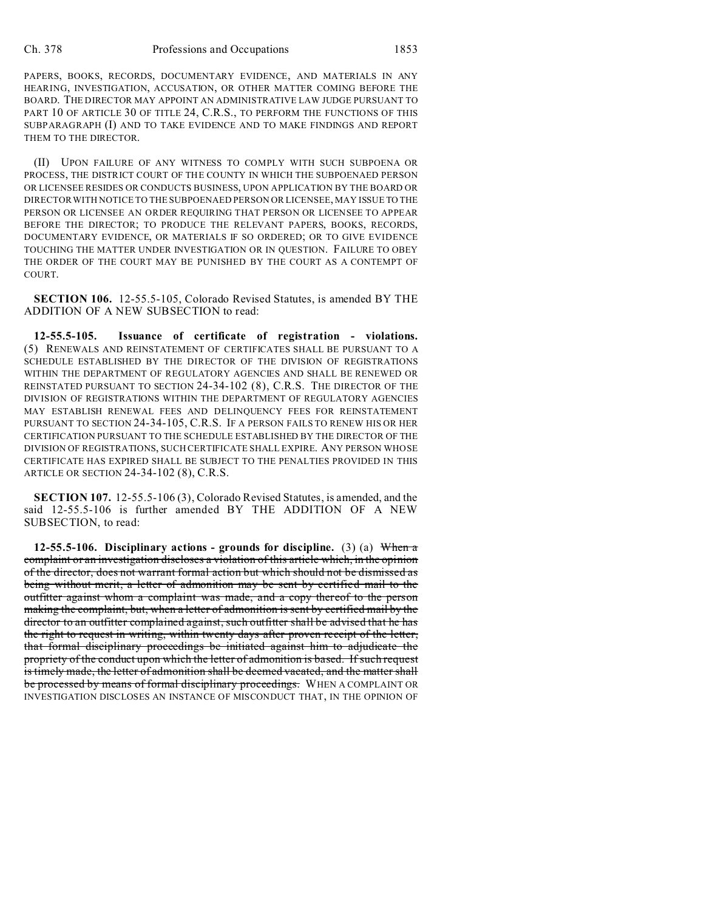PAPERS, BOOKS, RECORDS, DOCUMENTARY EVIDENCE, AND MATERIALS IN ANY HEARING, INVESTIGATION, ACCUSATION, OR OTHER MATTER COMING BEFORE THE BOARD. THE DIRECTOR MAY APPOINT AN ADMINISTRATIVE LAW JUDGE PURSUANT TO PART 10 OF ARTICLE 30 OF TITLE 24, C.R.S., TO PERFORM THE FUNCTIONS OF THIS SUBPARAGRAPH (I) AND TO TAKE EVIDENCE AND TO MAKE FINDINGS AND REPORT THEM TO THE DIRECTOR.

(II) UPON FAILURE OF ANY WITNESS TO COMPLY WITH SUCH SUBPOENA OR PROCESS, THE DISTRICT COURT OF THE COUNTY IN WHICH THE SUBPOENAED PERSON OR LICENSEE RESIDES OR CONDUCTS BUSINESS, UPON APPLICATION BY THE BOARD OR DIRECTOR WITH NOTICE TO THE SUBPOENAED PERSON OR LICENSEE, MAY ISSUE TO THE PERSON OR LICENSEE AN ORDER REQUIRING THAT PERSON OR LICENSEE TO APPEAR BEFORE THE DIRECTOR; TO PRODUCE THE RELEVANT PAPERS, BOOKS, RECORDS, DOCUMENTARY EVIDENCE, OR MATERIALS IF SO ORDERED; OR TO GIVE EVIDENCE TOUCHING THE MATTER UNDER INVESTIGATION OR IN QUESTION. FAILURE TO OBEY THE ORDER OF THE COURT MAY BE PUNISHED BY THE COURT AS A CONTEMPT OF COURT.

**SECTION 106.** 12-55.5-105, Colorado Revised Statutes, is amended BY THE ADDITION OF A NEW SUBSECTION to read:

**12-55.5-105. Issuance of certificate of registration - violations.** (5) RENEWALS AND REINSTATEMENT OF CERTIFICATES SHALL BE PURSUANT TO A SCHEDULE ESTABLISHED BY THE DIRECTOR OF THE DIVISION OF REGISTRATIONS WITHIN THE DEPARTMENT OF REGULATORY AGENCIES AND SHALL BE RENEWED OR REINSTATED PURSUANT TO SECTION 24-34-102 (8), C.R.S. THE DIRECTOR OF THE DIVISION OF REGISTRATIONS WITHIN THE DEPARTMENT OF REGULATORY AGENCIES MAY ESTABLISH RENEWAL FEES AND DELINQUENCY FEES FOR REINSTATEMENT PURSUANT TO SECTION 24-34-105, C.R.S. IF A PERSON FAILS TO RENEW HIS OR HER CERTIFICATION PURSUANT TO THE SCHEDULE ESTABLISHED BY THE DIRECTOR OF THE DIVISION OF REGISTRATIONS, SUCH CERTIFICATE SHALL EXPIRE. ANY PERSON WHOSE CERTIFICATE HAS EXPIRED SHALL BE SUBJECT TO THE PENALTIES PROVIDED IN THIS ARTICLE OR SECTION 24-34-102 (8), C.R.S.

**SECTION 107.** 12-55.5-106 (3), Colorado Revised Statutes, is amended, and the said 12-55.5-106 is further amended BY THE ADDITION OF A NEW SUBSECTION, to read:

**12-55.5-106. Disciplinary actions - grounds for discipline.** (3) (a) ~~When a complaint or an investigation discloses a violation of this article which, in the opinion of the director, does not warrant formal action but which should not be dismissed as being without merit, a letter of admonition may be sent by certified mail to the outfitter against whom a complaint was made, and a copy thereof to the person making the complaint, but, when a letter of admonition is sent by certified mail by the director to an outfitter complained against, such outfitter shall be advised that he has the right to request in writing, within twenty days after proven receipt of the letter, that formal disciplinary proceedings be initiated against him to adjudicate the propriety of the conduct upon which the letter of admonition is based. If such request is timely made, the letter of admonition shall be deemed vacated, and the matter shall be processed by means of formal disciplinary proceedings.~~ WHEN A COMPLAINT OR INVESTIGATION DISCLOSES AN INSTANCE OF MISCONDUCT THAT, IN THE OPINION OF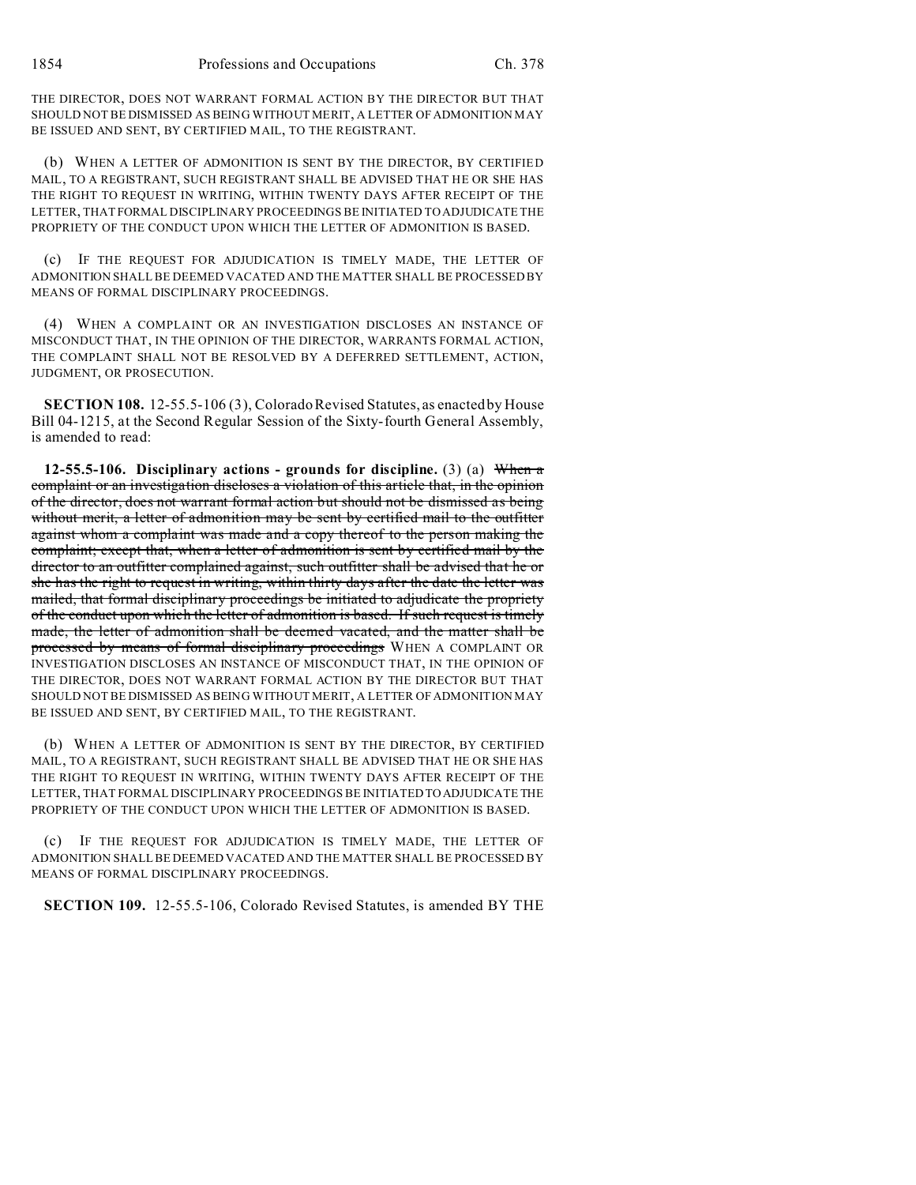THE DIRECTOR, DOES NOT WARRANT FORMAL ACTION BY THE DIRECTOR BUT THAT SHOULD NOT BE DISMISSED AS BEING WITHOUT MERIT, A LETTER OF ADMONITION MAY BE ISSUED AND SENT, BY CERTIFIED MAIL, TO THE REGISTRANT.

(b) WHEN A LETTER OF ADMONITION IS SENT BY THE DIRECTOR, BY CERTIFIED MAIL, TO A REGISTRANT, SUCH REGISTRANT SHALL BE ADVISED THAT HE OR SHE HAS THE RIGHT TO REQUEST IN WRITING, WITHIN TWENTY DAYS AFTER RECEIPT OF THE LETTER, THAT FORMAL DISCIPLINARY PROCEEDINGS BE INITIATED TO ADJUDICATE THE PROPRIETY OF THE CONDUCT UPON WHICH THE LETTER OF ADMONITION IS BASED.

(c) IF THE REQUEST FOR ADJUDICATION IS TIMELY MADE, THE LETTER OF ADMONITION SHALL BE DEEMED VACATED AND THE MATTER SHALL BE PROCESSED BY MEANS OF FORMAL DISCIPLINARY PROCEEDINGS.

(4) WHEN A COMPLAINT OR AN INVESTIGATION DISCLOSES AN INSTANCE OF MISCONDUCT THAT, IN THE OPINION OF THE DIRECTOR, WARRANTS FORMAL ACTION, THE COMPLAINT SHALL NOT BE RESOLVED BY A DEFERRED SETTLEMENT, ACTION, JUDGMENT, OR PROSECUTION.

**SECTION 108.** 12-55.5-106 (3), Colorado Revised Statutes, as enacted by House Bill 04-1215, at the Second Regular Session of the Sixty-fourth General Assembly, is amended to read:

**12-55.5-106. Disciplinary actions - grounds for discipline.** (3) (a) ~~When a complaint or an investigation discloses a violation of this article that, in the opinion of the director, does not warrant formal action but should not be dismissed as being without merit, a letter of admonition may be sent by certified mail to the outfitter against whom a complaint was made and a copy thereof to the person making the complaint; except that, when a letter of admonition is sent by certified mail by the director to an outfitter complained against, such outfitter shall be advised that he or she has the right to request in writing, within thirty days after the date the letter was mailed, that formal disciplinary proceedings be initiated to adjudicate the propriety of the conduct upon which the letter of admonition is based. If such request is timely made, the letter of admonition shall be deemed vacated, and the matter shall be processed by means of formal disciplinary proceedings~~ WHEN A COMPLAINT OR INVESTIGATION DISCLOSES AN INSTANCE OF MISCONDUCT THAT, IN THE OPINION OF THE DIRECTOR, DOES NOT WARRANT FORMAL ACTION BY THE DIRECTOR BUT THAT SHOULD NOT BE DISMISSED AS BEING WITHOUT MERIT, A LETTER OF ADMONITION MAY BE ISSUED AND SENT, BY CERTIFIED MAIL, TO THE REGISTRANT.

(b) WHEN A LETTER OF ADMONITION IS SENT BY THE DIRECTOR, BY CERTIFIED MAIL, TO A REGISTRANT, SUCH REGISTRANT SHALL BE ADVISED THAT HE OR SHE HAS THE RIGHT TO REQUEST IN WRITING, WITHIN TWENTY DAYS AFTER RECEIPT OF THE LETTER, THAT FORMAL DISCIPLINARY PROCEEDINGS BE INITIATED TO ADJUDICATE THE PROPRIETY OF THE CONDUCT UPON WHICH THE LETTER OF ADMONITION IS BASED.

(c) IF THE REQUEST FOR ADJUDICATION IS TIMELY MADE, THE LETTER OF ADMONITION SHALL BE DEEMED VACATED AND THE MATTER SHALL BE PROCESSED BY MEANS OF FORMAL DISCIPLINARY PROCEEDINGS.

**SECTION 109.** 12-55.5-106, Colorado Revised Statutes, is amended BY THE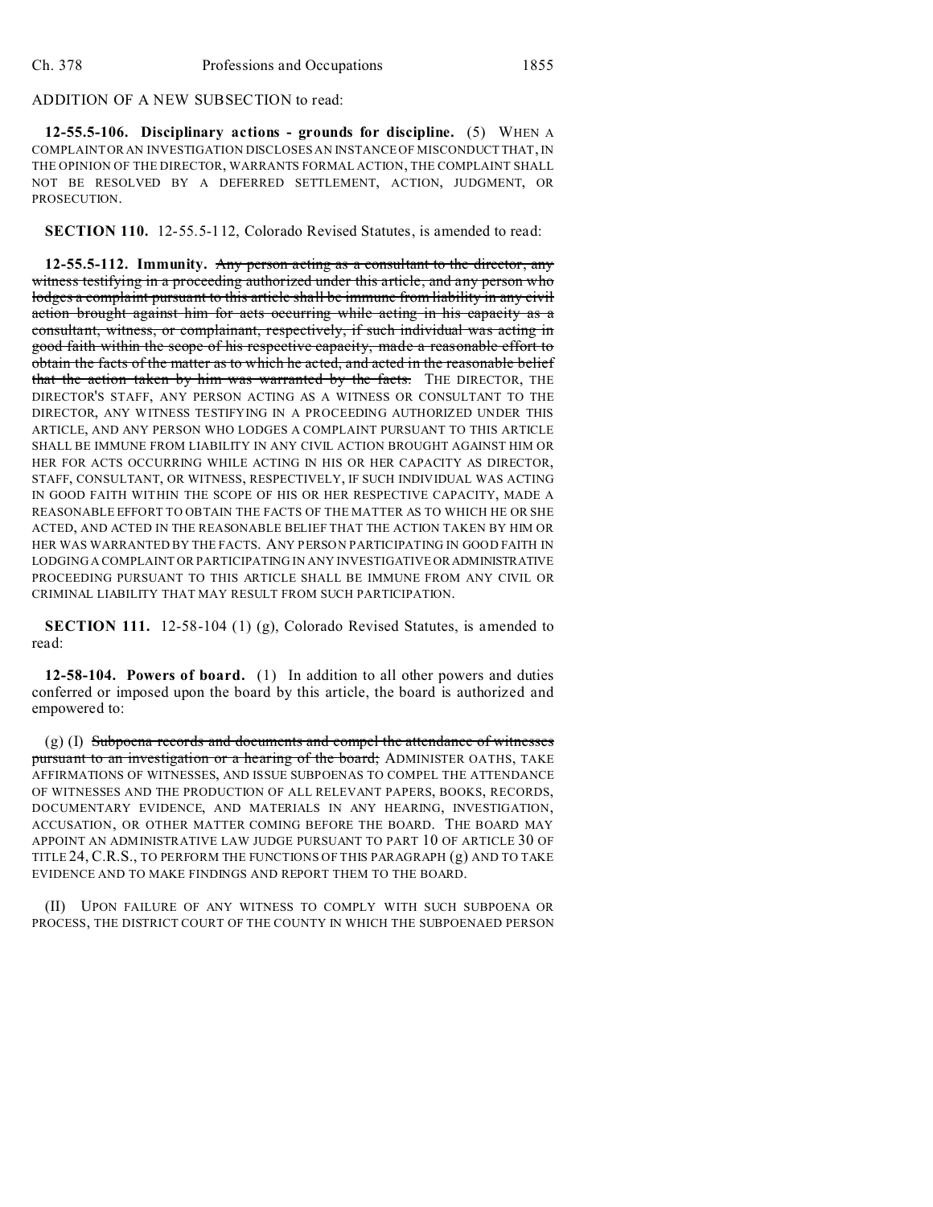ADDITION OF A NEW SUBSECTION to read:

**12-55.5-106. Disciplinary actions - grounds for discipline.** (5) WHEN A COMPLAINT OR AN INVESTIGATION DISCLOSES AN INSTANCE OF MISCONDUCT THAT, IN THE OPINION OF THE DIRECTOR, WARRANTS FORMAL ACTION, THE COMPLAINT SHALL NOT BE RESOLVED BY A DEFERRED SETTLEMENT, ACTION, JUDGMENT, OR PROSECUTION.

**SECTION 110.** 12-55.5-112, Colorado Revised Statutes, is amended to read:

**12-55.5-112. Immunity.** ~~Any person acting as a consultant to the director, any witness testifying in a proceeding authorized under this article, and any person who lodges a complaint pursuant to this article shall be immune from liability in any civil action brought against him for acts occurring while acting in his capacity as a consultant, witness, or complainant, respectively, if such individual was acting in good faith within the scope of his respective capacity, made a reasonable effort to obtain the facts of the matter as to which he acted, and acted in the reasonable belief that the action taken by him was warranted by the facts.~~ THE DIRECTOR, THE DIRECTOR'S STAFF, ANY PERSON ACTING AS A WITNESS OR CONSULTANT TO THE DIRECTOR, ANY WITNESS TESTIFYING IN A PROCEEDING AUTHORIZED UNDER THIS ARTICLE, AND ANY PERSON WHO LODGES A COMPLAINT PURSUANT TO THIS ARTICLE SHALL BE IMMUNE FROM LIABILITY IN ANY CIVIL ACTION BROUGHT AGAINST HIM OR HER FOR ACTS OCCURRING WHILE ACTING IN HIS OR HER CAPACITY AS DIRECTOR, STAFF, CONSULTANT, OR WITNESS, RESPECTIVELY, IF SUCH INDIVIDUAL WAS ACTING IN GOOD FAITH WITHIN THE SCOPE OF HIS OR HER RESPECTIVE CAPACITY, MADE A REASONABLE EFFORT TO OBTAIN THE FACTS OF THE MATTER AS TO WHICH HE OR SHE ACTED, AND ACTED IN THE REASONABLE BELIEF THAT THE ACTION TAKEN BY HIM OR HER WAS WARRANTED BY THE FACTS. ANY PERSON PARTICIPATING IN GOOD FAITH IN LODGING A COMPLAINT OR PARTICIPATING IN ANY INVESTIGATIVE OR ADMINISTRATIVE PROCEEDING PURSUANT TO THIS ARTICLE SHALL BE IMMUNE FROM ANY CIVIL OR CRIMINAL LIABILITY THAT MAY RESULT FROM SUCH PARTICIPATION.

**SECTION 111.** 12-58-104 (1) (g), Colorado Revised Statutes, is amended to read:

**12-58-104. Powers of board.** (1) In addition to all other powers and duties conferred or imposed upon the board by this article, the board is authorized and empowered to:

(g) (I) ~~Subpoena records and documents and compel the attendance of witnesses pursuant to an investigation or a hearing of the board;~~ ADMINISTER OATHS, TAKE AFFIRMATIONS OF WITNESSES, AND ISSUE SUBPOENAS TO COMPEL THE ATTENDANCE OF WITNESSES AND THE PRODUCTION OF ALL RELEVANT PAPERS, BOOKS, RECORDS, DOCUMENTARY EVIDENCE, AND MATERIALS IN ANY HEARING, INVESTIGATION, ACCUSATION, OR OTHER MATTER COMING BEFORE THE BOARD. THE BOARD MAY APPOINT AN ADMINISTRATIVE LAW JUDGE PURSUANT TO PART 10 OF ARTICLE 30 OF TITLE 24, C.R.S., TO PERFORM THE FUNCTIONS OF THIS PARAGRAPH (g) AND TO TAKE EVIDENCE AND TO MAKE FINDINGS AND REPORT THEM TO THE BOARD.

(II) UPON FAILURE OF ANY WITNESS TO COMPLY WITH SUCH SUBPOENA OR PROCESS, THE DISTRICT COURT OF THE COUNTY IN WHICH THE SUBPOENAED PERSON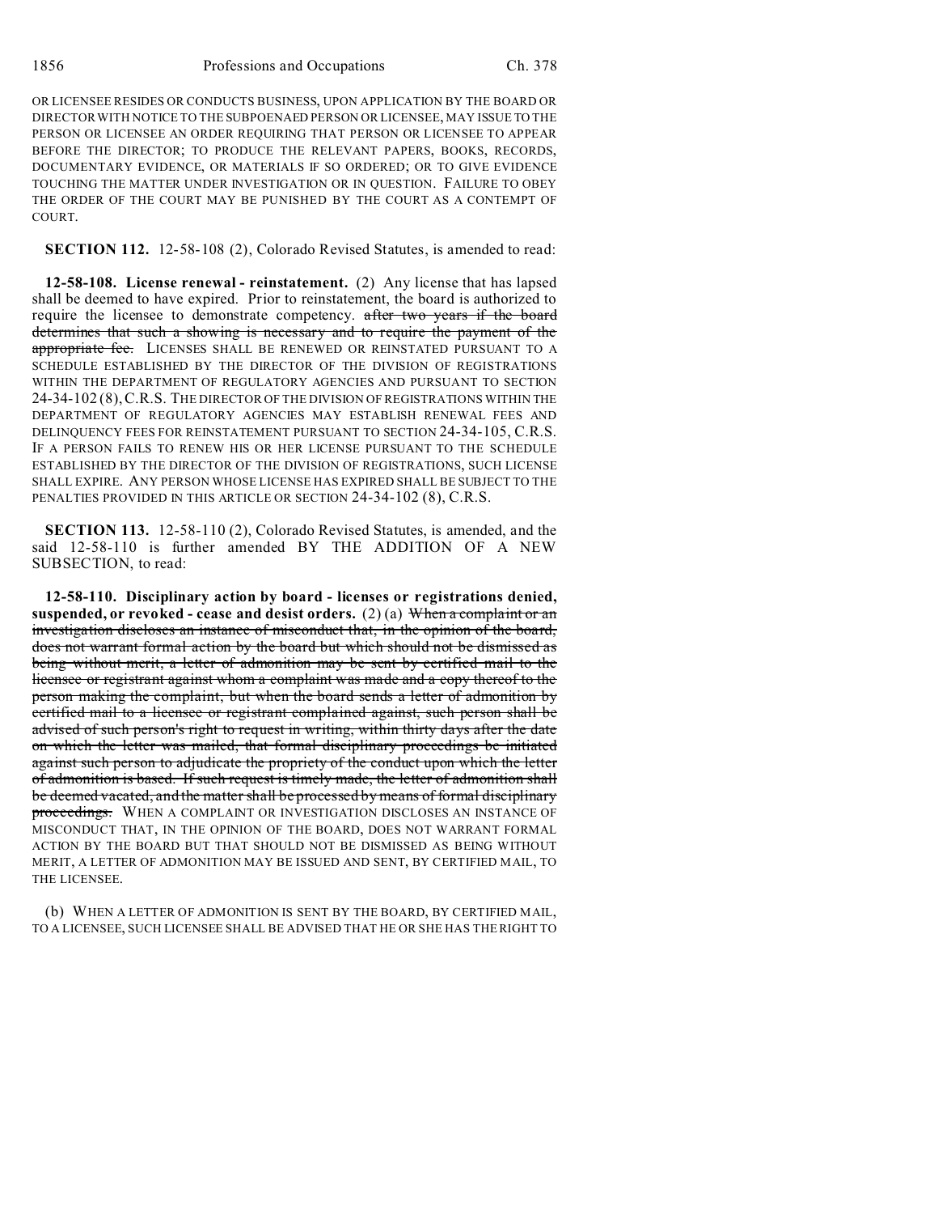OR LICENSEE RESIDES OR CONDUCTS BUSINESS, UPON APPLICATION BY THE BOARD OR DIRECTOR WITH NOTICE TO THE SUBPOENAED PERSON OR LICENSEE, MAY ISSUE TO THE PERSON OR LICENSEE AN ORDER REQUIRING THAT PERSON OR LICENSEE TO APPEAR BEFORE THE DIRECTOR; TO PRODUCE THE RELEVANT PAPERS, BOOKS, RECORDS, DOCUMENTARY EVIDENCE, OR MATERIALS IF SO ORDERED; OR TO GIVE EVIDENCE TOUCHING THE MATTER UNDER INVESTIGATION OR IN QUESTION. FAILURE TO OBEY THE ORDER OF THE COURT MAY BE PUNISHED BY THE COURT AS A CONTEMPT OF COURT.

**SECTION 112.** 12-58-108 (2), Colorado Revised Statutes, is amended to read:

**12-58-108. License renewal - reinstatement.** (2) Any license that has lapsed shall be deemed to have expired. Prior to reinstatement, the board is authorized to require the licensee to demonstrate competency. ~~after two years if the board determines that such a showing is necessary and to require the payment of the appropriate fee.~~ LICENSES SHALL BE RENEWED OR REINSTATED PURSUANT TO A SCHEDULE ESTABLISHED BY THE DIRECTOR OF THE DIVISION OF REGISTRATIONS WITHIN THE DEPARTMENT OF REGULATORY AGENCIES AND PURSUANT TO SECTION 24-34-102 (8), C.R.S. THE DIRECTOR OF THE DIVISION OF REGISTRATIONS WITHIN THE DEPARTMENT OF REGULATORY AGENCIES MAY ESTABLISH RENEWAL FEES AND DELINQUENCY FEES FOR REINSTATEMENT PURSUANT TO SECTION 24-34-105, C.R.S. IF A PERSON FAILS TO RENEW HIS OR HER LICENSE PURSUANT TO THE SCHEDULE ESTABLISHED BY THE DIRECTOR OF THE DIVISION OF REGISTRATIONS, SUCH LICENSE SHALL EXPIRE. ANY PERSON WHOSE LICENSE HAS EXPIRED SHALL BE SUBJECT TO THE PENALTIES PROVIDED IN THIS ARTICLE OR SECTION 24-34-102 (8), C.R.S.

**SECTION 113.** 12-58-110 (2), Colorado Revised Statutes, is amended, and the said 12-58-110 is further amended BY THE ADDITION OF A NEW SUBSECTION, to read:

**12-58-110. Disciplinary action by board - licenses or registrations denied, suspended, or revoked - cease and desist orders.** (2) (a) ~~When a complaint or an investigation discloses an instance of misconduct that, in the opinion of the board, does not warrant formal action by the board but which should not be dismissed as being without merit, a letter of admonition may be sent by certified mail to the licensee or registrant against whom a complaint was made and a copy thereof to the person making the complaint, but when the board sends a letter of admonition by certified mail to a licensee or registrant complained against, such person shall be advised of such person's right to request in writing, within thirty days after the date on which the letter was mailed, that formal disciplinary proceedings be initiated against such person to adjudicate the propriety of the conduct upon which the letter of admonition is based. If such request is timely made, the letter of admonition shall be deemed vacated, and the matter shall be processed by means of formal disciplinary proceedings.~~ WHEN A COMPLAINT OR INVESTIGATION DISCLOSES AN INSTANCE OF MISCONDUCT THAT, IN THE OPINION OF THE BOARD, DOES NOT WARRANT FORMAL ACTION BY THE BOARD BUT THAT SHOULD NOT BE DISMISSED AS BEING WITHOUT MERIT, A LETTER OF ADMONITION MAY BE ISSUED AND SENT, BY CERTIFIED MAIL, TO THE LICENSEE.

(b) WHEN A LETTER OF ADMONITION IS SENT BY THE BOARD, BY CERTIFIED MAIL, TO A LICENSEE, SUCH LICENSEE SHALL BE ADVISED THAT HE OR SHE HAS THE RIGHT TO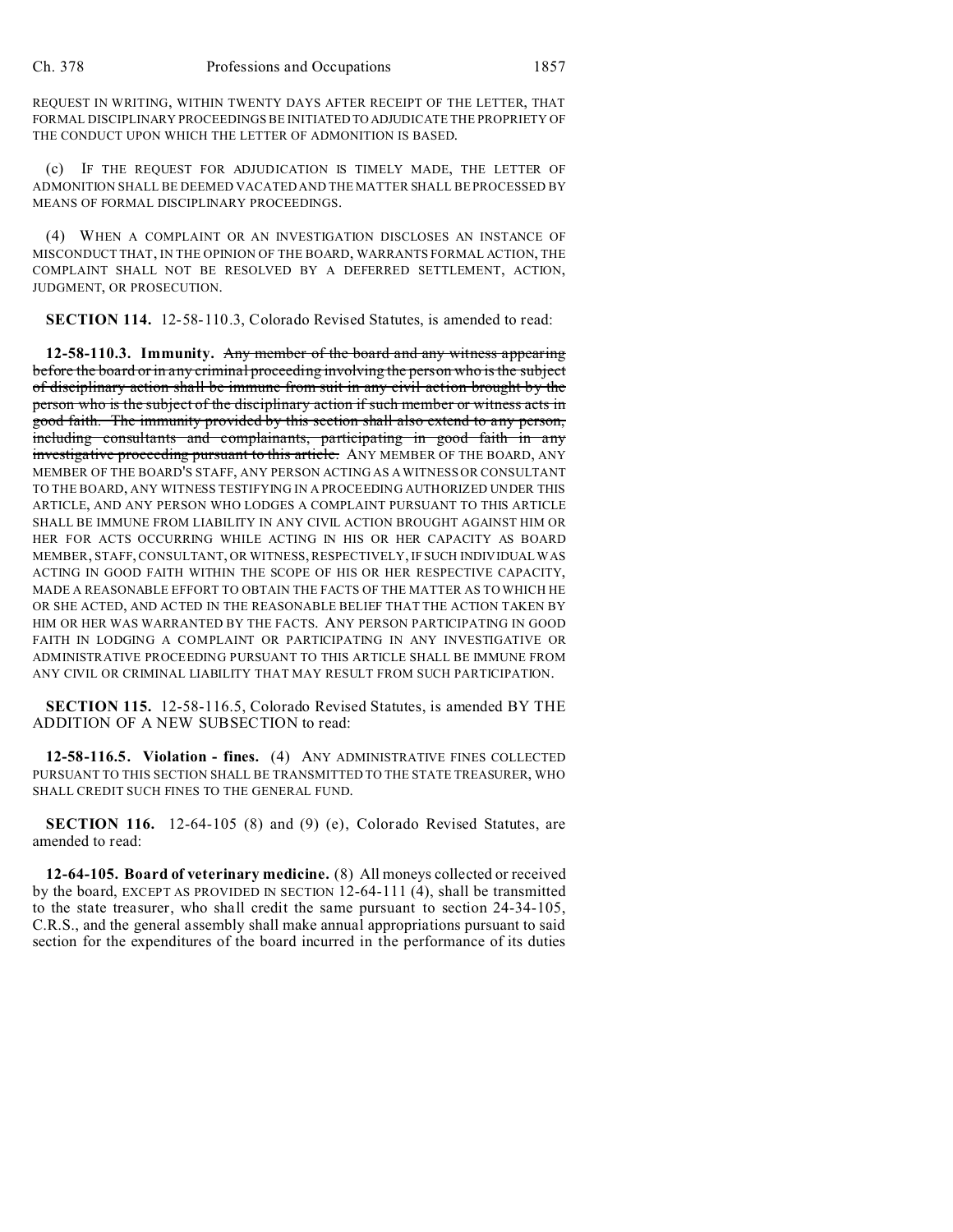REQUEST IN WRITING, WITHIN TWENTY DAYS AFTER RECEIPT OF THE LETTER, THAT FORMAL DISCIPLINARY PROCEEDINGS BE INITIATED TO ADJUDICATE THE PROPRIETY OF THE CONDUCT UPON WHICH THE LETTER OF ADMONITION IS BASED.

(c) IF THE REQUEST FOR ADJUDICATION IS TIMELY MADE, THE LETTER OF ADMONITION SHALL BE DEEMED VACATED AND THE MATTER SHALL BE PROCESSED BY MEANS OF FORMAL DISCIPLINARY PROCEEDINGS.

(4) WHEN A COMPLAINT OR AN INVESTIGATION DISCLOSES AN INSTANCE OF MISCONDUCT THAT, IN THE OPINION OF THE BOARD, WARRANTS FORMAL ACTION, THE COMPLAINT SHALL NOT BE RESOLVED BY A DEFERRED SETTLEMENT, ACTION, JUDGMENT, OR PROSECUTION.

**SECTION 114.** 12-58-110.3, Colorado Revised Statutes, is amended to read:

**12-58-110.3. Immunity.** ~~Any member of the board and any witness appearing before the board or in any criminal proceeding involving the person who is the subject of disciplinary action shall be immune from suit in any civil action brought by the person who is the subject of the disciplinary action if such member or witness acts in good faith. The immunity provided by this section shall also extend to any person, including consultants and complainants, participating in good faith in any investigative proceeding pursuant to this article.~~ ANY MEMBER OF THE BOARD, ANY MEMBER OF THE BOARD'S STAFF, ANY PERSON ACTING AS A WITNESS OR CONSULTANT TO THE BOARD, ANY WITNESS TESTIFYING IN A PROCEEDING AUTHORIZED UNDER THIS ARTICLE, AND ANY PERSON WHO LODGES A COMPLAINT PURSUANT TO THIS ARTICLE SHALL BE IMMUNE FROM LIABILITY IN ANY CIVIL ACTION BROUGHT AGAINST HIM OR HER FOR ACTS OCCURRING WHILE ACTING IN HIS OR HER CAPACITY AS BOARD MEMBER, STAFF, CONSULTANT, OR WITNESS, RESPECTIVELY, IF SUCH INDIVIDUAL WAS ACTING IN GOOD FAITH WITHIN THE SCOPE OF HIS OR HER RESPECTIVE CAPACITY, MADE A REASONABLE EFFORT TO OBTAIN THE FACTS OF THE MATTER AS TO WHICH HE OR SHE ACTED, AND ACTED IN THE REASONABLE BELIEF THAT THE ACTION TAKEN BY HIM OR HER WAS WARRANTED BY THE FACTS. ANY PERSON PARTICIPATING IN GOOD FAITH IN LODGING A COMPLAINT OR PARTICIPATING IN ANY INVESTIGATIVE OR ADMINISTRATIVE PROCEEDING PURSUANT TO THIS ARTICLE SHALL BE IMMUNE FROM ANY CIVIL OR CRIMINAL LIABILITY THAT MAY RESULT FROM SUCH PARTICIPATION.

**SECTION 115.** 12-58-116.5, Colorado Revised Statutes, is amended BY THE ADDITION OF A NEW SUBSECTION to read:

**12-58-116.5. Violation - fines.** (4) ANY ADMINISTRATIVE FINES COLLECTED PURSUANT TO THIS SECTION SHALL BE TRANSMITTED TO THE STATE TREASURER, WHO SHALL CREDIT SUCH FINES TO THE GENERAL FUND.

**SECTION 116.** 12-64-105 (8) and (9) (e), Colorado Revised Statutes, are amended to read:

**12-64-105. Board of veterinary medicine.** (8) All moneys collected or received by the board, EXCEPT AS PROVIDED IN SECTION 12-64-111 (4), shall be transmitted to the state treasurer, who shall credit the same pursuant to section 24-34-105, C.R.S., and the general assembly shall make annual appropriations pursuant to said section for the expenditures of the board incurred in the performance of its duties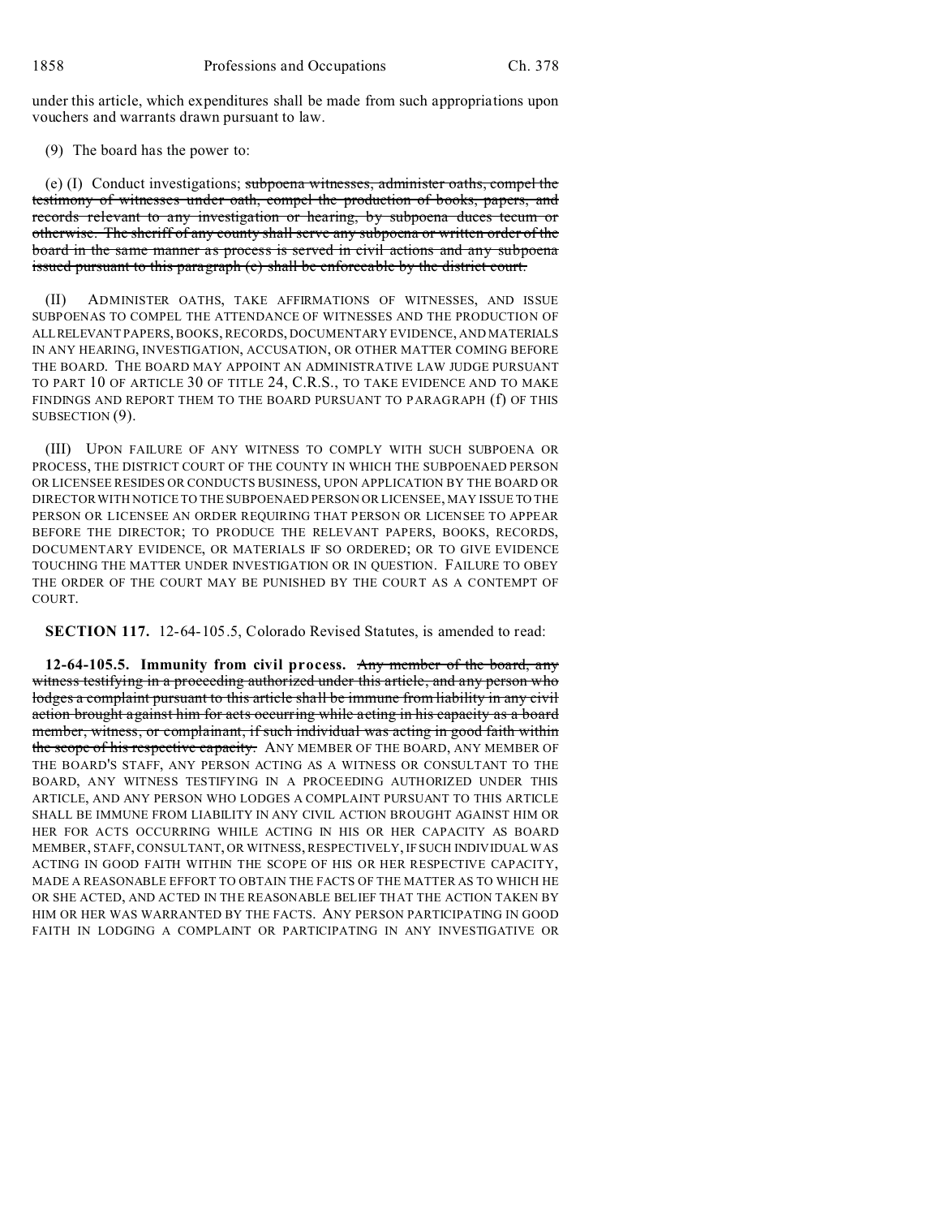under this article, which expenditures shall be made from such appropriations upon vouchers and warrants drawn pursuant to law.

(9) The board has the power to:

(e) (I) Conduct investigations; ~~subpoena witnesses, administer oaths, compel the testimony of witnesses under oath, compel the production of books, papers, and records relevant to any investigation or hearing, by subpoena duces tecum or otherwise. The sheriff of any county shall serve any subpoena or written order of the board in the same manner as process is served in civil actions and any subpoena issued pursuant to this paragraph (e) shall be enforceable by the district court.~~

(II) ADMINISTER OATHS, TAKE AFFIRMATIONS OF WITNESSES, AND ISSUE SUBPOENAS TO COMPEL THE ATTENDANCE OF WITNESSES AND THE PRODUCTION OF ALL RELEVANT PAPERS, BOOKS, RECORDS, DOCUMENTARY EVIDENCE, AND MATERIALS IN ANY HEARING, INVESTIGATION, ACCUSATION, OR OTHER MATTER COMING BEFORE THE BOARD. THE BOARD MAY APPOINT AN ADMINISTRATIVE LAW JUDGE PURSUANT TO PART 10 OF ARTICLE 30 OF TITLE 24, C.R.S., TO TAKE EVIDENCE AND TO MAKE FINDINGS AND REPORT THEM TO THE BOARD PURSUANT TO PARAGRAPH (f) OF THIS SUBSECTION (9).

(III) UPON FAILURE OF ANY WITNESS TO COMPLY WITH SUCH SUBPOENA OR PROCESS, THE DISTRICT COURT OF THE COUNTY IN WHICH THE SUBPOENAED PERSON OR LICENSEE RESIDES OR CONDUCTS BUSINESS, UPON APPLICATION BY THE BOARD OR DIRECTOR WITH NOTICE TO THE SUBPOENAED PERSON OR LICENSEE, MAY ISSUE TO THE PERSON OR LICENSEE AN ORDER REQUIRING THAT PERSON OR LICENSEE TO APPEAR BEFORE THE DIRECTOR; TO PRODUCE THE RELEVANT PAPERS, BOOKS, RECORDS, DOCUMENTARY EVIDENCE, OR MATERIALS IF SO ORDERED; OR TO GIVE EVIDENCE TOUCHING THE MATTER UNDER INVESTIGATION OR IN QUESTION. FAILURE TO OBEY THE ORDER OF THE COURT MAY BE PUNISHED BY THE COURT AS A CONTEMPT OF COURT.

**SECTION 117.** 12-64-105.5, Colorado Revised Statutes, is amended to read:

**12-64-105.5. Immunity from civil process.** ~~Any member of the board, any witness testifying in a proceeding authorized under this article, and any person who lodges a complaint pursuant to this article shall be immune from liability in any civil action brought against him for acts occurring while acting in his capacity as a board member, witness, or complainant, if such individual was acting in good faith within the scope of his respective capacity.~~ ANY MEMBER OF THE BOARD, ANY MEMBER OF THE BOARD'S STAFF, ANY PERSON ACTING AS A WITNESS OR CONSULTANT TO THE BOARD, ANY WITNESS TESTIFYING IN A PROCEEDING AUTHORIZED UNDER THIS ARTICLE, AND ANY PERSON WHO LODGES A COMPLAINT PURSUANT TO THIS ARTICLE SHALL BE IMMUNE FROM LIABILITY IN ANY CIVIL ACTION BROUGHT AGAINST HIM OR HER FOR ACTS OCCURRING WHILE ACTING IN HIS OR HER CAPACITY AS BOARD MEMBER, STAFF, CONSULTANT, OR WITNESS, RESPECTIVELY, IF SUCH INDIVIDUAL WAS ACTING IN GOOD FAITH WITHIN THE SCOPE OF HIS OR HER RESPECTIVE CAPACITY, MADE A REASONABLE EFFORT TO OBTAIN THE FACTS OF THE MATTER AS TO WHICH HE OR SHE ACTED, AND ACTED IN THE REASONABLE BELIEF THAT THE ACTION TAKEN BY HIM OR HER WAS WARRANTED BY THE FACTS. ANY PERSON PARTICIPATING IN GOOD FAITH IN LODGING A COMPLAINT OR PARTICIPATING IN ANY INVESTIGATIVE OR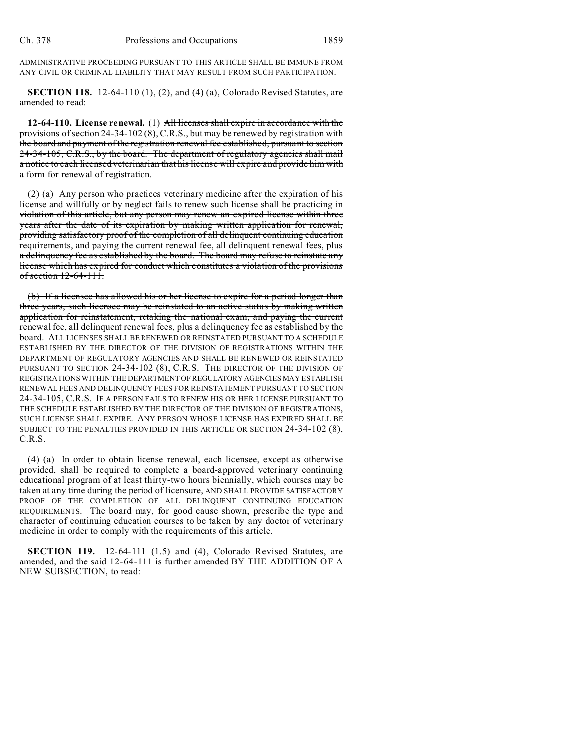ADMINISTRATIVE PROCEEDING PURSUANT TO THIS ARTICLE SHALL BE IMMUNE FROM ANY CIVIL OR CRIMINAL LIABILITY THAT MAY RESULT FROM SUCH PARTICIPATION.

**SECTION 118.** 12-64-110 (1), (2), and (4) (a), Colorado Revised Statutes, are amended to read:

**12-64-110. License renewal.** (1) ~~All licenses shall expire in accordance with the provisions of section 24-34-102 (8), C.R.S., but may be renewed by registration with the board and payment of the registration renewal fee established, pursuant to section 24-34-105, C.R.S., by the board. The department of regulatory agencies shall mail a notice to each licensed veterinarian that his license will expire and provide him with a form for renewal of registration.~~

(2) ~~(a) Any person who practices veterinary medicine after the expiration of his license and willfully or by neglect fails to renew such license shall be practicing in violation of this article, but any person may renew an expired license within three years after the date of its expiration by making written application for renewal, providing satisfactory proof of the completion of all delinquent continuing education requirements, and paying the current renewal fee, all delinquent renewal fees, plus a delinquency fee as established by the board. The board may refuse to reinstate any license which has expired for conduct which constitutes a violation of the provisions of section 12-64-111.~~

~~(b) If a licensee has allowed his or her license to expire for a period longer than three years, such licensee may be reinstated to an active status by making written application for reinstatement, retaking the national exam, and paying the current renewal fee, all delinquent renewal fees, plus a delinquency fee as established by the board.~~ ALL LICENSES SHALL BE RENEWED OR REINSTATED PURSUANT TO A SCHEDULE ESTABLISHED BY THE DIRECTOR OF THE DIVISION OF REGISTRATIONS WITHIN THE DEPARTMENT OF REGULATORY AGENCIES AND SHALL BE RENEWED OR REINSTATED PURSUANT TO SECTION 24-34-102 (8), C.R.S. THE DIRECTOR OF THE DIVISION OF REGISTRATIONS WITHIN THE DEPARTMENT OF REGULATORY AGENCIES MAY ESTABLISH RENEWAL FEES AND DELINQUENCY FEES FOR REINSTATEMENT PURSUANT TO SECTION 24-34-105, C.R.S. IF A PERSON FAILS TO RENEW HIS OR HER LICENSE PURSUANT TO THE SCHEDULE ESTABLISHED BY THE DIRECTOR OF THE DIVISION OF REGISTRATIONS, SUCH LICENSE SHALL EXPIRE. ANY PERSON WHOSE LICENSE HAS EXPIRED SHALL BE SUBJECT TO THE PENALTIES PROVIDED IN THIS ARTICLE OR SECTION 24-34-102 (8), C.R.S.

(4) (a) In order to obtain license renewal, each licensee, except as otherwise provided, shall be required to complete a board-approved veterinary continuing educational program of at least thirty-two hours biennially, which courses may be taken at any time during the period of licensure, AND SHALL PROVIDE SATISFACTORY PROOF OF THE COMPLETION OF ALL DELINQUENT CONTINUING EDUCATION REQUIREMENTS. The board may, for good cause shown, prescribe the type and character of continuing education courses to be taken by any doctor of veterinary medicine in order to comply with the requirements of this article.

**SECTION 119.** 12-64-111 (1.5) and (4), Colorado Revised Statutes, are amended, and the said 12-64-111 is further amended BY THE ADDITION OF A NEW SUBSECTION, to read: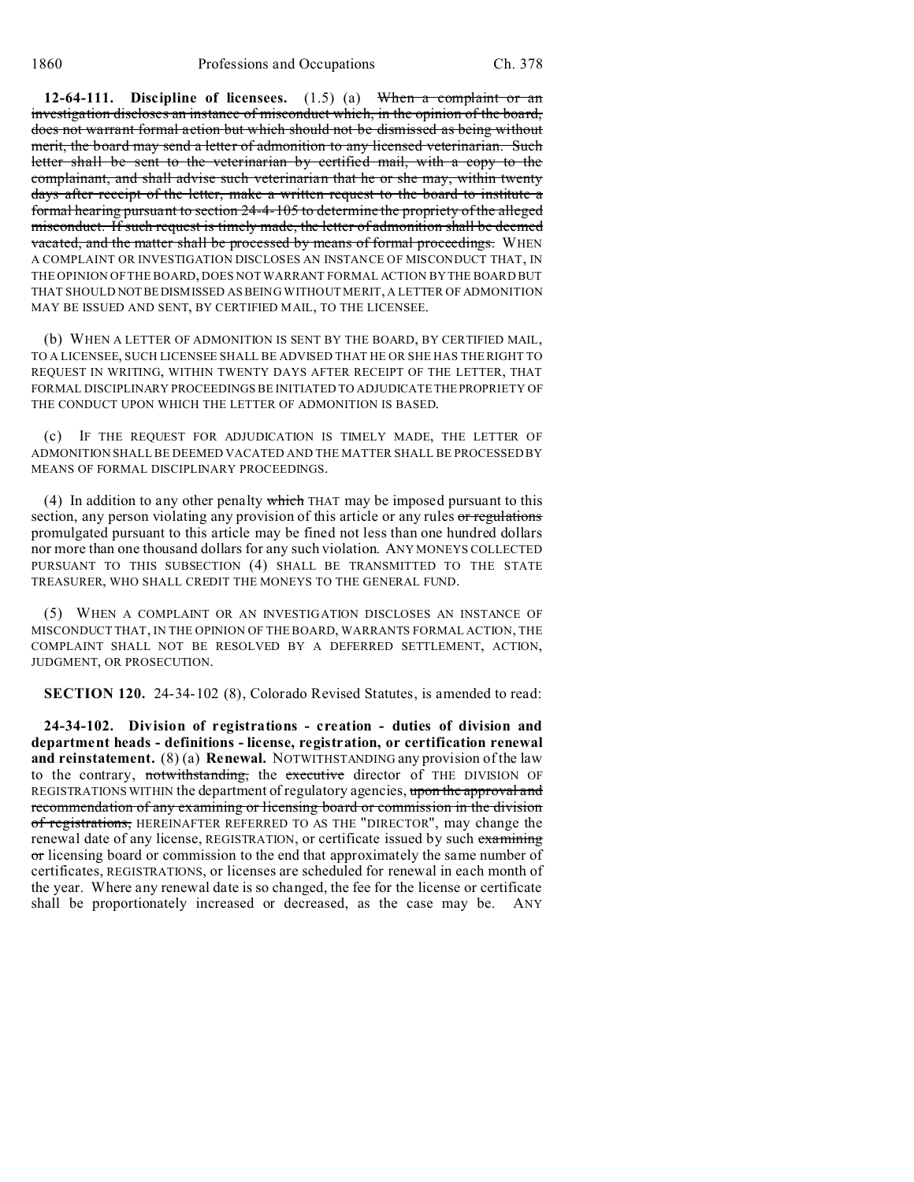**12-64-111. Discipline of licensees.** (1.5) (a) ~~When a complaint or an investigation discloses an instance of misconduct which, in the opinion of the board, does not warrant formal action but which should not be dismissed as being without merit, the board may send a letter of admonition to any licensed veterinarian. Such letter shall be sent to the veterinarian by certified mail, with a copy to the complainant, and shall advise such veterinarian that he or she may, within twenty days after receipt of the letter, make a written request to the board to institute a formal hearing pursuant to section 24-4-105 to determine the propriety of the alleged misconduct. If such request is timely made, the letter of admonition shall be deemed vacated, and the matter shall be processed by means of formal proceedings.~~ WHEN A COMPLAINT OR INVESTIGATION DISCLOSES AN INSTANCE OF MISCONDUCT THAT, IN THE OPINION OF THE BOARD, DOES NOT WARRANT FORMAL ACTION BY THE BOARD BUT THAT SHOULD NOT BE DISMISSED AS BEING WITHOUT MERIT, A LETTER OF ADMONITION MAY BE ISSUED AND SENT, BY CERTIFIED MAIL, TO THE LICENSEE.

(b) WHEN A LETTER OF ADMONITION IS SENT BY THE BOARD, BY CERTIFIED MAIL, TO A LICENSEE, SUCH LICENSEE SHALL BE ADVISED THAT HE OR SHE HAS THE RIGHT TO REQUEST IN WRITING, WITHIN TWENTY DAYS AFTER RECEIPT OF THE LETTER, THAT FORMAL DISCIPLINARY PROCEEDINGS BE INITIATED TO ADJUDICATE THE PROPRIETY OF THE CONDUCT UPON WHICH THE LETTER OF ADMONITION IS BASED.

(c) IF THE REQUEST FOR ADJUDICATION IS TIMELY MADE, THE LETTER OF ADMONITION SHALL BE DEEMED VACATED AND THE MATTER SHALL BE PROCESSED BY MEANS OF FORMAL DISCIPLINARY PROCEEDINGS.

(4) In addition to any other penalty ~~which~~ THAT may be imposed pursuant to this section, any person violating any provision of this article or any rules ~~or regulations~~ promulgated pursuant to this article may be fined not less than one hundred dollars nor more than one thousand dollars for any such violation. ANY MONEYS COLLECTED PURSUANT TO THIS SUBSECTION (4) SHALL BE TRANSMITTED TO THE STATE TREASURER, WHO SHALL CREDIT THE MONEYS TO THE GENERAL FUND.

(5) WHEN A COMPLAINT OR AN INVESTIGATION DISCLOSES AN INSTANCE OF MISCONDUCT THAT, IN THE OPINION OF THE BOARD, WARRANTS FORMAL ACTION, THE COMPLAINT SHALL NOT BE RESOLVED BY A DEFERRED SETTLEMENT, ACTION, JUDGMENT, OR PROSECUTION.

**SECTION 120.** 24-34-102 (8), Colorado Revised Statutes, is amended to read:

**24-34-102. Division of registrations - creation - duties of division and department heads - definitions - license, registration, or certification renewal and reinstatement.** (8) (a) **Renewal.** NOTWITHSTANDING any provision of the law to the contrary, ~~notwithstanding,~~ the ~~executive~~ director of THE DIVISION OF REGISTRATIONS WITHIN the department of regulatory agencies, ~~upon the approval and recommendation of any examining or licensing board or commission in the division of registrations,~~ HEREINAFTER REFERRED TO AS THE "DIRECTOR", may change the renewal date of any license, REGISTRATION, or certificate issued by such ~~examining or~~ licensing board or commission to the end that approximately the same number of certificates, REGISTRATIONS, or licenses are scheduled for renewal in each month of the year. Where any renewal date is so changed, the fee for the license or certificate shall be proportionately increased or decreased, as the case may be. ANY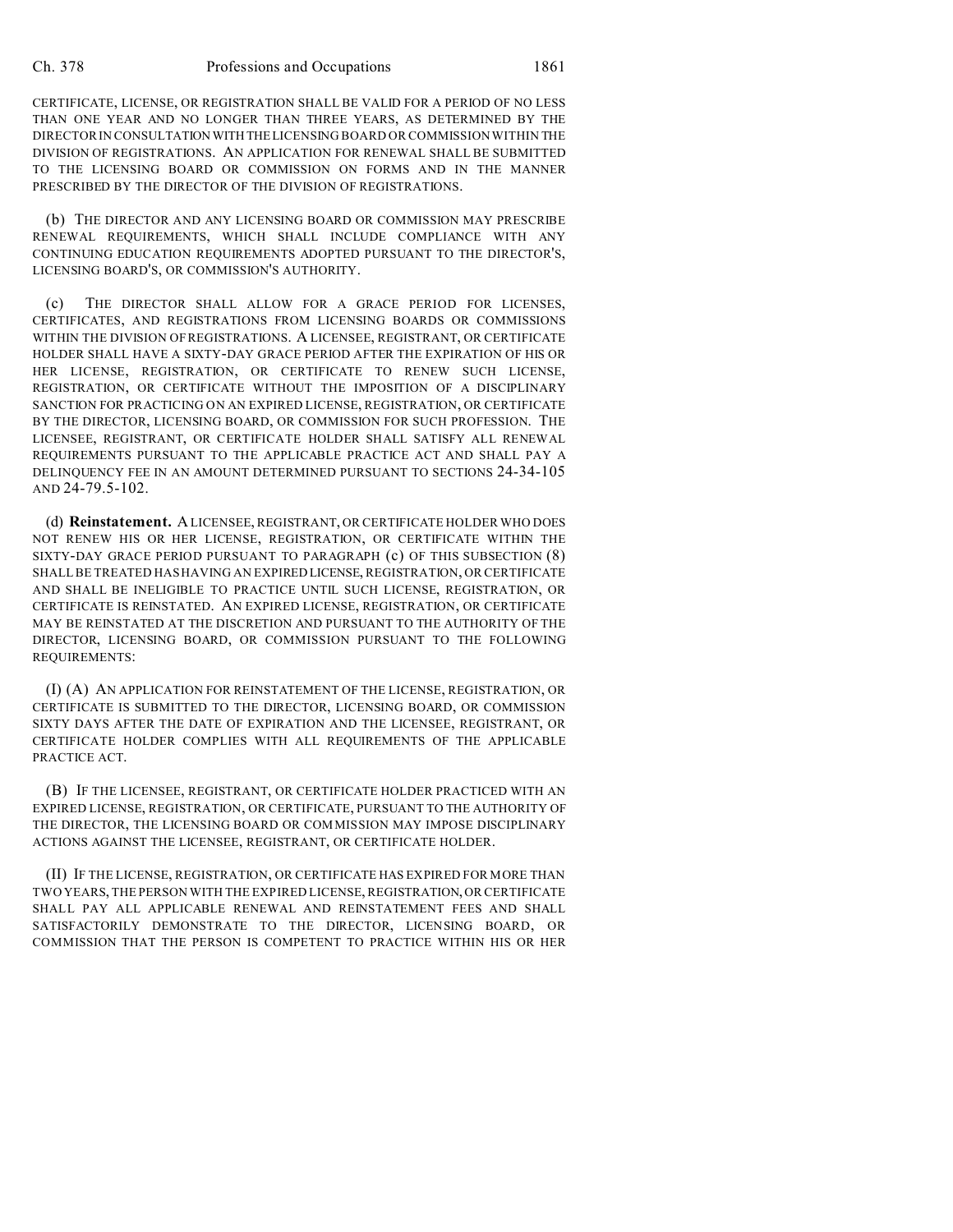CERTIFICATE, LICENSE, OR REGISTRATION SHALL BE VALID FOR A PERIOD OF NO LESS THAN ONE YEAR AND NO LONGER THAN THREE YEARS, AS DETERMINED BY THE DIRECTOR IN CONSULTATION WITH THE LICENSING BOARD OR COMMISSION WITHIN THE DIVISION OF REGISTRATIONS. AN APPLICATION FOR RENEWAL SHALL BE SUBMITTED TO THE LICENSING BOARD OR COMMISSION ON FORMS AND IN THE MANNER PRESCRIBED BY THE DIRECTOR OF THE DIVISION OF REGISTRATIONS.

(b) THE DIRECTOR AND ANY LICENSING BOARD OR COMMISSION MAY PRESCRIBE RENEWAL REQUIREMENTS, WHICH SHALL INCLUDE COMPLIANCE WITH ANY CONTINUING EDUCATION REQUIREMENTS ADOPTED PURSUANT TO THE DIRECTOR'S, LICENSING BOARD'S, OR COMMISSION'S AUTHORITY.

(c) THE DIRECTOR SHALL ALLOW FOR A GRACE PERIOD FOR LICENSES, CERTIFICATES, AND REGISTRATIONS FROM LICENSING BOARDS OR COMMISSIONS WITHIN THE DIVISION OF REGISTRATIONS. A LICENSEE, REGISTRANT, OR CERTIFICATE HOLDER SHALL HAVE A SIXTY-DAY GRACE PERIOD AFTER THE EXPIRATION OF HIS OR HER LICENSE, REGISTRATION, OR CERTIFICATE TO RENEW SUCH LICENSE, REGISTRATION, OR CERTIFICATE WITHOUT THE IMPOSITION OF A DISCIPLINARY SANCTION FOR PRACTICING ON AN EXPIRED LICENSE, REGISTRATION, OR CERTIFICATE BY THE DIRECTOR, LICENSING BOARD, OR COMMISSION FOR SUCH PROFESSION. THE LICENSEE, REGISTRANT, OR CERTIFICATE HOLDER SHALL SATISFY ALL RENEWAL REQUIREMENTS PURSUANT TO THE APPLICABLE PRACTICE ACT AND SHALL PAY A DELINQUENCY FEE IN AN AMOUNT DETERMINED PURSUANT TO SECTIONS 24-34-105 AND 24-79.5-102.

(d) **Reinstatement.** A LICENSEE, REGISTRANT, OR CERTIFICATE HOLDER WHO DOES NOT RENEW HIS OR HER LICENSE, REGISTRATION, OR CERTIFICATE WITHIN THE SIXTY-DAY GRACE PERIOD PURSUANT TO PARAGRAPH (c) OF THIS SUBSECTION (8) SHALL BE TREATED HAS HAVING AN EXPIRED LICENSE, REGISTRATION, OR CERTIFICATE AND SHALL BE INELIGIBLE TO PRACTICE UNTIL SUCH LICENSE, REGISTRATION, OR CERTIFICATE IS REINSTATED. AN EXPIRED LICENSE, REGISTRATION, OR CERTIFICATE MAY BE REINSTATED AT THE DISCRETION AND PURSUANT TO THE AUTHORITY OF THE DIRECTOR, LICENSING BOARD, OR COMMISSION PURSUANT TO THE FOLLOWING REQUIREMENTS:

(I) (A) AN APPLICATION FOR REINSTATEMENT OF THE LICENSE, REGISTRATION, OR CERTIFICATE IS SUBMITTED TO THE DIRECTOR, LICENSING BOARD, OR COMMISSION SIXTY DAYS AFTER THE DATE OF EXPIRATION AND THE LICENSEE, REGISTRANT, OR CERTIFICATE HOLDER COMPLIES WITH ALL REQUIREMENTS OF THE APPLICABLE PRACTICE ACT.

(B) IF THE LICENSEE, REGISTRANT, OR CERTIFICATE HOLDER PRACTICED WITH AN EXPIRED LICENSE, REGISTRATION, OR CERTIFICATE, PURSUANT TO THE AUTHORITY OF THE DIRECTOR, THE LICENSING BOARD OR COMMISSION MAY IMPOSE DISCIPLINARY ACTIONS AGAINST THE LICENSEE, REGISTRANT, OR CERTIFICATE HOLDER.

(II) IF THE LICENSE, REGISTRATION, OR CERTIFICATE HAS EXPIRED FOR MORE THAN TWO YEARS, THE PERSON WITH THE EXPIRED LICENSE, REGISTRATION, OR CERTIFICATE SHALL PAY ALL APPLICABLE RENEWAL AND REINSTATEMENT FEES AND SHALL SATISFACTORILY DEMONSTRATE TO THE DIRECTOR, LICENSING BOARD, OR COMMISSION THAT THE PERSON IS COMPETENT TO PRACTICE WITHIN HIS OR HER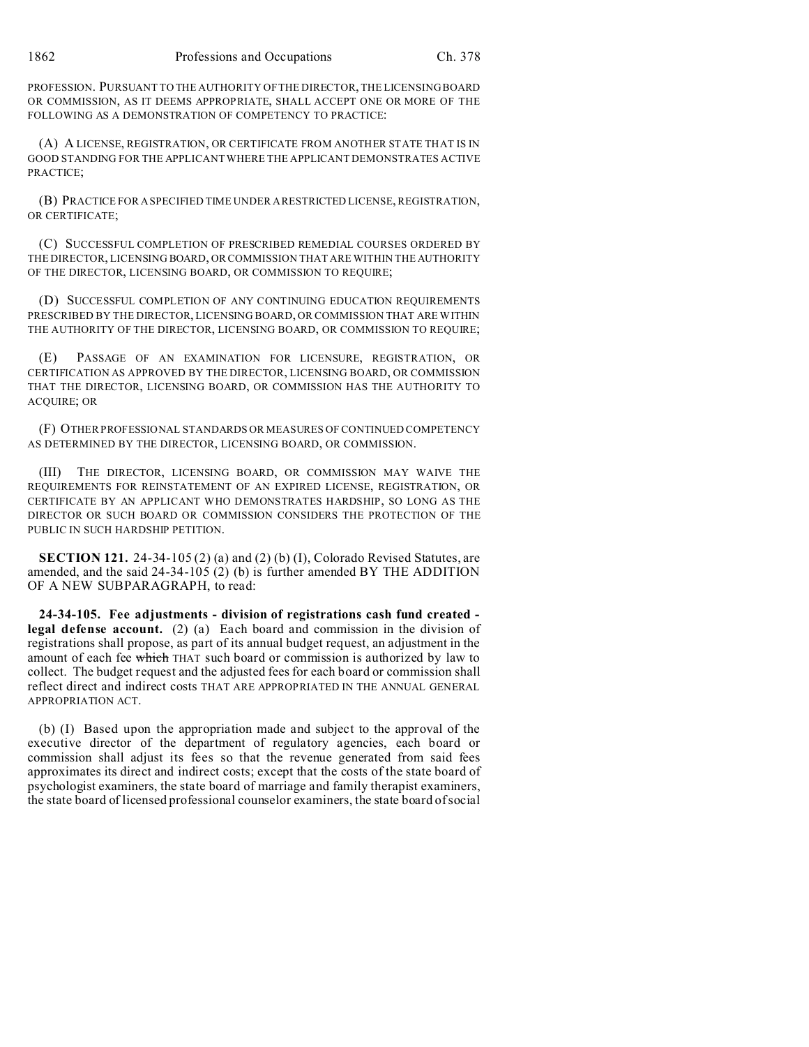PROFESSION. PURSUANT TO THE AUTHORITY OF THE DIRECTOR, THE LICENSING BOARD OR COMMISSION, AS IT DEEMS APPROPRIATE, SHALL ACCEPT ONE OR MORE OF THE FOLLOWING AS A DEMONSTRATION OF COMPETENCY TO PRACTICE:

(A) A LICENSE, REGISTRATION, OR CERTIFICATE FROM ANOTHER STATE THAT IS IN GOOD STANDING FOR THE APPLICANT WHERE THE APPLICANT DEMONSTRATES ACTIVE PRACTICE;

(B) PRACTICE FOR A SPECIFIED TIME UNDER A RESTRICTED LICENSE, REGISTRATION, OR CERTIFICATE;

(C) SUCCESSFUL COMPLETION OF PRESCRIBED REMEDIAL COURSES ORDERED BY THE DIRECTOR, LICENSING BOARD, OR COMMISSION THAT ARE WITHIN THE AUTHORITY OF THE DIRECTOR, LICENSING BOARD, OR COMMISSION TO REQUIRE;

(D) SUCCESSFUL COMPLETION OF ANY CONTINUING EDUCATION REQUIREMENTS PRESCRIBED BY THE DIRECTOR, LICENSING BOARD, OR COMMISSION THAT ARE WITHIN THE AUTHORITY OF THE DIRECTOR, LICENSING BOARD, OR COMMISSION TO REQUIRE;

(E) PASSAGE OF AN EXAMINATION FOR LICENSURE, REGISTRATION, OR CERTIFICATION AS APPROVED BY THE DIRECTOR, LICENSING BOARD, OR COMMISSION THAT THE DIRECTOR, LICENSING BOARD, OR COMMISSION HAS THE AUTHORITY TO ACQUIRE; OR

(F) OTHER PROFESSIONAL STANDARDS OR MEASURES OF CONTINUED COMPETENCY AS DETERMINED BY THE DIRECTOR, LICENSING BOARD, OR COMMISSION.

(III) THE DIRECTOR, LICENSING BOARD, OR COMMISSION MAY WAIVE THE REQUIREMENTS FOR REINSTATEMENT OF AN EXPIRED LICENSE, REGISTRATION, OR CERTIFICATE BY AN APPLICANT WHO DEMONSTRATES HARDSHIP, SO LONG AS THE DIRECTOR OR SUCH BOARD OR COMMISSION CONSIDERS THE PROTECTION OF THE PUBLIC IN SUCH HARDSHIP PETITION.

**SECTION 121.** 24-34-105 (2) (a) and (2) (b) (I), Colorado Revised Statutes, are amended, and the said 24-34-105 (2) (b) is further amended BY THE ADDITION OF A NEW SUBPARAGRAPH, to read:

**24-34-105. Fee adjustments - division of registrations cash fund created - legal defense account.** (2) (a) Each board and commission in the division of registrations shall propose, as part of its annual budget request, an adjustment in the amount of each fee ~~which~~ THAT such board or commission is authorized by law to collect. The budget request and the adjusted fees for each board or commission shall reflect direct and indirect costs THAT ARE APPROPRIATED IN THE ANNUAL GENERAL APPROPRIATION ACT.

(b) (I) Based upon the appropriation made and subject to the approval of the executive director of the department of regulatory agencies, each board or commission shall adjust its fees so that the revenue generated from said fees approximates its direct and indirect costs; except that the costs of the state board of psychologist examiners, the state board of marriage and family therapist examiners, the state board of licensed professional counselor examiners, the state board of social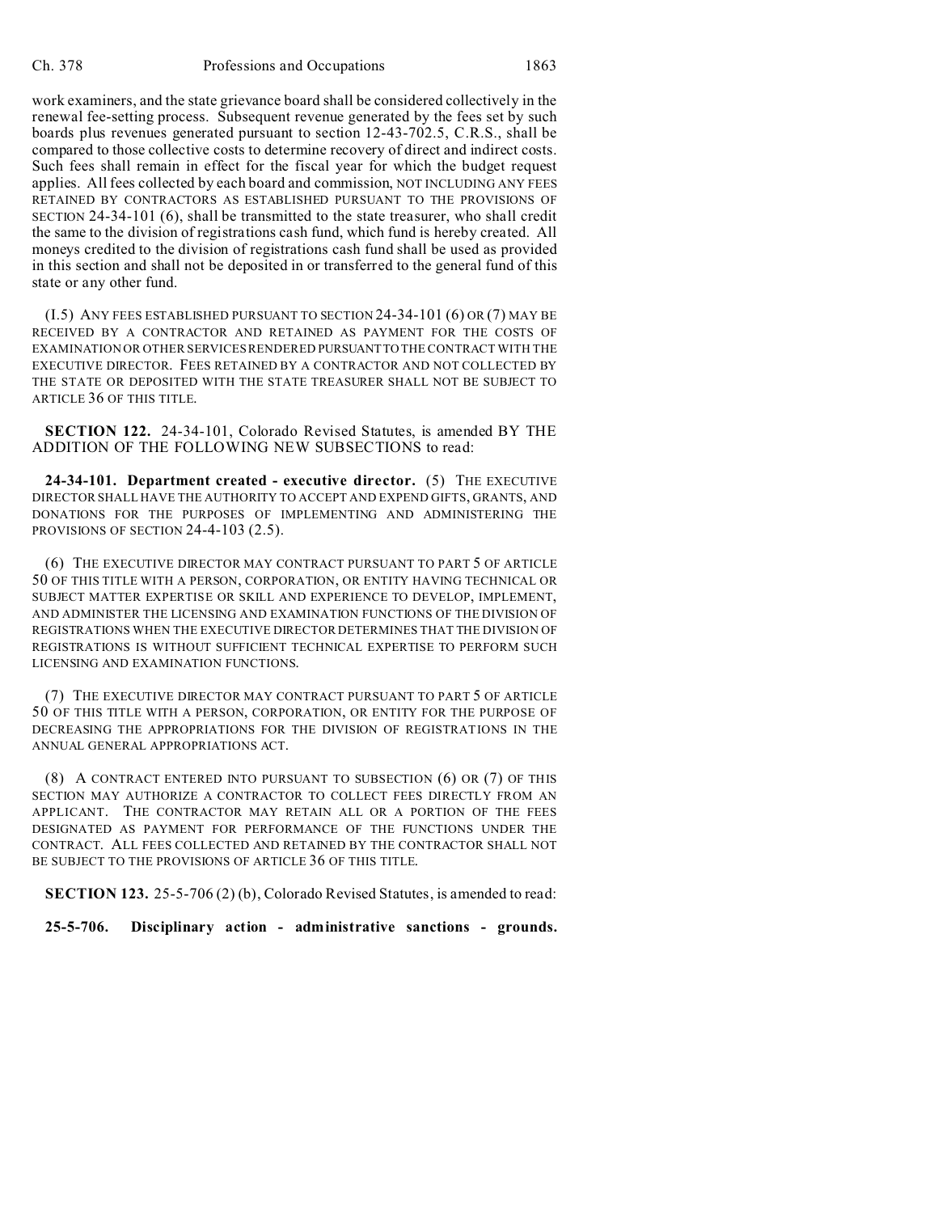work examiners, and the state grievance board shall be considered collectively in the renewal fee-setting process. Subsequent revenue generated by the fees set by such boards plus revenues generated pursuant to section 12-43-702.5, C.R.S., shall be compared to those collective costs to determine recovery of direct and indirect costs. Such fees shall remain in effect for the fiscal year for which the budget request applies. All fees collected by each board and commission, NOT INCLUDING ANY FEES RETAINED BY CONTRACTORS AS ESTABLISHED PURSUANT TO THE PROVISIONS OF SECTION 24-34-101 (6), shall be transmitted to the state treasurer, who shall credit the same to the division of registrations cash fund, which fund is hereby created. All moneys credited to the division of registrations cash fund shall be used as provided in this section and shall not be deposited in or transferred to the general fund of this state or any other fund.

(I.5) ANY FEES ESTABLISHED PURSUANT TO SECTION 24-34-101 (6) OR (7) MAY BE RECEIVED BY A CONTRACTOR AND RETAINED AS PAYMENT FOR THE COSTS OF EXAMINATION OR OTHER SERVICES RENDERED PURSUANT TO THE CONTRACT WITH THE EXECUTIVE DIRECTOR. FEES RETAINED BY A CONTRACTOR AND NOT COLLECTED BY THE STATE OR DEPOSITED WITH THE STATE TREASURER SHALL NOT BE SUBJECT TO ARTICLE 36 OF THIS TITLE.

**SECTION 122.** 24-34-101, Colorado Revised Statutes, is amended BY THE ADDITION OF THE FOLLOWING NEW SUBSECTIONS to read:

**24-34-101. Department created - executive director.** (5) THE EXECUTIVE DIRECTOR SHALL HAVE THE AUTHORITY TO ACCEPT AND EXPEND GIFTS, GRANTS, AND DONATIONS FOR THE PURPOSES OF IMPLEMENTING AND ADMINISTERING THE PROVISIONS OF SECTION 24-4-103 (2.5).

(6) THE EXECUTIVE DIRECTOR MAY CONTRACT PURSUANT TO PART 5 OF ARTICLE 50 OF THIS TITLE WITH A PERSON, CORPORATION, OR ENTITY HAVING TECHNICAL OR SUBJECT MATTER EXPERTISE OR SKILL AND EXPERIENCE TO DEVELOP, IMPLEMENT, AND ADMINISTER THE LICENSING AND EXAMINATION FUNCTIONS OF THE DIVISION OF REGISTRATIONS WHEN THE EXECUTIVE DIRECTOR DETERMINES THAT THE DIVISION OF REGISTRATIONS IS WITHOUT SUFFICIENT TECHNICAL EXPERTISE TO PERFORM SUCH LICENSING AND EXAMINATION FUNCTIONS.

(7) THE EXECUTIVE DIRECTOR MAY CONTRACT PURSUANT TO PART 5 OF ARTICLE 50 OF THIS TITLE WITH A PERSON, CORPORATION, OR ENTITY FOR THE PURPOSE OF DECREASING THE APPROPRIATIONS FOR THE DIVISION OF REGISTRATIONS IN THE ANNUAL GENERAL APPROPRIATIONS ACT.

(8) A CONTRACT ENTERED INTO PURSUANT TO SUBSECTION (6) OR (7) OF THIS SECTION MAY AUTHORIZE A CONTRACTOR TO COLLECT FEES DIRECTLY FROM AN APPLICANT. THE CONTRACTOR MAY RETAIN ALL OR A PORTION OF THE FEES DESIGNATED AS PAYMENT FOR PERFORMANCE OF THE FUNCTIONS UNDER THE CONTRACT. ALL FEES COLLECTED AND RETAINED BY THE CONTRACTOR SHALL NOT BE SUBJECT TO THE PROVISIONS OF ARTICLE 36 OF THIS TITLE.

**SECTION 123.** 25-5-706 (2) (b), Colorado Revised Statutes, is amended to read:

**25-5-706. Disciplinary action - administrative sanctions - grounds.**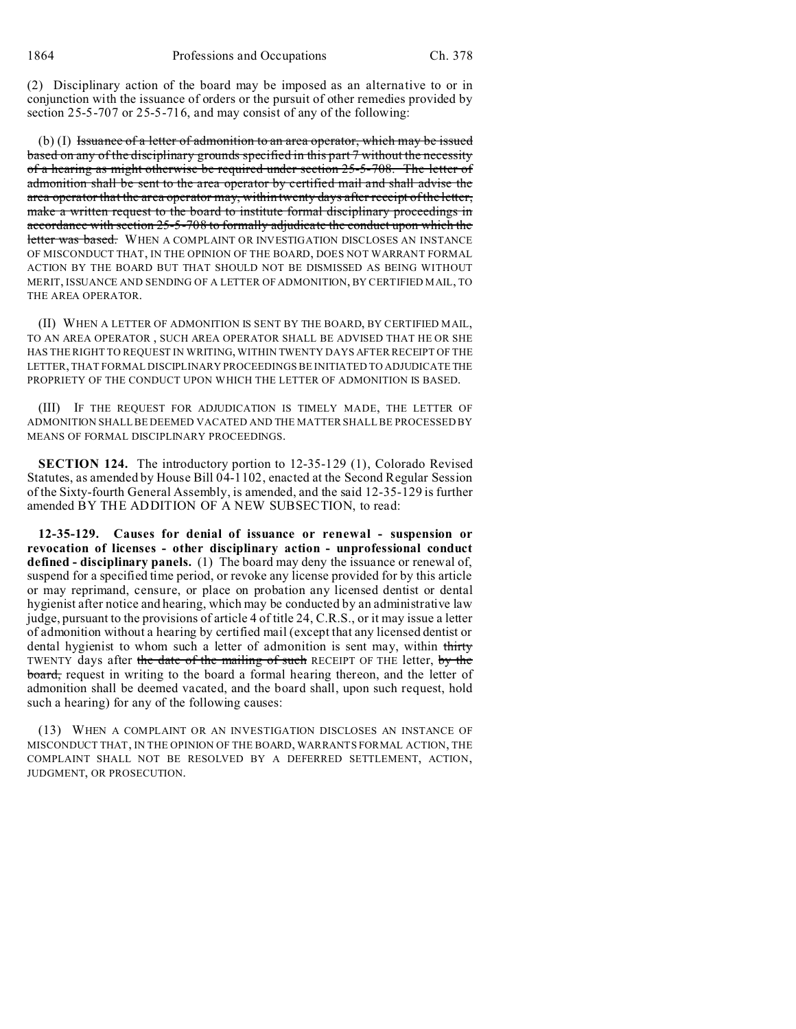(2) Disciplinary action of the board may be imposed as an alternative to or in conjunction with the issuance of orders or the pursuit of other remedies provided by section 25-5-707 or 25-5-716, and may consist of any of the following:

(b) (I) ~~Issuance of a letter of admonition to an area operator, which may be issued based on any of the disciplinary grounds specified in this part 7 without the necessity of a hearing as might otherwise be required under section 25-5-708. The letter of admonition shall be sent to the area operator by certified mail and shall advise the area operator that the area operator may, within twenty days after receipt of the letter, make a written request to the board to institute formal disciplinary proceedings in accordance with section 25-5-708 to formally adjudicate the conduct upon which the letter was based.~~ WHEN A COMPLAINT OR INVESTIGATION DISCLOSES AN INSTANCE OF MISCONDUCT THAT, IN THE OPINION OF THE BOARD, DOES NOT WARRANT FORMAL ACTION BY THE BOARD BUT THAT SHOULD NOT BE DISMISSED AS BEING WITHOUT MERIT, ISSUANCE AND SENDING OF A LETTER OF ADMONITION, BY CERTIFIED MAIL, TO THE AREA OPERATOR.

(II) WHEN A LETTER OF ADMONITION IS SENT BY THE BOARD, BY CERTIFIED MAIL, TO AN AREA OPERATOR , SUCH AREA OPERATOR SHALL BE ADVISED THAT HE OR SHE HAS THE RIGHT TO REQUEST IN WRITING, WITHIN TWENTY DAYS AFTER RECEIPT OF THE LETTER, THAT FORMAL DISCIPLINARY PROCEEDINGS BE INITIATED TO ADJUDICATE THE PROPRIETY OF THE CONDUCT UPON WHICH THE LETTER OF ADMONITION IS BASED.

(III) IF THE REQUEST FOR ADJUDICATION IS TIMELY MADE, THE LETTER OF ADMONITION SHALL BE DEEMED VACATED AND THE MATTER SHALL BE PROCESSED BY MEANS OF FORMAL DISCIPLINARY PROCEEDINGS.

**SECTION 124.** The introductory portion to 12-35-129 (1), Colorado Revised Statutes, as amended by House Bill 04-1102, enacted at the Second Regular Session of the Sixty-fourth General Assembly, is amended, and the said 12-35-129 is further amended BY THE ADDITION OF A NEW SUBSECTION, to read:

**12-35-129. Causes for denial of issuance or renewal - suspension or revocation of licenses - other disciplinary action - unprofessional conduct defined - disciplinary panels.** (1) The board may deny the issuance or renewal of, suspend for a specified time period, or revoke any license provided for by this article or may reprimand, censure, or place on probation any licensed dentist or dental hygienist after notice and hearing, which may be conducted by an administrative law judge, pursuant to the provisions of article 4 of title 24, C.R.S., or it may issue a letter of admonition without a hearing by certified mail (except that any licensed dentist or dental hygienist to whom such a letter of admonition is sent may, within ~~thirty~~ TWENTY days after ~~the date of the mailing of such~~ RECEIPT OF THE letter, ~~by the board,~~ request in writing to the board a formal hearing thereon, and the letter of admonition shall be deemed vacated, and the board shall, upon such request, hold such a hearing) for any of the following causes:

(13) WHEN A COMPLAINT OR AN INVESTIGATION DISCLOSES AN INSTANCE OF MISCONDUCT THAT, IN THE OPINION OF THE BOARD, WARRANTS FORMAL ACTION, THE COMPLAINT SHALL NOT BE RESOLVED BY A DEFERRED SETTLEMENT, ACTION, JUDGMENT, OR PROSECUTION.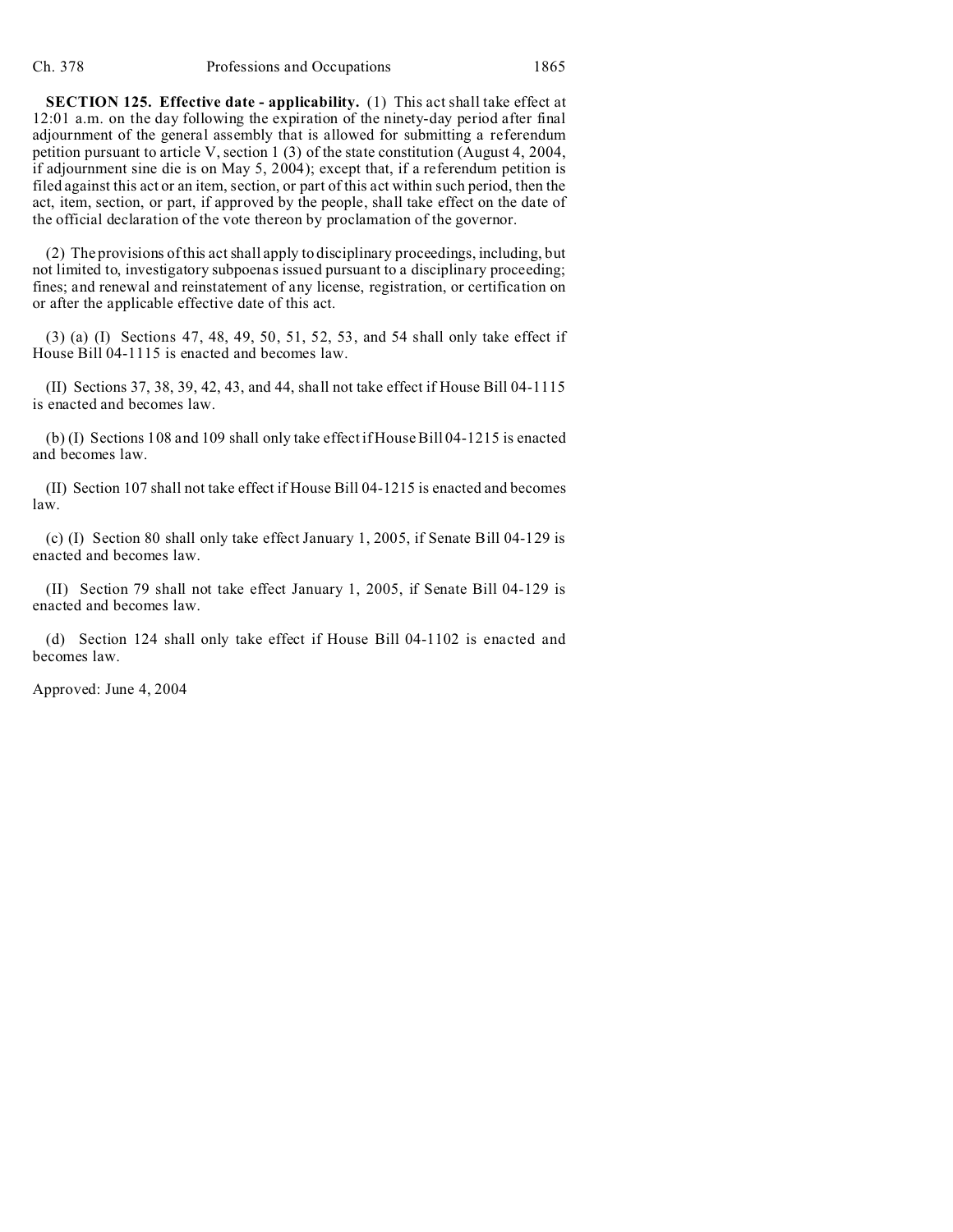**SECTION 125. Effective date - applicability.** (1) This act shall take effect at 12:01 a.m. on the day following the expiration of the ninety-day period after final adjournment of the general assembly that is allowed for submitting a referendum petition pursuant to article V, section 1 (3) of the state constitution (August 4, 2004, if adjournment sine die is on May 5, 2004); except that, if a referendum petition is filed against this act or an item, section, or part of this act within such period, then the act, item, section, or part, if approved by the people, shall take effect on the date of the official declaration of the vote thereon by proclamation of the governor.

(2) The provisions of this act shall apply to disciplinary proceedings, including, but not limited to, investigatory subpoenas issued pursuant to a disciplinary proceeding; fines; and renewal and reinstatement of any license, registration, or certification on or after the applicable effective date of this act.

(3) (a) (I) Sections 47, 48, 49, 50, 51, 52, 53, and 54 shall only take effect if House Bill 04-1115 is enacted and becomes law.

(II) Sections 37, 38, 39, 42, 43, and 44, shall not take effect if House Bill 04-1115 is enacted and becomes law.

(b) (I) Sections 108 and 109 shall only take effect if House Bill 04-1215 is enacted and becomes law.

(II) Section 107 shall not take effect if House Bill 04-1215 is enacted and becomes law.

(c) (I) Section 80 shall only take effect January 1, 2005, if Senate Bill 04-129 is enacted and becomes law.

(II) Section 79 shall not take effect January 1, 2005, if Senate Bill 04-129 is enacted and becomes law.

(d) Section 124 shall only take effect if House Bill 04-1102 is enacted and becomes law.

Approved: June 4, 2004